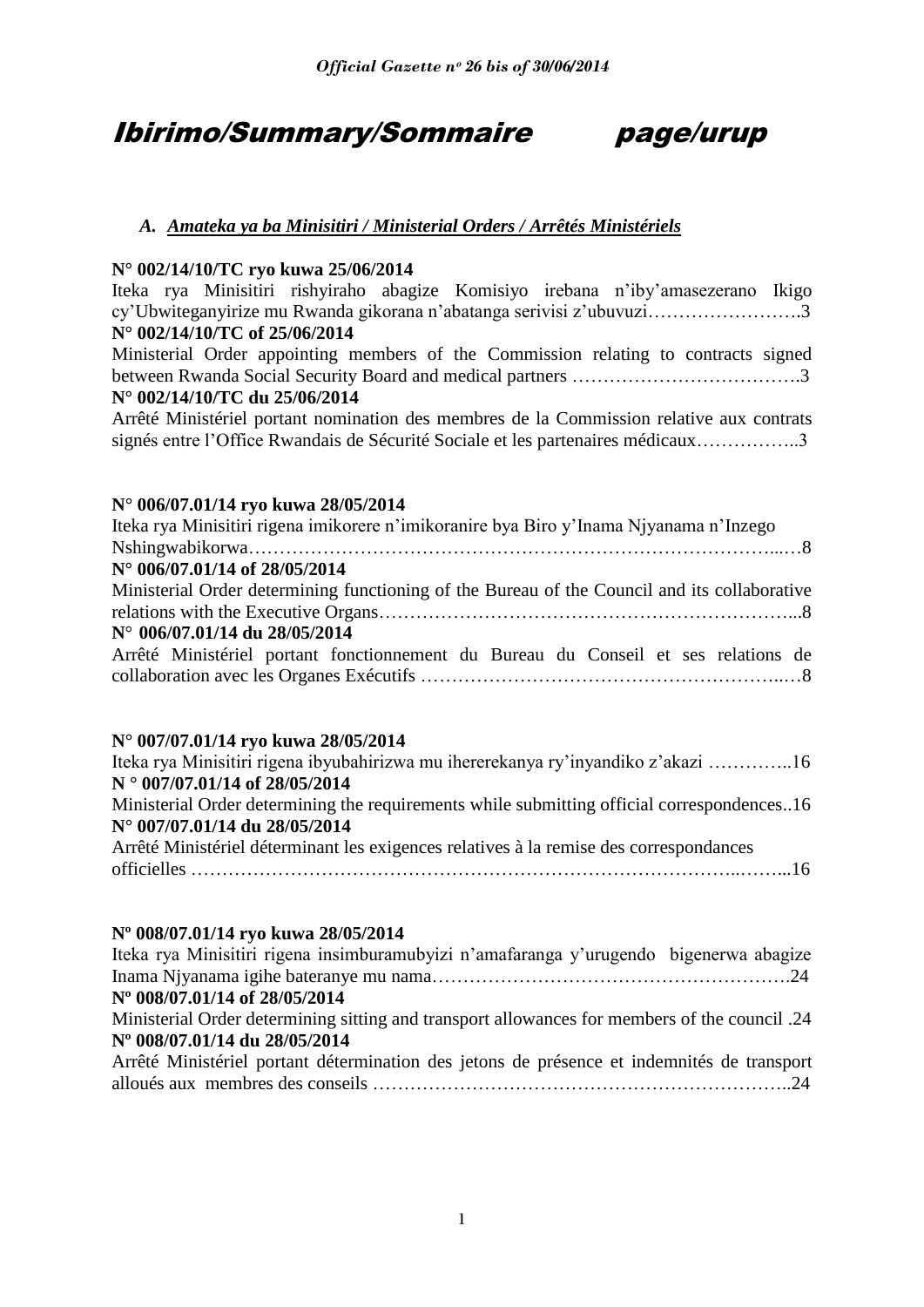# Ibirimo/Summary/Sommaire page/urup

### *A. Amateka ya ba Minisitiri / Ministerial Orders / Arrêtés Ministériels*

**N° 002/14/10/TC ryo kuwa 25/06/2014**
Iteka rya Minisitiri rishyiraho abagize Komisiyo irebana n'iby'amasezerano Ikigo cy'Ubwiteganyirize mu Rwanda gikorana n'abatanga serivisi z'ubuvuzi…………………….3
**N° 002/14/10/TC of 25/06/2014**
Ministerial Order appointing members of the Commission relating to contracts signed between Rwanda Social Security Board and medical partners ……………………………….3
**N° 002/14/10/TC du 25/06/2014**
Arrêté Ministériel portant nomination des membres de la Commission relative aux contrats signés entre l'Office Rwandais de Sécurité Sociale et les partenaires médicaux……………..3

**N° 006/07.01/14 ryo kuwa 28/05/2014**
Iteka rya Minisitiri rigena imikorere n'imikoranire bya Biro y'Inama Njyanama n'Inzego Nshingwabikorwa…………………………………………………………………………...…8
**N° 006/07.01/14 of 28/05/2014**
Ministerial Order determining functioning of the Bureau of the Council and its collaborative relations with the Executive Organs…………………………………………………………...8
**N° 006/07.01/14 du 28/05/2014**
Arrêté Ministériel portant fonctionnement du Bureau du Conseil et ses relations de collaboration avec les Organes Exécutifs …………………………………………………..…8

**N° 007/07.01/14 ryo kuwa 28/05/2014**
Iteka rya Minisitiri rigena ibyubahirizwa mu ihererekanya ry'inyandiko z'akazi …………..16
**N ° 007/07.01/14 of 28/05/2014**
Ministerial Order determining the requirements while submitting official correspondences..16
**N° 007/07.01/14 du 28/05/2014**
Arrêté Ministériel déterminant les exigences relatives à la remise des correspondances officielles ……………………………………………………………………………..……...16

**Nº 008/07.01/14 ryo kuwa 28/05/2014**
Iteka rya Minisitiri rigena insimburamubyizi n'amafaranga y'urugendo bigenerwa abagize Inama Njyanama igihe bateranye mu nama………………………………………………….24
**Nº 008/07.01/14 of 28/05/2014**
Ministerial Order determining sitting and transport allowances for members of the council .24
**Nº 008/07.01/14 du 28/05/2014**
Arrêté Ministériel portant détermination des jetons de présence et indemnités de transport alloués aux membres des conseils ………………………………………………………..24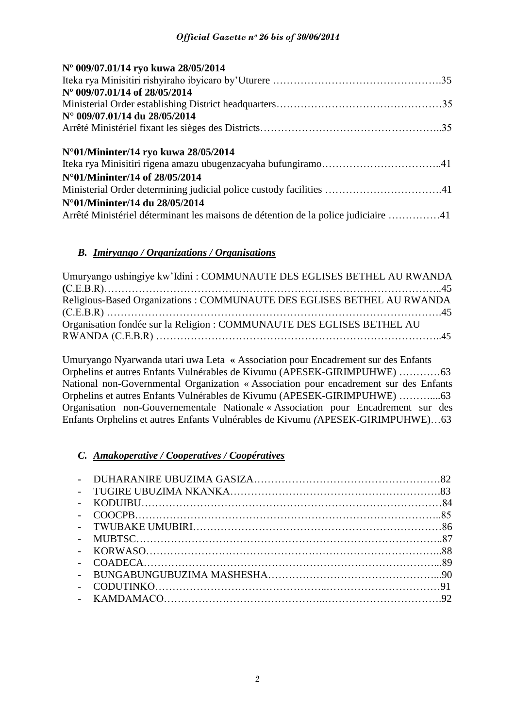**Nº 009/07.01/14 ryo kuwa 28/05/2014**
Iteka rya Minisitiri rishyiraho ibyicaro by'Uturere ……………………………………………….35
**Nº 009/07.01/14 of 28/05/2014**
Ministerial Order establishing District headquarters……………………………………………35
**N° 009/07.01/14 du 28/05/2014**
Arrêté Ministériel fixant les sièges des Districts……………………………………………..35

**N°01/Mininter/14 ryo kuwa 28/05/2014**
Iteka rya Minisitiri rigena amazu ubugenzacyaha bufungiramo……………………………..41
**N°01/Mininter/14 of 28/05/2014**
Ministerial Order determining judicial police custody facilities …………………………….41
**N°01/Mininter/14 du 28/05/2014**
Arrêté Ministériel déterminant les maisons de détention de la police judiciaire ……………41

### *B. Imiryango / Organizations / Organisations*

Umuryango ushingiye kw'Idini : COMMUNAUTE DES EGLISES BETHEL AU RWANDA **(**C.E.B.R)……………………………………………………………………………………..45
Religious-Based Organizations : COMMUNAUTE DES EGLISES BETHEL AU RWANDA (C.E.B.R) ……………………………………………………………………………………45
Organisation fondée sur la Religion : COMMUNAUTE DES EGLISES BETHEL AU RWANDA (C.E.B.R) ………………………………………………………………………..45

Umuryango Nyarwanda utari uwa Leta **«** Association pour Encadrement sur des Enfants Orphelins et autres Enfants Vulnérables de Kivumu (APESEK-GIRIMPUHWE) …………63
National non-Governmental Organization « Association pour encadrement sur des Enfants Orphelins et autres Enfants Vulnérables de Kivumu (APESEK-GIRIMPUHWE) ……….....63
Organisation non-Gouvernementale Nationale « Association pour Encadrement sur des Enfants Orphelins et autres Enfants Vulnérables de Kivumu *(*APESEK-GIRIMPUHWE)…63

### *C. Amakoperative / Cooperatives / Coopératives*

- DUHARANIRE UBUZIMA GASIZA………………………………………………82
- TUGIRE UBUZIMA NKANKA…………………………………………………….83
- KODUIBU…………………………………………………………………………84
- COOCPB…………………………………………………………………………..85
- TWUBAKE UMUBIRI……………………………………………………………86
- MUBTSC…………………………………………………………………………..87
- KORWASO………………………………………………………………………..88
- COADECA………………………………………………………………………...89
- BUNGABUNGUBUZIMA MASHESHA………………………………………...90
- CODUTINKO………………………………………..……………………………91
- KAMDAMACO……………………………………..…………………………….92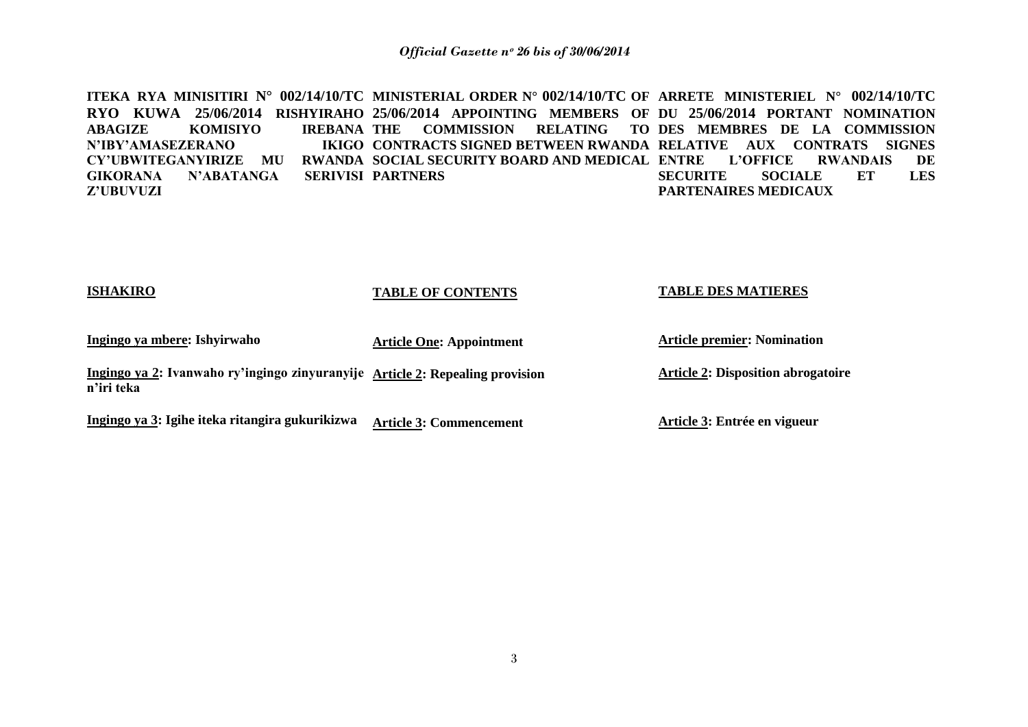**ITEKA RYA MINISITIRI N° 002/14/10/TC RYO KUWA 25/06/2014 RISHYIRAHO ABAGIZE KOMISIYO IREBANA N'IBY'AMASEZERANO IKIGO CY'UBWITEGANYIRIZE MU RWANDA GIKORANA N'ABATANGA SERIVISI Z'UBUVUZI**

**MINISTERIAL ORDER N° 002/14/10/TC OF 25/06/2014 APPOINTING MEMBERS OF THE COMMISSION RELATING TO CONTRACTS SIGNED BETWEEN RWANDA SOCIAL SECURITY BOARD AND MEDICAL PARTNERS**

**ARRETE MINISTERIEL N° 002/14/10/TC DU 25/06/2014 PORTANT NOMINATION DES MEMBRES DE LA COMMISSION RELATIVE AUX CONTRATS SIGNES ENTRE L'OFFICE RWANDAIS DE SECURITE SOCIALE ET LES PARTENAIRES MEDICAUX**

**ISHAKIRO**

**Ingingo ya mbere: Ishyirwaho**

**Ingingo ya 2: Ivanwaho ry'ingingo zinyuranyije n'iri teka**

**Ingingo ya 3: Igihe iteka ritangira gukurikizwa**

**TABLE OF CONTENTS**

**Article One: Appointment**

**Article 2: Repealing provision**

**Article 3: Commencement**

**TABLE DES MATIERES**

**Article premier: Nomination**

**Article 2: Disposition abrogatoire**

**Article 3: Entrée en vigueur**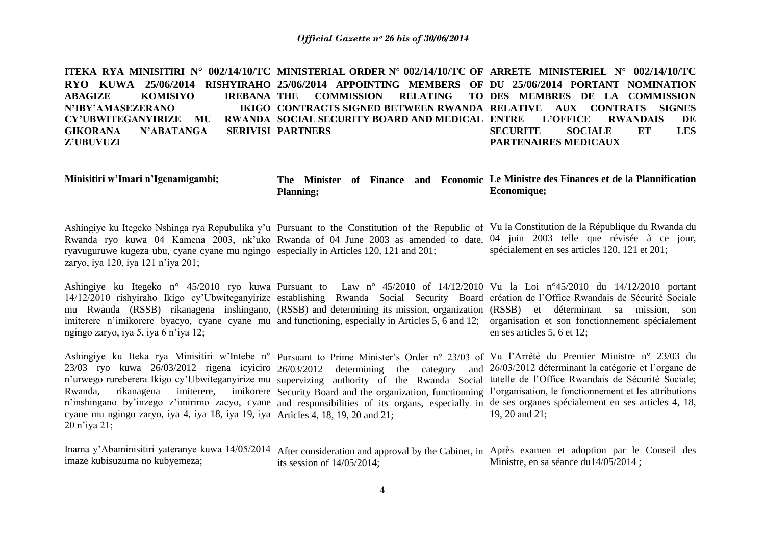**ITEKA RYA MINISITIRI N° 002/14/10/TC RYO KUWA 25/06/2014 RISHYIRAHO ABAGIZE KOMISIYO IREBANA N'IBY'AMASEZERANO IKIGO CY'UBWITEGANYIRIZE MU RWANDA GIKORANA N'ABATANGA SERIVISI Z'UBUVUZI**

**Minisitiri w'Imari n'Igenamigambi;**

Ashingiye ku Itegeko Nshinga rya Repubulika y'u Rwanda ryo kuwa 04 Kamena 2003, nk'uko ryavuguruwe kugeza ubu, cyane cyane mu ngingo zaryo, iya 120, iya 121 n'iya 201;

Ashingiye ku Itegeko n° 45/2010 ryo kuwa 14/12/2010 rishyiraho Ikigo cy'Ubwiteganyirize mu Rwanda (RSSB) rikanagena inshingano, imiterere n'imikorere byacyo, cyane cyane mu ngingo zaryo, iya 5, iya 6 n'iya 12;

Ashingiye ku Iteka rya Minisitiri w'Intebe n° 23/03 ryo kuwa 26/03/2012 rigena icyiciro n'urwego rureberera Ikigo cy'Ubwiteganyirize mu Rwanda, rikanagena imiterere, imikorere n'inshingano by'inzego z'imirimo zacyo, cyane cyane mu ngingo zaryo, iya 4, iya 18, iya 19, iya 20 n'iya 21;

Inama y'Abaminisitiri yateranye kuwa 14/05/2014 imaze kubisuzuma no kubyemeza;

**MINISTERIAL ORDER N° 002/14/10/TC OF 25/06/2014 APPOINTING MEMBERS OF THE COMMISSION RELATING TO CONTRACTS SIGNED BETWEEN RWANDA SOCIAL SECURITY BOARD AND MEDICAL PARTNERS**

**The Minister of Finance and Economic Planning;**

Pursuant to the Constitution of the Republic of Rwanda of 04 June 2003 as amended to date, especially in Articles 120, 121 and 201;

Pursuant to Law n° 45/2010 of 14/12/2010 establishing Rwanda Social Security Board (RSSB) and determining its mission, organization and functioning, especially in Articles 5, 6 and 12;

Pursuant to Prime Minister's Order n° 23/03 of 26/03/2012 determining the category and supervizing authority of the Rwanda Social Security Board and the organization, functionning and responsibilities of its organs, especially in Articles 4, 18, 19, 20 and 21;

After consideration and approval by the Cabinet, in its session of 14/05/2014;

**ARRETE MINISTERIEL N° 002/14/10/TC DU 25/06/2014 PORTANT NOMINATION DES MEMBRES DE LA COMMISSION RELATIVE AUX CONTRATS SIGNES ENTRE L'OFFICE RWANDAIS DE SECURITE SOCIALE ET LES PARTENAIRES MEDICAUX**

**Le Ministre des Finances et de la Plannification Economique;**

Vu la Constitution de la République du Rwanda du 04 juin 2003 telle que révisée à ce jour, spécialement en ses articles 120, 121 et 201;

Vu la Loi n°45/2010 du 14/12/2010 portant création de l'Office Rwandais de Sécurité Sociale (RSSB) et déterminant sa mission, son organisation et son fonctionnement spécialement en ses articles 5, 6 et 12;

Vu l'Arrêté du Premier Ministre n° 23/03 du 26/03/2012 déterminant la catégorie et l'organe de tutelle de l'Office Rwandais de Sécurité Sociale; l'organisation, le fonctionnement et les attributions de ses organes spécialement en ses articles 4, 18, 19, 20 and 21;

Après examen et adoption par le Conseil des Ministre, en sa séance du14/05/2014 ;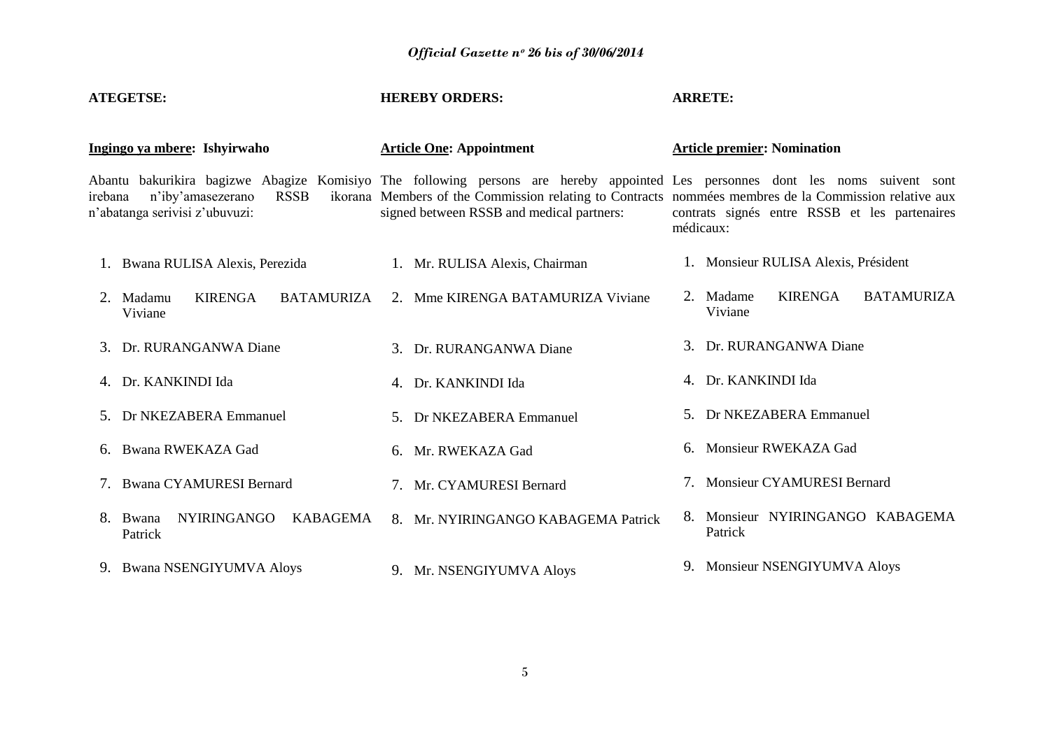**ATEGETSE:**

**Ingingo ya mbere: Ishyirwaho**

Abantu bakurikira bagizwe Abagize Komisiyo irebana n'iby'amasezerano RSSB ikorana n'abatanga serivisi z'ubuvuzi:

1. Bwana RULISA Alexis, Perezida
2. Madamu KIRENGA BATAMURIZA Viviane
3. Dr. RURANGANWA Diane
4. Dr. KANKINDI Ida
5. Dr NKEZABERA Emmanuel
6. Bwana RWEKAZA Gad
7. Bwana CYAMURESI Bernard
8. Bwana NYIRINGANGO KABAGEMA Patrick
9. Bwana NSENGIYUMVA Aloys

**HEREBY ORDERS:**

**Article One: Appointment**

The following persons are hereby appointed Members of the Commission relating to Contracts signed between RSSB and medical partners:

1. Mr. RULISA Alexis, Chairman
2. Mme KIRENGA BATAMURIZA Viviane
3. Dr. RURANGANWA Diane
4. Dr. KANKINDI Ida
5. Dr NKEZABERA Emmanuel
6. Mr. RWEKAZA Gad
7. Mr. CYAMURESI Bernard
8. Mr. NYIRINGANGO KABAGEMA Patrick
9. Mr. NSENGIYUMVA Aloys

**ARRETE:**

**Article premier: Nomination**

Les personnes dont les noms suivent sont nommées membres de la Commission relative aux contrats signés entre RSSB et les partenaires médicaux:

1. Monsieur RULISA Alexis, Président
2. Madame KIRENGA BATAMURIZA Viviane
3. Dr. RURANGANWA Diane
4. Dr. KANKINDI Ida
5. Dr NKEZABERA Emmanuel
6. Monsieur RWEKAZA Gad
7. Monsieur CYAMURESI Bernard
8. Monsieur NYIRINGANGO KABAGEMA Patrick
9. Monsieur NSENGIYUMVA Aloys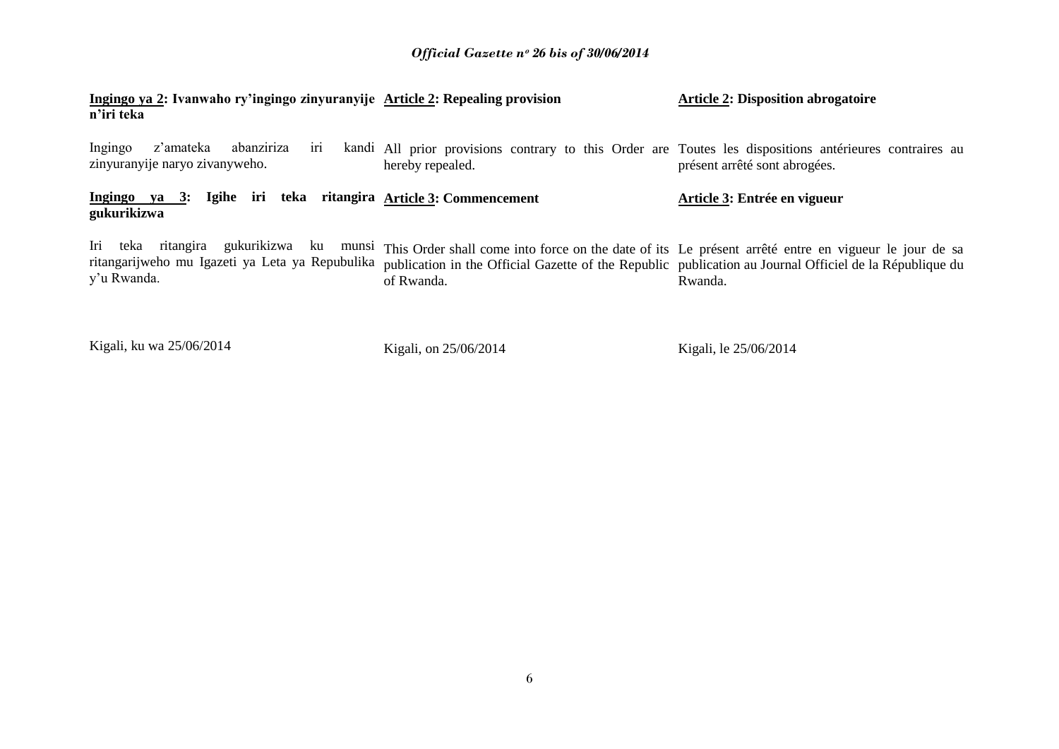**Ingingo ya 2: Ivanwaho ry'ingingo zinyuranyije n'iri teka**

Ingingo z'amateka abanziriza iri kandi zinyuranyije naryo zivanyweho.

**Ingingo ya 3: Igihe iri teka ritangira gukurikizwa**

Iri teka ritangira gukurikizwa ku munsi ritangarijweho mu Igazeti ya Leta ya Repubulika y'u Rwanda.

Kigali, ku wa 25/06/2014

**Article 2: Repealing provision**

All prior provisions contrary to this Order are hereby repealed.

**Article 3: Commencement**

This Order shall come into force on the date of its publication in the Official Gazette of the Republic of Rwanda.

Kigali, on 25/06/2014

**Article 2: Disposition abrogatoire**

Toutes les dispositions antérieures contraires au présent arrêté sont abrogées.

**Article 3: Entrée en vigueur**

Le présent arrêté entre en vigueur le jour de sa publication au Journal Officiel de la République du Rwanda.

Kigali, le 25/06/2014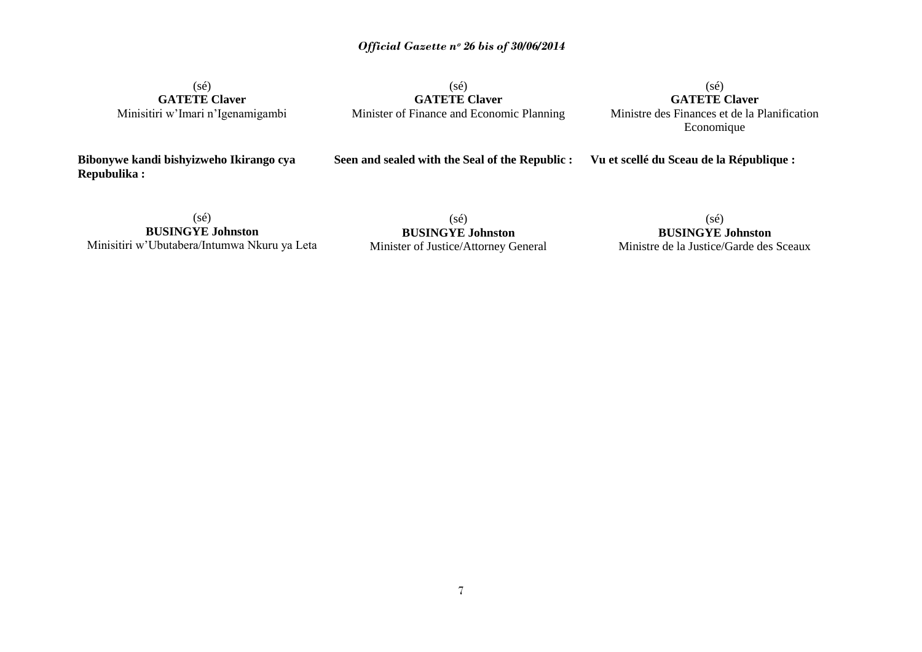(sé)
**GATETE Claver**
Minisitiri w'Imari n'Igenamigambi

(sé)
**GATETE Claver**
Minister of Finance and Economic Planning

(sé)
**GATETE Claver**
Ministre des Finances et de la Planification Economique

**Bibonywe kandi bishyizweho Ikirango cya Repubulika :**

**Seen and sealed with the Seal of the Republic :**

**Vu et scellé du Sceau de la République :**

(sé)
**BUSINGYE Johnston**
Minisitiri w'Ubutabera/Intumwa Nkuru ya Leta

(sé)
**BUSINGYE Johnston**
Minister of Justice/Attorney General

(sé)
**BUSINGYE Johnston**
Ministre de la Justice/Garde des Sceaux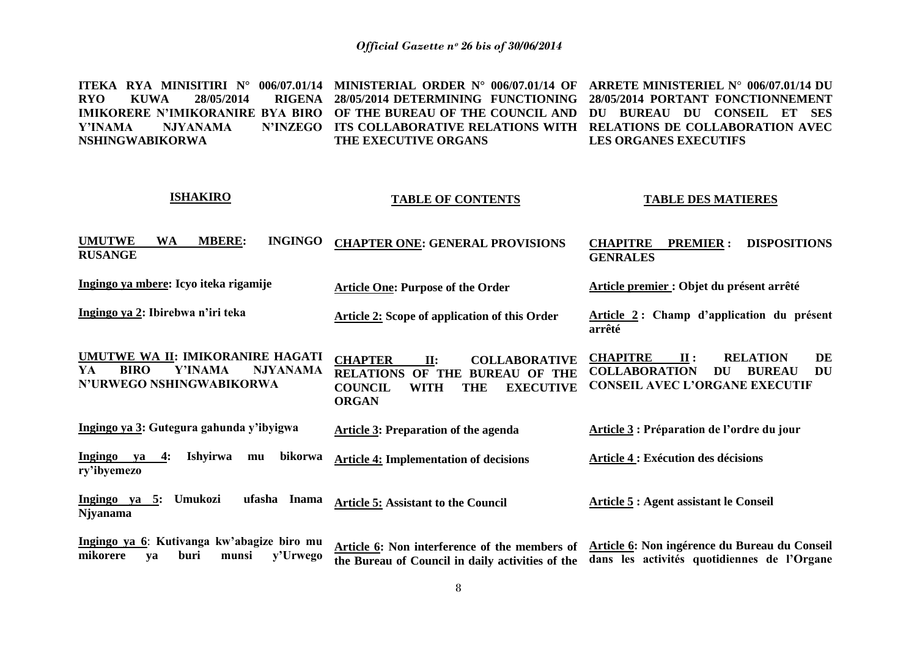**ITEKA RYA MINISITIRI N° 006/07.01/14 RYO KUWA 28/05/2014 RIGENA IMIKORERE N'IMIKORANIRE BYA BIRO Y'INAMA NJYANAMA N'INZEGO NSHINGWABIKORWA**

**MINISTERIAL ORDER N° 006/07.01/14 OF 28/05/2014 DETERMINING FUNCTIONING OF THE BUREAU OF THE COUNCIL AND ITS COLLABORATIVE RELATIONS WITH THE EXECUTIVE ORGANS**

**ARRETE MINISTERIEL N° 006/07.01/14 DU 28/05/2014 PORTANT FONCTIONNEMENT DU BUREAU DU CONSEIL ET SES RELATIONS DE COLLABORATION AVEC LES ORGANES EXECUTIFS**

| ISHAKIRO | TABLE OF CONTENTS | TABLE DES MATIERES |
|---|---|---|
| **UMUTWE WA MBERE: INGINGO RUSANGE** | **CHAPTER ONE: GENERAL PROVISIONS** | **CHAPITRE PREMIER : DISPOSITIONS GENRALES** |
| **Ingingo ya mbere: Icyo iteka rigamije** | **Article One: Purpose of the Order** | **Article premier : Objet du présent arrêté** |
| **Ingingo ya 2: Ibirebwa n'iri teka** | **Article 2: Scope of application of this Order** | **Article 2 : Champ d'application du présent arrêté** |
| **UMUTWE WA II: IMIKORANIRE HAGATI YA BIRO Y'INAMA NJYANAMA N'URWEGO NSHINGWABIKORWA** | **CHAPTER II: COLLABORATIVE RELATIONS OF THE BUREAU OF THE COUNCIL WITH THE EXECUTIVE ORGAN** | **CHAPITRE II : RELATION DE COLLABORATION DU BUREAU DU CONSEIL AVEC L'ORGANE EXECUTIF** |
| **Ingingo ya 3: Gutegura gahunda y'ibyigwa** | **Article 3: Preparation of the agenda** | **Article 3 : Préparation de l'ordre du jour** |
| **Ingingo ya 4: Ishyirwa mu bikorwa ry'ibyemezo** | **Article 4: Implementation of decisions** | **Article 4 : Exécution des décisions** |
| **Ingingo ya 5: Umukozi ufasha Inama Njyanama** | **Article 5: Assistant to the Council** | **Article 5 : Agent assistant le Conseil** |
| **Ingingo ya 6: Kutivanga kw'abagize biro mu mikorere ya buri munsi y'Urwego** | **Article 6: Non interference of the members of the Bureau of Council in daily activities of the** | **Article 6: Non ingérence du Bureau du Conseil dans les activités quotidiennes de l'Organe** |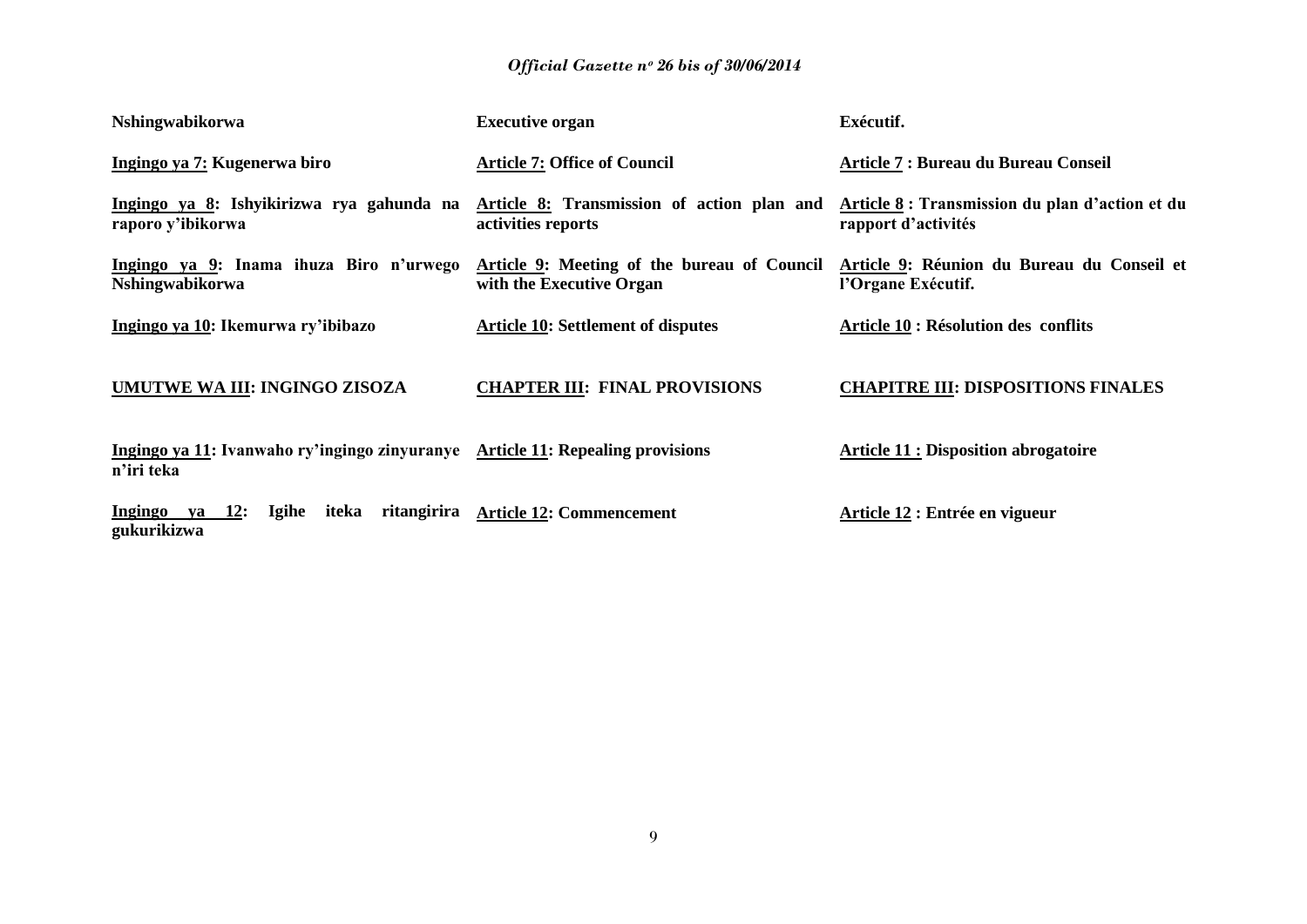**Nshingwabikorwa**

**Executive organ**

**Exécutif.**

**<u>Ingingo ya 7:</u> Kugenerwa biro**

**<u>Article 7:</u> Office of Council**

**<u>Article 7</u> : Bureau du Bureau Conseil**

**<u>Ingingo ya 8</u>: Ishyikirizwa rya gahunda na raporo y'ibikorwa**

**<u>Article 8:</u> Transmission of action plan and activities reports**

**<u>Article 8</u> : Transmission du plan d'action et du rapport d'activités**

**<u>Ingingo ya 9</u>: Inama ihuza Biro n'urwego Nshingwabikorwa**

**<u>Article 9</u>: Meeting of the bureau of Council with the Executive Organ**

**<u>Article 9</u>: Réunion du Bureau du Conseil et l'Organe Exécutif.**

**<u>Ingingo ya 10</u>: Ikemurwa ry'ibibazo**

**<u>Article 10</u>: Settlement of disputes**

**<u>Article 10</u> : Résolution des conflits**

**<u>UMUTWE WA III</u>: INGINGO ZISOZA**

**<u>CHAPTER III</u>: FINAL PROVISIONS**

**<u>CHAPITRE III</u>: DISPOSITIONS FINALES**

**<u>Ingingo ya 11</u>: Ivanwaho ry'ingingo zinyuranye n'iri teka**

**<u>Article 11</u>: Repealing provisions**

**<u>Article 11 :</u> Disposition abrogatoire**

**<u>Ingingo ya 12</u>: Igihe iteka ritangirira gukurikizwa**

**<u>Article 12</u>: Commencement**

**<u>Article 12</u> : Entrée en vigueur**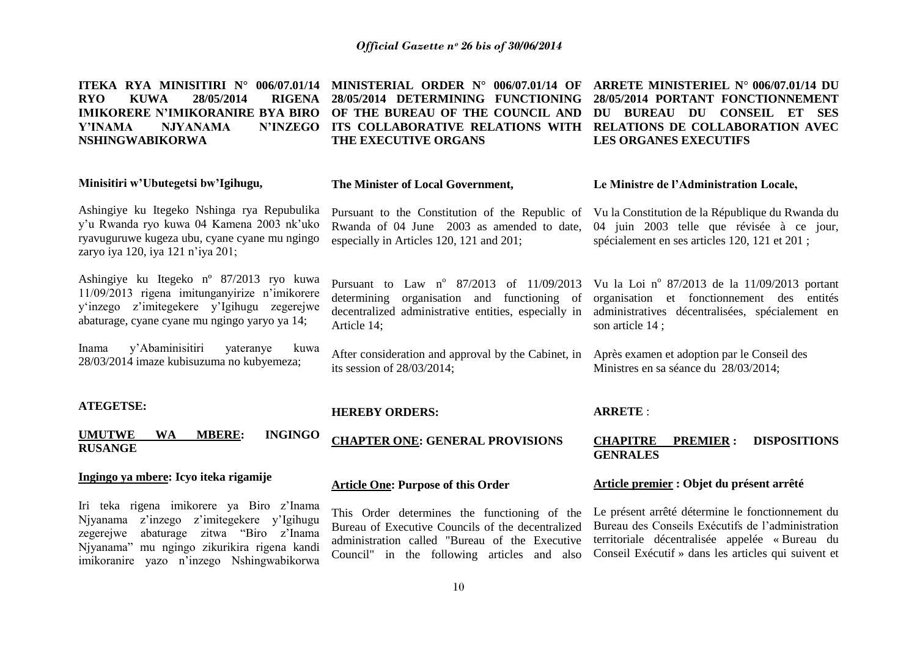**ITEKA RYA MINISITIRI N° 006/07.01/14 RYO KUWA 28/05/2014 RIGENA IMIKORERE N'IMIKORANIRE BYA BIRO Y'INAMA NJYANAMA N'INZEGO NSHINGWABIKORWA**

**Minisitiri w'Ubutegetsi bw'Igihugu,**

Ashingiye ku Itegeko Nshinga rya Repubulika y'u Rwanda ryo kuwa 04 Kamena 2003 nk'uko ryavuguruwe kugeza ubu, cyane cyane mu ngingo zaryo iya 120, iya 121 n'iya 201;

Ashingiye ku Itegeko n° 87/2013 ryo kuwa 11/09/2013 rigena imitunganyirize n'imikorere y'inzego z'imitegekere y'Igihugu zegerejwe abaturage, cyane cyane mu ngingo yaryo ya 14;

Inama y'Abaminisitiri yateranye kuwa 28/03/2014 imaze kubisuzuma no kubyemeza;

**ATEGETSE:**

**<u>UMUTWE WA MBERE</u>: INGINGO RUSANGE**

**<u>Ingingo ya mbere</u>: Icyo iteka rigamije**

Iri teka rigena imikorere ya Biro z'Inama Njyanama z'inzego z'imitegekere y'Igihugu zegerejwe abaturage zitwa "Biro z'Inama Njyanama" mu ngingo zikurikira rigena kandi imikoranire yazo n'inzego Nshingwabikorwa

**MINISTERIAL ORDER N° 006/07.01/14 OF 28/05/2014 DETERMINING FUNCTIONING OF THE BUREAU OF THE COUNCIL AND ITS COLLABORATIVE RELATIONS WITH THE EXECUTIVE ORGANS**

**The Minister of Local Government,**

Pursuant to the Constitution of the Republic of Rwanda of 04 June 2003 as amended to date, especially in Articles 120, 121 and 201;

Pursuant to Law n° 87/2013 of 11/09/2013 determining organisation and functioning of decentralized administrative entities, especially in Article 14;

After consideration and approval by the Cabinet, in its session of 28/03/2014;

**HEREBY ORDERS:**

**<u>CHAPTER ONE</u>: GENERAL PROVISIONS**

**<u>Article One</u>: Purpose of this Order**

This Order determines the functioning of the Bureau of Executive Councils of the decentralized administration called "Bureau of the Executive Council" in the following articles and also

**ARRETE MINISTERIEL N° 006/07.01/14 DU 28/05/2014 PORTANT FONCTIONNEMENT DU BUREAU DU CONSEIL ET SES RELATIONS DE COLLABORATION AVEC LES ORGANES EXECUTIFS**

**Le Ministre de l'Administration Locale,**

Vu la Constitution de la République du Rwanda du 04 juin 2003 telle que révisée à ce jour, spécialement en ses articles 120, 121 et 201 ;

Vu la Loi n° 87/2013 de la 11/09/2013 portant organisation et fonctionnement des entités administratives décentralisées, spécialement en son article 14 ;

Après examen et adoption par le Conseil des Ministres en sa séance du 28/03/2014;

**ARRETE** :

**<u>CHAPITRE PREMIER</u> : DISPOSITIONS GENRALES**

**<u>Article premier</u> : Objet du présent arrêté**

Le présent arrêté détermine le fonctionnement du Bureau des Conseils Exécutifs de l'administration territoriale décentralisée appelée « Bureau du Conseil Exécutif » dans les articles qui suivent et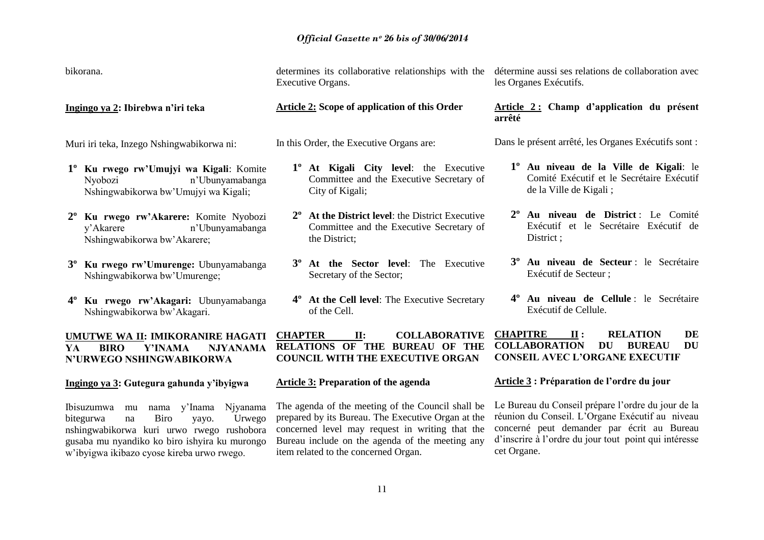bikorana.

determines its collaborative relationships with the Executive Organs.

détermine aussi ses relations de collaboration avec les Organes Exécutifs.

**Ingingo ya 2: Ibirebwa n'iri teka**

Muri iri teka, Inzego Nshingwabikorwa ni:

1º **Ku rwego rw'Umujyi wa Kigali**: Komite Nyobozi n'Ubunyamabanga Nshingwabikorwa bw'Umujyi wa Kigali;

2º **Ku rwego rw'Akarere:** Komite Nyobozi y'Akarere n'Ubunyamabanga Nshingwabikorwa bw'Akarere;

3º **Ku rwego rw'Umurenge:** Ubunyamabanga Nshingwabikorwa bw'Umurenge;

4º **Ku rwego rw'Akagari:** Ubunyamabanga Nshingwabikorwa bw'Akagari.

**Article 2: Scope of application of this Order**

In this Order, the Executive Organs are:

1º **At Kigali City level**: the Executive Committee and the Executive Secretary of City of Kigali;

2º **At the District level**: the District Executive Committee and the Executive Secretary of the District;

3º **At the Sector level**: The Executive Secretary of the Sector;

4º **At the Cell level**: The Executive Secretary of the Cell.

**Article 2 : Champ d'application du présent arrêté**

Dans le présent arrêté, les Organes Exécutifs sont :

1º **Au niveau de la Ville de Kigali**: le Comité Exécutif et le Secrétaire Exécutif de la Ville de Kigali ;

2º **Au niveau de District** : Le Comité Exécutif et le Secrétaire Exécutif de District ;

3º **Au niveau de Secteur** : le Secrétaire Exécutif de Secteur ;

4º **Au niveau de Cellule** : le Secrétaire Exécutif de Cellule.

## UMUTWE WA II: IMIKORANIRE HAGATI YA BIRO Y'INAMA NJYANAMA N'URWEGO NSHINGWABIKORWA

**Ingingo ya 3: Gutegura gahunda y'ibyigwa**

Ibisuzumwa mu nama y'Inama Njyanama bitegurwa na Biro yayo. Urwego nshingwabikorwa kuri urwo rwego rushobora gusaba mu nyandiko ko biro ishyira ku murongo w'ibyigwa ikibazo cyose kireba urwo rwego.

## CHAPTER II: COLLABORATIVE RELATIONS OF THE BUREAU OF THE COUNCIL WITH THE EXECUTIVE ORGAN

**Article 3: Preparation of the agenda**

The agenda of the meeting of the Council shall be prepared by its Bureau. The Executive Organ at the concerned level may request in writing that the Bureau include on the agenda of the meeting any item related to the concerned Organ.

## CHAPITRE II : RELATION DE COLLABORATION DU BUREAU DU CONSEIL AVEC L'ORGANE EXECUTIF

**Article 3 : Préparation de l'ordre du jour**

Le Bureau du Conseil prépare l'ordre du jour de la réunion du Conseil. L'Organe Exécutif au niveau concerné peut demander par écrit au Bureau d'inscrire à l'ordre du jour tout point qui intéresse cet Organe.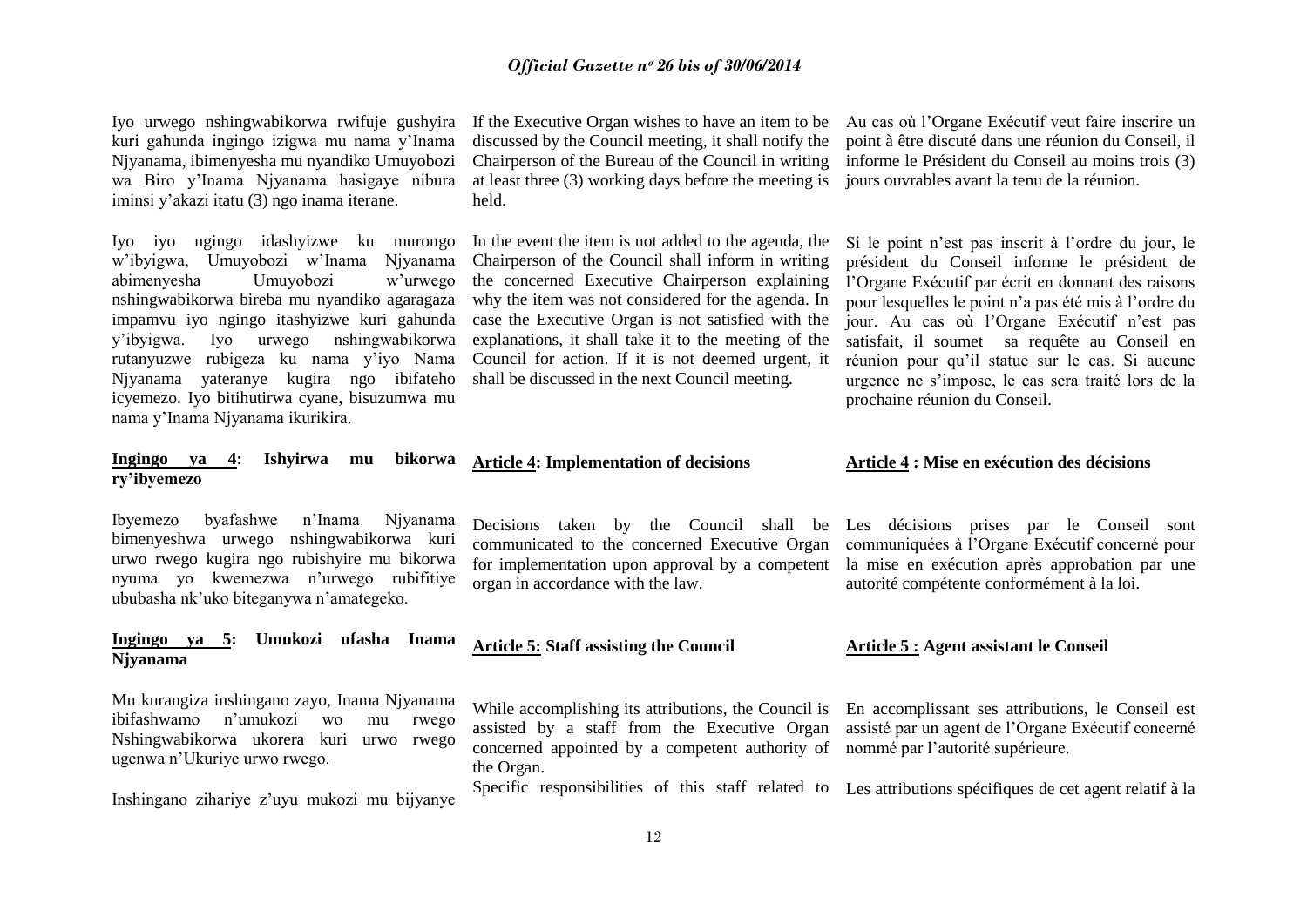Iyo urwego nshingwabikorwa rwifuje gushyira kuri gahunda ingingo izigwa mu nama y'Inama Njyanama, ibimenyesha mu nyandiko Umuyobozi wa Biro y'Inama Njyanama hasigaye nibura iminsi y'akazi itatu (3) ngo inama iterane.

Iyo iyo ngingo idashyizwe ku murongo w'ibyigwa, Umuyobozi w'Inama Njyanama abimenyesha Umuyobozi w'urwego nshingwabikorwa bireba mu nyandiko agaragaza impamvu iyo ngingo itashyizwe kuri gahunda y'ibyigwa. Iyo urwego nshingwabikorwa rutanyuzwe rubigeza ku nama y'iyo Nama Njyanama yateranye kugira ngo ibifateho icyemezo. Iyo bitihutirwa cyane, bisuzumwa mu nama y'Inama Njyanama ikurikira.

**Ingingo ya 4: Ishyirwa mu bikorwa ry'ibyemezo**

Ibyemezo byafashwe n'Inama Njyanama bimenyeshwa urwego nshingwabikorwa kuri urwo rwego kugira ngo rubishyire mu bikorwa nyuma yo kwemezwa n'urwego rubifitiye ububasha nk'uko biteganywa n'amategeko.

**Ingingo ya 5: Umukozi ufasha Inama Njyanama**

Mu kurangiza inshingano zayo, Inama Njyanama ibifashwamo n'umukozi wo mu rwego Nshingwabikorwa ukorera kuri urwo rwego ugenwa n'Ukuriye urwo rwego.

Inshingano zihariye z'uyu mukozi mu bijyanye

If the Executive Organ wishes to have an item to be discussed by the Council meeting, it shall notify the Chairperson of the Bureau of the Council in writing at least three (3) working days before the meeting is held.

In the event the item is not added to the agenda, the Chairperson of the Council shall inform in writing the concerned Executive Chairperson explaining why the item was not considered for the agenda. In case the Executive Organ is not satisfied with the explanations, it shall take it to the meeting of the Council for action. If it is not deemed urgent, it shall be discussed in the next Council meeting.

**Article 4: Implementation of decisions**

Decisions taken by the Council shall be communicated to the concerned Executive Organ for implementation upon approval by a competent organ in accordance with the law.

**Article 5: Staff assisting the Council**

While accomplishing its attributions, the Council is assisted by a staff from the Executive Organ concerned appointed by a competent authority of the Organ.

Specific responsibilities of this staff related to

Au cas où l'Organe Exécutif veut faire inscrire un point à être discuté dans une réunion du Conseil, il informe le Président du Conseil au moins trois (3) jours ouvrables avant la tenu de la réunion.

Si le point n'est pas inscrit à l'ordre du jour, le président du Conseil informe le président de l'Organe Exécutif par écrit en donnant des raisons pour lesquelles le point n'a pas été mis à l'ordre du jour. Au cas où l'Organe Exécutif n'est pas satisfait, il soumet sa requête au Conseil en réunion pour qu'il statue sur le cas. Si aucune urgence ne s'impose, le cas sera traité lors de la prochaine réunion du Conseil.

**Article 4 : Mise en exécution des décisions**

Les décisions prises par le Conseil sont communiquées à l'Organe Exécutif concerné pour la mise en exécution après approbation par une autorité compétente conformément à la loi.

**Article 5 : Agent assistant le Conseil**

En accomplissant ses attributions, le Conseil est assisté par un agent de l'Organe Exécutif concerné nommé par l'autorité supérieure.

Les attributions spécifiques de cet agent relatif à la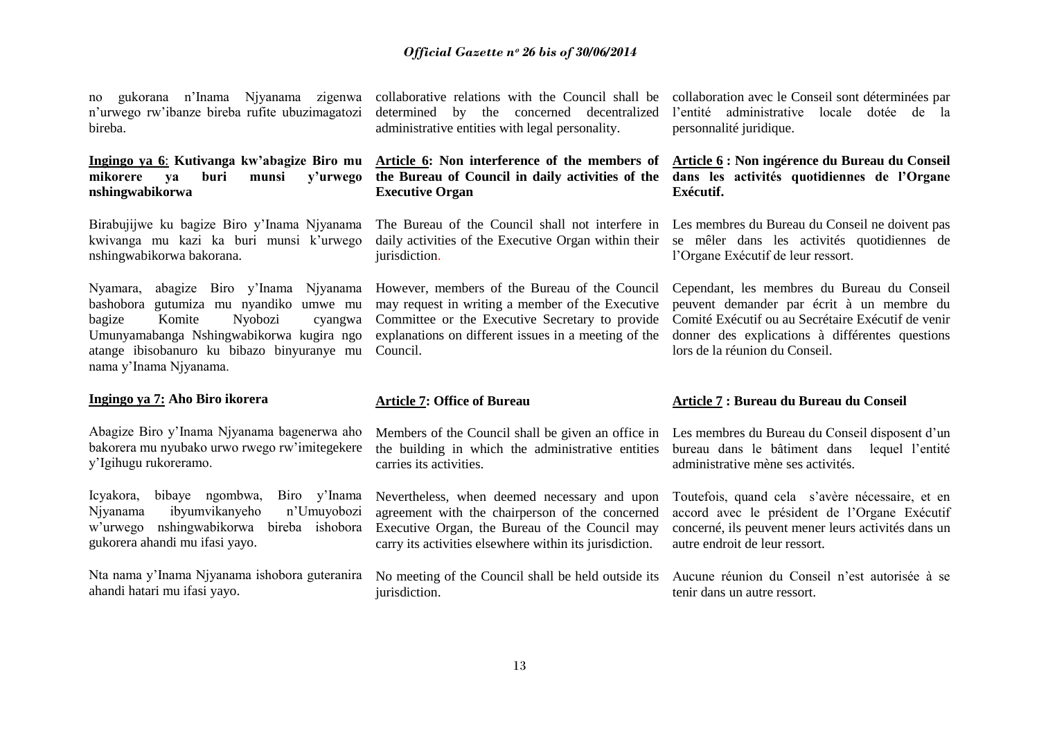no gukorana n'Inama Njyanama zigenwa n'urwego rw'ibanze bireba rufite ubuzimagatozi bireba.

**Ingingo ya 6**: **Kutivanga kw'abagize Biro mu mikorere ya buri munsi y'urwego nshingwabikorwa**

Birabujijwe ku bagize Biro y'Inama Njyanama kwivanga mu kazi ka buri munsi k'urwego nshingwabikorwa bakorana.

Nyamara, abagize Biro y'Inama Njyanama bashobora gutumiza mu nyandiko umwe mu bagize Komite Nyobozi cyangwa Umunyamabanga Nshingwabikorwa kugira ngo atange ibisobanuro ku bibazo binyuranye mu nama y'Inama Njyanama.

**Ingingo ya 7: Aho Biro ikorera**

Abagize Biro y'Inama Njyanama bagenerwa aho bakorera mu nyubako urwo rwego rw'imitegekere y'Igihugu rukoreramo.

Icyakora, bibaye ngombwa, Biro y'Inama Njyanama ibyumvikanyeho n'Umuyobozi w'urwego nshingwabikorwa bireba ishobora gukorera ahandi mu ifasi yayo.

Nta nama y'Inama Njyanama ishobora guteranira ahandi hatari mu ifasi yayo.

collaborative relations with the Council shall be determined by the concerned decentralized administrative entities with legal personality.

**Article 6: Non interference of the members of the Bureau of Council in daily activities of the Executive Organ**

The Bureau of the Council shall not interfere in daily activities of the Executive Organ within their jurisdiction.

However, members of the Bureau of the Council may request in writing a member of the Executive Committee or the Executive Secretary to provide explanations on different issues in a meeting of the Council.

**Article 7: Office of Bureau**

Members of the Council shall be given an office in the building in which the administrative entities carries its activities.

Nevertheless, when deemed necessary and upon agreement with the chairperson of the concerned Executive Organ, the Bureau of the Council may carry its activities elsewhere within its jurisdiction.

No meeting of the Council shall be held outside its jurisdiction.

collaboration avec le Conseil sont déterminées par l'entité administrative locale dotée de la personnalité juridique.

**Article 6 : Non ingérence du Bureau du Conseil dans les activités quotidiennes de l'Organe Exécutif.**

Les membres du Bureau du Conseil ne doivent pas se mêler dans les activités quotidiennes de l'Organe Exécutif de leur ressort.

Cependant, les membres du Bureau du Conseil peuvent demander par écrit à un membre du Comité Exécutif ou au Secrétaire Exécutif de venir donner des explications à différentes questions lors de la réunion du Conseil.

**Article 7 : Bureau du Bureau du Conseil**

Les membres du Bureau du Conseil disposent d'un bureau dans le bâtiment dans lequel l'entité administrative mène ses activités.

Toutefois, quand cela s'avère nécessaire, et en accord avec le président de l'Organe Exécutif concerné, ils peuvent mener leurs activités dans un autre endroit de leur ressort.

Aucune réunion du Conseil n'est autorisée à se tenir dans un autre ressort.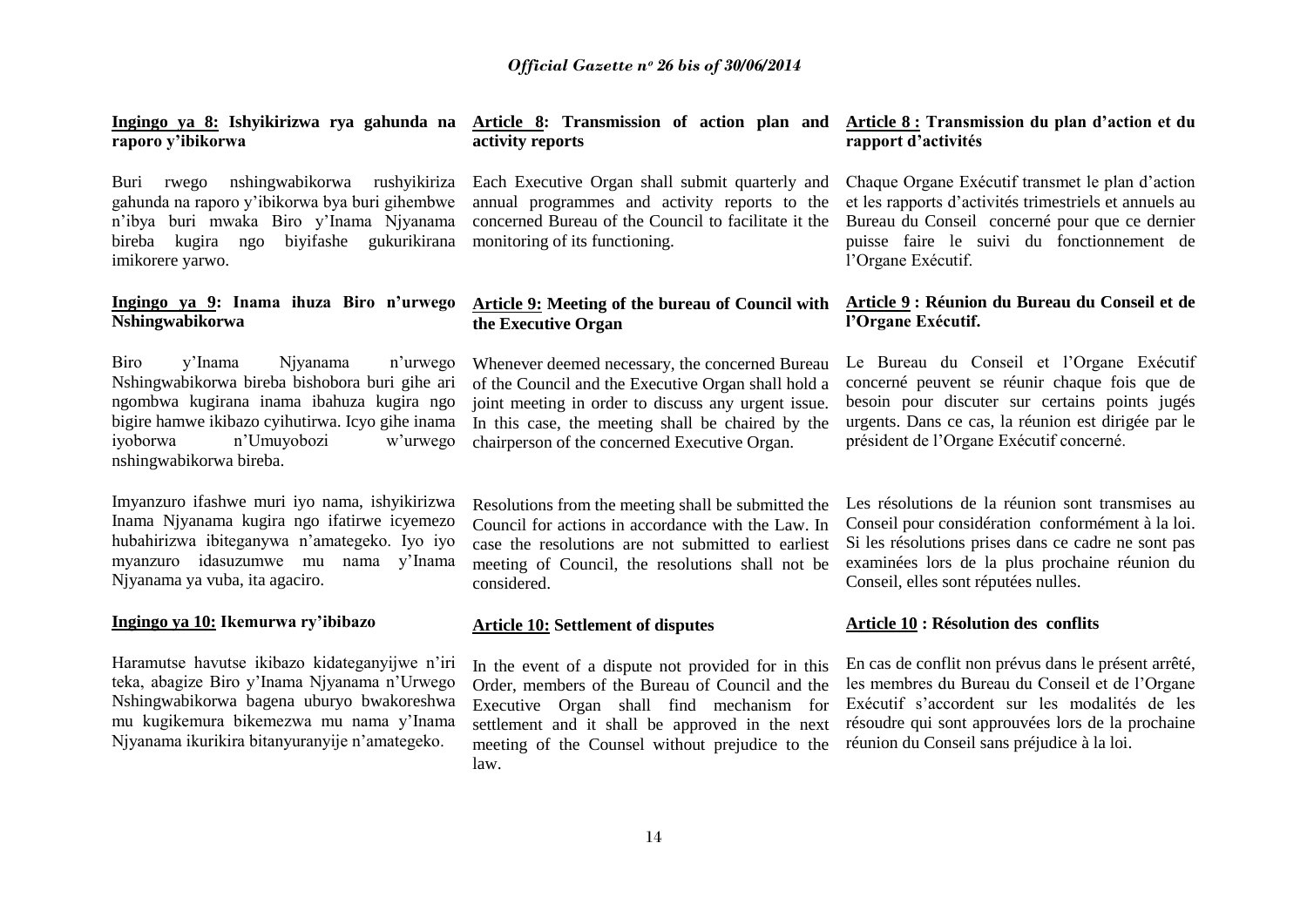**Ingingo ya 8: Ishyikirizwa rya gahunda na raporo y'ibikorwa**

Buri rwego nshingwabikorwa rushyikiriza gahunda na raporo y'ibikorwa bya buri gihembwe n'ibya buri mwaka Biro y'Inama Njyanama bireba kugira ngo biyifashe gukurikirana imikorere yarwo.

**Ingingo ya 9: Inama ihuza Biro n'urwego Nshingwabikorwa**

Biro y'Inama Njyanama n'urwego Nshingwabikorwa bireba bishobora buri gihe ari ngombwa kugirana inama ibahuza kugira ngo bigire hamwe ikibazo cyihutirwa. Icyo gihe inama iyoborwa n'Umuyobozi w'urwego nshingwabikorwa bireba.

Imyanzuro ifashwe muri iyo nama, ishyikirizwa Inama Njyanama kugira ngo ifatirwe icyemezo hubahirizwa ibiteganywa n'amategeko. Iyo iyo myanzuro idasuzumwe mu nama y'Inama Njyanama ya vuba, ita agaciro.

**Ingingo ya 10: Ikemurwa ry'ibibazo**

Haramutse havutse ikibazo kidateganyijwe n'iri teka, abagize Biro y'Inama Njyanama n'Urwego Nshingwabikorwa bagena uburyo bwakoreshwa mu kugikemura bikemezwa mu nama y'Inama Njyanama ikurikira bitanyuranyije n'amategeko.

**Article 8: Transmission of action plan and activity reports**

Each Executive Organ shall submit quarterly and annual programmes and activity reports to the concerned Bureau of the Council to facilitate it the monitoring of its functioning.

**Article 9: Meeting of the bureau of Council with the Executive Organ**

Whenever deemed necessary, the concerned Bureau of the Council and the Executive Organ shall hold a joint meeting in order to discuss any urgent issue. In this case, the meeting shall be chaired by the chairperson of the concerned Executive Organ.

Resolutions from the meeting shall be submitted the Council for actions in accordance with the Law. In case the resolutions are not submitted to earliest meeting of Council, the resolutions shall not be considered.

**Article 10: Settlement of disputes**

In the event of a dispute not provided for in this Order, members of the Bureau of Council and the Executive Organ shall find mechanism for settlement and it shall be approved in the next meeting of the Counsel without prejudice to the law.

**Article 8 : Transmission du plan d'action et du rapport d'activités**

Chaque Organe Exécutif transmet le plan d'action et les rapports d'activités trimestriels et annuels au Bureau du Conseil concerné pour que ce dernier puisse faire le suivi du fonctionnement de l'Organe Exécutif.

**Article 9 : Réunion du Bureau du Conseil et de l'Organe Exécutif.**

Le Bureau du Conseil et l'Organe Exécutif concerné peuvent se réunir chaque fois que de besoin pour discuter sur certains points jugés urgents. Dans ce cas, la réunion est dirigée par le président de l'Organe Exécutif concerné.

Les résolutions de la réunion sont transmises au Conseil pour considération conformément à la loi. Si les résolutions prises dans ce cadre ne sont pas examinées lors de la plus prochaine réunion du Conseil, elles sont réputées nulles.

**Article 10 : Résolution des conflits**

En cas de conflit non prévus dans le présent arrêté, les membres du Bureau du Conseil et de l'Organe Exécutif s'accordent sur les modalités de les résoudre qui sont approuvées lors de la prochaine réunion du Conseil sans préjudice à la loi.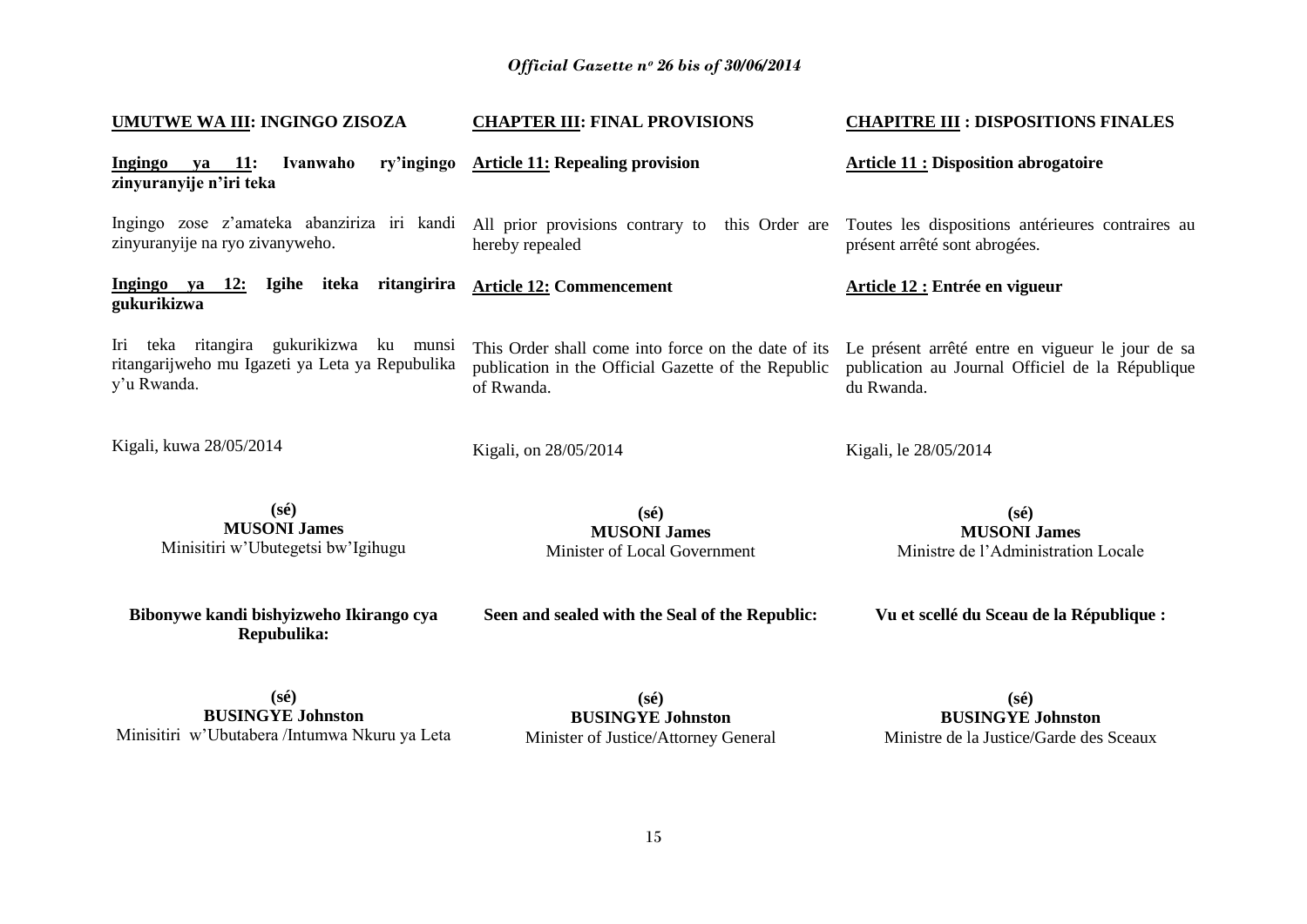**UMUTWE WA III: INGINGO ZISOZA**

**Ingingo ya 11: Ivanwaho ry'ingingo zinyuranyije n'iri teka**

Ingingo zose z'amateka abanziriza iri kandi zinyuranyije na ryo zivanyweho.

**Ingingo ya 12: Igihe iteka ritangirira gukurikizwa**

Iri teka ritangira gukurikizwa ku munsi ritangarijweho mu Igazeti ya Leta ya Repubulika y'u Rwanda.

Kigali, kuwa 28/05/2014

**(sé)**
**MUSONI James**
Minisitiri w'Ubutegetsi bw'Igihugu

**Bibonywe kandi bishyizweho Ikirango cya Repubulika:**

**(sé)**
**BUSINGYE Johnston**
Minisitiri w'Ubutabera /Intumwa Nkuru ya Leta

**CHAPTER III: FINAL PROVISIONS**

**Article 11: Repealing provision**

All prior provisions contrary to this Order are hereby repealed

**Article 12: Commencement**

This Order shall come into force on the date of its publication in the Official Gazette of the Republic of Rwanda.

Kigali, on 28/05/2014

**(sé)**
**MUSONI James**
Minister of Local Government

**Seen and sealed with the Seal of the Republic:**

**(sé)**
**BUSINGYE Johnston**
Minister of Justice/Attorney General

**CHAPITRE III : DISPOSITIONS FINALES**

**Article 11 : Disposition abrogatoire**

Toutes les dispositions antérieures contraires au présent arrêté sont abrogées.

**Article 12 : Entrée en vigueur**

Le présent arrêté entre en vigueur le jour de sa publication au Journal Officiel de la République du Rwanda.

Kigali, le 28/05/2014

**(sé)**
**MUSONI James**
Ministre de l'Administration Locale

**Vu et scellé du Sceau de la République :**

**(sé)**
**BUSINGYE Johnston**
Ministre de la Justice/Garde des Sceaux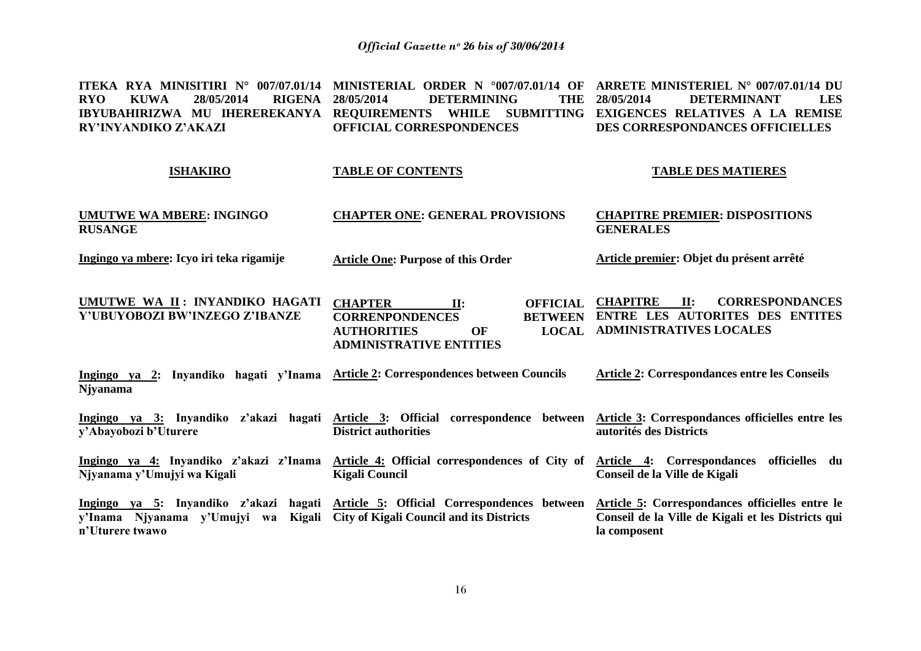**ITEKA RYA MINISITIRI N° 007/07.01/14 RYO KUWA 28/05/2014 RIGENA IBYUBAHIRIZWA MU IHEREREKANYA RY'INYANDIKO Z'AKAZI**

**MINISTERIAL ORDER N °007/07.01/14 OF 28/05/2014 DETERMINING THE REQUIREMENTS WHILE SUBMITTING OFFICIAL CORRESPONDENCES**

**ARRETE MINISTERIEL N° 007/07.01/14 DU 28/05/2014 DETERMINANT LES EXIGENCES RELATIVES A LA REMISE DES CORRESPONDANCES OFFICIELLES**

**ISHAKIRO**

**UMUTWE WA MBERE: INGINGO RUSANGE**

**Ingingo ya mbere: Icyo iri teka rigamije**

**UMUTWE WA II : INYANDIKO HAGATI Y'UBUYOBOZI BW'INZEGO Z'IBANZE**

**Ingingo ya 2: Inyandiko hagati y'Inama Njyanama**

**Ingingo ya 3: Inyandiko z'akazi hagati y'Abayobozi b'Uturere**

**Ingingo ya 4: Inyandiko z'akazi z'Inama Njyanama y'Umujyi wa Kigali**

**Ingingo ya 5: Inyandiko z'akazi hagati y'Inama Njyanama y'Umujyi wa Kigali n'Uturere twawo**

**TABLE OF CONTENTS**

**CHAPTER ONE: GENERAL PROVISIONS**

**Article One: Purpose of this Order**

**CHAPTER II: OFFICIAL CORRENPONDENCES BETWEEN AUTHORITIES OF LOCAL ADMINISTRATIVE ENTITIES**

**Article 2: Correspondences between Councils**

**Article 3: Official correspondence between District authorities**

**Article 4: Official correspondences of City of Kigali Council**

**Article 5: Official Correspondences between City of Kigali Council and its Districts**

**TABLE DES MATIERES**

**CHAPITRE PREMIER: DISPOSITIONS GENERALES**

**Article premier: Objet du présent arrêté**

**CHAPITRE II: CORRESPONDANCES ENTRE LES AUTORITES DES ENTITES ADMINISTRATIVES LOCALES**

**Article 2: Correspondances entre les Conseils**

**Article 3: Correspondances officielles entre les autorités des Districts**

**Article 4: Correspondances officielles du Conseil de la Ville de Kigali**

**Article 5: Correspondances officielles entre le Conseil de la Ville de Kigali et les Districts qui la composent**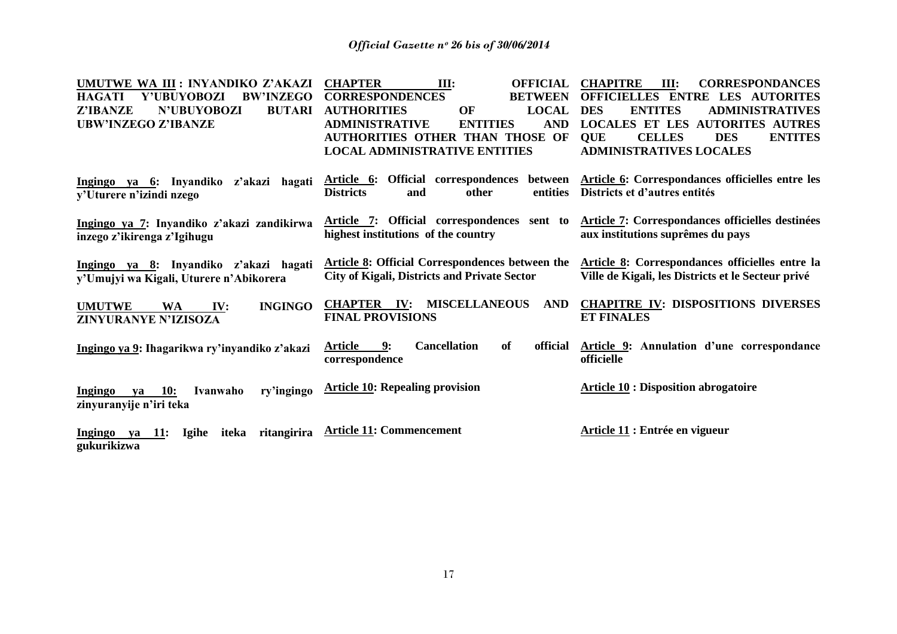| **UMUTWE WA III : INYANDIKO Z'AKAZI HAGATI Y'UBUYOBOZI BW'INZEGO Z'IBANZE N'UBUYOBOZI BUTARI UBW'INZEGO Z'IBANZE** | **CHAPTER III: OFFICIAL CORRESPONDENCES BETWEEN AUTHORITIES OF LOCAL ADMINISTRATIVE ENTITIES AND AUTHORITIES OTHER THAN THOSE OF LOCAL ADMINISTRATIVE ENTITIES** | **CHAPITRE III: CORRESPONDANCES OFFICIELLES ENTRE LES AUTORITES DES ENTITES ADMINISTRATIVES LOCALES ET LES AUTORITES AUTRES QUE CELLES DES ENTITES ADMINISTRATIVES LOCALES** |
|---|---|---|
| **Ingingo ya 6: Inyandiko z'akazi hagati y'Uturere n'izindi nzego** | **Article 6: Official correspondences between Districts and other entities** | **Article 6: Correspondances officielles entre les Districts et d'autres entités** |
| **Ingingo ya 7: Inyandiko z'akazi zandikirwa inzego z'ikirenga z'Igihugu** | **Article 7: Official correspondences sent to highest institutions of the country** | **Article 7: Correspondances officielles destinées aux institutions suprêmes du pays** |
| **Ingingo ya 8: Inyandiko z'akazi hagati y'Umujyi wa Kigali, Uturere n'Abikorera** | **Article 8: Official Correspondences between the City of Kigali, Districts and Private Sector** | **Article 8: Correspondances officielles entre la Ville de Kigali, les Districts et le Secteur privé** |
| **UMUTWE WA IV: INGINGO ZINYURANYE N'IZISOZA** | **CHAPTER IV: MISCELLANEOUS AND FINAL PROVISIONS** | **CHAPITRE IV: DISPOSITIONS DIVERSES ET FINALES** |
| **Ingingo ya 9: Ihagarikwa ry'inyandiko z'akazi** | **Article 9: Cancellation of official correspondence** | **Article 9: Annulation d'une correspondance officielle** |
| **Ingingo ya 10: Ivanwaho ry'ingingo zinyuranyije n'iri teka** | **Article 10: Repealing provision** | **Article 10 : Disposition abrogatoire** |
| **Ingingo ya 11: Igihe iteka ritangirira gukurikizwa** | **Article 11: Commencement** | **Article 11 : Entrée en vigueur** |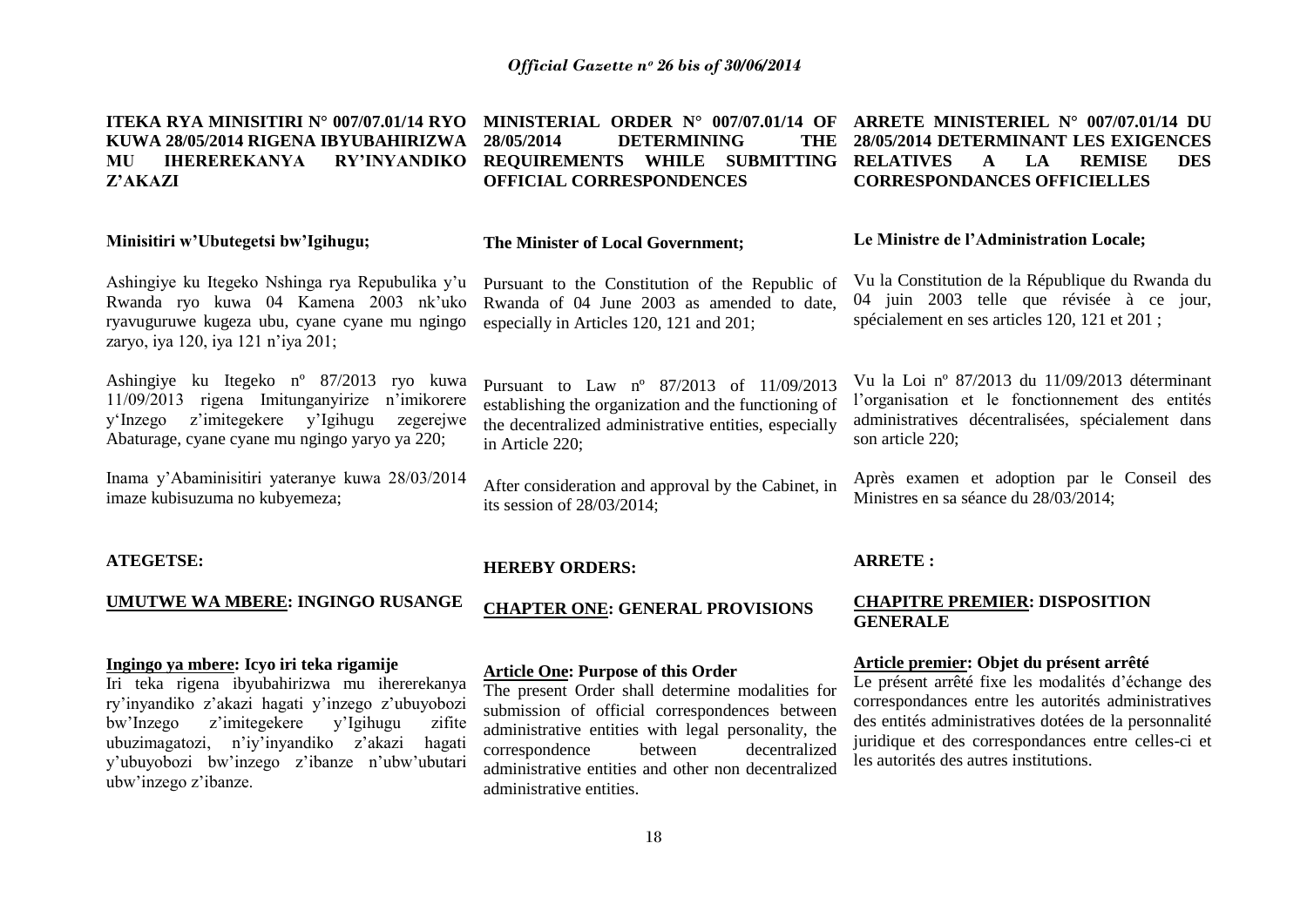**ITEKA RYA MINISITIRI N° 007/07.01/14 RYO KUWA 28/05/2014 RIGENA IBYUBAHIRIZWA MU IHEREREKANYA RY'INYANDIKO Z'AKAZI**

**Minisitiri w'Ubutegetsi bw'Igihugu;**

Ashingiye ku Itegeko Nshinga rya Repubulika y'u Rwanda ryo kuwa 04 Kamena 2003 nk'uko ryavuguruwe kugeza ubu, cyane cyane mu ngingo zaryo, iya 120, iya 121 n'iya 201;

Ashingiye ku Itegeko nº 87/2013 ryo kuwa 11/09/2013 rigena Imitunganyirize n'imikorere y'Inzego z'imitegekere y'Igihugu zegerejwe Abaturage, cyane cyane mu ngingo yaryo ya 220;

Inama y'Abaminisitiri yateranye kuwa 28/03/2014 imaze kubisuzuma no kubyemeza;

**ATEGETSE:**

**UMUTWE WA MBERE: INGINGO RUSANGE**

**Ingingo ya mbere: Icyo iri teka rigamije**

Iri teka rigena ibyubahirizwa mu ihererekanya ry'inyandiko z'akazi hagati y'inzego z'ubuyobozi bw'Inzego z'imitegekere y'Igihugu zifite ubuzimagatozi, n'iy'inyandiko z'akazi hagati y'ubuyobozi bw'inzego z'ibanze n'ubw'ubutari ubw'inzego z'ibanze.

**MINISTERIAL ORDER N° 007/07.01/14 OF 28/05/2014 DETERMINING THE REQUIREMENTS WHILE SUBMITTING OFFICIAL CORRESPONDENCES**

**The Minister of Local Government;**

Pursuant to the Constitution of the Republic of Rwanda of 04 June 2003 as amended to date, especially in Articles 120, 121 and 201;

Pursuant to Law nº 87/2013 of 11/09/2013 establishing the organization and the functioning of the decentralized administrative entities, especially in Article 220;

After consideration and approval by the Cabinet, in its session of 28/03/2014;

**HEREBY ORDERS:**

**CHAPTER ONE: GENERAL PROVISIONS**

**Article One: Purpose of this Order**

The present Order shall determine modalities for submission of official correspondences between administrative entities with legal personality, the correspondence between decentralized administrative entities and other non decentralized administrative entities.

**ARRETE MINISTERIEL N° 007/07.01/14 DU 28/05/2014 DETERMINANT LES EXIGENCES RELATIVES A LA REMISE DES CORRESPONDANCES OFFICIELLES**

**Le Ministre de l'Administration Locale;**

Vu la Constitution de la République du Rwanda du 04 juin 2003 telle que révisée à ce jour, spécialement en ses articles 120, 121 et 201 ;

Vu la Loi nº 87/2013 du 11/09/2013 déterminant l'organisation et le fonctionnement des entités administratives décentralisées, spécialement dans son article 220;

Après examen et adoption par le Conseil des Ministres en sa séance du 28/03/2014;

**ARRETE :**

**CHAPITRE PREMIER: DISPOSITION GENERALE**

**Article premier: Objet du présent arrêté**

Le présent arrêté fixe les modalités d'échange des correspondances entre les autorités administratives des entités administratives dotées de la personnalité juridique et des correspondances entre celles-ci et les autorités des autres institutions.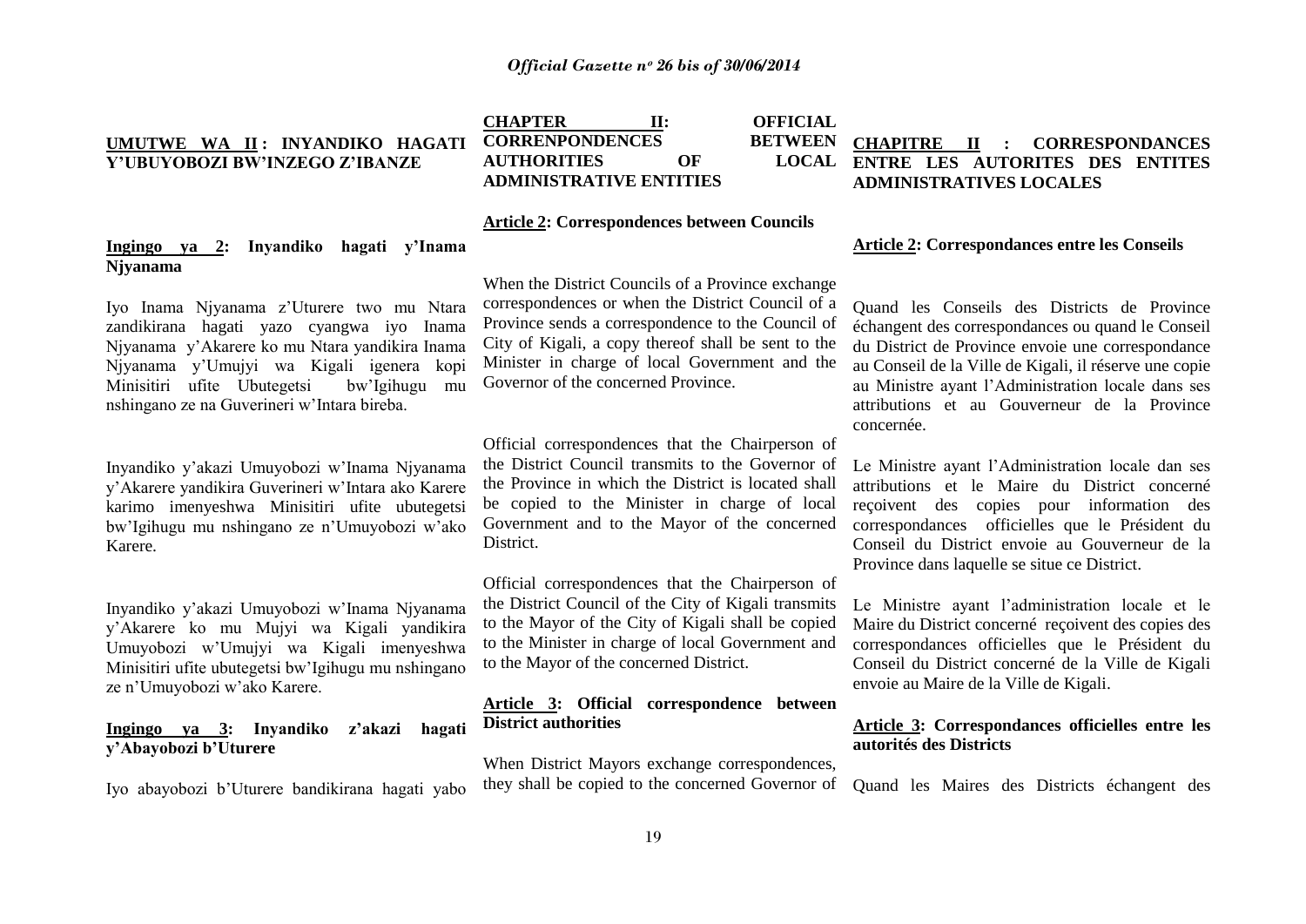**UMUTWE WA II : INYANDIKO HAGATI Y'UBUYOBOZI BW'INZEGO Z'IBANZE**

**Ingingo ya 2: Inyandiko hagati y'Inama Njyanama**

Iyo Inama Njyanama z'Uturere two mu Ntara zandikirana hagati yazo cyangwa iyo Inama Njyanama y'Akarere ko mu Ntara yandikira Inama Njyanama y'Umujyi wa Kigali igenera kopi Minisitiri ufite Ubutegetsi bw'Igihugu mu nshingano ze na Guverineri w'Intara bireba.

Inyandiko y'akazi Umuyobozi w'Inama Njyanama y'Akarere yandikira Guverineri w'Intara ako Karere karimo imenyeshwa Minisitiri ufite ubutegetsi bw'Igihugu mu nshingano ze n'Umuyobozi w'ako Karere.

Inyandiko y'akazi Umuyobozi w'Inama Njyanama y'Akarere ko mu Mujyi wa Kigali yandikira Umuyobozi w'Umujyi wa Kigali imenyeshwa Minisitiri ufite ubutegetsi bw'Igihugu mu nshingano ze n'Umuyobozi w'ako Karere.

**Ingingo ya 3: Inyandiko z'akazi hagati y'Abayobozi b'Uturere**

Iyo abayobozi b'Uturere bandikirana hagati yabo

**CHAPTER II: OFFICIAL CORRENPONDENCES BETWEEN AUTHORITIES OF LOCAL ADMINISTRATIVE ENTITIES**

**Article 2: Correspondences between Councils**

When the District Councils of a Province exchange correspondences or when the District Council of a Province sends a correspondence to the Council of City of Kigali, a copy thereof shall be sent to the Minister in charge of local Government and the Governor of the concerned Province.

Official correspondences that the Chairperson of the District Council transmits to the Governor of the Province in which the District is located shall be copied to the Minister in charge of local Government and to the Mayor of the concerned District.

Official correspondences that the Chairperson of the District Council of the City of Kigali transmits to the Mayor of the City of Kigali shall be copied to the Minister in charge of local Government and to the Mayor of the concerned District.

**Article 3: Official correspondence between District authorities**

When District Mayors exchange correspondences, they shall be copied to the concerned Governor of

**CHAPITRE II : CORRESPONDANCES ENTRE LES AUTORITES DES ENTITES ADMINISTRATIVES LOCALES**

**Article 2: Correspondances entre les Conseils**

Quand les Conseils des Districts de Province échangent des correspondances ou quand le Conseil du District de Province envoie une correspondance au Conseil de la Ville de Kigali, il réserve une copie au Ministre ayant l'Administration locale dans ses attributions et au Gouverneur de la Province concernée.

Le Ministre ayant l'Administration locale dan ses attributions et le Maire du District concerné reçoivent des copies pour information des correspondances officielles que le Président du Conseil du District envoie au Gouverneur de la Province dans laquelle se situe ce District.

Le Ministre ayant l'administration locale et le Maire du District concerné reçoivent des copies des correspondances officielles que le Président du Conseil du District concerné de la Ville de Kigali envoie au Maire de la Ville de Kigali.

**Article 3: Correspondances officielles entre les autorités des Districts**

Quand les Maires des Districts échangent des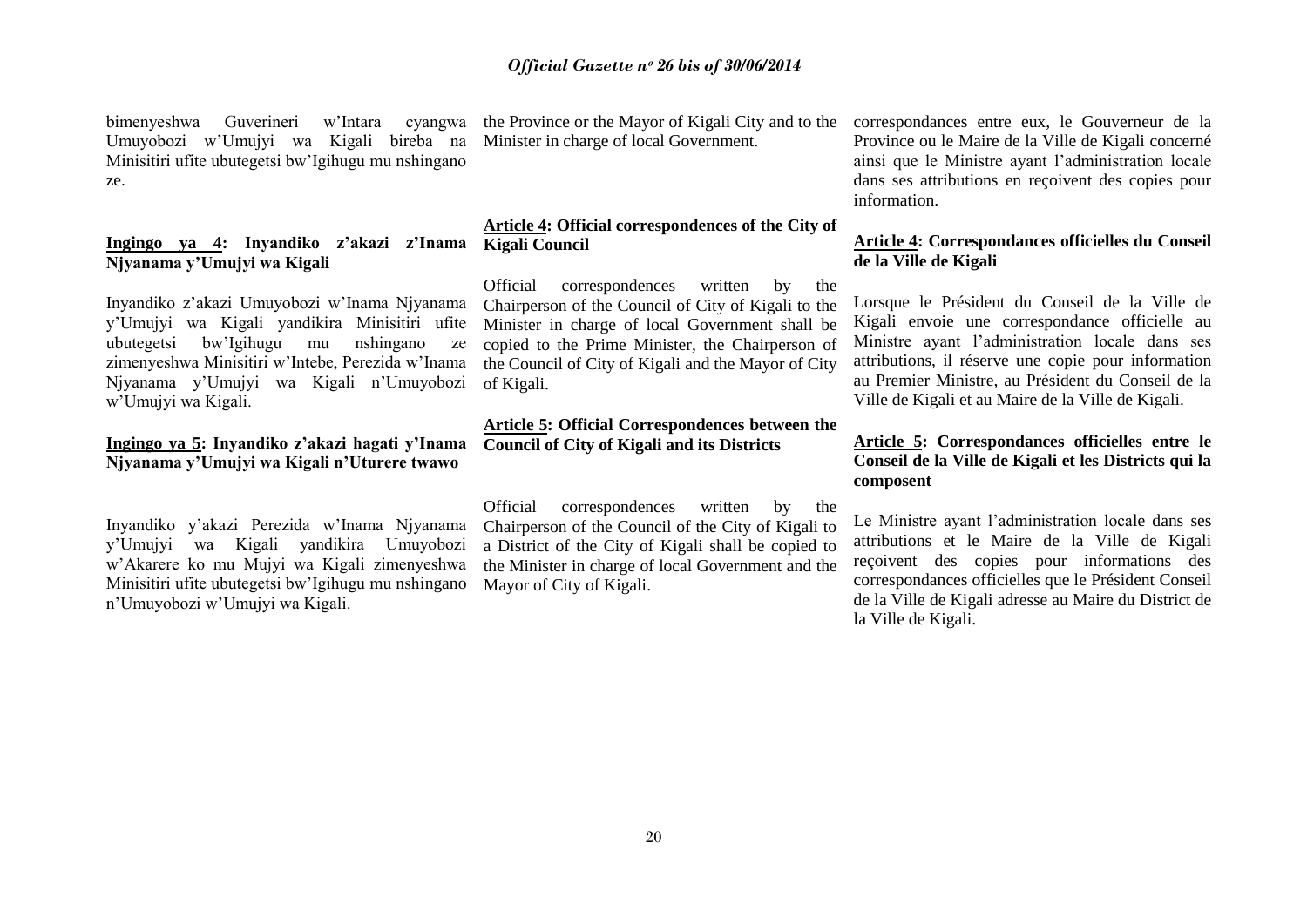bimenyeshwa Guverineri w'Intara cyangwa Umuyobozi w'Umujyi wa Kigali bireba na Minisitiri ufite ubutegetsi bw'Igihugu mu nshingano ze.

**Ingingo ya 4: Inyandiko z'akazi z'Inama Njyanama y'Umujyi wa Kigali**

Inyandiko z'akazi Umuyobozi w'Inama Njyanama y'Umujyi wa Kigali yandikira Minisitiri ufite ubutegetsi bw'Igihugu mu nshingano ze zimenyeshwa Minisitiri w'Intebe, Perezida w'Inama Njyanama y'Umujyi wa Kigali n'Umuyobozi w'Umujyi wa Kigali.

**Ingingo ya 5: Inyandiko z'akazi hagati y'Inama Njyanama y'Umujyi wa Kigali n'Uturere twawo**

Inyandiko y'akazi Perezida w'Inama Njyanama y'Umujyi wa Kigali yandikira Umuyobozi w'Akarere ko mu Mujyi wa Kigali zimenyeshwa Minisitiri ufite ubutegetsi bw'Igihugu mu nshingano n'Umuyobozi w'Umujyi wa Kigali.

the Province or the Mayor of Kigali City and to the Minister in charge of local Government.

**Article 4: Official correspondences of the City of Kigali Council**

Official correspondences written by the Chairperson of the Council of City of Kigali to the Minister in charge of local Government shall be copied to the Prime Minister, the Chairperson of the Council of City of Kigali and the Mayor of City of Kigali.

**Article 5: Official Correspondences between the Council of City of Kigali and its Districts**

Official correspondences written by the Chairperson of the Council of the City of Kigali to a District of the City of Kigali shall be copied to the Minister in charge of local Government and the Mayor of City of Kigali.

correspondances entre eux, le Gouverneur de la Province ou le Maire de la Ville de Kigali concerné ainsi que le Ministre ayant l'administration locale dans ses attributions en reçoivent des copies pour information.

**Article 4: Correspondances officielles du Conseil de la Ville de Kigali**

Lorsque le Président du Conseil de la Ville de Kigali envoie une correspondance officielle au Ministre ayant l'administration locale dans ses attributions, il réserve une copie pour information au Premier Ministre, au Président du Conseil de la Ville de Kigali et au Maire de la Ville de Kigali.

**Article 5: Correspondances officielles entre le Conseil de la Ville de Kigali et les Districts qui la composent**

Le Ministre ayant l'administration locale dans ses attributions et le Maire de la Ville de Kigali reçoivent des copies pour informations des correspondances officielles que le Président Conseil de la Ville de Kigali adresse au Maire du District de la Ville de Kigali.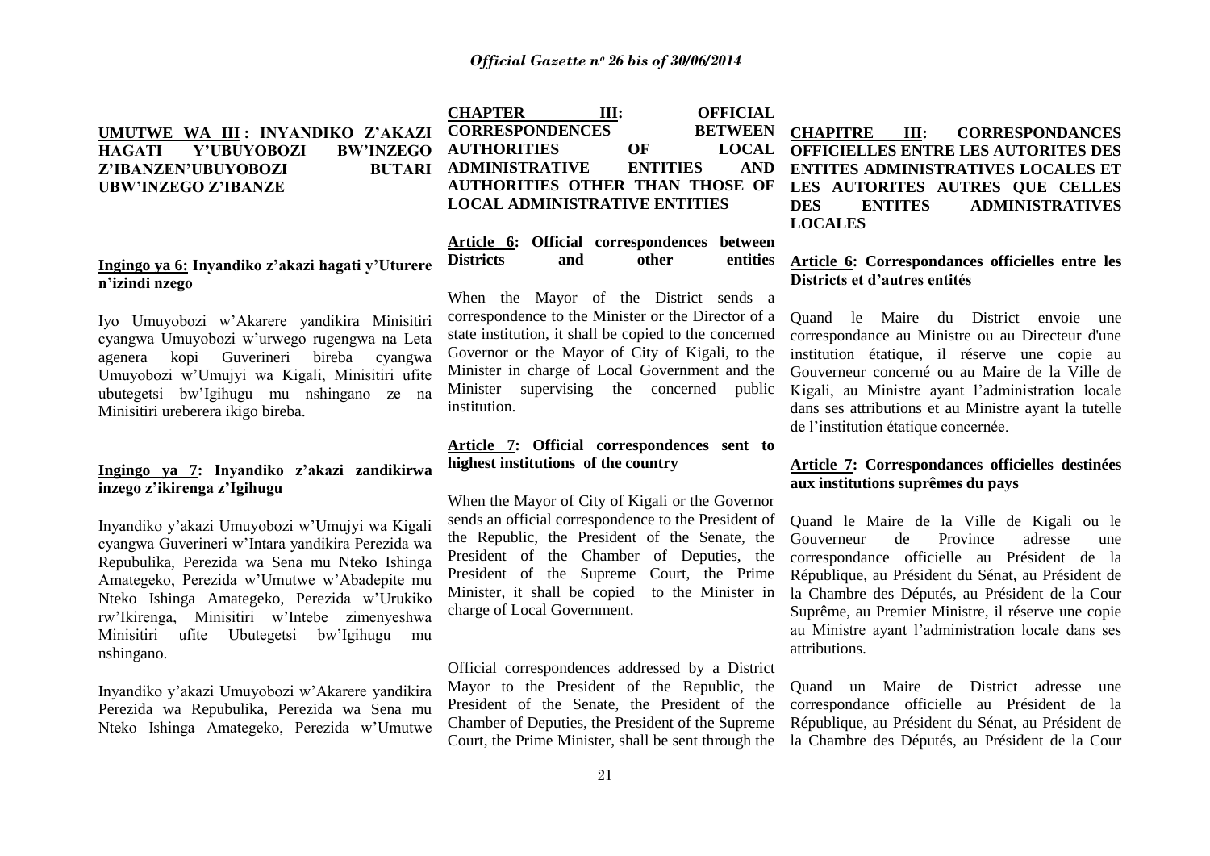**UMUTWE WA III : INYANDIKO Z'AKAZI HAGATI Y'UBUYOBOZI BW'INZEGO Z'IBANZEN'UBUYOBOZI BUTARI UBW'INZEGO Z'IBANZE**

**Ingingo ya 6: Inyandiko z'akazi hagati y'Uturere n'izindi nzego**

Iyo Umuyobozi w'Akarere yandikira Minisitiri cyangwa Umuyobozi w'urwego rugengwa na Leta agenera kopi Guverineri bireba cyangwa Umuyobozi w'Umujyi wa Kigali, Minisitiri ufite ubutegetsi bw'Igihugu mu nshingano ze na Minisitiri ureberera ikigo bireba.

**Ingingo ya 7: Inyandiko z'akazi zandikirwa inzego z'ikirenga z'Igihugu**

Inyandiko y'akazi Umuyobozi w'Umujyi wa Kigali cyangwa Guverineri w'Intara yandikira Perezida wa Repubulika, Perezida wa Sena mu Nteko Ishinga Amategeko, Perezida w'Umutwe w'Abadepite mu Nteko Ishinga Amategeko, Perezida w'Urukiko rw'Ikirenga, Minisitiri w'Intebe zimenyeshwa Minisitiri ufite Ubutegetsi bw'Igihugu mu nshingano.

Inyandiko y'akazi Umuyobozi w'Akarere yandikira Perezida wa Repubulika, Perezida wa Sena mu Nteko Ishinga Amategeko, Perezida w'Umutwe

**CHAPTER III: OFFICIAL CORRESPONDENCES BETWEEN AUTHORITIES OF LOCAL ADMINISTRATIVE ENTITIES AND AUTHORITIES OTHER THAN THOSE OF LOCAL ADMINISTRATIVE ENTITIES**

**Article 6: Official correspondences between Districts and other entities**

When the Mayor of the District sends a correspondence to the Minister or the Director of a state institution, it shall be copied to the concerned Governor or the Mayor of City of Kigali, to the Minister in charge of Local Government and the Minister supervising the concerned public institution.

**Article 7: Official correspondences sent to highest institutions of the country**

When the Mayor of City of Kigali or the Governor sends an official correspondence to the President of the Republic, the President of the Senate, the President of the Chamber of Deputies, the President of the Supreme Court, the Prime Minister, it shall be copied to the Minister in charge of Local Government.

Official correspondences addressed by a District Mayor to the President of the Republic, the President of the Senate, the President of the Chamber of Deputies, the President of the Supreme Court, the Prime Minister, shall be sent through the

**CHAPITRE III: CORRESPONDANCES OFFICIELLES ENTRE LES AUTORITES DES ENTITES ADMINISTRATIVES LOCALES ET LES AUTORITES AUTRES QUE CELLES DES ENTITES ADMINISTRATIVES LOCALES**

**Article 6: Correspondances officielles entre les Districts et d'autres entités**

Quand le Maire du District envoie une correspondance au Ministre ou au Directeur d'une institution étatique, il réserve une copie au Gouverneur concerné ou au Maire de la Ville de Kigali, au Ministre ayant l'administration locale dans ses attributions et au Ministre ayant la tutelle de l'institution étatique concernée.

**Article 7: Correspondances officielles destinées aux institutions suprêmes du pays**

Quand le Maire de la Ville de Kigali ou le Gouverneur de Province adresse une correspondance officielle au Président de la République, au Président du Sénat, au Président de la Chambre des Députés, au Président de la Cour Suprême, au Premier Ministre, il réserve une copie au Ministre ayant l'administration locale dans ses attributions.

Quand un Maire de District adresse une correspondance officielle au Président de la République, au Président du Sénat, au Président de la Chambre des Députés, au Président de la Cour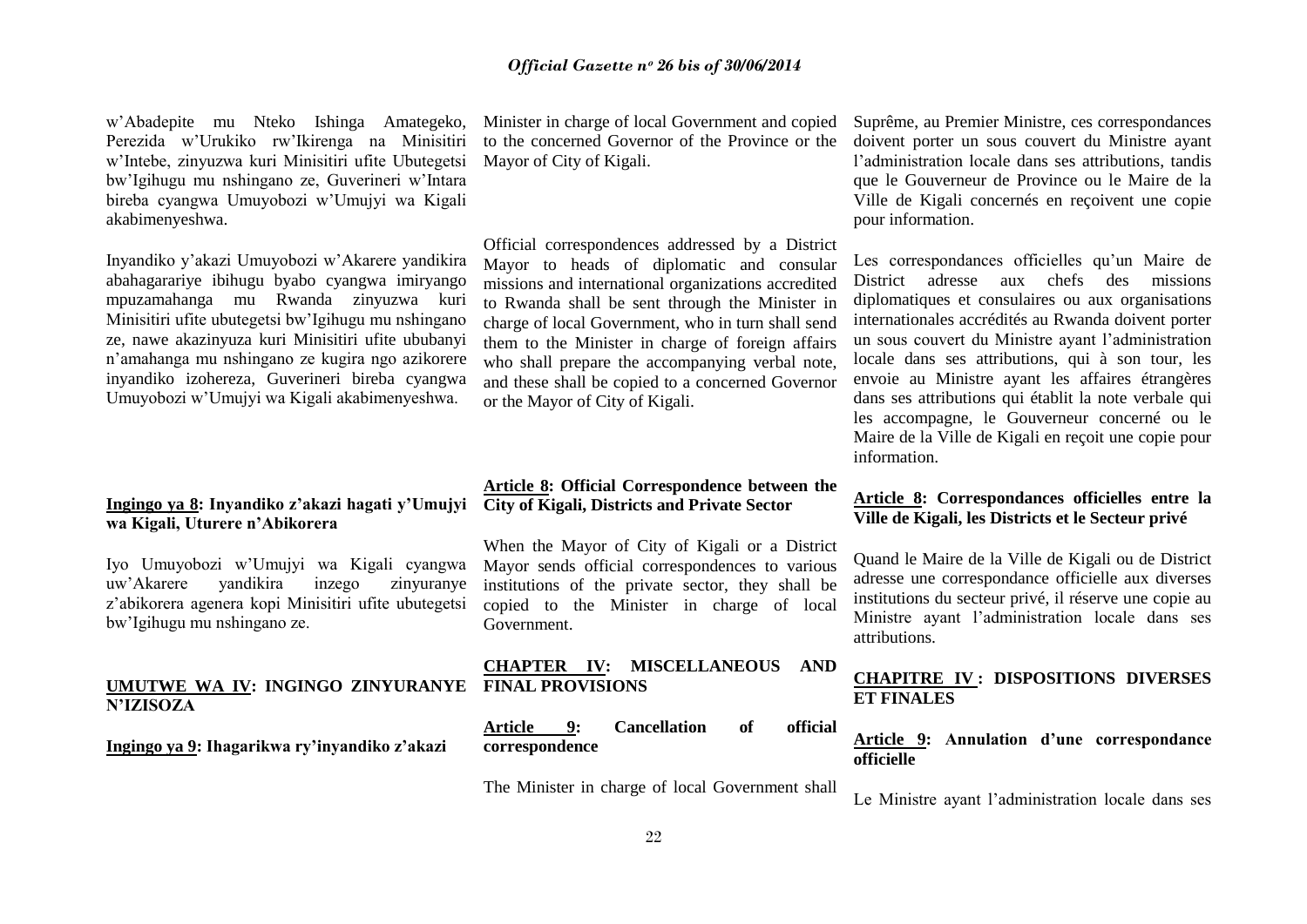w'Abadepite mu Nteko Ishinga Amategeko, Perezida w'Urukiko rw'Ikirenga na Minisitiri w'Intebe, zinyuzwa kuri Minisitiri ufite Ubutegetsi bw'Igihugu mu nshingano ze, Guverineri w'Intara bireba cyangwa Umuyobozi w'Umujyi wa Kigali akabimenyeshwa.

Inyandiko y'akazi Umuyobozi w'Akarere yandikira abahagarariye ibihugu byabo cyangwa imiryango mpuzamahanga mu Rwanda zinyuzwa kuri Minisitiri ufite ubutegetsi bw'Igihugu mu nshingano ze, nawe akazinyuza kuri Minisitiri ufite ububanyi n'amahanga mu nshingano ze kugira ngo azikorere inyandiko izohereza, Guverineri bireba cyangwa Umuyobozi w'Umujyi wa Kigali akabimenyeshwa.

**Ingingo ya 8: Inyandiko z'akazi hagati y'Umujyi wa Kigali, Uturere n'Abikorera**

Iyo Umuyobozi w'Umujyi wa Kigali cyangwa uw'Akarere yandikira inzego zinyuranye z'abikorera agenera kopi Minisitiri ufite ubutegetsi bw'Igihugu mu nshingano ze.

**UMUTWE WA IV: INGINGO ZINYURANYE N'IZISOZA**

**Ingingo ya 9: Ihagarikwa ry'inyandiko z'akazi**

Minister in charge of local Government and copied to the concerned Governor of the Province or the Mayor of City of Kigali.

Official correspondences addressed by a District Mayor to heads of diplomatic and consular missions and international organizations accredited to Rwanda shall be sent through the Minister in charge of local Government, who in turn shall send them to the Minister in charge of foreign affairs who shall prepare the accompanying verbal note, and these shall be copied to a concerned Governor or the Mayor of City of Kigali.

**Article 8: Official Correspondence between the City of Kigali, Districts and Private Sector**

When the Mayor of City of Kigali or a District Mayor sends official correspondences to various institutions of the private sector, they shall be copied to the Minister in charge of local Government.

**CHAPTER IV: MISCELLANEOUS AND FINAL PROVISIONS**

**Article 9: Cancellation of official correspondence**

The Minister in charge of local Government shall

Suprême, au Premier Ministre, ces correspondances doivent porter un sous couvert du Ministre ayant l'administration locale dans ses attributions, tandis que le Gouverneur de Province ou le Maire de la Ville de Kigali concernés en reçoivent une copie pour information.

Les correspondances officielles qu'un Maire de District adresse aux chefs des missions diplomatiques et consulaires ou aux organisations internationales accrédités au Rwanda doivent porter un sous couvert du Ministre ayant l'administration locale dans ses attributions, qui à son tour, les envoie au Ministre ayant les affaires étrangères dans ses attributions qui établit la note verbale qui les accompagne, le Gouverneur concerné ou le Maire de la Ville de Kigali en reçoit une copie pour information.

**Article 8: Correspondances officielles entre la Ville de Kigali, les Districts et le Secteur privé**

Quand le Maire de la Ville de Kigali ou de District adresse une correspondance officielle aux diverses institutions du secteur privé, il réserve une copie au Ministre ayant l'administration locale dans ses attributions.

**CHAPITRE IV : DISPOSITIONS DIVERSES ET FINALES**

**Article 9: Annulation d'une correspondance officielle**

Le Ministre ayant l'administration locale dans ses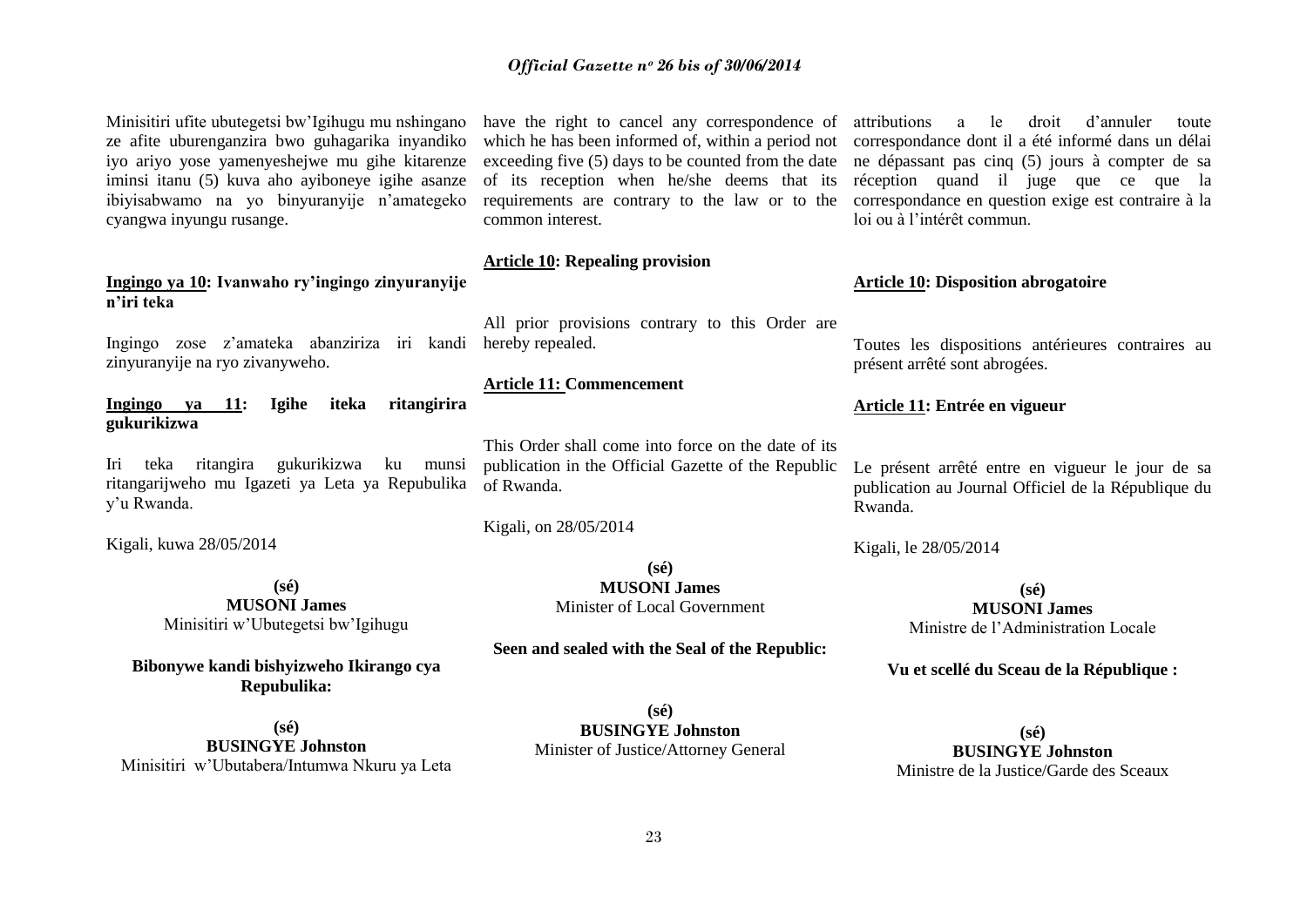Minisitiri ufite ubutegetsi bw'Igihugu mu nshingano ze afite uburenganzira bwo guhagarika inyandiko iyo ariyo yose yamenyeshejwe mu gihe kitarenze iminsi itanu (5) kuva aho ayiboneye igihe asanze ibiyisabwamo na yo binyuranyije n'amategeko cyangwa inyungu rusange.

**Ingingo ya 10: Ivanwaho ry'ingingo zinyuranyije n'iri teka**

Ingingo zose z'amateka abanziriza iri kandi zinyuranyije na ryo zivanyweho.

**Ingingo ya 11: Igihe iteka ritangirira gukurikizwa**

Iri teka ritangira gukurikizwa ku munsi ritangarijweho mu Igazeti ya Leta ya Repubulika y'u Rwanda.

Kigali, kuwa 28/05/2014

**(sé)**
**MUSONI James**
Minisitiri w'Ubutegetsi bw'Igihugu

**Bibonywe kandi bishyizweho Ikirango cya Repubulika:**

**(sé)**
**BUSINGYE Johnston**
Minisitiri w'Ubutabera/Intumwa Nkuru ya Leta

have the right to cancel any correspondence of which he has been informed of, within a period not exceeding five (5) days to be counted from the date of its reception when he/she deems that its requirements are contrary to the law or to the common interest.

**Article 10: Repealing provision**

All prior provisions contrary to this Order are hereby repealed.

**Article 11: Commencement**

This Order shall come into force on the date of its publication in the Official Gazette of the Republic of Rwanda.

Kigali, on 28/05/2014

**(sé)**
**MUSONI James**
Minister of Local Government

**Seen and sealed with the Seal of the Republic:**

**(sé)**
**BUSINGYE Johnston**
Minister of Justice/Attorney General

attributions a le droit d'annuler toute correspondance dont il a été informé dans un délai ne dépassant pas cinq (5) jours à compter de sa réception quand il juge que ce que la correspondance en question exige est contraire à la loi ou à l'intérêt commun.

**Article 10: Disposition abrogatoire**

Toutes les dispositions antérieures contraires au présent arrêté sont abrogées.

**Article 11: Entrée en vigueur**

Le présent arrêté entre en vigueur le jour de sa publication au Journal Officiel de la République du Rwanda.

Kigali, le 28/05/2014

**(sé)**
**MUSONI James**
Ministre de l'Administration Locale

**Vu et scellé du Sceau de la République :**

**(sé)**
**BUSINGYE Johnston**
Ministre de la Justice/Garde des Sceaux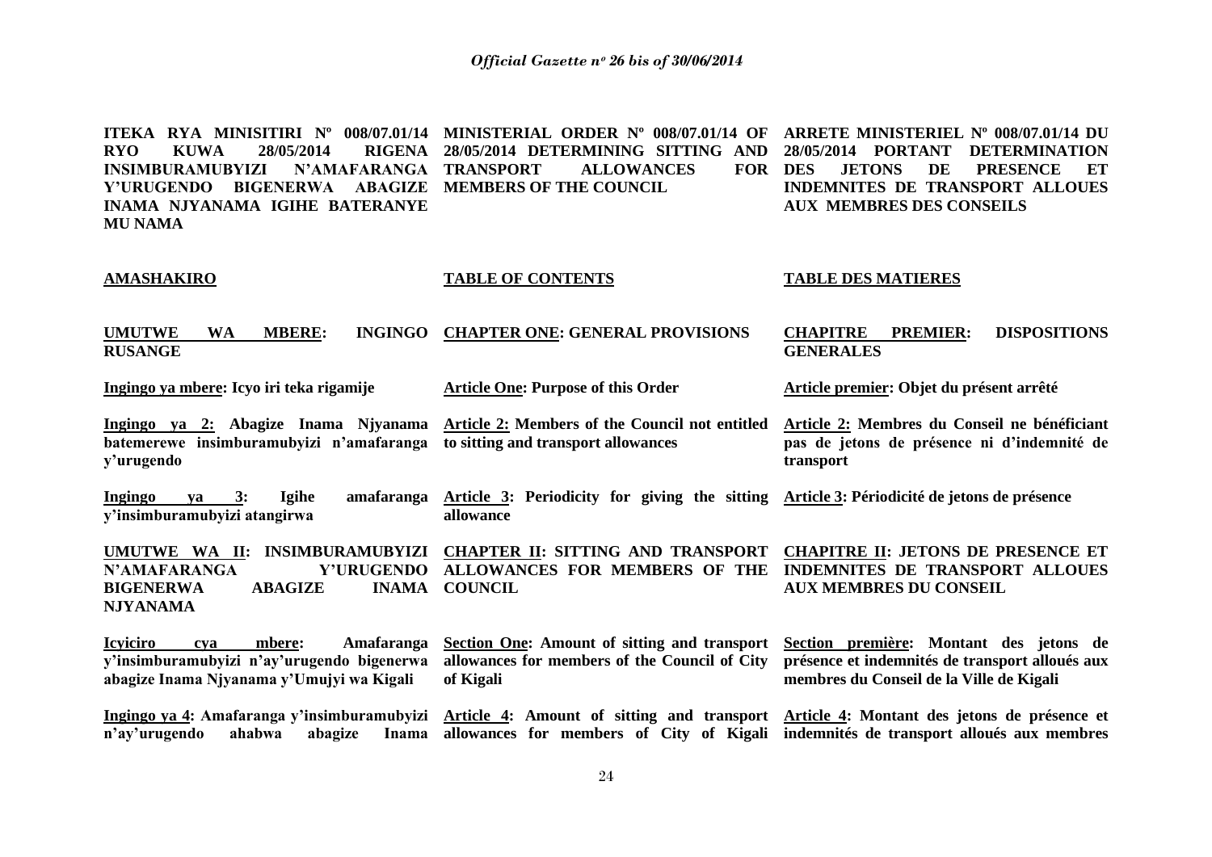**ITEKA RYA MINISITIRI Nº 008/07.01/14 RYO KUWA 28/05/2014 RIGENA INSIMBURAMUBYIZI N'AMAFARANGA Y'URUGENDO BIGENERWA ABAGIZE INAMA NJYANAMA IGIHE BATERANYE MU NAMA**

**MINISTERIAL ORDER Nº 008/07.01/14 OF 28/05/2014 DETERMINING SITTING AND TRANSPORT ALLOWANCES FOR MEMBERS OF THE COUNCIL**

**ARRETE MINISTERIEL Nº 008/07.01/14 DU 28/05/2014 PORTANT DETERMINATION DES JETONS DE PRESENCE ET INDEMNITES DE TRANSPORT ALLOUES AUX MEMBRES DES CONSEILS**

| **AMASHAKIRO** | **TABLE OF CONTENTS** | **TABLE DES MATIERES** |
|---|---|---|
| **UMUTWE WA MBERE: INGINGO RUSANGE** | **CHAPTER ONE: GENERAL PROVISIONS** | **CHAPITRE PREMIER: DISPOSITIONS GENERALES** |
| **Ingingo ya mbere: Icyo iri teka rigamije** | **Article One: Purpose of this Order** | **Article premier: Objet du présent arrêté** |
| **Ingingo ya 2: Abagize Inama Njyanama batemerewe insimburamubyizi n'amafaranga y'urugendo** | **Article 2: Members of the Council not entitled to sitting and transport allowances** | **Article 2: Membres du Conseil ne bénéficiant pas de jetons de présence ni d'indemnité de transport** |
| **Ingingo ya 3: Igihe amafaranga y'insimburamubyizi atangirwa** | **Article 3: Periodicity for giving the sitting allowance** | **Article 3: Périodicité de jetons de présence** |
| **UMUTWE WA II: INSIMBURAMUBYIZI N'AMAFARANGA Y'URUGENDO BIGENERWA ABAGIZE INAMA NJYANAMA** | **CHAPTER II: SITTING AND TRANSPORT ALLOWANCES FOR MEMBERS OF THE COUNCIL** | **CHAPITRE II: JETONS DE PRESENCE ET INDEMNITES DE TRANSPORT ALLOUES AUX MEMBRES DU CONSEIL** |
| **Icyiciro cya mbere: Amafaranga y'insimburamubyizi n'ay'urugendo bigenerwa abagize Inama Njyanama y'Umujyi wa Kigali** | **Section One: Amount of sitting and transport allowances for members of the Council of City of Kigali** | **Section première: Montant des jetons de présence et indemnités de transport alloués aux membres du Conseil de la Ville de Kigali** |
| **Ingingo ya 4: Amafaranga y'insimburamubyizi n'ay'urugendo ahabwa abagize Inama** | **Article 4: Amount of sitting and transport allowances for members of City of Kigali** | **Article 4: Montant des jetons de présence et indemnités de transport alloués aux membres** |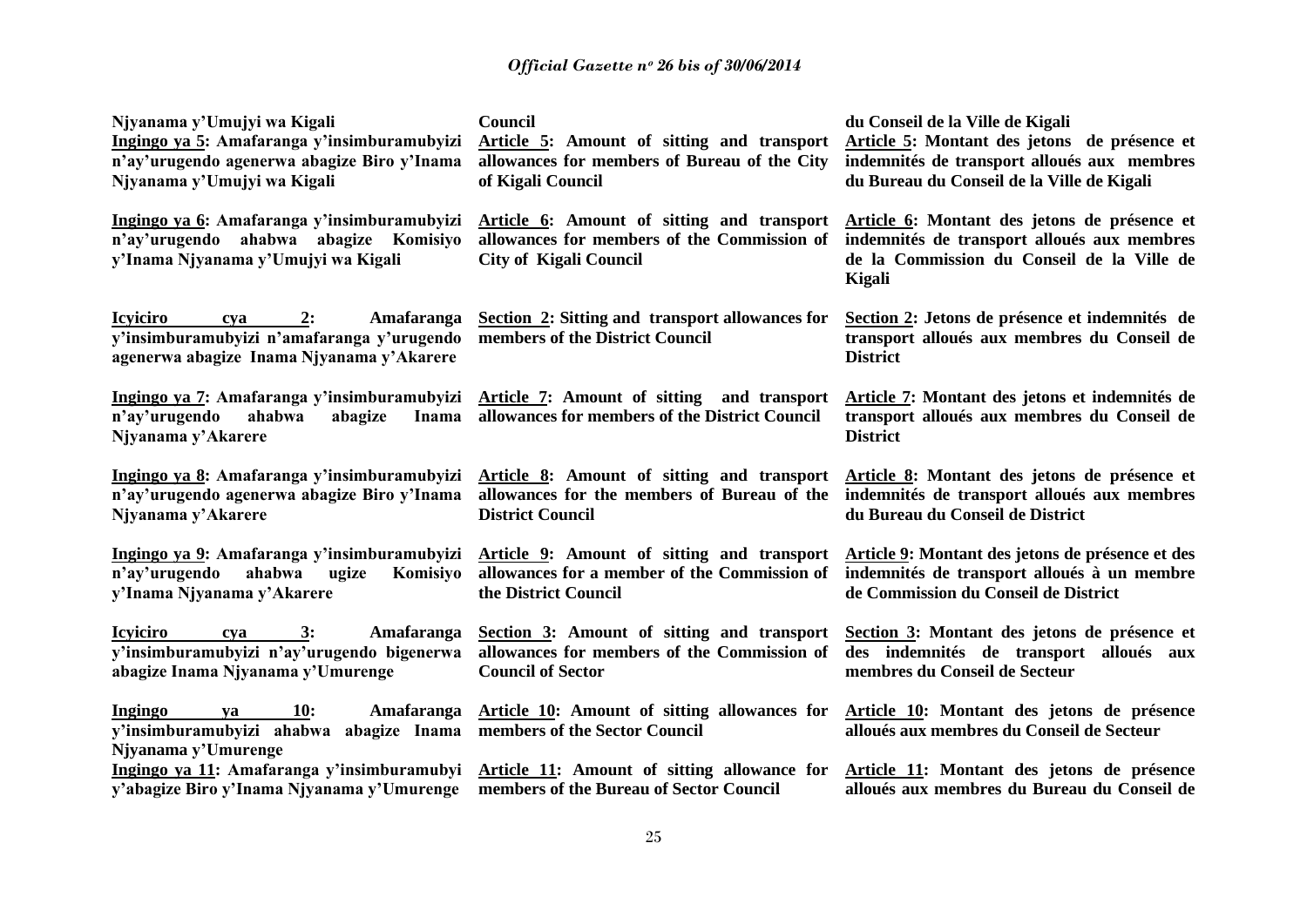Njyanama y'Umujyi wa Kigali

**Ingingo ya 5: Amafaranga y'insimburamubyizi n'ay'urugendo agenerwa abagize Biro y'Inama Njyanama y'Umujyi wa Kigali**

**Ingingo ya 6: Amafaranga y'insimburamubyizi n'ay'urugendo ahabwa abagize Komisiyo y'Inama Njyanama y'Umujyi wa Kigali**

**Icyiciro cya 2: Amafaranga y'insimburamubyizi n'amafaranga y'urugendo agenerwa abagize Inama Njyanama y'Akarere**

**Ingingo ya 7: Amafaranga y'insimburamubyizi n'ay'urugendo ahabwa abagize Inama Njyanama y'Akarere**

**Ingingo ya 8: Amafaranga y'insimburamubyizi n'ay'urugendo agenerwa abagize Biro y'Inama Njyanama y'Akarere**

**Ingingo ya 9: Amafaranga y'insimburamubyizi n'ay'urugendo ahabwa ugize Komisiyo y'Inama Njyanama y'Akarere**

**Icyiciro cya 3: Amafaranga y'insimburamubyizi n'ay'urugendo bigenerwa abagize Inama Njyanama y'Umurenge**

**Ingingo ya 10: Amafaranga y'insimburamubyizi ahabwa abagize Inama Njyanama y'Umurenge**

**Ingingo ya 11: Amafaranga y'insimburamubyi y'abagize Biro y'Inama Njyanama y'Umurenge**

**Council**

**Article 5: Amount of sitting and transport allowances for members of Bureau of the City of Kigali Council**

**Article 6: Amount of sitting and transport allowances for members of the Commission of City of Kigali Council**

**Section 2: Sitting and transport allowances for members of the District Council**

**Article 7: Amount of sitting and transport allowances for members of the District Council**

**Article 8: Amount of sitting and transport allowances for the members of Bureau of the District Council**

**Article 9: Amount of sitting and transport allowances for a member of the Commission of the District Council**

**Section 3: Amount of sitting and transport allowances for members of the Commission of Council of Sector**

**Article 10: Amount of sitting allowances for members of the Sector Council**

**Article 11: Amount of sitting allowance for members of the Bureau of Sector Council**

**du Conseil de la Ville de Kigali**

**Article 5: Montant des jetons de présence et indemnités de transport alloués aux membres du Bureau du Conseil de la Ville de Kigali**

**Article 6: Montant des jetons de présence et indemnités de transport alloués aux membres de la Commission du Conseil de la Ville de Kigali**

**Section 2: Jetons de présence et indemnités de transport alloués aux membres du Conseil de District**

**Article 7: Montant des jetons et indemnités de transport alloués aux membres du Conseil de District**

**Article 8: Montant des jetons de présence et indemnités de transport alloués aux membres du Bureau du Conseil de District**

**Article 9: Montant des jetons de présence et des indemnités de transport alloués à un membre de Commission du Conseil de District**

**Section 3: Montant des jetons de présence et des indemnités de transport alloués aux membres du Conseil de Secteur**

**Article 10: Montant des jetons de présence alloués aux membres du Conseil de Secteur**

**Article 11: Montant des jetons de présence alloués aux membres du Bureau du Conseil de**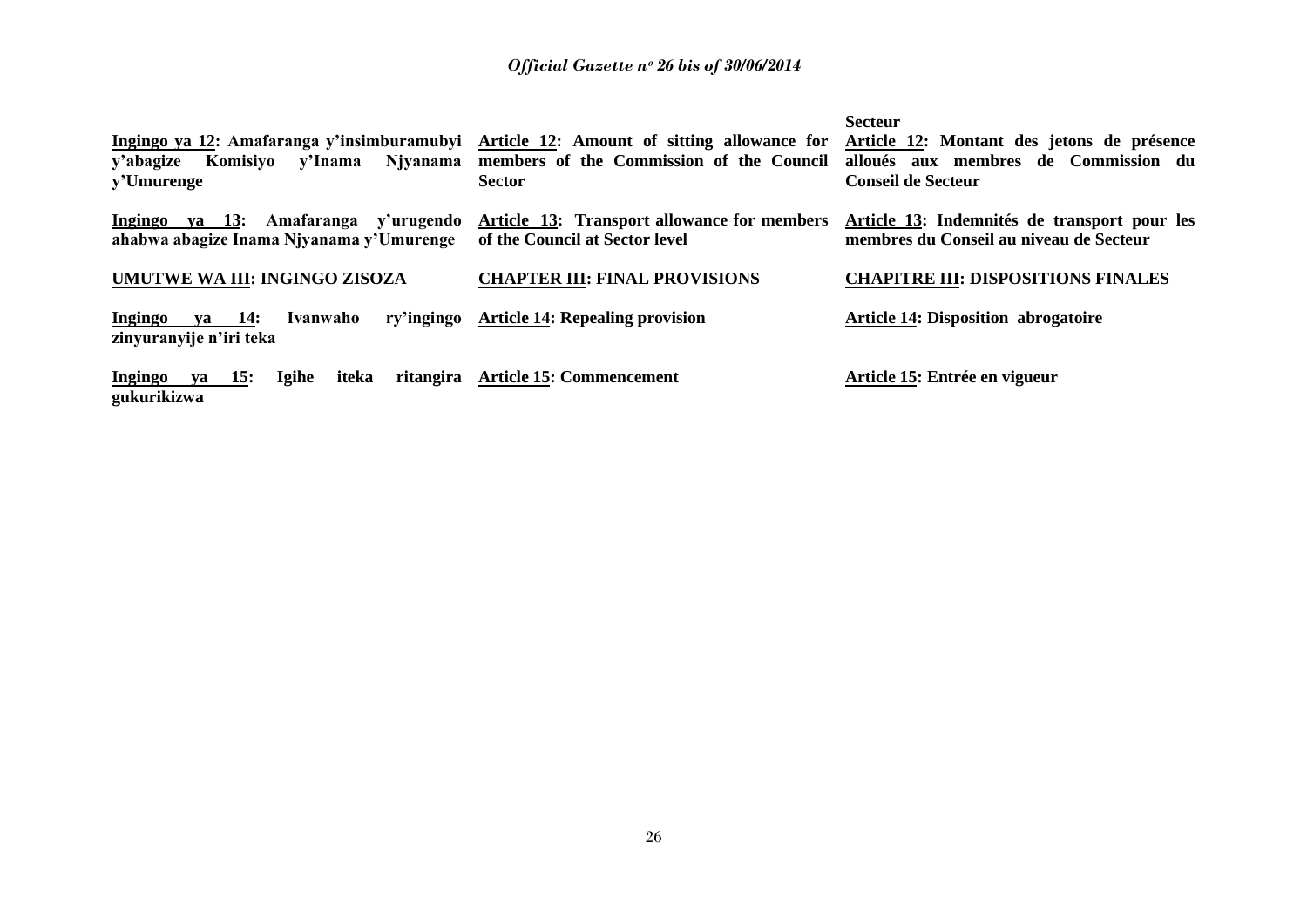| Ingingo | Article | Article |
|---|---|---|
| | | **Secteur** |
| **Ingingo ya 12: Amafaranga y'insimburamubyi y'abagize Komisiyo y'Inama Njyanama y'Umurenge** | **Article 12: Amount of sitting allowance for members of the Commission of the Council Sector** | **Article 12: Montant des jetons de présence alloués aux membres de Commission du Conseil de Secteur** |
| **Ingingo ya 13: Amafaranga y'urugendo ahabwa abagize Inama Njyanama y'Umurenge** | **Article 13: Transport allowance for members of the Council at Sector level** | **Article 13: Indemnités de transport pour les membres du Conseil au niveau de Secteur** |
| **UMUTWE WA III: INGINGO ZISOZA** | **CHAPTER III: FINAL PROVISIONS** | **CHAPITRE III: DISPOSITIONS FINALES** |
| **Ingingo ya 14: Ivanwaho ry'ingingo zinyuranyije n'iri teka** | **Article 14: Repealing provision** | **Article 14: Disposition abrogatoire** |
| **Ingingo ya 15: Igihe iteka ritangira gukurikizwa** | **Article 15: Commencement** | **Article 15: Entrée en vigueur** |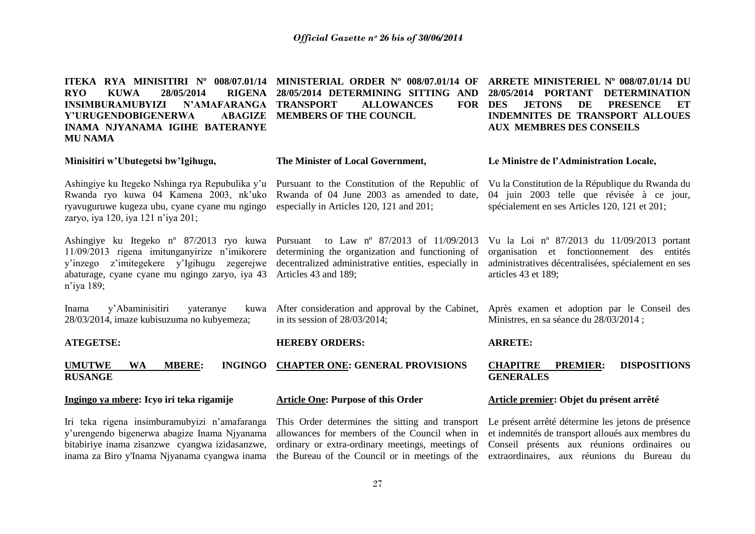**ITEKA RYA MINISITIRI Nº 008/07.01/14 RYO KUWA 28/05/2014 RIGENA INSIMBURAMUBYIZI N'AMAFARANGA Y'URUGENDOBIGENERWA ABAGIZE INAMA NJYANAMA IGIHE BATERANYE MU NAMA**

**Minisitiri w'Ubutegetsi bw'Igihugu,**

Ashingiye ku Itegeko Nshinga rya Repubulika y'u Rwanda ryo kuwa 04 Kamena 2003, nk'uko ryavuguruwe kugeza ubu, cyane cyane mu ngingo zaryo, iya 120, iya 121 n'iya 201;

Ashingiye ku Itegeko nº 87/2013 ryo kuwa 11/09/2013 rigena imitunganyirize n'imikorere y'inzego z'imitegekere y'Igihugu zegerejwe abaturage, cyane cyane mu ngingo zaryo, iya 43 n'iya 189;

Inama y'Abaminisitiri yateranye kuwa 28/03/2014, imaze kubisuzuma no kubyemeza;

**ATEGETSE:**

**UMUTWE WA MBERE: INGINGO RUSANGE**

**Ingingo ya mbere: Icyo iri teka rigamije**

Iri teka rigena insimburamubyizi n'amafaranga y'urengendo bigenerwa abagize Inama Njyanama bitabiriye inama zisanzwe cyangwa izidasanzwe, inama za Biro y'Inama Njyanama cyangwa inama

**MINISTERIAL ORDER Nº 008/07.01/14 OF 28/05/2014 DETERMINING SITTING AND TRANSPORT ALLOWANCES FOR MEMBERS OF THE COUNCIL**

**The Minister of Local Government,**

Pursuant to the Constitution of the Republic of Rwanda of 04 June 2003 as amended to date, especially in Articles 120, 121 and 201;

Pursuant to Law nº 87/2013 of 11/09/2013 determining the organization and functioning of decentralized administrative entities, especially in Articles 43 and 189;

After consideration and approval by the Cabinet, in its session of 28/03/2014;

**HEREBY ORDERS:**

**CHAPTER ONE: GENERAL PROVISIONS**

**Article One: Purpose of this Order**

This Order determines the sitting and transport allowances for members of the Council when in ordinary or extra-ordinary meetings, meetings of the Bureau of the Council or in meetings of the

**ARRETE MINISTERIEL Nº 008/07.01/14 DU 28/05/2014 PORTANT DETERMINATION DES JETONS DE PRESENCE ET INDEMNITES DE TRANSPORT ALLOUES AUX MEMBRES DES CONSEILS**

**Le Ministre de l'Administration Locale,**

Vu la Constitution de la République du Rwanda du 04 juin 2003 telle que révisée à ce jour, spécialement en ses Articles 120, 121 et 201;

Vu la Loi nº 87/2013 du 11/09/2013 portant organisation et fonctionnement des entités administratives décentralisées, spécialement en ses articles 43 et 189;

Après examen et adoption par le Conseil des Ministres, en sa séance du 28/03/2014 ;

**ARRETE:**

**CHAPITRE PREMIER: DISPOSITIONS GENERALES**

**Article premier: Objet du présent arrêté**

Le présent arrêté détermine les jetons de présence et indemnités de transport alloués aux membres du Conseil présents aux réunions ordinaires ou extraordinaires, aux réunions du Bureau du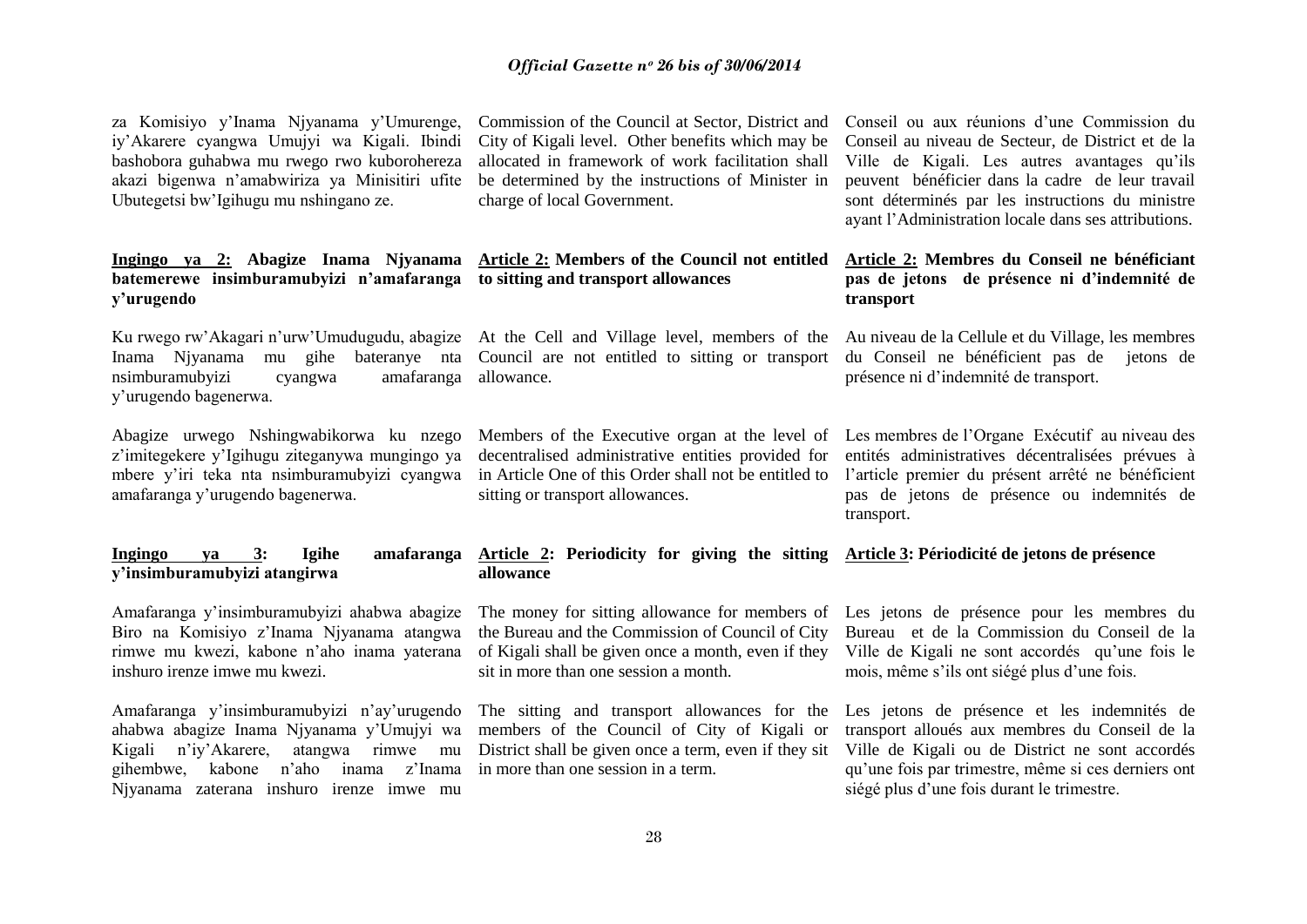za Komisiyo y'Inama Njyanama y'Umurenge, iy'Akarere cyangwa Umujyi wa Kigali. Ibindi bashobora guhabwa mu rwego rwo kuborohereza akazi bigenwa n'amabwiriza ya Minisitiri ufite Ubutegetsi bw'Igihugu mu nshingano ze.

**Ingingo ya 2: Abagize Inama Njyanama batemerewe insimburamubyizi n'amafaranga y'urugendo**

Ku rwego rw'Akagari n'urw'Umudugudu, abagize Inama Njyanama mu gihe bateranye nta nsimburamubyizi cyangwa amafaranga y'urugendo bagenerwa.

Abagize urwego Nshingwabikorwa ku nzego z'imitegekere y'Igihugu ziteganywa mungingo ya mbere y'iri teka nta nsimburamubyizi cyangwa amafaranga y'urugendo bagenerwa.

**Ingingo ya 3: Igihe amafaranga y'insimburamubyizi atangirwa**

Amafaranga y'insimburamubyizi ahabwa abagize Biro na Komisiyo z'Inama Njyanama atangwa rimwe mu kwezi, kabone n'aho inama yaterana inshuro irenze imwe mu kwezi.

Amafaranga y'insimburamubyizi n'ay'urugendo ahabwa abagize Inama Njyanama y'Umujyi wa Kigali n'iy'Akarere, atangwa rimwe mu gihembwe, kabone n'aho inama z'Inama Njyanama zaterana inshuro irenze imwe mu

Commission of the Council at Sector, District and City of Kigali level. Other benefits which may be allocated in framework of work facilitation shall be determined by the instructions of Minister in charge of local Government.

**Article 2: Members of the Council not entitled to sitting and transport allowances**

At the Cell and Village level, members of the Council are not entitled to sitting or transport allowance.

Members of the Executive organ at the level of decentralised administrative entities provided for in Article One of this Order shall not be entitled to sitting or transport allowances.

**Article 2: Periodicity for giving the sitting allowance**

The money for sitting allowance for members of the Bureau and the Commission of Council of City of Kigali shall be given once a month, even if they sit in more than one session a month.

The sitting and transport allowances for the members of the Council of City of Kigali or District shall be given once a term, even if they sit in more than one session in a term.

Conseil ou aux réunions d'une Commission du Conseil au niveau de Secteur, de District et de la Ville de Kigali. Les autres avantages qu'ils peuvent bénéficier dans la cadre de leur travail sont déterminés par les instructions du ministre ayant l'Administration locale dans ses attributions.

**Article 2: Membres du Conseil ne bénéficiant pas de jetons de présence ni d'indemnité de transport**

Au niveau de la Cellule et du Village, les membres du Conseil ne bénéficient pas de jetons de présence ni d'indemnité de transport.

Les membres de l'Organe Exécutif au niveau des entités administratives décentralisées prévues à l'article premier du présent arrêté ne bénéficient pas de jetons de présence ou indemnités de transport.

**Article 3: Périodicité de jetons de présence**

Les jetons de présence pour les membres du Bureau et de la Commission du Conseil de la Ville de Kigali ne sont accordés qu'une fois le mois, même s'ils ont siégé plus d'une fois.

Les jetons de présence et les indemnités de transport alloués aux membres du Conseil de la Ville de Kigali ou de District ne sont accordés qu'une fois par trimestre, même si ces derniers ont siégé plus d'une fois durant le trimestre.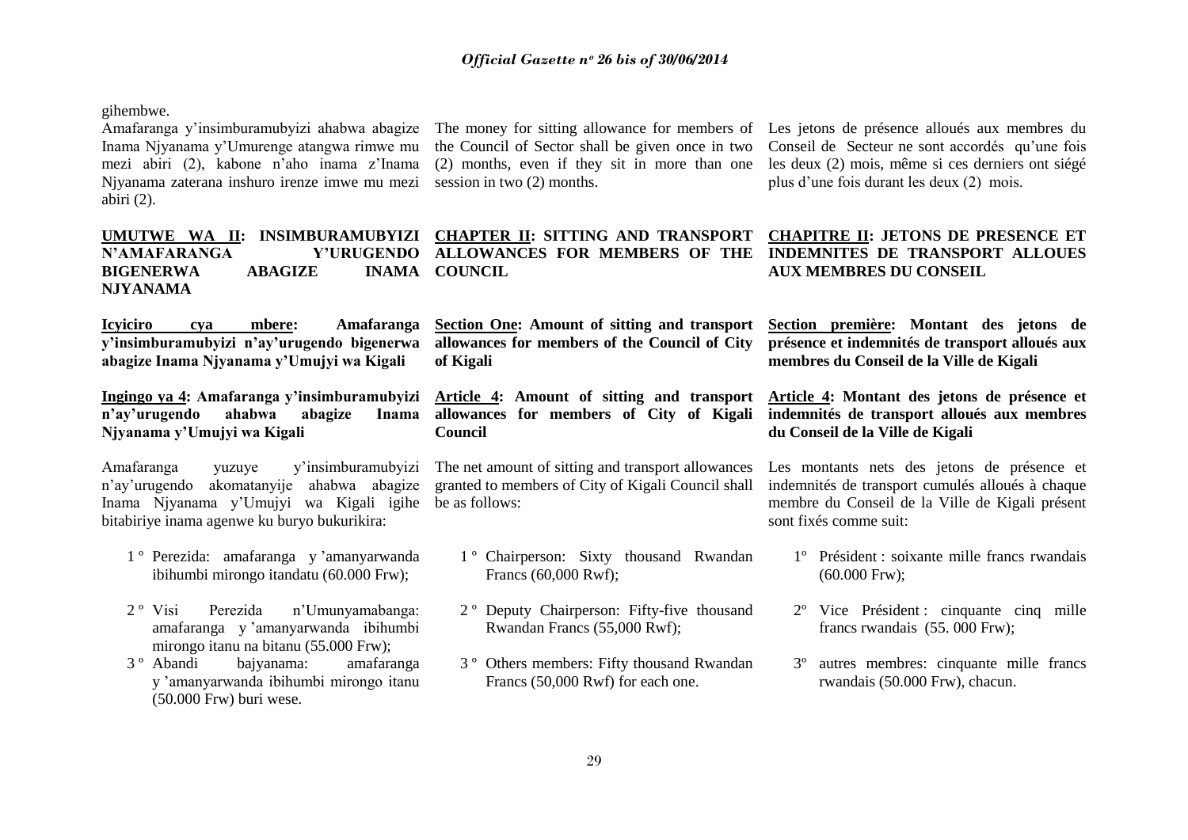gihembwe.

Amafaranga y'insimburamubyizi ahabwa abagize Inama Njyanama y'Umurenge atangwa rimwe mu mezi abiri (2), kabone n'aho inama z'Inama Njyanama zaterana inshuro irenze imwe mu mezi abiri (2).

**UMUTWE WA II: INSIMBURAMUBYIZI N'AMAFARANGA Y'URUGENDO BIGENERWA ABAGIZE INAMA NJYANAMA**

**Icyiciro cya mbere: Amafaranga y'insimburamubyizi n'ay'urugendo bigenerwa abagize Inama Njyanama y'Umujyi wa Kigali**

**Ingingo ya 4: Amafaranga y'insimburamubyizi n'ay'urugendo ahabwa abagize Inama Njyanama y'Umujyi wa Kigali**

Amafaranga yuzuye y'insimburamubyizi n'ay'urugendo akomatanyije ahabwa abagize Inama Njyanama y'Umujyi wa Kigali igihe bitabiriye inama agenwe ku buryo bukurikira:

1º Perezida: amafaranga y'amanyarwanda ibihumbi mirongo itandatu (60.000 Frw);

2º Visi Perezida n'Umunyamabanga: amafaranga y'amanyarwanda ibihumbi mirongo itanu na bitanu (55.000 Frw);

3º Abandi bajyanama: amafaranga y'amanyarwanda ibihumbi mirongo itanu (50.000 Frw) buri wese.

The money for sitting allowance for members of the Council of Sector shall be given once in two (2) months, even if they sit in more than one session in two (2) months.

**CHAPTER II: SITTING AND TRANSPORT ALLOWANCES FOR MEMBERS OF THE COUNCIL**

**Section One: Amount of sitting and transport allowances for members of the Council of City of Kigali**

**Article 4: Amount of sitting and transport allowances for members of City of Kigali Council**

The net amount of sitting and transport allowances granted to members of City of Kigali Council shall be as follows:

1º Chairperson: Sixty thousand Rwandan Francs (60,000 Rwf);

2º Deputy Chairperson: Fifty-five thousand Rwandan Francs (55,000 Rwf);

3º Others members: Fifty thousand Rwandan Francs (50,000 Rwf) for each one.

Les jetons de présence alloués aux membres du Conseil de Secteur ne sont accordés qu'une fois les deux (2) mois, même si ces derniers ont siégé plus d'une fois durant les deux (2) mois.

**CHAPITRE II: JETONS DE PRESENCE ET INDEMNITES DE TRANSPORT ALLOUES AUX MEMBRES DU CONSEIL**

**Section première: Montant des jetons de présence et indemnités de transport alloués aux membres du Conseil de la Ville de Kigali**

**Article 4: Montant des jetons de présence et indemnités de transport alloués aux membres du Conseil de la Ville de Kigali**

Les montants nets des jetons de présence et indemnités de transport cumulés alloués à chaque membre du Conseil de la Ville de Kigali présent sont fixés comme suit:

1º Président : soixante mille francs rwandais (60.000 Frw);

2º Vice Président : cinquante cinq mille francs rwandais (55. 000 Frw);

3º autres membres: cinquante mille francs rwandais (50.000 Frw), chacun.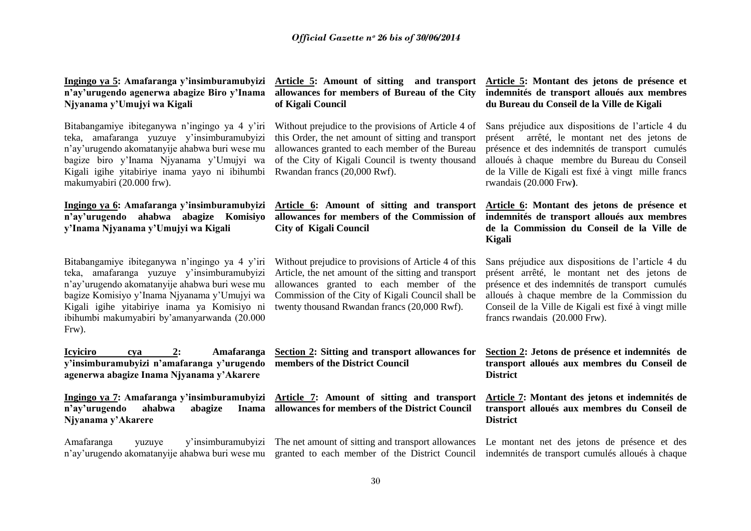**Ingingo ya 5: Amafaranga y'insimburamubyizi n'ay'urugendo agenerwa abagize Biro y'Inama Njyanama y'Umujyi wa Kigali**

Bitabangamiye ibiteganywa n'ingingo ya 4 y'iri teka, amafaranga yuzuye y'insimburamubyizi n'ay'urugendo akomatanyije ahabwa buri wese mu bagize biro y'Inama Njyanama y'Umujyi wa Kigali igihe yitabiriye inama yayo ni ibihumbi makumyabiri (20.000 frw).

**Ingingo ya 6: Amafaranga y'insimburamubyizi n'ay'urugendo ahabwa abagize Komisiyo y'Inama Njyanama y'Umujyi wa Kigali**

Bitabangamiye ibiteganywa n'ingingo ya 4 y'iri teka, amafaranga yuzuye y'insimburamubyizi n'ay'urugendo akomatanyije ahabwa buri wese mu bagize Komisiyo y'Inama Njyanama y'Umujyi wa Kigali igihe yitabiriye inama ya Komisiyo ni ibihumbi makumyabiri by'amanyarwanda (20.000 Frw).

**Icyiciro cya 2: Amafaranga y'insimburamubyizi n'amafaranga y'urugendo agenerwa abagize Inama Njyanama y'Akarere**

**Ingingo ya 7: Amafaranga y'insimburamubyizi n'ay'urugendo ahabwa abagize Inama Njyanama y'Akarere**

Amafaranga yuzuye y'insimburamubyizi n'ay'urugendo akomatanyije ahabwa buri wese mu

**Article 5: Amount of sitting and transport allowances for members of Bureau of the City of Kigali Council**

Without prejudice to the provisions of Article 4 of this Order, the net amount of sitting and transport allowances granted to each member of the Bureau of the City of Kigali Council is twenty thousand Rwandan francs (20,000 Rwf).

**Article 6: Amount of sitting and transport allowances for members of the Commission of City of Kigali Council**

Without prejudice to provisions of Article 4 of this Article, the net amount of the sitting and transport allowances granted to each member of the Commission of the City of Kigali Council shall be twenty thousand Rwandan francs (20,000 Rwf).

**Section 2: Sitting and transport allowances for members of the District Council**

**Article 7: Amount of sitting and transport allowances for members of the District Council**

The net amount of sitting and transport allowances granted to each member of the District Council

**Article 5: Montant des jetons de présence et indemnités de transport alloués aux membres du Bureau du Conseil de la Ville de Kigali**

Sans préjudice aux dispositions de l'article 4 du présent arrêté, le montant net des jetons de présence et des indemnités de transport cumulés alloués à chaque membre du Bureau du Conseil de la Ville de Kigali est fixé à vingt mille francs rwandais (20.000 Frw).

**Article 6: Montant des jetons de présence et indemnités de transport alloués aux membres de la Commission du Conseil de la Ville de Kigali**

Sans préjudice aux dispositions de l'article 4 du présent arrêté, le montant net des jetons de présence et des indemnités de transport cumulés alloués à chaque membre de la Commission du Conseil de la Ville de Kigali est fixé à vingt mille francs rwandais (20.000 Frw).

**Section 2: Jetons de présence et indemnités de transport alloués aux membres du Conseil de District**

**Article 7: Montant des jetons et indemnités de transport alloués aux membres du Conseil de District**

Le montant net des jetons de présence et des indemnités de transport cumulés alloués à chaque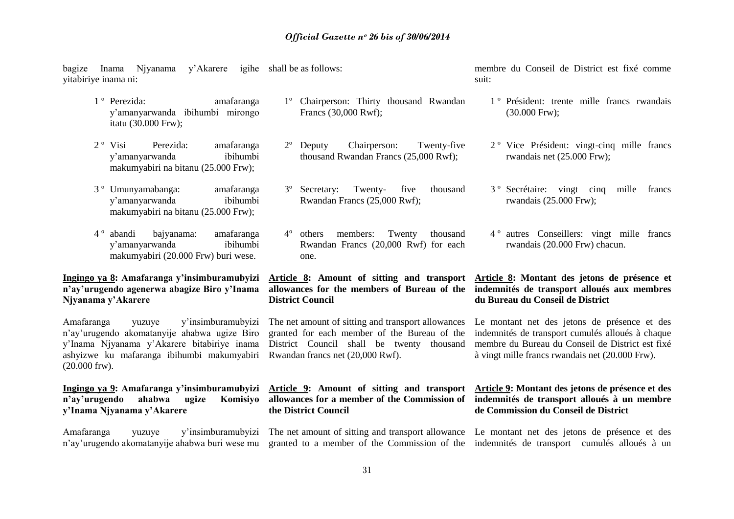bagize Inama Njyanama y'Akarere igihe yitabiriye inama ni:

1 º Perezida: amafaranga y'amanyarwanda ibihumbi mirongo itatu (30.000 Frw);

2 º Visi Perezida: amafaranga y'amanyarwanda ibihumbi makumyabiri na bitanu (25.000 Frw);

3 º Umunyamabanga: amafaranga y'amanyarwanda ibihumbi makumyabiri na bitanu (25.000 Frw);

4 º abandi bajyanama: amafaranga y'amanyarwanda ibihumbi makumyabiri (20.000 Frw) buri wese.

**Ingingo ya 8: Amafaranga y'insimburamubyizi n'ay'urugendo agenerwa abagize Biro y'Inama Njyanama y'Akarere**

Amafaranga yuzuye y'insimburamubyizi n'ay'urugendo akomatanyije ahabwa ugize Biro y'Inama Njyanama y'Akarere bitabiriye inama ashyizwe ku mafaranga ibihumbi makumyabiri (20.000 frw).

**Ingingo ya 9: Amafaranga y'insimburamubyizi n'ay'urugendo ahabwa ugize Komisiyo y'Inama Njyanama y'Akarere**

Amafaranga yuzuye y'insimburamubyizi n'ay'urugendo akomatanyije ahabwa buri wese mu

shall be as follows:

1º Chairperson: Thirty thousand Rwandan Francs (30,000 Rwf);

2º Deputy Chairperson: Twenty-five thousand Rwandan Francs (25,000 Rwf);

3º Secretary: Twenty- five thousand Rwandan Francs (25,000 Rwf);

4º others members: Twenty thousand Rwandan Francs (20,000 Rwf) for each one.

**Article 8: Amount of sitting and transport allowances for the members of Bureau of the District Council**

The net amount of sitting and transport allowances granted for each member of the Bureau of the District Council shall be twenty thousand Rwandan francs net (20,000 Rwf).

**Article 9: Amount of sitting and transport allowances for a member of the Commission of the District Council**

The net amount of sitting and transport allowance granted to a member of the Commission of the

membre du Conseil de District est fixé comme suit:

1 º Président: trente mille francs rwandais (30.000 Frw);

2 º Vice Président: vingt-cinq mille francs rwandais net (25.000 Frw);

3 º Secrétaire: vingt cinq mille francs rwandais (25.000 Frw);

4 º autres Conseillers: vingt mille francs rwandais (20.000 Frw) chacun.

**Article 8: Montant des jetons de présence et indemnités de transport alloués aux membres du Bureau du Conseil de District**

Le montant net des jetons de présence et des indemnités de transport cumulés alloués à chaque membre du Bureau du Conseil de District est fixé à vingt mille francs rwandais net (20.000 Frw).

**Article 9: Montant des jetons de présence et des indemnités de transport alloués à un membre de Commission du Conseil de District**

Le montant net des jetons de présence et des indemnités de transport cumulés alloués à un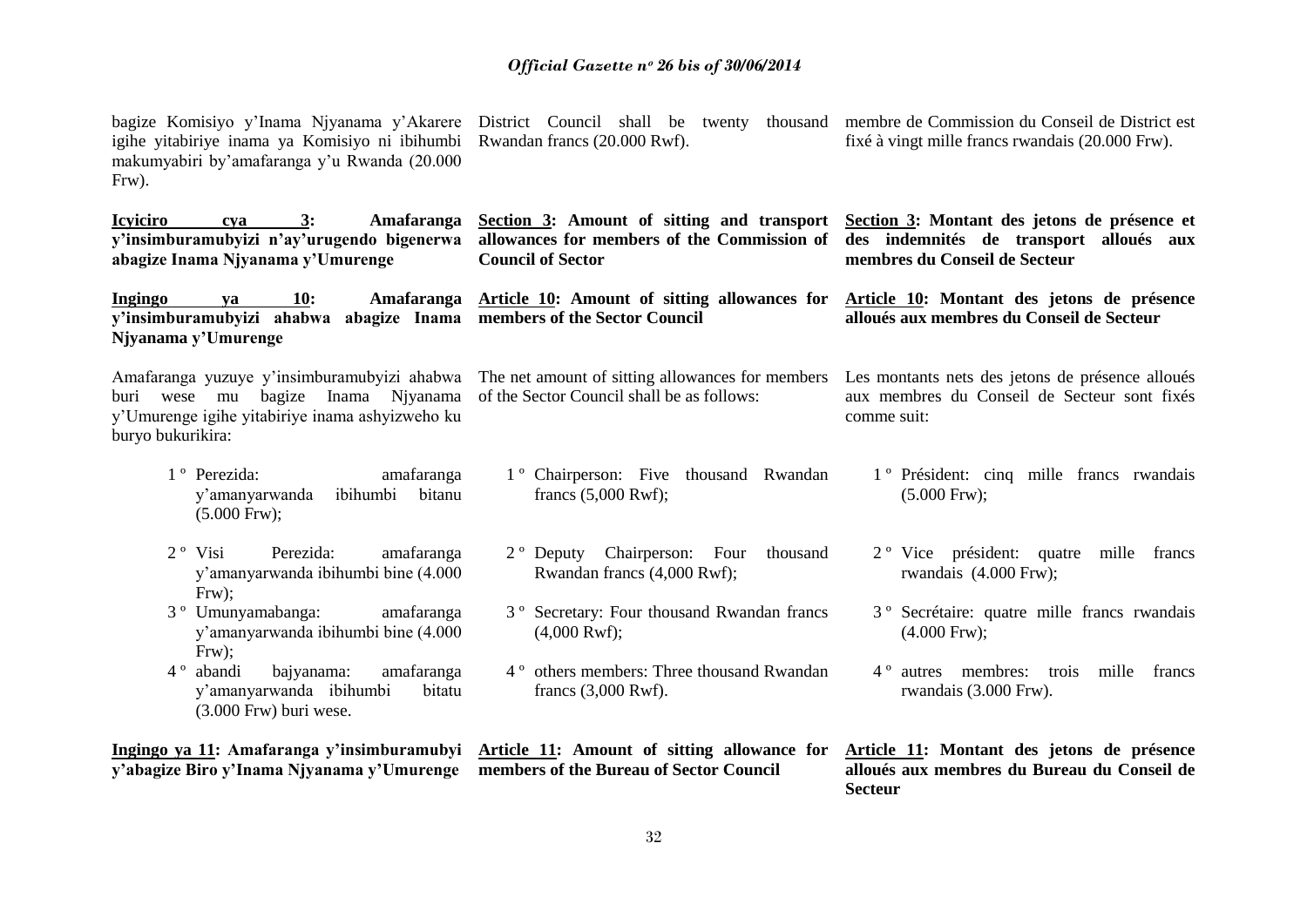bagize Komisiyo y'Inama Njyanama y'Akarere igihe yitabiriye inama ya Komisiyo ni ibihumbi makumyabiri by'amafaranga y'u Rwanda (20.000 Frw).

**Icyiciro cya 3: Amafaranga y'insimburamubyizi n'ay'urugendo bigenerwa abagize Inama Njyanama y'Umurenge**

**Ingingo ya 10: Amafaranga y'insimburamubyizi ahabwa abagize Inama Njyanama y'Umurenge**

Amafaranga yuzuye y'insimburamubyizi ahabwa buri wese mu bagize Inama Njyanama y'Umurenge igihe yitabiriye inama ashyizweho ku buryo bukurikira:

1 º Perezida: amafaranga y'amanyarwanda ibihumbi bitanu (5.000 Frw);

2 º Visi Perezida: amafaranga y'amanyarwanda ibihumbi bine (4.000 Frw);

3 º Umunyamabanga: amafaranga y'amanyarwanda ibihumbi bine (4.000 Frw);

4 º abandi bajyanama: amafaranga y'amanyarwanda ibihumbi bitatu (3.000 Frw) buri wese.

**Ingingo ya 11: Amafaranga y'insimburamubyi y'abagize Biro y'Inama Njyanama y'Umurenge**

District Council shall be twenty thousand Rwandan francs (20.000 Rwf).

**Section 3: Amount of sitting and transport allowances for members of the Commission of Council of Sector**

**Article 10: Amount of sitting allowances for members of the Sector Council**

The net amount of sitting allowances for members of the Sector Council shall be as follows:

1 º Chairperson: Five thousand Rwandan francs (5,000 Rwf);

2 º Deputy Chairperson: Four thousand Rwandan francs (4,000 Rwf);

3 º Secretary: Four thousand Rwandan francs (4,000 Rwf);

4 º others members: Three thousand Rwandan francs (3,000 Rwf).

**Article 11: Amount of sitting allowance for members of the Bureau of Sector Council**

membre de Commission du Conseil de District est fixé à vingt mille francs rwandais (20.000 Frw).

**Section 3: Montant des jetons de présence et des indemnités de transport alloués aux membres du Conseil de Secteur**

**Article 10: Montant des jetons de présence alloués aux membres du Conseil de Secteur**

Les montants nets des jetons de présence alloués aux membres du Conseil de Secteur sont fixés comme suit:

1 º Président: cinq mille francs rwandais (5.000 Frw);

2 º Vice président: quatre mille francs rwandais (4.000 Frw);

3 º Secrétaire: quatre mille francs rwandais (4.000 Frw);

4 º autres membres: trois mille francs rwandais (3.000 Frw).

**Article 11: Montant des jetons de présence alloués aux membres du Bureau du Conseil de Secteur**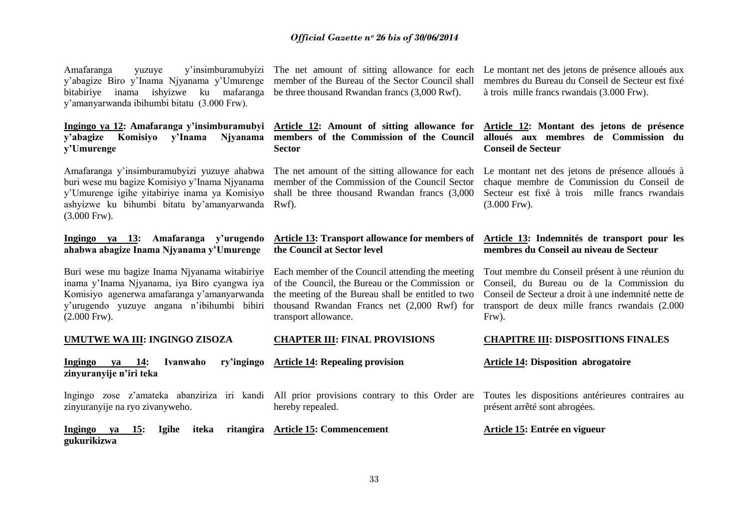Amafaranga yuzuye y'insimburamubyizi y'abagize Biro y'Inama Njyanama y'Umurenge bitabiriye inama ishyizwe ku mafaranga y'amanyarwanda ibihumbi bitatu (3.000 Frw).

**Ingingo ya 12: Amafaranga y'insimburamubyi y'abagize Komisiyo y'Inama Njyanama y'Umurenge**

Amafaranga y'insimburamubyizi yuzuye ahabwa buri wese mu bagize Komisiyo y'Inama Njyanama y'Umurenge igihe yitabiriye inama ya Komisiyo ashyizwe ku bihumbi bitatu by'amanyarwanda (3.000 Frw).

**Ingingo ya 13: Amafaranga y'urugendo ahabwa abagize Inama Njyanama y'Umurenge**

Buri wese mu bagize Inama Njyanama witabiriye inama y'Inama Njyanama, iya Biro cyangwa iya Komisiyo agenerwa amafaranga y'amanyarwanda y'urugendo yuzuye angana n'ibihumbi bibiri (2.000 Frw).

**UMUTWE WA III: INGINGO ZISOZA**

**Ingingo ya 14: Ivanwaho ry'ingingo zinyuranyije n'iri teka**

Ingingo zose z'amateka abanziriza iri kandi zinyuranyije na ryo zivanyweho.

**Ingingo ya 15: Igihe iteka ritangira gukurikizwa**

The net amount of sitting allowance for each member of the Bureau of the Sector Council shall be three thousand Rwandan francs (3,000 Rwf).

**Article 12: Amount of sitting allowance for members of the Commission of the Council Sector**

The net amount of the sitting allowance for each member of the Commission of the Council Sector shall be three thousand Rwandan francs (3,000 Rwf).

**Article 13: Transport allowance for members of the Council at Sector level**

Each member of the Council attending the meeting of the Council, the Bureau or the Commission or the meeting of the Bureau shall be entitled to two thousand Rwandan Francs net (2,000 Rwf) for transport allowance.

**CHAPTER III: FINAL PROVISIONS**

**Article 14: Repealing provision**

All prior provisions contrary to this Order are hereby repealed.

**Article 15: Commencement**

Le montant net des jetons de présence alloués aux membres du Bureau du Conseil de Secteur est fixé à trois mille francs rwandais (3.000 Frw).

**Article 12: Montant des jetons de présence alloués aux membres de Commission du Conseil de Secteur**

Le montant net des jetons de présence alloués à chaque membre de Commission du Conseil de Secteur est fixé à trois mille francs rwandais (3.000 Frw).

**Article 13: Indemnités de transport pour les membres du Conseil au niveau de Secteur**

Tout membre du Conseil présent à une réunion du Conseil, du Bureau ou de la Commission du Conseil de Secteur a droit à une indemnité nette de transport de deux mille francs rwandais (2.000 Frw).

**CHAPITRE III: DISPOSITIONS FINALES**

**Article 14: Disposition abrogatoire**

Toutes les dispositions antérieures contraires au présent arrêté sont abrogées.

**Article 15: Entrée en vigueur**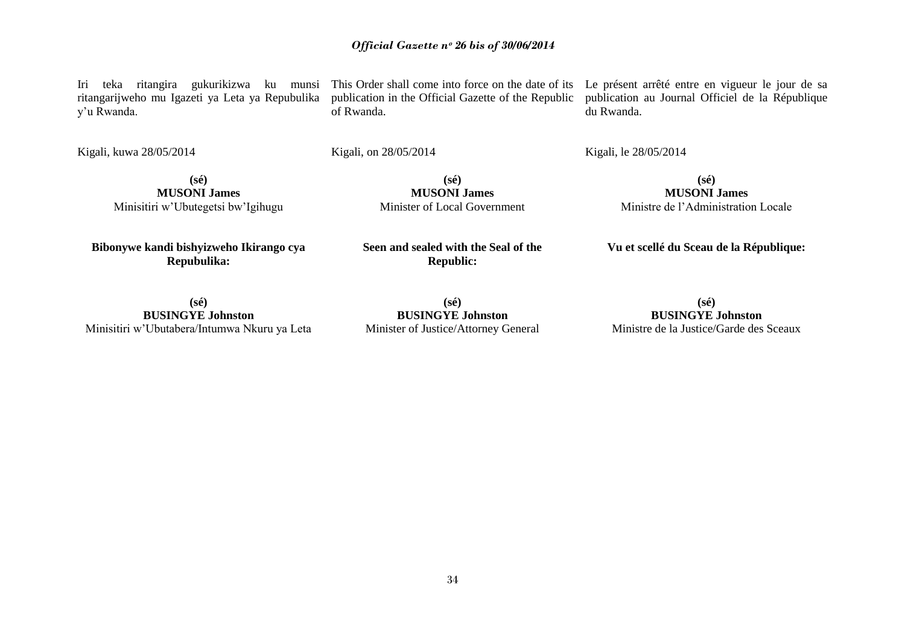Iri teka ritangira gukurikizwa ku munsi ritangarijweho mu Igazeti ya Leta ya Repubulika y'u Rwanda.

This Order shall come into force on the date of its publication in the Official Gazette of the Republic of Rwanda.

Le présent arrêté entre en vigueur le jour de sa publication au Journal Officiel de la République du Rwanda.

Kigali, kuwa 28/05/2014

Kigali, on 28/05/2014

Kigali, le 28/05/2014

**(sé)**
**MUSONI James**
Minisitiri w'Ubutegetsi bw'Igihugu

**(sé)**
**MUSONI James**
Minister of Local Government

**(sé)**
**MUSONI James**
Ministre de l'Administration Locale

**Bibonywe kandi bishyizweho Ikirango cya Repubulika:**

**Seen and sealed with the Seal of the Republic:**

**Vu et scellé du Sceau de la République:**

**(sé)**
**BUSINGYE Johnston**
Minisitiri w'Ubutabera/Intumwa Nkuru ya Leta

**(sé)**
**BUSINGYE Johnston**
Minister of Justice/Attorney General

**(sé)**
**BUSINGYE Johnston**
Ministre de la Justice/Garde des Sceaux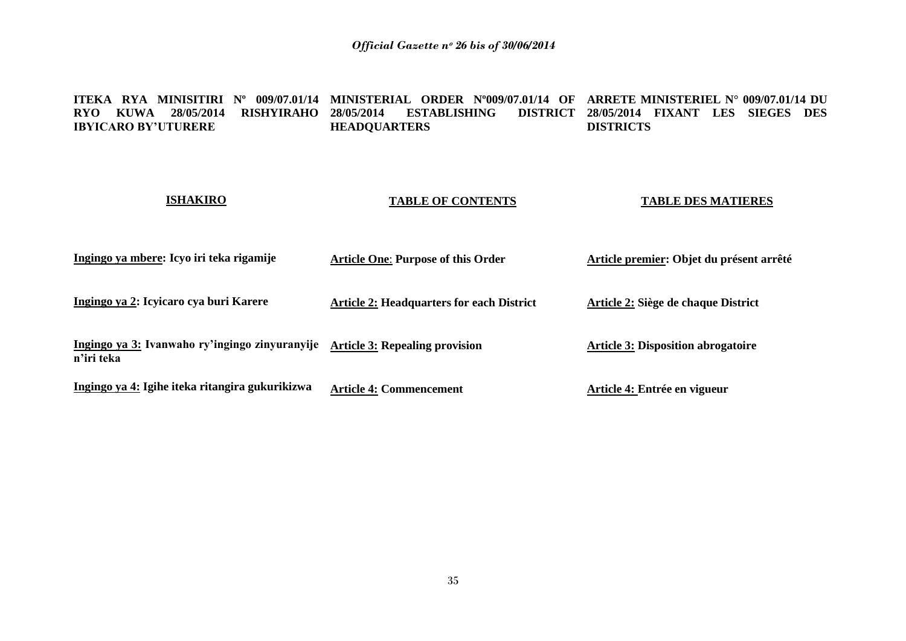**ITEKA RYA MINISITIRI Nº 009/07.01/14 RYO KUWA 28/05/2014 RISHYIRAHO IBYICARO BY'UTURERE**

**ISHAKIRO**

**Ingingo ya mbere: Icyo iri teka rigamije**

**Ingingo ya 2: Icyicaro cya buri Karere**

**Ingingo ya 3: Ivanwaho ry'ingingo zinyuranyije n'iri teka**

**Ingingo ya 4: Igihe iteka ritangira gukurikizwa**

**MINISTERIAL ORDER Nº009/07.01/14 OF 28/05/2014 ESTABLISHING DISTRICT HEADQUARTERS**

**TABLE OF CONTENTS**

**Article One: Purpose of this Order**

**Article 2: Headquarters for each District**

**Article 3: Repealing provision**

**Article 4: Commencement**

**ARRETE MINISTERIEL N° 009/07.01/14 DU 28/05/2014 FIXANT LES SIEGES DES DISTRICTS**

**TABLE DES MATIERES**

**Article premier: Objet du présent arrêté**

**Article 2: Siège de chaque District**

**Article 3: Disposition abrogatoire**

**Article 4: Entrée en vigueur**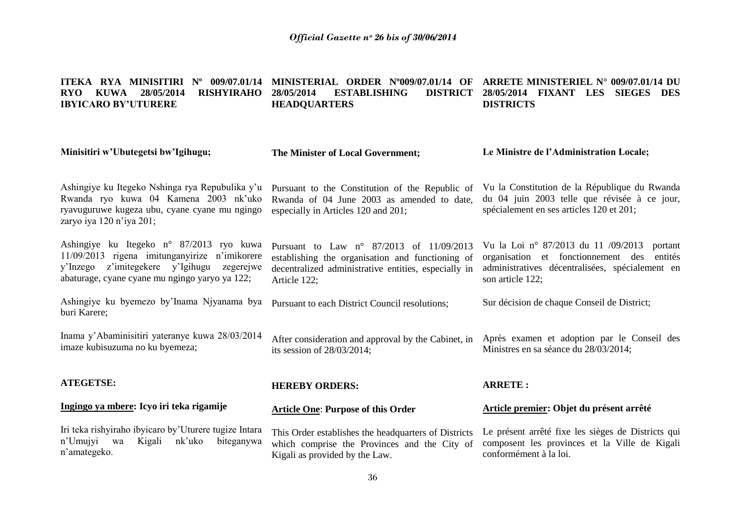**ITEKA RYA MINISITIRI Nº 009/07.01/14 RYO KUWA 28/05/2014 RISHYIRAHO IBYICARO BY'UTURERE**

**MINISTERIAL ORDER Nº009/07.01/14 OF 28/05/2014 ESTABLISHING DISTRICT HEADQUARTERS**

**ARRETE MINISTERIEL N° 009/07.01/14 DU 28/05/2014 FIXANT LES SIEGES DES DISTRICTS**

**Minisitiri w'Ubutegetsi bw'Igihugu;**

Ashingiye ku Itegeko Nshinga rya Repubulika y'u Rwanda ryo kuwa 04 Kamena 2003 nk'uko ryavuguruwe kugeza ubu, cyane cyane mu ngingo zaryo iya 120 n'iya 201;

Ashingiye ku Itegeko n° 87/2013 ryo kuwa 11/09/2013 rigena imitunganyirize n'imikorere y'Inzego z'imitegekere y'Igihugu zegerejwe abaturage, cyane cyane mu ngingo yaryo ya 122;

Ashingiye ku byemezo by'Inama Njyanama bya buri Karere;

Inama y'Abaminisitiri yateranye kuwa 28/03/2014 imaze kubisuzuma no ku byemeza;

**ATEGETSE:**

**Ingingo ya mbere: Icyo iri teka rigamije**

Iri teka rishyiraho ibyicaro by'Uturere tugize Intara n'Umujyi wa Kigali nk'uko biteganywa n'amategeko.

**The Minister of Local Government;**

Pursuant to the Constitution of the Republic of Rwanda of 04 June 2003 as amended to date, especially in Articles 120 and 201;

Pursuant to Law n° 87/2013 of 11/09/2013 establishing the organisation and functioning of decentralized administrative entities, especially in Article 122;

Pursuant to each District Council resolutions;

After consideration and approval by the Cabinet, in its session of 28/03/2014;

**HEREBY ORDERS:**

**Article One: Purpose of this Order**

This Order establishes the headquarters of Districts which comprise the Provinces and the City of Kigali as provided by the Law.

**Le Ministre de l'Administration Locale;**

Vu la Constitution de la République du Rwanda du 04 juin 2003 telle que révisée à ce jour, spécialement en ses articles 120 et 201;

Vu la Loi n° 87/2013 du 11 /09/2013 portant organisation et fonctionnement des entités administratives décentralisées, spécialement en son article 122;

Sur décision de chaque Conseil de District;

Après examen et adoption par le Conseil des Ministres en sa séance du 28/03/2014;

**ARRETE :**

**Article premier: Objet du présent arrêté**

Le présent arrêté fixe les sièges de Districts qui composent les provinces et la Ville de Kigali conformément à la loi.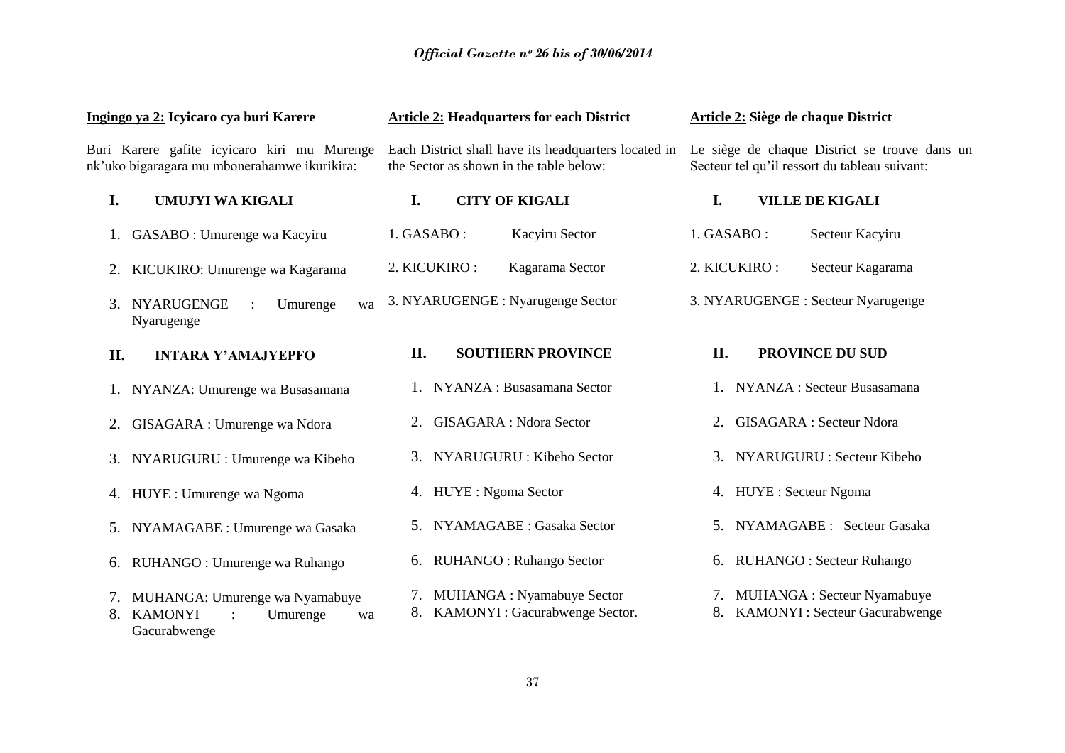**Ingingo ya 2: Icyicaro cya buri Karere**

Buri Karere gafite icyicaro kiri mu Murenge nk'uko bigaragara mu mbonerahamwe ikurikira:

**I. UMUJYI WA KIGALI**

1. GASABO : Umurenge wa Kacyiru
2. KICUKIRO: Umurenge wa Kagarama
3. NYARUGENGE : Umurenge wa Nyarugenge

**II. INTARA Y'AMAJYEPFO**

1. NYANZA: Umurenge wa Busasamana
2. GISAGARA : Umurenge wa Ndora
3. NYARUGURU : Umurenge wa Kibeho
4. HUYE : Umurenge wa Ngoma
5. NYAMAGABE : Umurenge wa Gasaka
6. RUHANGO : Umurenge wa Ruhango
7. MUHANGA: Umurenge wa Nyamabuye
8. KAMONYI : Umurenge wa Gacurabwenge

**Article 2: Headquarters for each District**

Each District shall have its headquarters located in the Sector as shown in the table below:

**I. CITY OF KIGALI**

1. GASABO : Kacyiru Sector
2. KICUKIRO : Kagarama Sector
3. NYARUGENGE : Nyarugenge Sector

**II. SOUTHERN PROVINCE**

1. NYANZA : Busasamana Sector
2. GISAGARA : Ndora Sector
3. NYARUGURU : Kibeho Sector
4. HUYE : Ngoma Sector
5. NYAMAGABE : Gasaka Sector
6. RUHANGO : Ruhango Sector
7. MUHANGA : Nyamabuye Sector
8. KAMONYI : Gacurabwenge Sector.

**Article 2: Siège de chaque District**

Le siège de chaque District se trouve dans un Secteur tel qu'il ressort du tableau suivant:

**I. VILLE DE KIGALI**

1. GASABO : Secteur Kacyiru
2. KICUKIRO : Secteur Kagarama
3. NYARUGENGE : Secteur Nyarugenge

**II. PROVINCE DU SUD**

1. NYANZA : Secteur Busasamana
2. GISAGARA : Secteur Ndora
3. NYARUGURU : Secteur Kibeho
4. HUYE : Secteur Ngoma
5. NYAMAGABE : Secteur Gasaka
6. RUHANGO : Secteur Ruhango
7. MUHANGA : Secteur Nyamabuye
8. KAMONYI : Secteur Gacurabwenge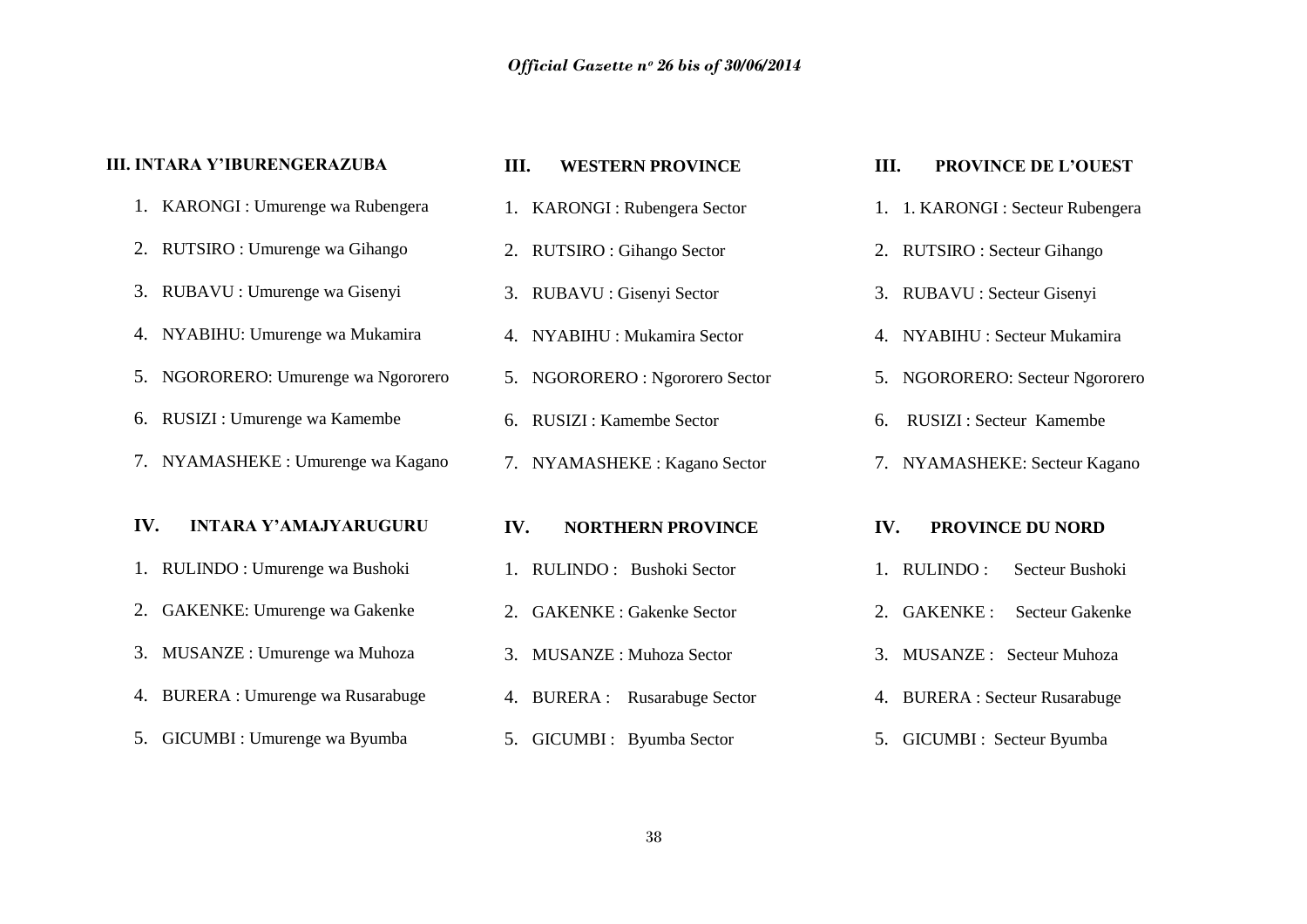### III. INTARA Y'IBURENGERAZUBA

1. KARONGI : Umurenge wa Rubengera
2. RUTSIRO : Umurenge wa Gihango
3. RUBAVU : Umurenge wa Gisenyi
4. NYABIHU: Umurenge wa Mukamira
5. NGORORERO: Umurenge wa Ngororero
6. RUSIZI : Umurenge wa Kamembe
7. NYAMASHEKE : Umurenge wa Kagano

### IV. INTARA Y'AMAJYARUGURU

1. RULINDO : Umurenge wa Bushoki
2. GAKENKE: Umurenge wa Gakenke
3. MUSANZE : Umurenge wa Muhoza
4. BURERA : Umurenge wa Rusarabuge
5. GICUMBI : Umurenge wa Byumba

### III. WESTERN PROVINCE

1. KARONGI : Rubengera Sector
2. RUTSIRO : Gihango Sector
3. RUBAVU : Gisenyi Sector
4. NYABIHU : Mukamira Sector
5. NGORORERO : Ngororero Sector
6. RUSIZI : Kamembe Sector
7. NYAMASHEKE : Kagano Sector

### IV. NORTHERN PROVINCE

1. RULINDO : Bushoki Sector
2. GAKENKE : Gakenke Sector
3. MUSANZE : Muhoza Sector
4. BURERA : Rusarabuge Sector
5. GICUMBI : Byumba Sector

### III. PROVINCE DE L'OUEST

1. 1. KARONGI : Secteur Rubengera
2. RUTSIRO : Secteur Gihango
3. RUBAVU : Secteur Gisenyi
4. NYABIHU : Secteur Mukamira
5. NGORORERO: Secteur Ngororero
6. RUSIZI : Secteur Kamembe
7. NYAMASHEKE: Secteur Kagano

### IV. PROVINCE DU NORD

1. RULINDO : Secteur Bushoki
2. GAKENKE : Secteur Gakenke
3. MUSANZE : Secteur Muhoza
4. BURERA : Secteur Rusarabuge
5. GICUMBI : Secteur Byumba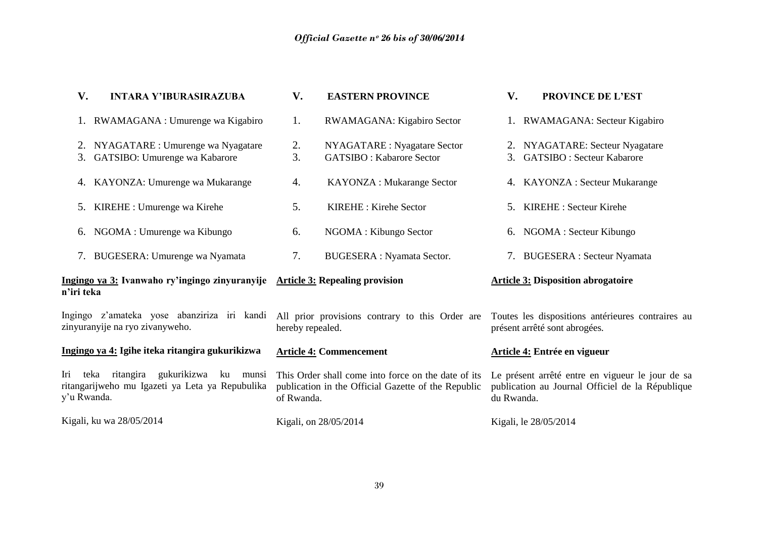### V. INTARA Y'IBURASIRAZUBA

1. RWAMAGANA : Umurenge wa Kigabiro
2. NYAGATARE : Umurenge wa Nyagatare
3. GATSIBO: Umurenge wa Kabarore
4. KAYONZA: Umurenge wa Mukarange
5. KIREHE : Umurenge wa Kirehe
6. NGOMA : Umurenge wa Kibungo
7. BUGESERA: Umurenge wa Nyamata

**<u>Ingingo ya 3:</u> Ivanwaho ry'ingingo zinyuranyije n'iri teka**

Ingingo z'amateka yose abanziriza iri kandi zinyuranyije na ryo zivanyweho.

**<u>Ingingo ya 4:</u> Igihe iteka ritangira gukurikizwa**

Iri teka ritangira gukurikizwa ku munsi ritangarijweho mu Igazeti ya Leta ya Repubulika y'u Rwanda.

Kigali, ku wa 28/05/2014

### V. EASTERN PROVINCE

1. RWAMAGANA: Kigabiro Sector
2. NYAGATARE : Nyagatare Sector
3. GATSIBO : Kabarore Sector
4. KAYONZA : Mukarange Sector
5. KIREHE : Kirehe Sector
6. NGOMA : Kibungo Sector
7. BUGESERA : Nyamata Sector.

**<u>Article 3:</u> Repealing provision**

All prior provisions contrary to this Order are hereby repealed.

**<u>Article 4:</u> Commencement**

This Order shall come into force on the date of its publication in the Official Gazette of the Republic of Rwanda.

Kigali, on 28/05/2014

### V. PROVINCE DE L'EST

1. RWAMAGANA: Secteur Kigabiro
2. NYAGATARE: Secteur Nyagatare
3. GATSIBO : Secteur Kabarore
4. KAYONZA : Secteur Mukarange
5. KIREHE : Secteur Kirehe
6. NGOMA : Secteur Kibungo
7. BUGESERA : Secteur Nyamata

**<u>Article 3:</u> Disposition abrogatoire**

Toutes les dispositions antérieures contraires au présent arrêté sont abrogées.

**<u>Article 4:</u> Entrée en vigueur**

Le présent arrêté entre en vigueur le jour de sa publication au Journal Officiel de la République du Rwanda.

Kigali, le 28/05/2014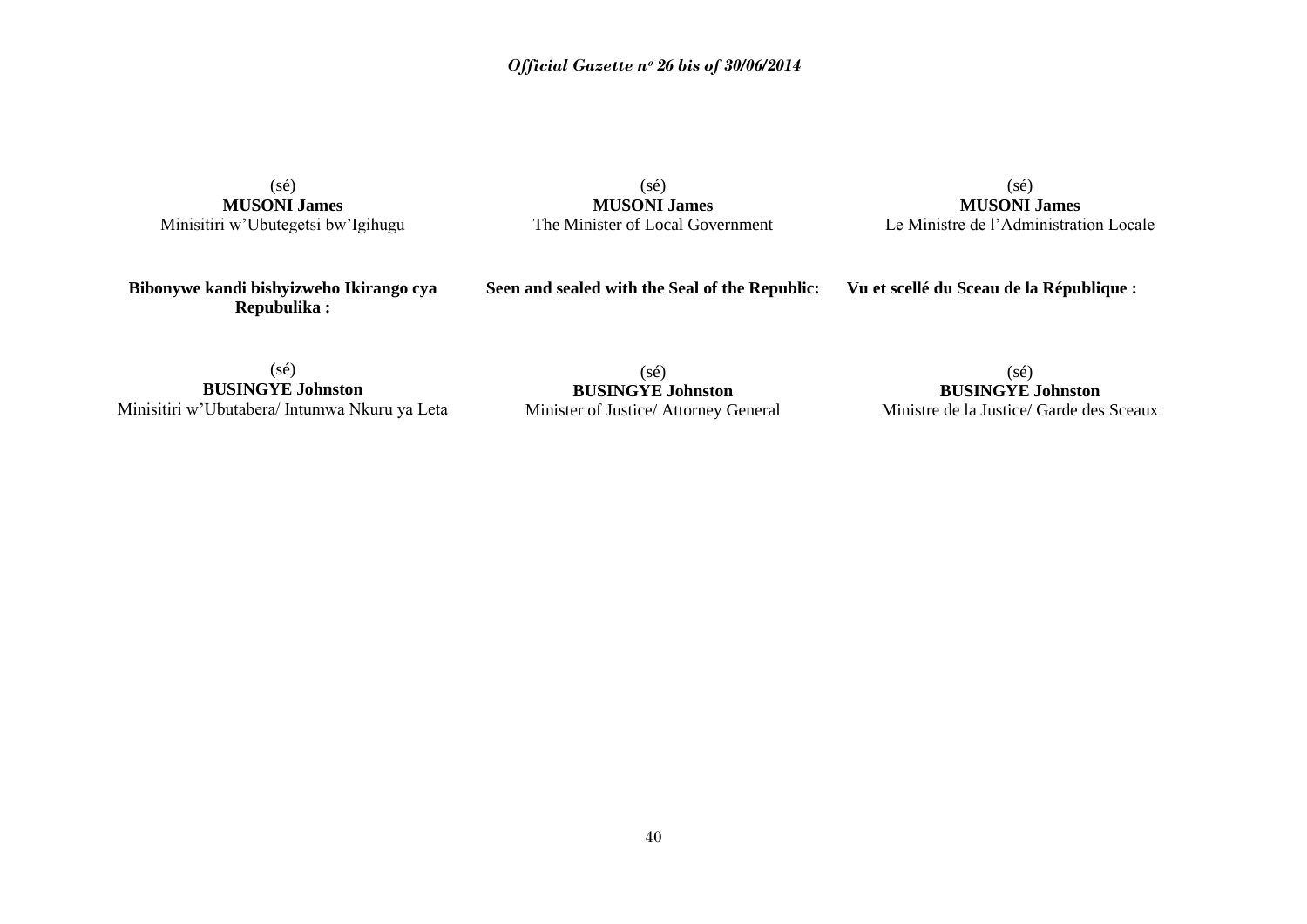(sé)
**MUSONI James**
Minisitiri w'Ubutegetsi bw'Igihugu

(sé)
**MUSONI James**
The Minister of Local Government

(sé)
**MUSONI James**
Le Ministre de l'Administration Locale

**Bibonywe kandi bishyizweho Ikirango cya Repubulika :**

**Seen and sealed with the Seal of the Republic:**

**Vu et scellé du Sceau de la République :**

(sé)
**BUSINGYE Johnston**
Minisitiri w'Ubutabera/ Intumwa Nkuru ya Leta

(sé)
**BUSINGYE Johnston**
Minister of Justice/ Attorney General

(sé)
**BUSINGYE Johnston**
Ministre de la Justice/ Garde des Sceaux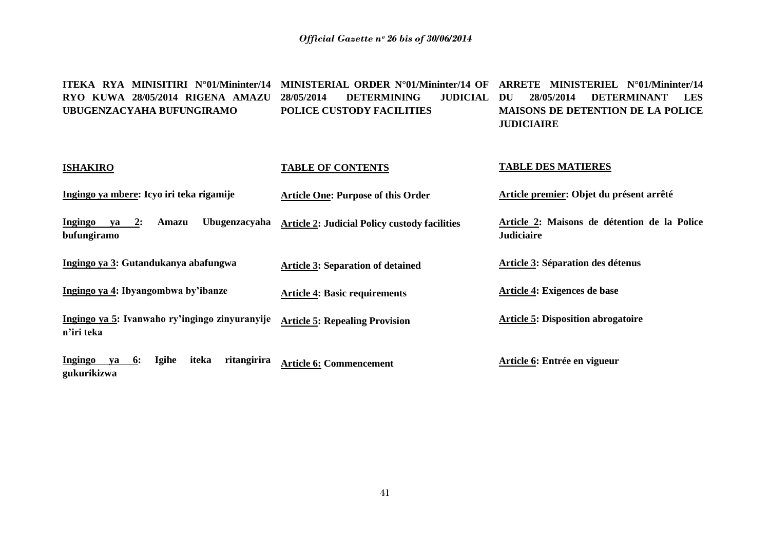**ITEKA RYA MINISITIRI N°01/Mininter/14 RYO KUWA 28/05/2014 RIGENA AMAZU UBUGENZACYAHA BUFUNGIRAMO**

**MINISTERIAL ORDER N°01/Mininter/14 OF 28/05/2014 DETERMINING JUDICIAL POLICE CUSTODY FACILITIES**

**ARRETE MINISTERIEL N°01/Mininter/14 DU 28/05/2014 DETERMINANT LES MAISONS DE DETENTION DE LA POLICE JUDICIAIRE**

**ISHAKIRO**

**Ingingo ya mbere: Icyo iri teka rigamije**

**Ingingo ya 2: Amazu Ubugenzacyaha bufungiramo**

**Ingingo ya 3: Gutandukanya abafungwa**

**Ingingo ya 4: Ibyangombwa by'ibanze**

**Ingingo ya 5: Ivanwaho ry'ingingo zinyuranyije n'iri teka**

**Ingingo ya 6: Igihe iteka ritangirira gukurikizwa**

**TABLE OF CONTENTS**

**Article One: Purpose of this Order**

**Article 2: Judicial Policy custody facilities**

**Article 3: Separation of detained**

**Article 4: Basic requirements**

**Article 5: Repealing Provision**

**Article 6: Commencement**

**TABLE DES MATIERES**

**Article premier: Objet du présent arrêté**

**Article 2: Maisons de détention de la Police Judiciaire**

**Article 3: Séparation des détenus**

**Article 4: Exigences de base**

**Article 5: Disposition abrogatoire**

**Article 6: Entrée en vigueur**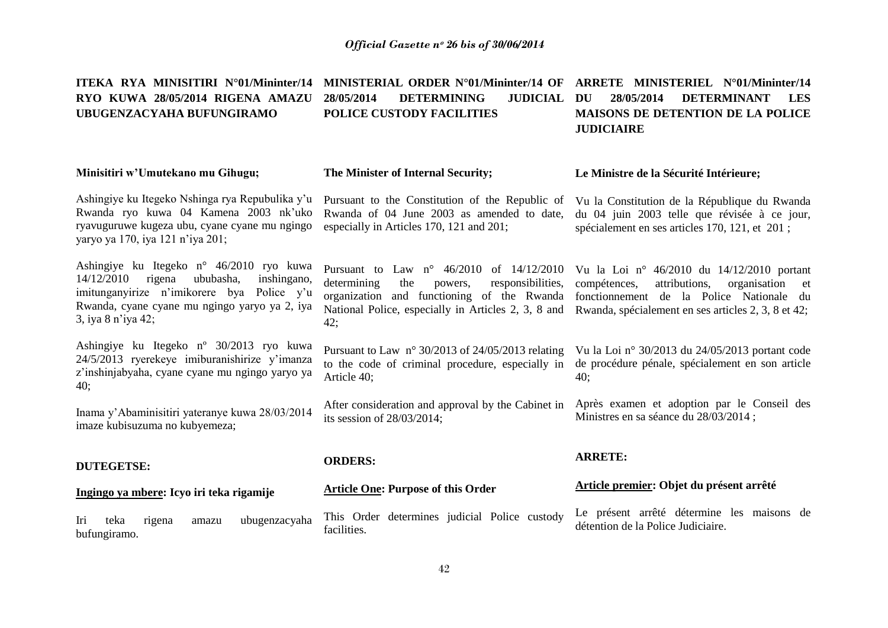**ITEKA RYA MINISITIRI N°01/Mininter/14 RYO KUWA 28/05/2014 RIGENA AMAZU UBUGENZACYAHA BUFUNGIRAMO**

**Minisitiri w'Umutekano mu Gihugu;**

Ashingiye ku Itegeko Nshinga rya Repubulika y'u Rwanda ryo kuwa 04 Kamena 2003 nk'uko ryavuguruwe kugeza ubu, cyane cyane mu ngingo yaryo ya 170, iya 121 n'iya 201;

Ashingiye ku Itegeko n° 46/2010 ryo kuwa 14/12/2010 rigena ububasha, inshingano, imitunganyirize n'imikorere bya Police y'u Rwanda, cyane cyane mu ngingo yaryo ya 2, iya 3, iya 8 n'iya 42;

Ashingiye ku Itegeko nº 30/2013 ryo kuwa 24/5/2013 ryerekeye imiburanishirize y'imanza z'inshinjabyaha, cyane cyane mu ngingo yaryo ya 40;

Inama y'Abaminisitiri yateranye kuwa 28/03/2014 imaze kubisuzuma no kubyemeza;

**DUTEGETSE:**

**Ingingo ya mbere: Icyo iri teka rigamije**

Iri teka rigena amazu ubugenzacyaha bufungiramo.

**MINISTERIAL ORDER N°01/Mininter/14 OF 28/05/2014 DETERMINING JUDICIAL POLICE CUSTODY FACILITIES**

**The Minister of Internal Security;**

Pursuant to the Constitution of the Republic of Rwanda of 04 June 2003 as amended to date, especially in Articles 170, 121 and 201;

Pursuant to Law n° 46/2010 of 14/12/2010 determining the powers, responsibilities, organization and functioning of the Rwanda National Police, especially in Articles 2, 3, 8 and 42;

Pursuant to Law n° 30/2013 of 24/05/2013 relating to the code of criminal procedure, especially in Article 40;

After consideration and approval by the Cabinet in its session of 28/03/2014;

**ORDERS:**

**Article One: Purpose of this Order**

This Order determines judicial Police custody facilities.

**ARRETE MINISTERIEL N°01/Mininter/14 DU 28/05/2014 DETERMINANT LES MAISONS DE DETENTION DE LA POLICE JUDICIAIRE**

**Le Ministre de la Sécurité Intérieure;**

Vu la Constitution de la République du Rwanda du 04 juin 2003 telle que révisée à ce jour, spécialement en ses articles 170, 121, et 201 ;

Vu la Loi n° 46/2010 du 14/12/2010 portant compétences, attributions, organisation et fonctionnement de la Police Nationale du Rwanda, spécialement en ses articles 2, 3, 8 et 42;

Vu la Loi n° 30/2013 du 24/05/2013 portant code de procédure pénale, spécialement en son article 40;

Après examen et adoption par le Conseil des Ministres en sa séance du 28/03/2014 ;

**ARRETE:**

**Article premier: Objet du présent arrêté**

Le présent arrêté détermine les maisons de détention de la Police Judiciaire.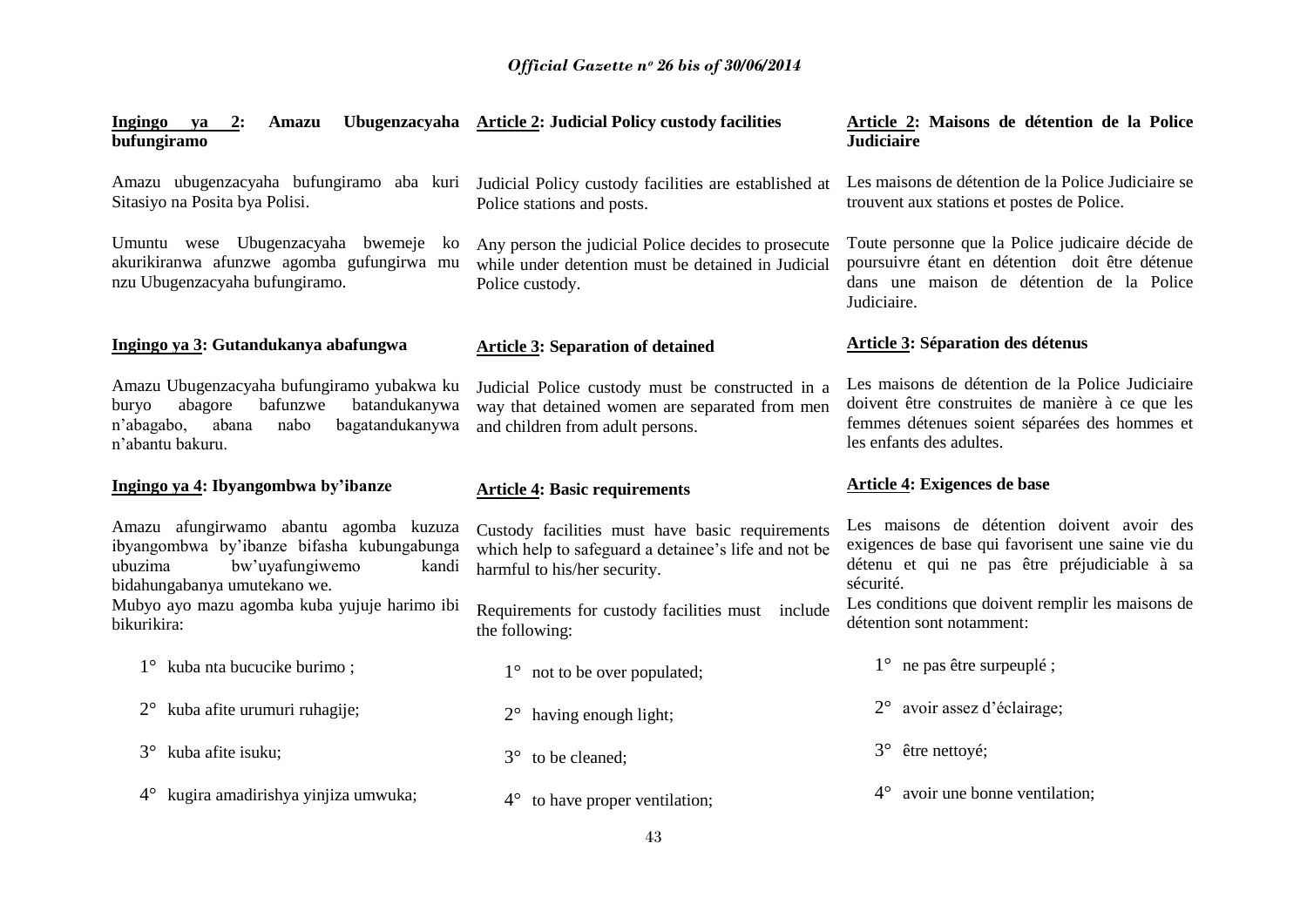**Ingingo ya 2: Amazu Ubugenzacyaha bufungiramo**

Amazu ubugenzacyaha bufungiramo aba kuri Sitasiyo na Posita bya Polisi.

Umuntu wese Ubugenzacyaha bwemeje ko akurikiranwa afunzwe agomba gufungirwa mu nzu Ubugenzacyaha bufungiramo.

**Ingingo ya 3: Gutandukanya abafungwa**

Amazu Ubugenzacyaha bufungiramo yubakwa ku buryo abagore bafunzwe batandukanywa n'abagabo, abana nabo bagatandukanywa n'abantu bakuru.

**Ingingo ya 4: Ibyangombwa by'ibanze**

Amazu afungirwamo abantu agomba kuzuza ibyangombwa by'ibanze bifasha kubungabunga ubuzima bw'uyafungiwemo kandi bidahungabanya umutekano we.

Mubyo ayo mazu agomba kuba yujuje harimo ibi bikurikira:

1° kuba nta bucucike burimo ;

2° kuba afite urumuri ruhagije;

3° kuba afite isuku;

4° kugira amadirishya yinjiza umwuka;

**Article 2: Judicial Policy custody facilities**

Judicial Policy custody facilities are established at Police stations and posts.

Any person the judicial Police decides to prosecute while under detention must be detained in Judicial Police custody.

**Article 3: Separation of detained**

Judicial Police custody must be constructed in a way that detained women are separated from men and children from adult persons.

**Article 4: Basic requirements**

Custody facilities must have basic requirements which help to safeguard a detainee's life and not be harmful to his/her security.

Requirements for custody facilities must include the following:

1° not to be over populated;

2° having enough light;

3° to be cleaned;

4° to have proper ventilation;

**Article 2: Maisons de détention de la Police Judiciaire**

Les maisons de détention de la Police Judiciaire se trouvent aux stations et postes de Police.

Toute personne que la Police judicaire décide de poursuivre étant en détention doit être détenue dans une maison de détention de la Police Judiciaire.

**Article 3: Séparation des détenus**

Les maisons de détention de la Police Judiciaire doivent être construites de manière à ce que les femmes détenues soient séparées des hommes et les enfants des adultes.

**Article 4: Exigences de base**

Les maisons de détention doivent avoir des exigences de base qui favorisent une saine vie du détenu et qui ne pas être préjudiciable à sa sécurité.

Les conditions que doivent remplir les maisons de détention sont notamment:

1° ne pas être surpeuplé ;

2° avoir assez d'éclairage;

3° être nettoyé;

4° avoir une bonne ventilation;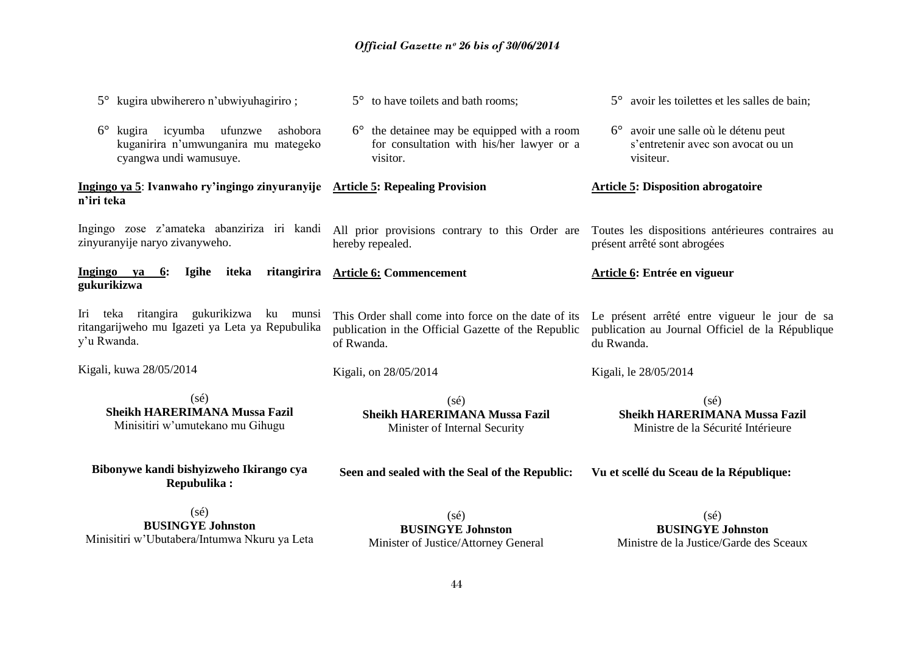5° kugira ubwiherero n'ubwiyuhagiriro ;

6° kugira icyumba ufunzwe ashobora kuganirira n'umwunganira mu mategeko cyangwa undi wamusuye.

**Ingingo ya 5: Ivanwaho ry'ingingo zinyuranyije n'iri teka**

Ingingo zose z'amateka abanziriza iri kandi zinyuranyije naryo zivanyweho.

**Ingingo ya 6: Igihe iteka ritangirira gukurikizwa**

Iri teka ritangira gukurikizwa ku munsi ritangarijweho mu Igazeti ya Leta ya Repubulika y'u Rwanda.

Kigali, kuwa 28/05/2014

(sé)
**Sheikh HARERIMANA Mussa Fazil**
Minisitiri w'umutekano mu Gihugu

**Bibonywe kandi bishyizweho Ikirango cya Repubulika :**

(sé)
**BUSINGYE Johnston**
Minisitiri w'Ubutabera/Intumwa Nkuru ya Leta

5° to have toilets and bath rooms;

6° the detainee may be equipped with a room for consultation with his/her lawyer or a visitor.

**Article 5: Repealing Provision**

All prior provisions contrary to this Order are hereby repealed.

**Article 6: Commencement**

This Order shall come into force on the date of its publication in the Official Gazette of the Republic of Rwanda.

Kigali, on 28/05/2014

(sé)
**Sheikh HARERIMANA Mussa Fazil**
Minister of Internal Security

**Seen and sealed with the Seal of the Republic:**

(sé)
**BUSINGYE Johnston**
Minister of Justice/Attorney General

5° avoir les toilettes et les salles de bain;

6° avoir une salle où le détenu peut s'entretenir avec son avocat ou un visiteur.

**Article 5: Disposition abrogatoire**

Toutes les dispositions antérieures contraires au présent arrêté sont abrogées

**Article 6: Entrée en vigueur**

Le présent arrêté entre vigueur le jour de sa publication au Journal Officiel de la République du Rwanda.

Kigali, le 28/05/2014

(sé)
**Sheikh HARERIMANA Mussa Fazil**
Ministre de la Sécurité Intérieure

**Vu et scellé du Sceau de la République:**

(sé)
**BUSINGYE Johnston**
Ministre de la Justice/Garde des Sceaux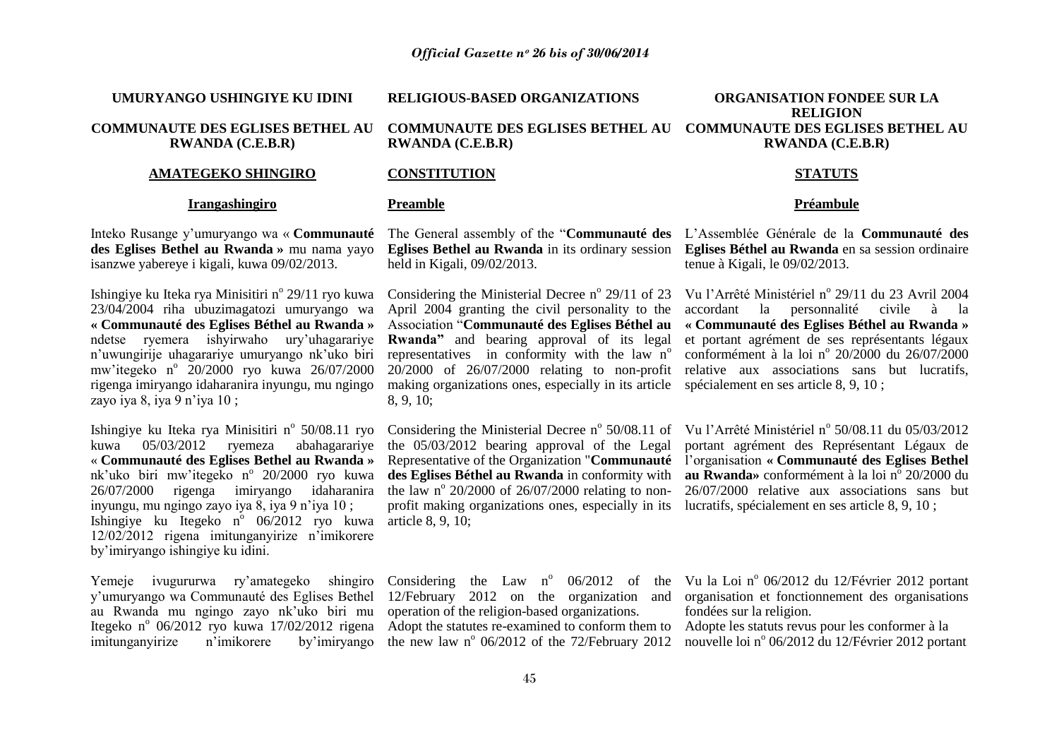**UMURYANGO USHINGIYE KU IDINI**

**COMMUNAUTE DES EGLISES BETHEL AU RWANDA (C.E.B.R)**

**AMATEGEKO SHINGIRO**

**Irangashingiro**

Inteko Rusange y'umuryango wa « **Communauté des Eglises Bethel au Rwanda »** mu nama yayo isanzwe yabereye i kigali, kuwa 09/02/2013.

Ishingiye ku Iteka rya Minisitiri n° 29/11 ryo kuwa 23/04/2004 riha ubuzimagatozi umuryango wa **« Communauté des Eglises Béthel au Rwanda »** ndetse ryemera ishyirwaho ury'uhagarariye n'uwungirije uhagarariye umuryango nk'uko biri mw'itegeko n° 20/2000 ryo kuwa 26/07/2000 rigenga imiryango idaharanira inyungu, mu ngingo zayo iya 8, iya 9 n'iya 10 ;

Ishingiye ku Iteka rya Minisitiri n° 50/08.11 ryo kuwa 05/03/2012 ryemeza abahagarariye « **Communauté des Eglises Bethel au Rwanda »** nk'uko biri mw'itegeko n° 20/2000 ryo kuwa 26/07/2000 rigenga imiryango idaharanira inyungu, mu ngingo zayo iya 8, iya 9 n'iya 10 ;
Ishingiye ku Itegeko n° 06/2012 ryo kuwa 12/02/2012 rigena imitunganyirize n'imikorere by'imiryango ishingiye ku idini.

Yemeje ivugururwa ry'amategeko shingiro y'umuryango wa Communauté des Eglises Bethel au Rwanda mu ngingo zayo nk'uko biri mu Itegeko n° 06/2012 ryo kuwa 17/02/2012 rigena imitunganyirize n'imikorere by'imiryango

**RELIGIOUS-BASED ORGANIZATIONS**

**COMMUNAUTE DES EGLISES BETHEL AU RWANDA (C.E.B.R)**

**CONSTITUTION**

**Preamble**

The General assembly of the "**Communauté des Eglises Bethel au Rwanda** in its ordinary session held in Kigali, 09/02/2013.

Considering the Ministerial Decree n° 29/11 of 23 April 2004 granting the civil personality to the Association "**Communauté des Eglises Béthel au Rwanda"** and bearing approval of its legal representatives in conformity with the law n° 20/2000 of 26/07/2000 relating to non-profit making organizations ones, especially in its article 8, 9, 10;

Considering the Ministerial Decree n° 50/08.11 of the 05/03/2012 bearing approval of the Legal Representative of the Organization "**Communauté des Eglises Béthel au Rwanda** in conformity with the law n° 20/2000 of 26/07/2000 relating to non-profit making organizations ones, especially in its article 8, 9, 10;

Considering the Law n° 06/2012 of the 12/February 2012 on the organization and operation of the religion-based organizations.
Adopt the statutes re-examined to conform them to the new law n° 06/2012 of the 72/February 2012

**ORGANISATION FONDEE SUR LA RELIGION**

**COMMUNAUTE DES EGLISES BETHEL AU RWANDA (C.E.B.R)**

**STATUTS**

**Préambule**

L'Assemblée Générale de la **Communauté des Eglises Béthel au Rwanda** en sa session ordinaire tenue à Kigali, le 09/02/2013.

Vu l'Arrêté Ministériel n° 29/11 du 23 Avril 2004 accordant la personnalité civile à la **« Communauté des Eglises Béthel au Rwanda »** et portant agrément de ses représentants légaux conformément à la loi n° 20/2000 du 26/07/2000 relative aux associations sans but lucratifs, spécialement en ses article 8, 9, 10 ;

Vu l'Arrêté Ministériel n° 50/08.11 du 05/03/2012 portant agrément des Représentant Légaux de l'organisation **« Communauté des Eglises Bethel au Rwanda»** conformément à la loi n° 20/2000 du 26/07/2000 relative aux associations sans but lucratifs, spécialement en ses article 8, 9, 10 ;

Vu la Loi n° 06/2012 du 12/Février 2012 portant organisation et fonctionnement des organisations fondées sur la religion.
Adopte les statuts revus pour les conformer à la nouvelle loi n° 06/2012 du 12/Février 2012 portant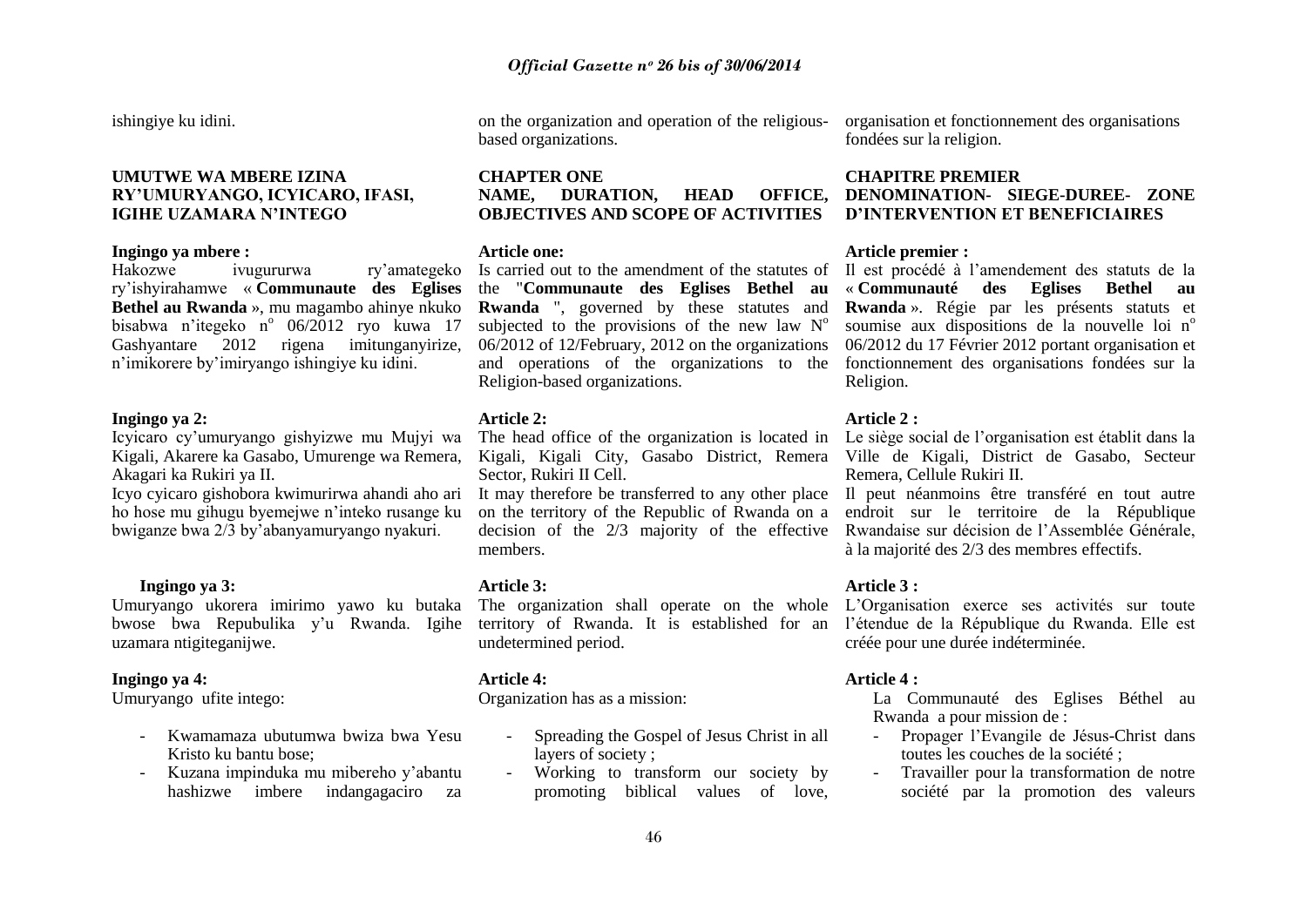ishingiye ku idini.

**UMUTWE WA MBERE IZINA RY'UMURYANGO, ICYICARO, IFASI, IGIHE UZAMARA N'INTEGO**

**Ingingo ya mbere :**
Hakozwe ivugururwa ry'amategeko ry'ishyirahamwe « **Communaute des Eglises Bethel au Rwanda** », mu magambo ahinye nkuko bisabwa n'itegeko n° 06/2012 ryo kuwa 17 Gashyantare 2012 rigena imitunganyirize, n'imikorere by'imiryango ishingiye ku idini.

**Ingingo ya 2:**
Icyicaro cy'umuryango gishyizwe mu Mujyi wa Kigali, Akarere ka Gasabo, Umurenge wa Remera, Akagari ka Rukiri ya II.
Icyo cyicaro gishobora kwimurirwa ahandi aho ari ho hose mu gihugu byemejwe n'inteko rusange ku bwiganze bwa 2/3 by'abanyamuryango nyakuri.

**Ingingo ya 3:**
Umuryango ukorera imirimo yawo ku butaka bwose bwa Repubulika y'u Rwanda. Igihe uzamara ntigiteganijwe.

**Ingingo ya 4:**
Umuryango ufite intego:

- Kwamamaza ubutumwa bwiza bwa Yesu Kristo ku bantu bose;
- Kuzana impinduka mu mibereho y'abantu hashizwe imbere indangagaciro za

on the organization and operation of the religious-based organizations.

**CHAPTER ONE**
**NAME, DURATION, HEAD OFFICE, OBJECTIVES AND SCOPE OF ACTIVITIES**

**Article one:**
Is carried out to the amendment of the statutes of the "**Communaute des Eglises Bethel au Rwanda** ", governed by these statutes and subjected to the provisions of the new law N° 06/2012 of 12/February, 2012 on the organizations and operations of the organizations to the Religion-based organizations.

**Article 2:**
The head office of the organization is located in Kigali, Kigali City, Gasabo District, Remera Sector, Rukiri II Cell.
It may therefore be transferred to any other place on the territory of the Republic of Rwanda on a decision of the 2/3 majority of the effective members.

**Article 3:**
The organization shall operate on the whole territory of Rwanda. It is established for an undetermined period.

**Article 4:**
Organization has as a mission:

- Spreading the Gospel of Jesus Christ in all layers of society ;
- Working to transform our society by promoting biblical values of love,

organisation et fonctionnement des organisations fondées sur la religion.

**CHAPITRE PREMIER**
**DENOMINATION- SIEGE-DUREE- ZONE D'INTERVENTION ET BENEFICIAIRES**

**Article premier :**
Il est procédé à l'amendement des statuts de la « **Communauté des Eglises Bethel au Rwanda** ». Régie par les présents statuts et soumise aux dispositions de la nouvelle loi n° 06/2012 du 17 Février 2012 portant organisation et fonctionnement des organisations fondées sur la Religion.

**Article 2 :**
Le siège social de l'organisation est établit dans la Ville de Kigali, District de Gasabo, Secteur Remera, Cellule Rukiri II.
Il peut néanmoins être transféré en tout autre endroit sur le territoire de la République Rwandaise sur décision de l'Assemblée Générale, à la majorité des 2/3 des membres effectifs.

**Article 3 :**
L'Organisation exerce ses activités sur toute l'étendue de la République du Rwanda. Elle est créée pour une durée indéterminée.

**Article 4 :**
La Communauté des Eglises Béthel au Rwanda a pour mission de :

- Propager l'Evangile de Jésus-Christ dans toutes les couches de la société ;
- Travailler pour la transformation de notre société par la promotion des valeurs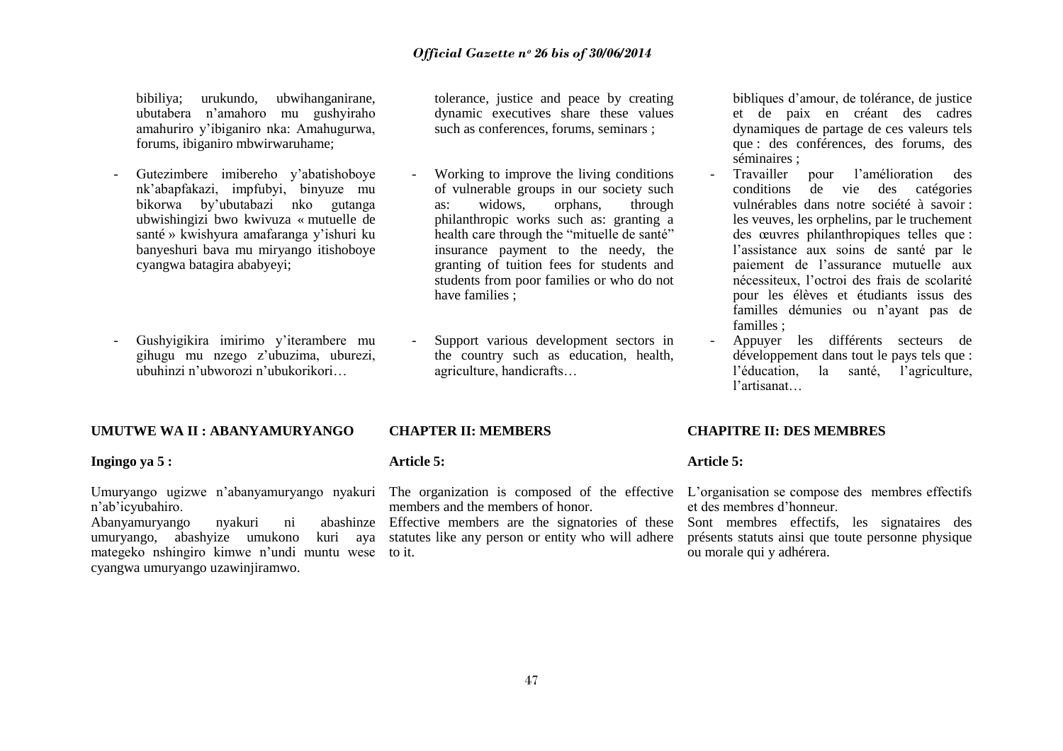bibiliya; urukundo, ubwihanganirane, ubutabera n'amahoro mu gushyiraho amahuriro y'ibiganiro nka: Amahugurwa, forums, ibiganiro mbwirwaruhame;

- Gutezimbere imibereho y'abatishoboye nk'abapfakazi, impfubyi, binyuze mu bikorwa by'ubutabazi nko gutanga ubwishingizi bwo kwivuza « mutuelle de santé » kwishyura amafaranga y'ishuri ku banyeshuri bava mu miryango itishoboye cyangwa batagira ababyeyi;

- Gushyigikira imirimo y'iterambere mu gihugu mu nzego z'ubuzima, uburezi, ubuhinzi n'ubworozi n'ubukorikori…

tolerance, justice and peace by creating dynamic executives share these values such as conferences, forums, seminars ;

- Working to improve the living conditions of vulnerable groups in our society such as: widows, orphans, through philanthropic works such as: granting a health care through the "mituelle de santé" insurance payment to the needy, the granting of tuition fees for students and students from poor families or who do not have families ;

- Support various development sectors in the country such as education, health, agriculture, handicrafts…

bibliques d'amour, de tolérance, de justice et de paix en créant des cadres dynamiques de partage de ces valeurs tels que : des conférences, des forums, des séminaires ;

- Travailler pour l'amélioration des conditions de vie des catégories vulnérables dans notre société à savoir : les veuves, les orphelins, par le truchement des œuvres philanthropiques telles que : l'assistance aux soins de santé par le paiement de l'assurance mutuelle aux nécessiteux, l'octroi des frais de scolarité pour les élèves et étudiants issus des familles démunies ou n'ayant pas de familles ;
- Appuyer les différents secteurs de développement dans tout le pays tels que : l'éducation, la santé, l'agriculture, l'artisanat…

**UMUTWE WA II : ABANYAMURYANGO**

**Ingingo ya 5 :**

Umuryango ugizwe n'abanyamuryango nyakuri n'ab'icyubahiro.
Abanyamuryango nyakuri ni abashinze umuryango, abashyize umukono kuri aya mategeko nshingiro kimwe n'undi muntu wese cyangwa umuryango uzawinjiramwo.

**CHAPTER II: MEMBERS**

**Article 5:**

The organization is composed of the effective members and the members of honor.
Effective members are the signatories of these statutes like any person or entity who will adhere to it.

**CHAPITRE II: DES MEMBRES**

**Article 5:**

L'organisation se compose des membres effectifs et des membres d'honneur.
Sont membres effectifs, les signataires des présents statuts ainsi que toute personne physique ou morale qui y adhérera.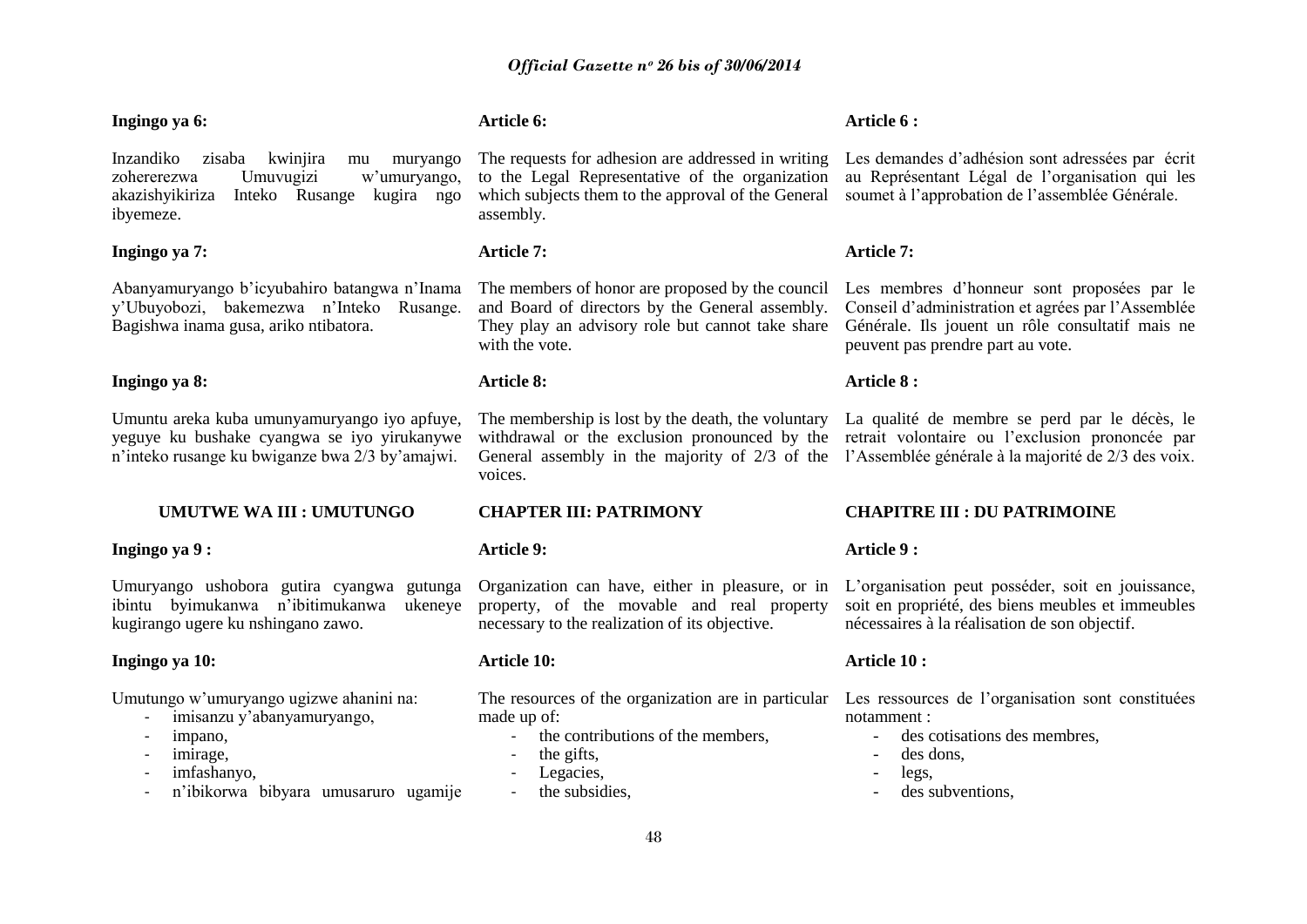**Ingingo ya 6:**

Inzandiko zisaba kwinjira mu muryango zohererezwa Umuvugizi w'umuryango, akazishyikiriza Inteko Rusange kugira ngo ibyemeze.

**Ingingo ya 7:**

Abanyamuryango b'icyubahiro batangwa n'Inama y'Ubuyobozi, bakemezwa n'Inteko Rusange. Bagishwa inama gusa, ariko ntibatora.

**Ingingo ya 8:**

Umuntu areka kuba umunyamuryango iyo apfuye, yeguye ku bushake cyangwa se iyo yirukanywe n'inteko rusange ku bwiganze bwa 2/3 by'amajwi.

**UMUTWE WA III : UMUTUNGO**

**Ingingo ya 9 :**

Umuryango ushobora gutira cyangwa gutunga ibintu byimukanwa n'ibitimukanwa ukeneye kugirango ugere ku nshingano zawo.

**Ingingo ya 10:**

Umutungo w'umuryango ugizwe ahanini na:

- imisanzu y'abanyamuryango,
- impano,
- imirage,
- imfashanyo,
- n'ibikorwa bibyara umusaruro ugamije

**Article 6:**

The requests for adhesion are addressed in writing to the Legal Representative of the organization which subjects them to the approval of the General assembly.

**Article 7:**

The members of honor are proposed by the council and Board of directors by the General assembly. They play an advisory role but cannot take share with the vote.

**Article 8:**

The membership is lost by the death, the voluntary withdrawal or the exclusion pronounced by the General assembly in the majority of 2/3 of the voices.

**CHAPTER III: PATRIMONY**

**Article 9:**

Organization can have, either in pleasure, or in property, of the movable and real property necessary to the realization of its objective.

**Article 10:**

The resources of the organization are in particular made up of:

- the contributions of the members,
- the gifts,
- Legacies,
- the subsidies,

**Article 6 :**

Les demandes d'adhésion sont adressées par écrit au Représentant Légal de l'organisation qui les soumet à l'approbation de l'assemblée Générale.

**Article 7:**

Les membres d'honneur sont proposées par le Conseil d'administration et agrées par l'Assemblée Générale. Ils jouent un rôle consultatif mais ne peuvent pas prendre part au vote.

**Article 8 :**

La qualité de membre se perd par le décès, le retrait volontaire ou l'exclusion prononcée par l'Assemblée générale à la majorité de 2/3 des voix.

**CHAPITRE III : DU PATRIMOINE**

**Article 9 :**

L'organisation peut posséder, soit en jouissance, soit en propriété, des biens meubles et immeubles nécessaires à la réalisation de son objectif.

**Article 10 :**

Les ressources de l'organisation sont constituées notamment :

- des cotisations des membres,
- des dons,
- legs,
- des subventions,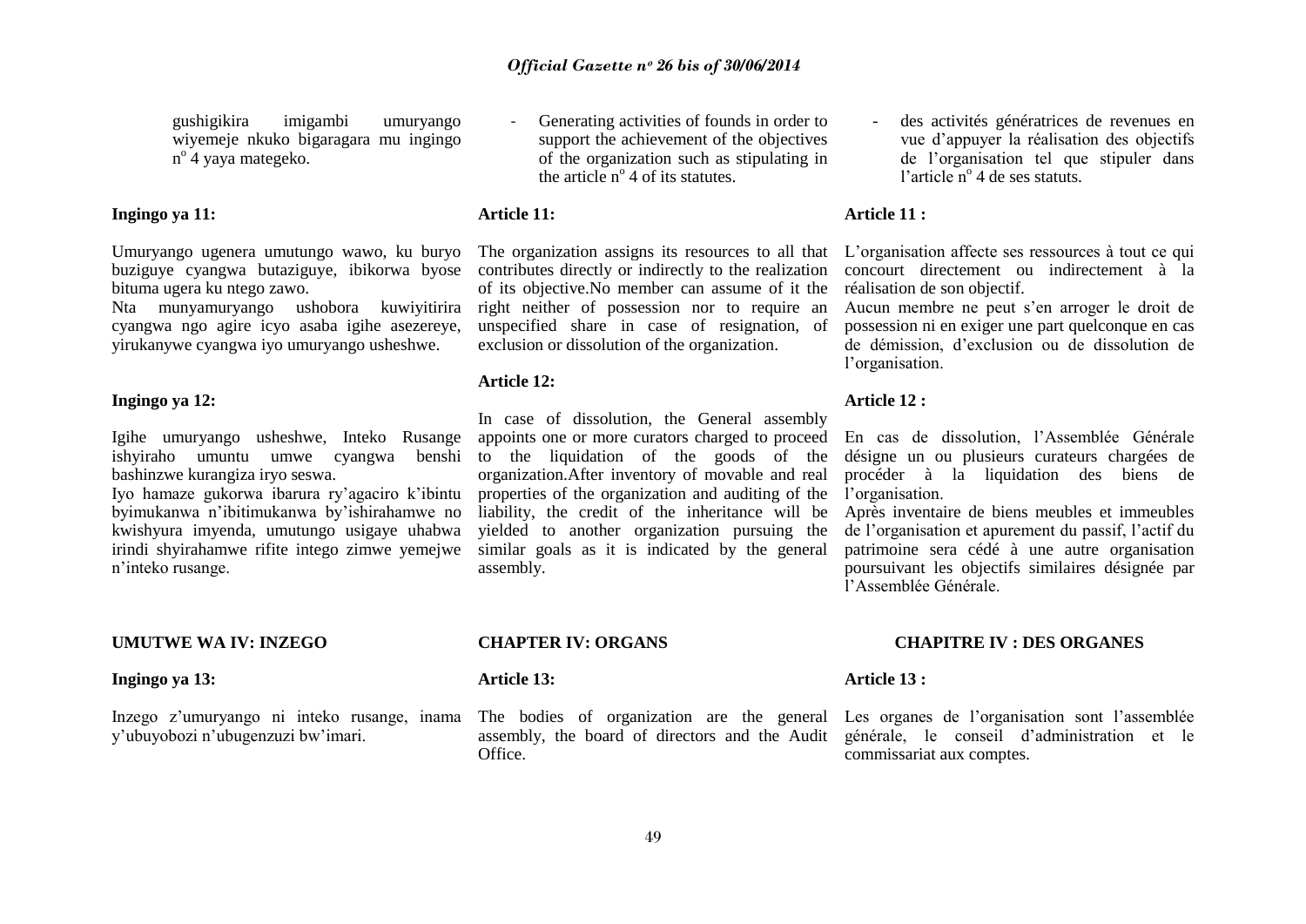gushigikira imigambi umuryango wiyemeje nkuko bigaragara mu ingingo n° 4 yaya mategeko.

**Ingingo ya 11:**

Umuryango ugenera umutungo wawo, ku buryo buziguye cyangwa butaziguye, ibikorwa byose bituma ugera ku ntego zawo.
Nta munyamuryango ushobora kuwiyitirira cyangwa ngo agire icyo asaba igihe asezereye, yirukanywe cyangwa iyo umuryango usheshwe.

**Ingingo ya 12:**

Igihe umuryango usheshwe, Inteko Rusange ishyiraho umuntu umwe cyangwa benshi bashinzwe kurangiza iryo seswa.
Iyo hamaze gukorwa ibarura ry'agaciro k'ibintu byimukanwa n'ibitimukanwa by'ishirahamwe no kwishyura imyenda, umutungo usigaye uhabwa irindi shyirahamwe rifite intego zimwe yemejwe n'inteko rusange.

**UMUTWE WA IV: INZEGO**

**Ingingo ya 13:**

Inzego z'umuryango ni inteko rusange, inama y'ubuyobozi n'ubugenzuzi bw'imari.

- Generating activities of founds in order to support the achievement of the objectives of the organization such as stipulating in the article n° 4 of its statutes.

**Article 11:**

The organization assigns its resources to all that contributes directly or indirectly to the realization of its objective.No member can assume of it the right neither of possession nor to require an unspecified share in case of resignation, of exclusion or dissolution of the organization.

**Article 12:**

In case of dissolution, the General assembly appoints one or more curators charged to proceed to the liquidation of the goods of the organization.After inventory of movable and real properties of the organization and auditing of the liability, the credit of the inheritance will be yielded to another organization pursuing the similar goals as it is indicated by the general assembly.

**CHAPTER IV: ORGANS**

**Article 13:**

The bodies of organization are the general assembly, the board of directors and the Audit Office.

- des activités génératrices de revenues en vue d'appuyer la réalisation des objectifs de l'organisation tel que stipuler dans l'article n° 4 de ses statuts.

**Article 11 :**

L'organisation affecte ses ressources à tout ce qui concourt directement ou indirectement à la réalisation de son objectif.
Aucun membre ne peut s'en arroger le droit de possession ni en exiger une part quelconque en cas de démission, d'exclusion ou de dissolution de l'organisation.

**Article 12 :**

En cas de dissolution, l'Assemblée Générale désigne un ou plusieurs curateurs chargées de procéder à la liquidation des biens de l'organisation.
Après inventaire de biens meubles et immeubles de l'organisation et apurement du passif, l'actif du patrimoine sera cédé à une autre organisation poursuivant les objectifs similaires désignée par l'Assemblée Générale.

**CHAPITRE IV : DES ORGANES**

**Article 13 :**

Les organes de l'organisation sont l'assemblée générale, le conseil d'administration et le commissariat aux comptes.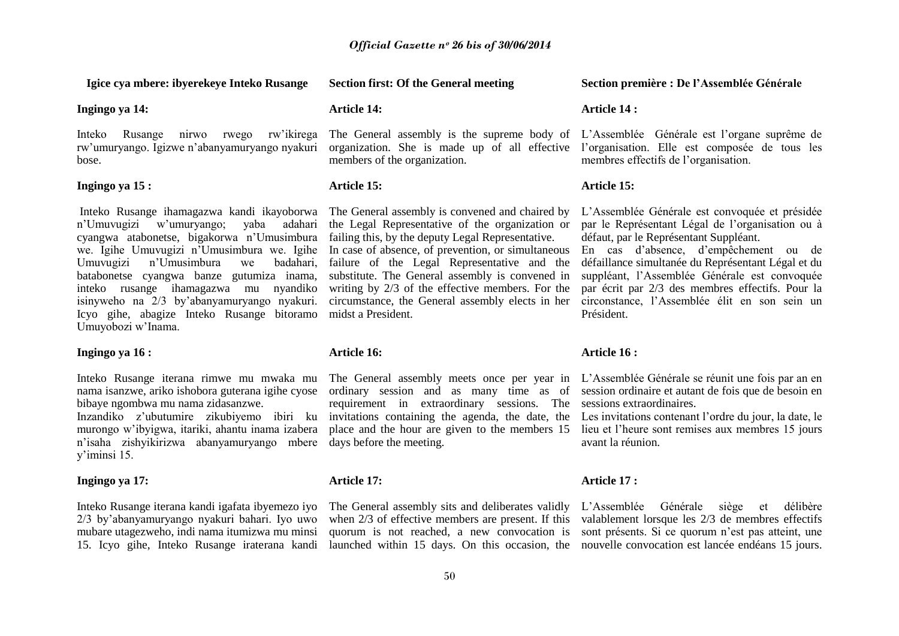**Igice cya mbere: ibyerekeye Inteko Rusange**

**Ingingo ya 14:**

Inteko Rusange nirwo rwego rw'ikirega rw'umuryango. Igizwe n'abanyamuryango nyakuri bose.

**Ingingo ya 15 :**

Inteko Rusange ihamagazwa kandi ikayoborwa n'Umuvugizi w'umuryango; yaba adahari cyangwa atabonetse, bigakorwa n'Umusimbura we. Igihe Umuvugizi n'Umusimbura we. Igihe Umuvugizi n'Umusimbura we badahari, batabonetse cyangwa banze gutumiza inama, inteko rusange ihamagazwa mu nyandiko isinyweho na 2/3 by'abanyamuryango nyakuri. Icyo gihe, abagize Inteko Rusange bitoramo Umuyobozi w'Inama.

**Ingingo ya 16 :**

Inteko Rusange iterana rimwe mu mwaka mu nama isanzwe, ariko ishobora guterana igihe cyose bibaye ngombwa mu nama zidasanzwe.

Inzandiko z'ubutumire zikubiyemo ibiri ku murongo w'ibyigwa, itariki, ahantu inama izabera n'isaha zishyikirizwa abanyamuryango mbere y'iminsi 15.

**Ingingo ya 17:**

Inteko Rusange iterana kandi igafata ibyemezo iyo 2/3 by'abanyamuryango nyakuri bahari. Iyo uwo mubare utagezweho, indi nama itumizwa mu minsi 15. Icyo gihe, Inteko Rusange iraterana kandi

**Section first: Of the General meeting**

**Article 14:**

The General assembly is the supreme body of organization. She is made up of all effective members of the organization.

**Article 15:**

The General assembly is convened and chaired by the Legal Representative of the organization or failing this, by the deputy Legal Representative.

In case of absence, of prevention, or simultaneous failure of the Legal Representative and the substitute. The General assembly is convened in writing by 2/3 of the effective members. For the circumstance, the General assembly elects in her midst a President.

**Article 16:**

The General assembly meets once per year in ordinary session and as many time as of requirement in extraordinary sessions. The invitations containing the agenda, the date, the place and the hour are given to the members 15 days before the meeting.

**Article 17:**

The General assembly sits and deliberates validly when 2/3 of effective members are present. If this quorum is not reached, a new convocation is launched within 15 days. On this occasion, the

**Section première : De l'Assemblée Générale**

**Article 14 :**

L'Assemblée Générale est l'organe suprême de l'organisation. Elle est composée de tous les membres effectifs de l'organisation.

**Article 15:**

L'Assemblée Générale est convoquée et présidée par le Représentant Légal de l'organisation ou à défaut, par le Représentant Suppléant.

En cas d'absence, d'empêchement ou de défaillance simultanée du Représentant Légal et du suppléant, l'Assemblée Générale est convoquée par écrit par 2/3 des membres effectifs. Pour la circonstance, l'Assemblée élit en son sein un Président.

**Article 16 :**

L'Assemblée Générale se réunit une fois par an en session ordinaire et autant de fois que de besoin en sessions extraordinaires.

Les invitations contenant l'ordre du jour, la date, le lieu et l'heure sont remises aux membres 15 jours avant la réunion.

**Article 17 :**

L'Assemblée Générale siège et délibère valablement lorsque les 2/3 de membres effectifs sont présents. Si ce quorum n'est pas atteint, une nouvelle convocation est lancée endéans 15 jours.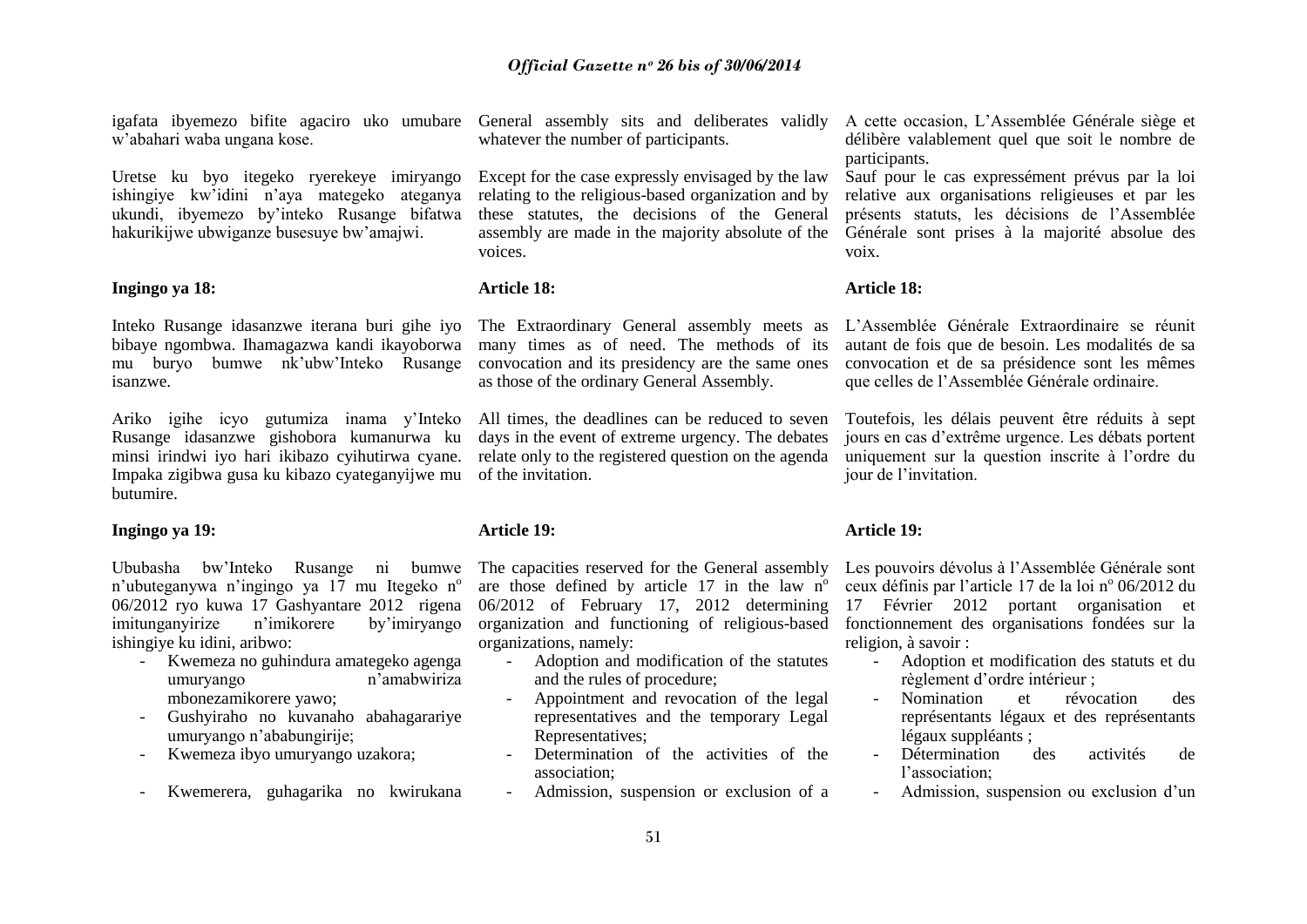igafata ibyemezo bifite agaciro uko umubare w'abahari waba ungana kose.

Uretse ku byo itegeko ryerekeye imiryango ishingiye kw'idini n'aya mategeko ateganya ukundi, ibyemezo by'inteko Rusange bifatwa hakurikijwe ubwiganze busesuye bw'amajwi.

**Ingingo ya 18:**

Inteko Rusange idasanzwe iterana buri gihe iyo bibaye ngombwa. Ihamagazwa kandi ikayoborwa mu buryo bumwe nk'ubw'Inteko Rusange isanzwe.

Ariko igihe icyo gutumiza inama y'Inteko Rusange idasanzwe gishobora kumanurwa ku minsi irindwi iyo hari ikibazo cyihutirwa cyane. Impaka zigibwa gusa ku kibazo cyateganyijwe mu butumire.

**Ingingo ya 19:**

Ububasha bw'Inteko Rusange ni bumwe n'ubuteganywa n'ingingo ya 17 mu Itegeko n° 06/2012 ryo kuwa 17 Gashyantare 2012 rigena imitunganyirize n'imikorere by'imiryango ishingiye ku idini, aribwo:

- Kwemeza no guhindura amategeko agenga umuryango n'amabwiriza mbonezamikorere yawo;
- Gushyiraho no kuvanaho abahagarariye umuryango n'ababungirije;
- Kwemeza ibyo umuryango uzakora;
- Kwemerera, guhagarika no kwirukana

General assembly sits and deliberates validly whatever the number of participants.

Except for the case expressly envisaged by the law relating to the religious-based organization and by these statutes, the decisions of the General assembly are made in the majority absolute of the voices.

**Article 18:**

The Extraordinary General assembly meets as many times as of need. The methods of its convocation and its presidency are the same ones as those of the ordinary General Assembly.

All times, the deadlines can be reduced to seven days in the event of extreme urgency. The debates relate only to the registered question on the agenda of the invitation.

**Article 19:**

The capacities reserved for the General assembly are those defined by article 17 in the law n° 06/2012 of February 17, 2012 determining organization and functioning of religious-based organizations, namely:

- Adoption and modification of the statutes and the rules of procedure;
- Appointment and revocation of the legal representatives and the temporary Legal Representatives;
- Determination of the activities of the association;
- Admission, suspension or exclusion of a

A cette occasion, L'Assemblée Générale siège et délibère valablement quel que soit le nombre de participants.

Sauf pour le cas expressément prévus par la loi relative aux organisations religieuses et par les présents statuts, les décisions de l'Assemblée Générale sont prises à la majorité absolue des voix.

**Article 18:**

L'Assemblée Générale Extraordinaire se réunit autant de fois que de besoin. Les modalités de sa convocation et de sa présidence sont les mêmes que celles de l'Assemblée Générale ordinaire.

Toutefois, les délais peuvent être réduits à sept jours en cas d'extrême urgence. Les débats portent uniquement sur la question inscrite à l'ordre du jour de l'invitation.

**Article 19:**

Les pouvoirs dévolus à l'Assemblée Générale sont ceux définis par l'article 17 de la loi n° 06/2012 du 17 Février 2012 portant organisation et fonctionnement des organisations fondées sur la religion, à savoir :

- Adoption et modification des statuts et du règlement d'ordre intérieur ;
- Nomination et révocation des représentants légaux et des représentants légaux suppléants ;
- Détermination des activités de l'association;
- Admission, suspension ou exclusion d'un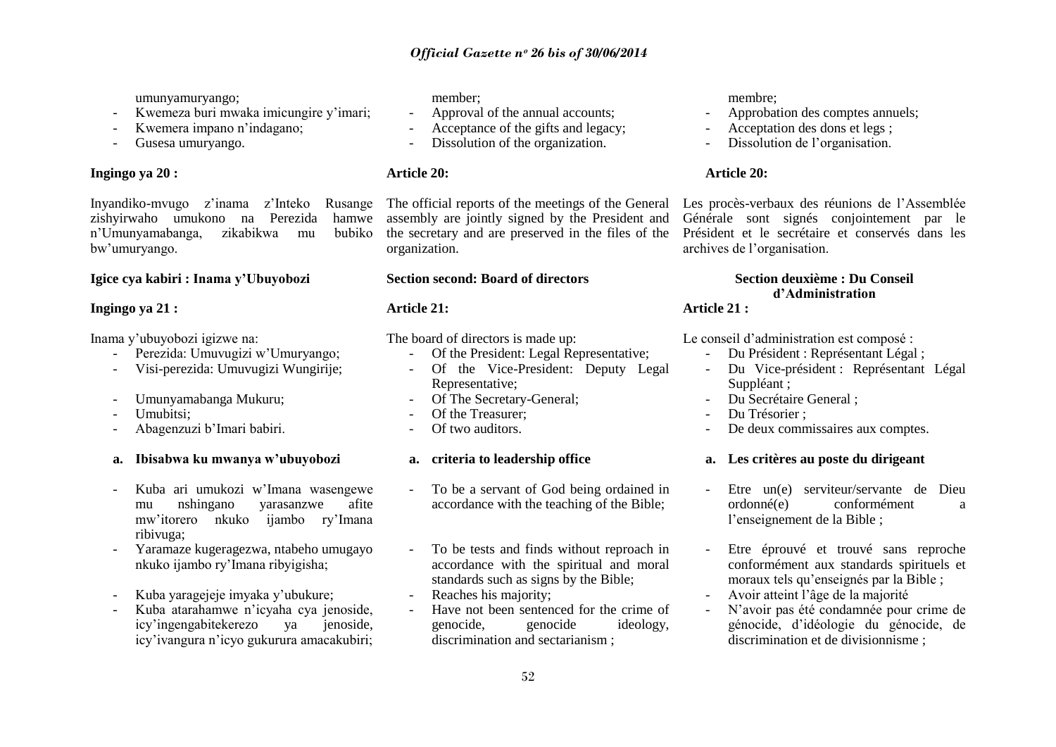umunyamuryango;

- Kwemeza buri mwaka imicungire y'imari;
- Kwemera impano n'indagano;
- Gusesa umuryango.

**Ingingo ya 20 :**

Inyandiko-mvugo z'inama z'Inteko Rusange zishyirwaho umukono na Perezida hamwe n'Umunyamabanga, zikabikwa mu bubiko bw'umuryango.

**Igice cya kabiri : Inama y'Ubuyobozi**

**Ingingo ya 21 :**

Inama y'ubuyobozi igizwe na:

- Perezida: Umuvugizi w'Umuryango;
- Visi-perezida: Umuvugizi Wungirije;
- Umunyamabanga Mukuru;
- Umubitsi;
- Abagenzuzi b'Imari babiri.

**a. Ibisabwa ku mwanya w'ubuyobozi**

- Kuba ari umukozi w'Imana wasengewe mu nshingano yarasanzwe afite mw'itorero nkuko ijambo ry'Imana ribivuga;
- Yaramaze kugeragezwa, ntabeho umugayo nkuko ijambo ry'Imana ribyigisha;
- Kuba yaragejeje imyaka y'ubukure;
- Kuba atarahamwe n'icyaha cya jenoside, icy'ingengabitekerezo ya jenoside, icy'ivangura n'icyo gukurura amacakubiri;

member;

- Approval of the annual accounts;
- Acceptance of the gifts and legacy;
- Dissolution of the organization.

**Article 20:**

The official reports of the meetings of the General assembly are jointly signed by the President and the secretary and are preserved in the files of the organization.

**Section second: Board of directors**

**Article 21:**

The board of directors is made up:

- Of the President: Legal Representative;
- Of the Vice-President: Deputy Legal Representative;
- Of The Secretary-General;
- Of the Treasurer;
- Of two auditors.

**a. criteria to leadership office**

- To be a servant of God being ordained in accordance with the teaching of the Bible;
- To be tests and finds without reproach in accordance with the spiritual and moral standards such as signs by the Bible;
- Reaches his majority;
- Have not been sentenced for the crime of genocide, genocide ideology, discrimination and sectarianism ;

membre;

- Approbation des comptes annuels;
- Acceptation des dons et legs ;
- Dissolution de l'organisation.

**Article 20:**

Les procès-verbaux des réunions de l'Assemblée Générale sont signés conjointement par le Président et le secrétaire et conservés dans les archives de l'organisation.

**Section deuxième : Du Conseil d'Administration**

**Article 21 :**

Le conseil d'administration est composé :

- Du Président : Représentant Légal ;
- Du Vice-président : Représentant Légal Suppléant ;
- Du Secrétaire General ;
- Du Trésorier ;
- De deux commissaires aux comptes.

**a. Les critères au poste du dirigeant**

- Etre un(e) serviteur/servante de Dieu ordonné(e) conformément a l'enseignement de la Bible ;
- Etre éprouvé et trouvé sans reproche conformément aux standards spirituels et moraux tels qu'enseignés par la Bible ;
- Avoir atteint l'âge de la majorité
- N'avoir pas été condamnée pour crime de génocide, d'idéologie du génocide, de discrimination et de divisionnisme ;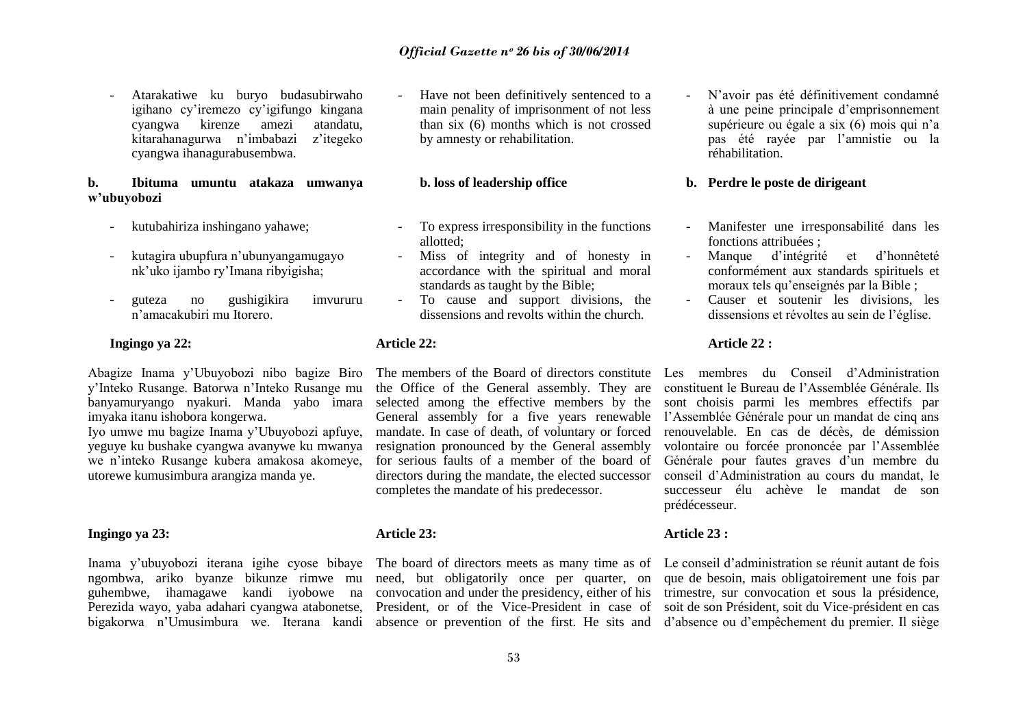- Atarakatiwe ku buryo budasubirwaho igihano cy'iremezo cy'igifungo kingana cyangwa kirenze amezi atandatu, kitarahanagurwa n'imbabazi z'itegeko cyangwa ihanagurabusembwa.

**b. Ibituma umuntu atakaza umwanya w'ubuyobozi**

- kutubahiriza inshingano yahawe;
- kutagira ubupfura n'ubunyangamugayo nk'uko ijambo ry'Imana ribyigisha;
- guteza no gushigikira imvururu n'amacakubiri mu Itorero.

**Ingingo ya 22:**

Abagize Inama y'Ubuyobozi nibo bagize Biro y'Inteko Rusange. Batorwa n'Inteko Rusange mu banyamuryango nyakuri. Manda yabo imara imyaka itanu ishobora kongerwa.
Iyo umwe mu bagize Inama y'Ubuyobozi apfuye, yeguye ku bushake cyangwa avanywe ku mwanya we n'inteko Rusange kubera amakosa akomeye, utorewe kumusimbura arangiza manda ye.

**Ingingo ya 23:**

Inama y'ubuyobozi iterana igihe cyose bibaye ngombwa, ariko byanze bikunze rimwe mu guhembwe, ihamagawe kandi iyobowe na Perezida wayo, yaba adahari cyangwa atabonetse, bigakorwa n'Umusimbura we. Iterana kandi

- Have not been definitively sentenced to a main penality of imprisonment of not less than six (6) months which is not crossed by amnesty or rehabilitation.

**b. loss of leadership office**

- To express irresponsibility in the functions allotted;
- Miss of integrity and of honesty in accordance with the spiritual and moral standards as taught by the Bible;
- To cause and support divisions, the dissensions and revolts within the church.

**Article 22:**

The members of the Board of directors constitute the Office of the General assembly. They are selected among the effective members by the General assembly for a five years renewable mandate. In case of death, of voluntary or forced resignation pronounced by the General assembly for serious faults of a member of the board of directors during the mandate, the elected successor completes the mandate of his predecessor.

**Article 23:**

The board of directors meets as many time as of need, but obligatorily once per quarter, on convocation and under the presidency, either of his President, or of the Vice-President in case of absence or prevention of the first. He sits and

- N'avoir pas été définitivement condamné à une peine principale d'emprisonnement supérieure ou égale a six (6) mois qui n'a pas été rayée par l'amnistie ou la réhabilitation.

**b. Perdre le poste de dirigeant**

- Manifester une irresponsabilité dans les fonctions attribuées ;
- Manque d'intégrité et d'honnêteté conformément aux standards spirituels et moraux tels qu'enseignés par la Bible ;
- Causer et soutenir les divisions, les dissensions et révoltes au sein de l'église.

**Article 22 :**

Les membres du Conseil d'Administration constituent le Bureau de l'Assemblée Générale. Ils sont choisis parmi les membres effectifs par l'Assemblée Générale pour un mandat de cinq ans renouvelable. En cas de décès, de démission volontaire ou forcée prononcée par l'Assemblée Générale pour fautes graves d'un membre du conseil d'Administration au cours du mandat, le successeur élu achève le mandat de son prédécesseur.

**Article 23 :**

Le conseil d'administration se réunit autant de fois que de besoin, mais obligatoirement une fois par trimestre, sur convocation et sous la présidence, soit de son Président, soit du Vice-président en cas d'absence ou d'empêchement du premier. Il siège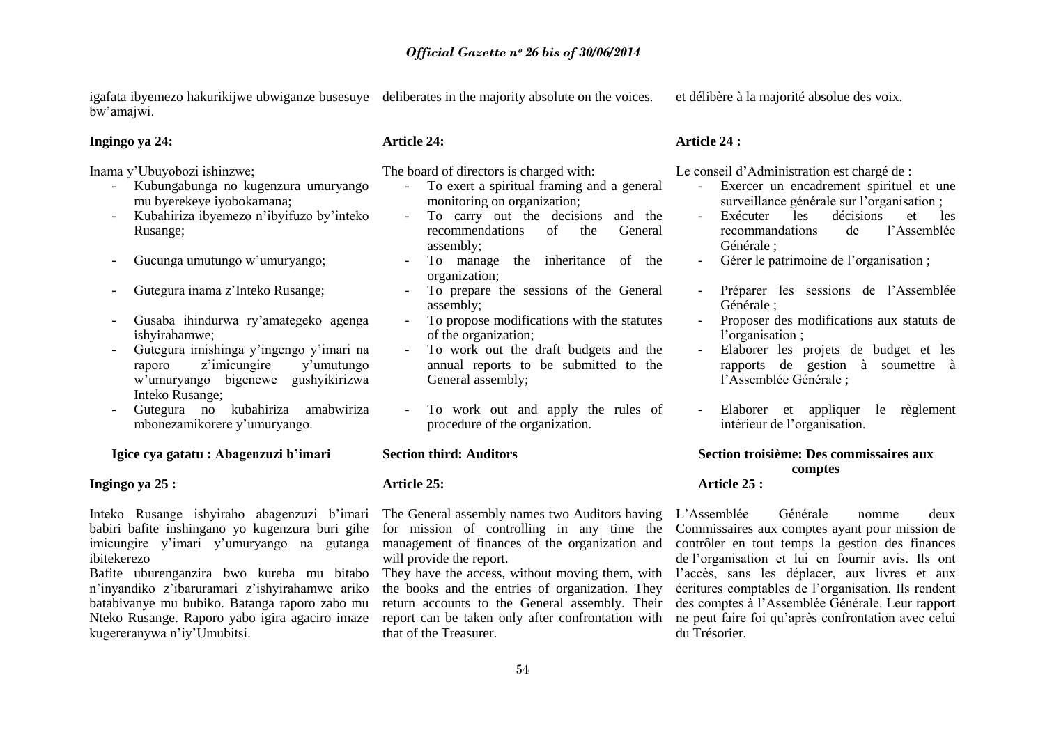igafata ibyemezo hakurikijwe ubwiganze busesuye bw'amajwi.

**Ingingo ya 24:**

Inama y'Ubuyobozi ishinzwe;

- Kubungabunga no kugenzura umuryango mu byerekeye iyobokamana;
- Kubahiriza ibyemezo n'ibyifuzo by'inteko Rusange;
- Gucunga umutungo w'umuryango;
- Gutegura inama z'Inteko Rusange;
- Gusaba ihindurwa ry'amategeko agenga ishyirahamwe;
- Gutegura imishinga y'ingengo y'imari na raporo z'imicungire y'umutungo w'umuryango bigenewe gushyikirizwa Inteko Rusange;
- Gutegura no kubahiriza amabwiriza mbonezamikorere y'umuryango.

**Igice cya gatatu : Abagenzuzi b'imari**

**Ingingo ya 25 :**

Inteko Rusange ishyiraho abagenzuzi b'imari babiri bafite inshingano yo kugenzura buri gihe imicungire y'imari y'umuryango na gutanga ibitekerezo

Bafite uburenganzira bwo kureba mu bitabo n'inyandiko z'ibaruramari z'ishyirahamwe ariko batabivanye mu bubiko. Batanga raporo zabo mu Nteko Rusange. Raporo yabo igira agaciro imaze kugereranywa n'iy'Umubitsi.

deliberates in the majority absolute on the voices.

**Article 24:**

The board of directors is charged with:

- To exert a spiritual framing and a general monitoring on organization;
- To carry out the decisions and the recommendations of the General assembly;
- To manage the inheritance of the organization;
- To prepare the sessions of the General assembly;
- To propose modifications with the statutes of the organization;
- To work out the draft budgets and the annual reports to be submitted to the General assembly;
- To work out and apply the rules of procedure of the organization.

**Section third: Auditors**

**Article 25:**

The General assembly names two Auditors having for mission of controlling in any time the management of finances of the organization and will provide the report.

They have the access, without moving them, with the books and the entries of organization. They return accounts to the General assembly. Their report can be taken only after confrontation with that of the Treasurer.

et délibère à la majorité absolue des voix.

**Article 24 :**

Le conseil d'Administration est chargé de :

- Exercer un encadrement spirituel et une surveillance générale sur l'organisation ;
- Exécuter les décisions et les recommandations de l'Assemblée Générale ;
- Gérer le patrimoine de l'organisation ;
- Préparer les sessions de l'Assemblée Générale ;
- Proposer des modifications aux statuts de l'organisation ;
- Elaborer les projets de budget et les rapports de gestion à soumettre à l'Assemblée Générale ;
- Elaborer et appliquer le règlement intérieur de l'organisation.

**Section troisième: Des commissaires aux comptes**

**Article 25 :**

L'Assemblée Générale nomme deux Commissaires aux comptes ayant pour mission de contrôler en tout temps la gestion des finances de l'organisation et lui en fournir avis. Ils ont l'accès, sans les déplacer, aux livres et aux écritures comptables de l'organisation. Ils rendent des comptes à l'Assemblée Générale. Leur rapport ne peut faire foi qu'après confrontation avec celui du Trésorier.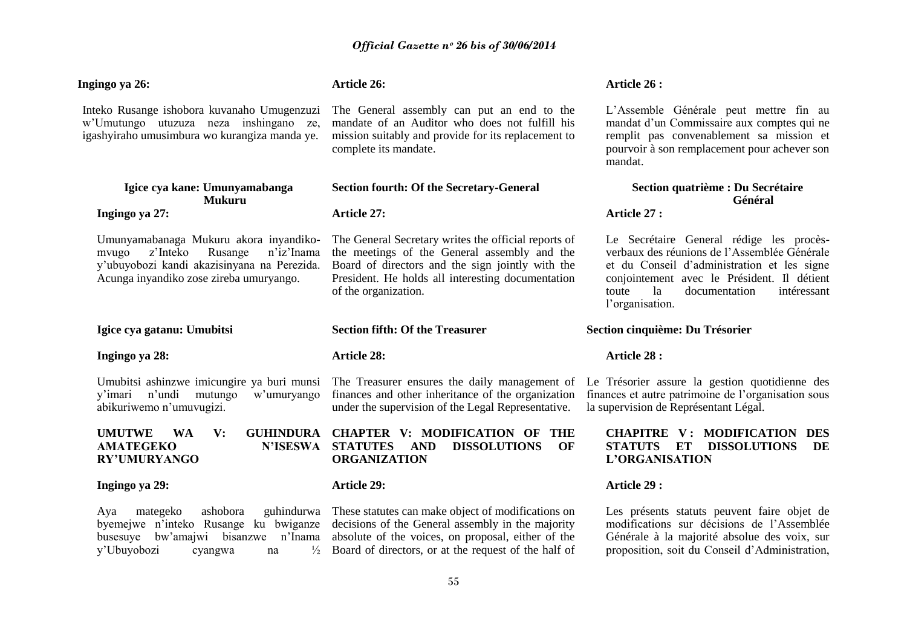**Ingingo ya 26:**

Inteko Rusange ishobora kuvanaho Umugenzuzi w'Umutungo utuzuza neza inshingano ze, igashyiraho umusimbura wo kurangiza manda ye.

**Igice cya kane: Umunyamabanga Mukuru**

**Ingingo ya 27:**

Umunyamabanaga Mukuru akora inyandiko-mvugo z'Inteko Rusange n'iz'Inama y'ubuyobozi kandi akazisinyana na Perezida. Acunga inyandiko zose zireba umuryango.

**Igice cya gatanu: Umubitsi**

**Ingingo ya 28:**

Umubitsi ashinzwe imicungire ya buri munsi y'imari n'undi mutungo w'umuryango abikuriwemo n'umuvugizi.

**UMUTWE WA V: GUHINDURA AMATEGEKO N'ISESWA RY'UMURYANGO**

**Ingingo ya 29:**

Aya mategeko ashobora guhindurwa byemejwe n'inteko Rusange ku bwiganze busesuye bw'amajwi bisanzwe n'Inama y'Ubuyobozi cyangwa na ½

**Article 26:**

The General assembly can put an end to the mandate of an Auditor who does not fulfill his mission suitably and provide for its replacement to complete its mandate.

**Section fourth: Of the Secretary-General**

**Article 27:**

The General Secretary writes the official reports of the meetings of the General assembly and the Board of directors and the sign jointly with the President. He holds all interesting documentation of the organization.

**Section fifth: Of the Treasurer**

**Article 28:**

The Treasurer ensures the daily management of finances and other inheritance of the organization under the supervision of the Legal Representative.

**CHAPTER V: MODIFICATION OF THE STATUTES AND DISSOLUTIONS OF ORGANIZATION**

**Article 29:**

These statutes can make object of modifications on decisions of the General assembly in the majority absolute of the voices, on proposal, either of the Board of directors, or at the request of the half of

**Article 26 :**

L'Assemble Générale peut mettre fin au mandat d'un Commissaire aux comptes qui ne remplit pas convenablement sa mission et pourvoir à son remplacement pour achever son mandat.

**Section quatrième : Du Secrétaire Général**

**Article 27 :**

Le Secrétaire General rédige les procès-verbaux des réunions de l'Assemblée Générale et du Conseil d'administration et les signe conjointement avec le Président. Il détient toute la documentation intéressant l'organisation.

**Section cinquième: Du Trésorier**

**Article 28 :**

Le Trésorier assure la gestion quotidienne des finances et autre patrimoine de l'organisation sous la supervision de Représentant Légal.

**CHAPITRE V : MODIFICATION DES STATUTS ET DISSOLUTIONS DE L'ORGANISATION**

**Article 29 :**

Les présents statuts peuvent faire objet de modifications sur décisions de l'Assemblée Générale à la majorité absolue des voix, sur proposition, soit du Conseil d'Administration,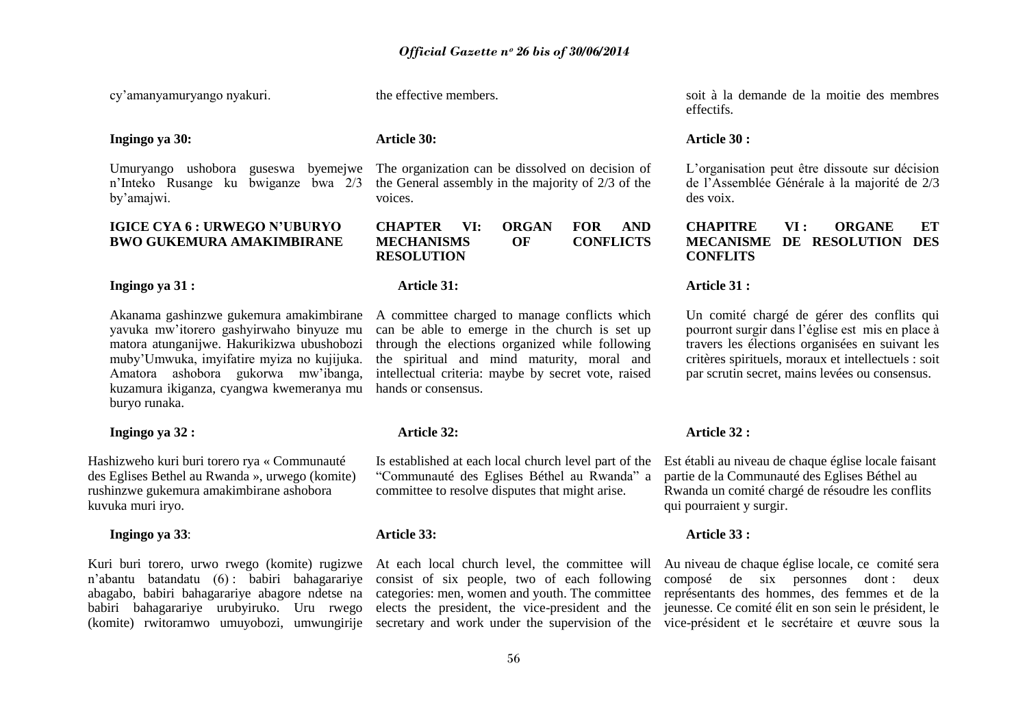cy'amanyamuryango nyakuri.

**Ingingo ya 30:**

Umuryango ushobora guseswa byemejwe n'Inteko Rusange ku bwiganze bwa 2/3 by'amajwi.

**IGICE CYA 6 : URWEGO N'UBURYO BWO GUKEMURA AMAKIMBIRANE**

**Ingingo ya 31 :**

Akanama gashinzwe gukemura amakimbirane yavuka mw'itorero gashyirwaho binyuze mu matora atunganijwe. Hakurikizwa ubushobozi muby'Umwuka, imyifatire myiza no kujijuka. Amatora ashobora gukorwa mw'ibanga, kuzamura ikiganza, cyangwa kwemeranya mu buryo runaka.

**Ingingo ya 32 :**

Hashizweho kuri buri torero rya « Communauté des Eglises Bethel au Rwanda », urwego (komite) rushinzwe gukemura amakimbirane ashobora kuvuka muri iryo.

**Ingingo ya 33**:

Kuri buri torero, urwo rwego (komite) rugizwe n'abantu batandatu (6) : babiri bahagarariye abagabo, babiri bahagarariye abagore ndetse na babiri bahagarariye urubyiruko. Uru rwego (komite) rwitoramwo umuyobozi, umwungirije

the effective members.

**Article 30:**

The organization can be dissolved on decision of the General assembly in the majority of 2/3 of the voices.

**CHAPTER VI: ORGAN FOR AND MECHANISMS OF CONFLICTS RESOLUTION**

**Article 31:**

A committee charged to manage conflicts which can be able to emerge in the church is set up through the elections organized while following the spiritual and mind maturity, moral and intellectual criteria: maybe by secret vote, raised hands or consensus.

**Article 32:**

Is established at each local church level part of the "Communauté des Eglises Béthel au Rwanda" a committee to resolve disputes that might arise.

**Article 33:**

At each local church level, the committee will consist of six people, two of each following categories: men, women and youth. The committee elects the president, the vice-president and the secretary and work under the supervision of the

soit à la demande de la moitie des membres effectifs.

**Article 30 :**

L'organisation peut être dissoute sur décision de l'Assemblée Générale à la majorité de 2/3 des voix.

**CHAPITRE VI : ORGANE ET MECANISME DE RESOLUTION DES CONFLITS**

**Article 31 :**

Un comité chargé de gérer des conflits qui pourront surgir dans l'église est mis en place à travers les élections organisées en suivant les critères spirituels, moraux et intellectuels : soit par scrutin secret, mains levées ou consensus.

**Article 32 :**

Est établi au niveau de chaque église locale faisant partie de la Communauté des Eglises Béthel au Rwanda un comité chargé de résoudre les conflits qui pourraient y surgir.

**Article 33 :**

Au niveau de chaque église locale, ce comité sera composé de six personnes dont : deux représentants des hommes, des femmes et de la jeunesse. Ce comité élit en son sein le président, le vice-président et le secrétaire et œuvre sous la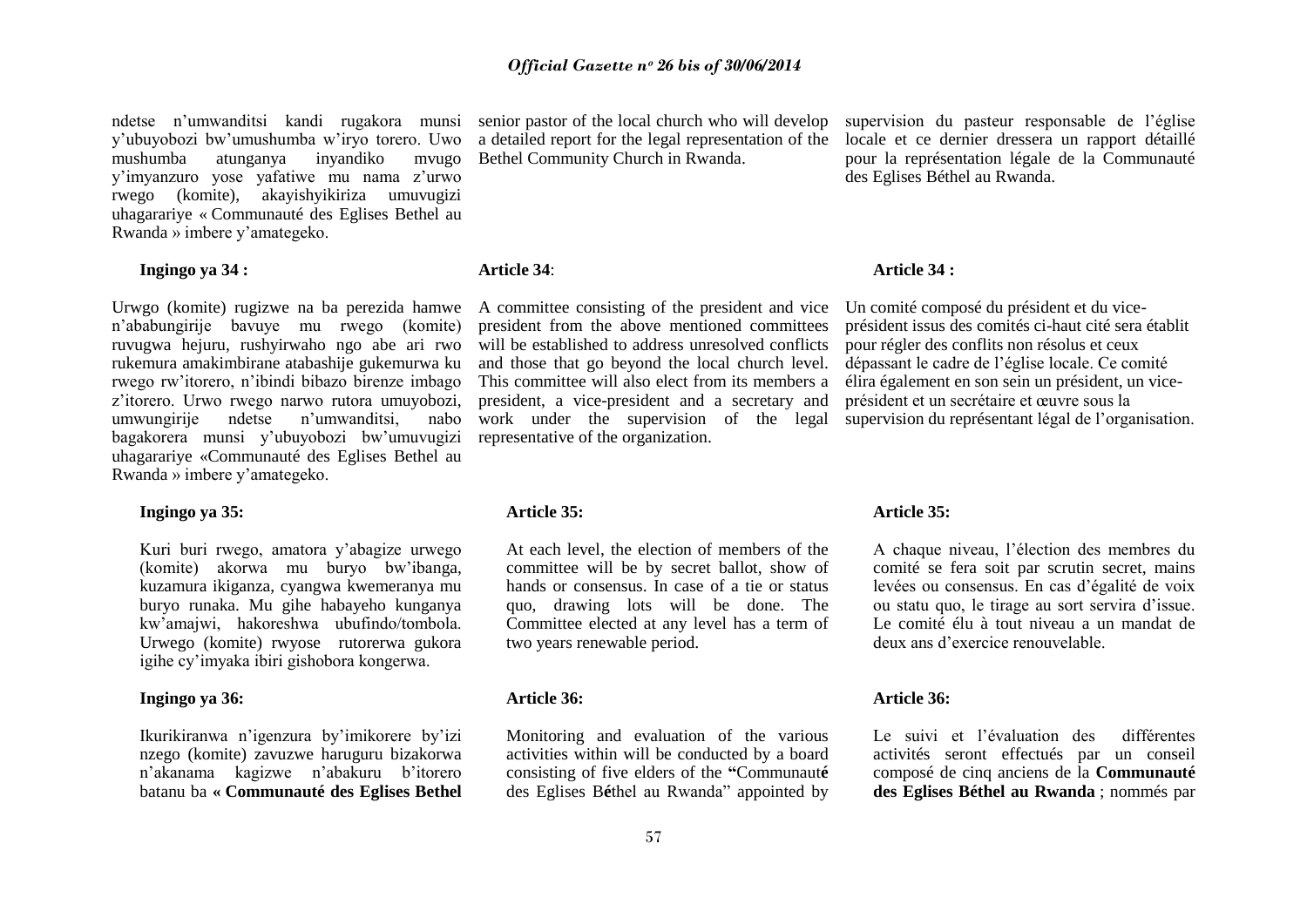ndetse n'umwanditsi kandi rugakora munsi y'ubuyobozi bw'umushumba w'iryo torero. Uwo mushumba atunganya inyandiko mvugo y'imyanzuro yose yafatiwe mu nama z'urwo rwego (komite), akayishyikiriza umuvugizi uhagarariye « Communauté des Eglises Bethel au Rwanda » imbere y'amategeko.

**Ingingo ya 34 :**

Urwgo (komite) rugizwe na ba perezida hamwe n'ababungirije bavuye mu rwego (komite) ruvugwa hejuru, rushyirwaho ngo abe ari rwo rukemura amakimbirane atabashije gukemurwa ku rwego rw'itorero, n'ibindi bibazo birenze imbago z'itorero. Urwo rwego narwo rutora umuyobozi, umwungirije ndetse n'umwanditsi, nabo bagakorera munsi y'ubuyobozi bw'umuvugizi uhagarariye «Communauté des Eglises Bethel au Rwanda » imbere y'amategeko.

**Ingingo ya 35:**

Kuri buri rwego, amatora y'abagize urwego (komite) akorwa mu buryo bw'ibanga, kuzamura ikiganza, cyangwa kwemeranya mu buryo runaka. Mu gihe habayeho kunganya kw'amajwi, hakoreshwa ubufindo/tombola. Urwego (komite) rwyose rutorerwa gukora igihe cy'imyaka ibiri gishobora kongerwa.

**Ingingo ya 36:**

Ikurikiranwa n'igenzura by'imikorere by'izi nzego (komite) zavuzwe haruguru bizakorwa n'akanama kagizwe n'abakuru b'itorero batanu ba **« Communauté des Eglises Bethel**

senior pastor of the local church who will develop a detailed report for the legal representation of the Bethel Community Church in Rwanda.

**Article 34**:

A committee consisting of the president and vice president from the above mentioned committees will be established to address unresolved conflicts and those that go beyond the local church level. This committee will also elect from its members a president, a vice-president and a secretary and work under the supervision of the legal representative of the organization.

**Article 35:**

At each level, the election of members of the committee will be by secret ballot, show of hands or consensus. In case of a tie or status quo, drawing lots will be done. The Committee elected at any level has a term of two years renewable period.

**Article 36:**

Monitoring and evaluation of the various activities within will be conducted by a board consisting of five elders of the **"**Communaut**é** des Eglises B**é**thel au Rwanda" appointed by

supervision du pasteur responsable de l'église locale et ce dernier dressera un rapport détaillé pour la représentation légale de la Communauté des Eglises Béthel au Rwanda.

**Article 34 :**

Un comité composé du président et du vice-président issus des comités ci-haut cité sera établit pour régler des conflits non résolus et ceux dépassant le cadre de l'église locale. Ce comité élira également en son sein un président, un vice-président et un secrétaire et œuvre sous la supervision du représentant légal de l'organisation.

**Article 35:**

A chaque niveau, l'élection des membres du comité se fera soit par scrutin secret, mains levées ou consensus. En cas d'égalité de voix ou statu quo, le tirage au sort servira d'issue. Le comité élu à tout niveau a un mandat de deux ans d'exercice renouvelable.

**Article 36:**

Le suivi et l'évaluation des différentes activités seront effectués par un conseil composé de cinq anciens de la **Communauté des Eglises Béthel au Rwanda** ; nommés par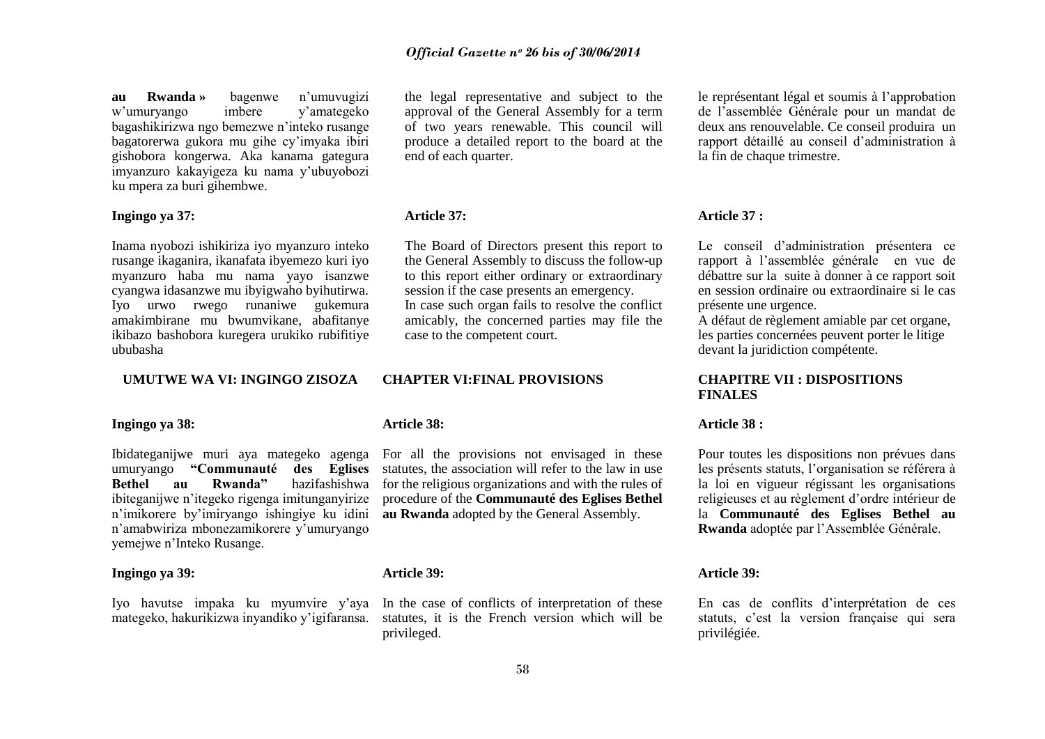**au Rwanda »** bagenwe n'umuvugizi w'umuryango imbere y'amategeko bagashikirizwa ngo bemezwe n'inteko rusange bagatorerwa gukora mu gihe cy'imyaka ibiri gishobora kongerwa. Aka kanama gategura imyanzuro kakayigeza ku nama y'ubuyobozi ku mpera za buri gihembwe.

**Ingingo ya 37:**

Inama nyobozi ishikiriza iyo myanzuro inteko rusange ikaganira, ikanafata ibyemezo kuri iyo myanzuro haba mu nama yayo isanzwe cyangwa idasanzwe mu bigwaho byihutirwa. Iyo urwo rwego runaniwe gukemura amakimbirane mu bwumvikane, abafitanye ikibazo bashobora kuregera urukiko rubifitiye ububasha

**UMUTWE WA VI: INGINGO ZISOZA**

**Ingingo ya 38:**

Ibidateganijwe muri aya mategeko agenga umuryango **"Communauté des Eglises Bethel au Rwanda"** hazifashishwa ibiteganijwe n'itegeko rigenga imitunganyirize n'imikorere by'imiryango ishingiye ku idini n'amabwiriza mbonezamikorere y'umuryango yemejwe n'Inteko Rusange.

**Ingingo ya 39:**

Iyo havutse impaka ku myumvire y'aya mategeko, hakurikizwa inyandiko y'igifaransa.

the legal representative and subject to the approval of the General Assembly for a term of two years renewable. This council will produce a detailed report to the board at the end of each quarter.

**Article 37:**

The Board of Directors present this report to the General Assembly to discuss the follow-up to this report either ordinary or extraordinary session if the case presents an emergency.
In case such organ fails to resolve the conflict amicably, the concerned parties may file the case to the competent court.

**CHAPTER VI:FINAL PROVISIONS**

**Article 38:**

For all the provisions not envisaged in these statutes, the association will refer to the law in use for the religious organizations and with the rules of procedure of the **Communauté des Eglises Bethel au Rwanda** adopted by the General Assembly.

**Article 39:**

In the case of conflicts of interpretation of these statutes, it is the French version which will be privileged.

le représentant légal et soumis à l'approbation de l'assemblée Générale pour un mandat de deux ans renouvelable. Ce conseil produira un rapport détaillé au conseil d'administration à la fin de chaque trimestre.

**Article 37 :**

Le conseil d'administration présentera ce rapport à l'assemblée générale en vue de débattre sur la suite à donner à ce rapport soit en session ordinaire ou extraordinaire si le cas présente une urgence.
A défaut de règlement amiable par cet organe, les parties concernées peuvent porter le litige devant la juridiction compétente.

**CHAPITRE VII : DISPOSITIONS FINALES**

**Article 38 :**

Pour toutes les dispositions non prévues dans les présents statuts, l'organisation se référera à la loi en vigueur régissant les organisations religieuses et au règlement d'ordre intérieur de la **Communauté des Eglises Bethel au Rwanda** adoptée par l'Assemblée Générale.

**Article 39:**

En cas de conflits d'interprétation de ces statuts, c'est la version française qui sera privilégiée.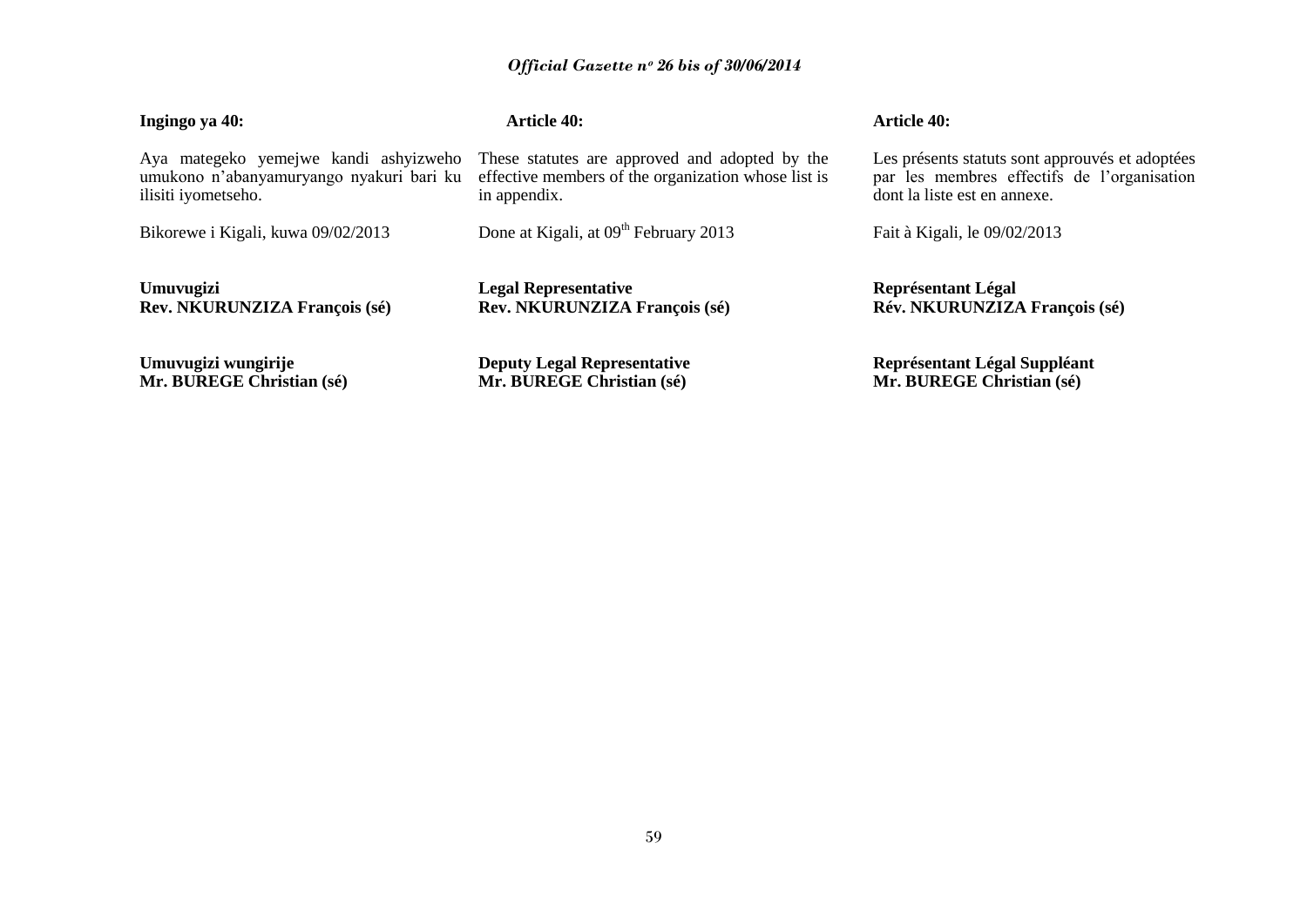**Ingingo ya 40:**

Aya mategeko yemejwe kandi ashyizweho umukono n'abanyamuryango nyakuri bari ku ilisiti iyometseho.

Bikorewe i Kigali, kuwa 09/02/2013

**Umuvugizi**
**Rev. NKURUNZIZA François (sé)**

**Umuvugizi wungirije**
**Mr. BUREGE Christian (sé)**

**Article 40:**

These statutes are approved and adopted by the effective members of the organization whose list is in appendix.

Done at Kigali, at 09th February 2013

**Legal Representative**
**Rev. NKURUNZIZA François (sé)**

**Deputy Legal Representative**
**Mr. BUREGE Christian (sé)**

**Article 40:**

Les présents statuts sont approuvés et adoptées par les membres effectifs de l'organisation dont la liste est en annexe.

Fait à Kigali, le 09/02/2013

**Représentant Légal**
**Rév. NKURUNZIZA François (sé)**

**Représentant Légal Suppléant**
**Mr. BUREGE Christian (sé)**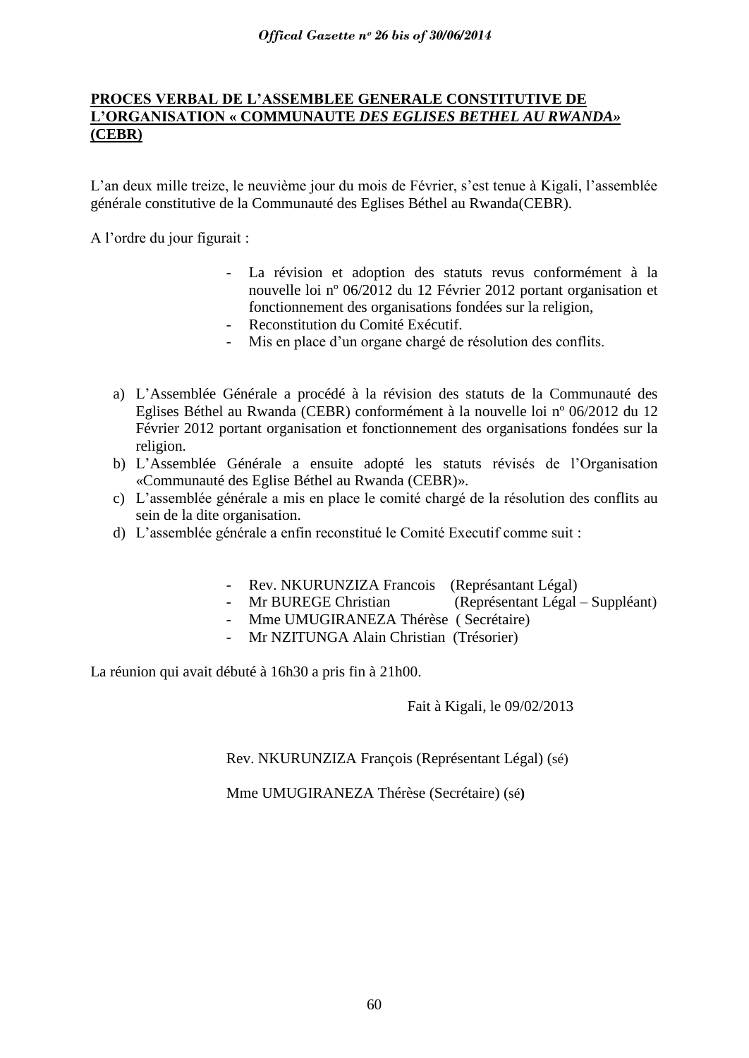**PROCES VERBAL DE L'ASSEMBLEE GENERALE CONSTITUTIVE DE L'ORGANISATION « COMMUNAUTE *DES EGLISES BETHEL AU RWANDA*» (CEBR)**

L'an deux mille treize, le neuvième jour du mois de Février, s'est tenue à Kigali, l'assemblée générale constitutive de la Communauté des Eglises Béthel au Rwanda(CEBR).

A l'ordre du jour figurait :

- La révision et adoption des statuts revus conformément à la nouvelle loi nº 06/2012 du 12 Février 2012 portant organisation et fonctionnement des organisations fondées sur la religion,
- Reconstitution du Comité Exécutif.
- Mis en place d'un organe chargé de résolution des conflits.

a) L'Assemblée Générale a procédé à la révision des statuts de la Communauté des Eglises Béthel au Rwanda (CEBR) conformément à la nouvelle loi nº 06/2012 du 12 Février 2012 portant organisation et fonctionnement des organisations fondées sur la religion.
b) L'Assemblée Générale a ensuite adopté les statuts révisés de l'Organisation «Communauté des Eglise Béthel au Rwanda (CEBR)».
c) L'assemblée générale a mis en place le comité chargé de la résolution des conflits au sein de la dite organisation.
d) L'assemblée générale a enfin reconstitué le Comité Executif comme suit :

- Rev. NKURUNZIZA Francois (Représantant Légal)
- Mr BUREGE Christian (Représentant Légal – Suppléant)
- Mme UMUGIRANEZA Thérèse ( Secrétaire)
- Mr NZITUNGA Alain Christian (Trésorier)

La réunion qui avait débuté à 16h30 a pris fin à 21h00.

Fait à Kigali, le 09/02/2013

Rev. NKURUNZIZA François (Représentant Légal) (sé)

Mme UMUGIRANEZA Thérèse (Secrétaire) (sé)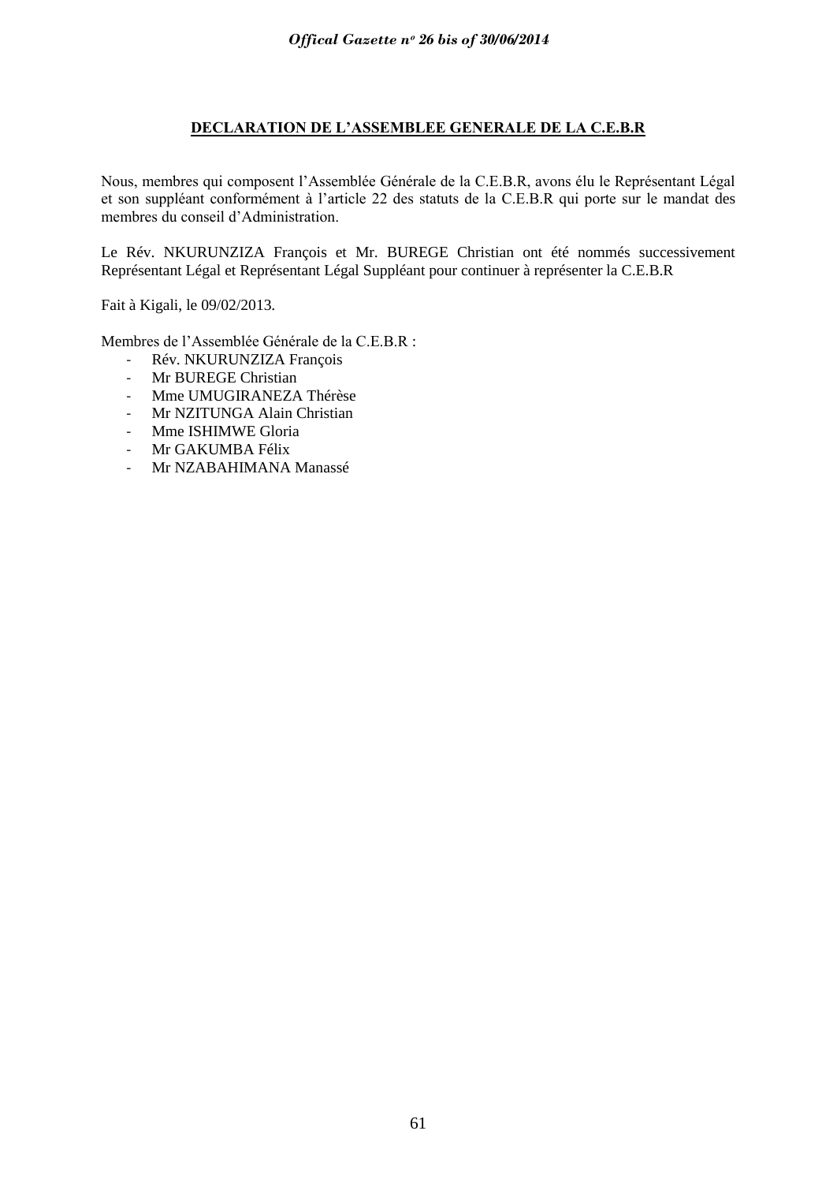## DECLARATION DE L'ASSEMBLEE GENERALE DE LA C.E.B.R

Nous, membres qui composent l'Assemblée Générale de la C.E.B.R, avons élu le Représentant Légal et son suppléant conformément à l'article 22 des statuts de la C.E.B.R qui porte sur le mandat des membres du conseil d'Administration.

Le Rév. NKURUNZIZA François et Mr. BUREGE Christian ont été nommés successivement Représentant Légal et Représentant Légal Suppléant pour continuer à représenter la C.E.B.R

Fait à Kigali, le 09/02/2013.

Membres de l'Assemblée Générale de la C.E.B.R :

- Rév. NKURUNZIZA François
- Mr BUREGE Christian
- Mme UMUGIRANEZA Thérèse
- Mr NZITUNGA Alain Christian
- Mme ISHIMWE Gloria
- Mr GAKUMBA Félix
- Mr NZABAHIMANA Manassé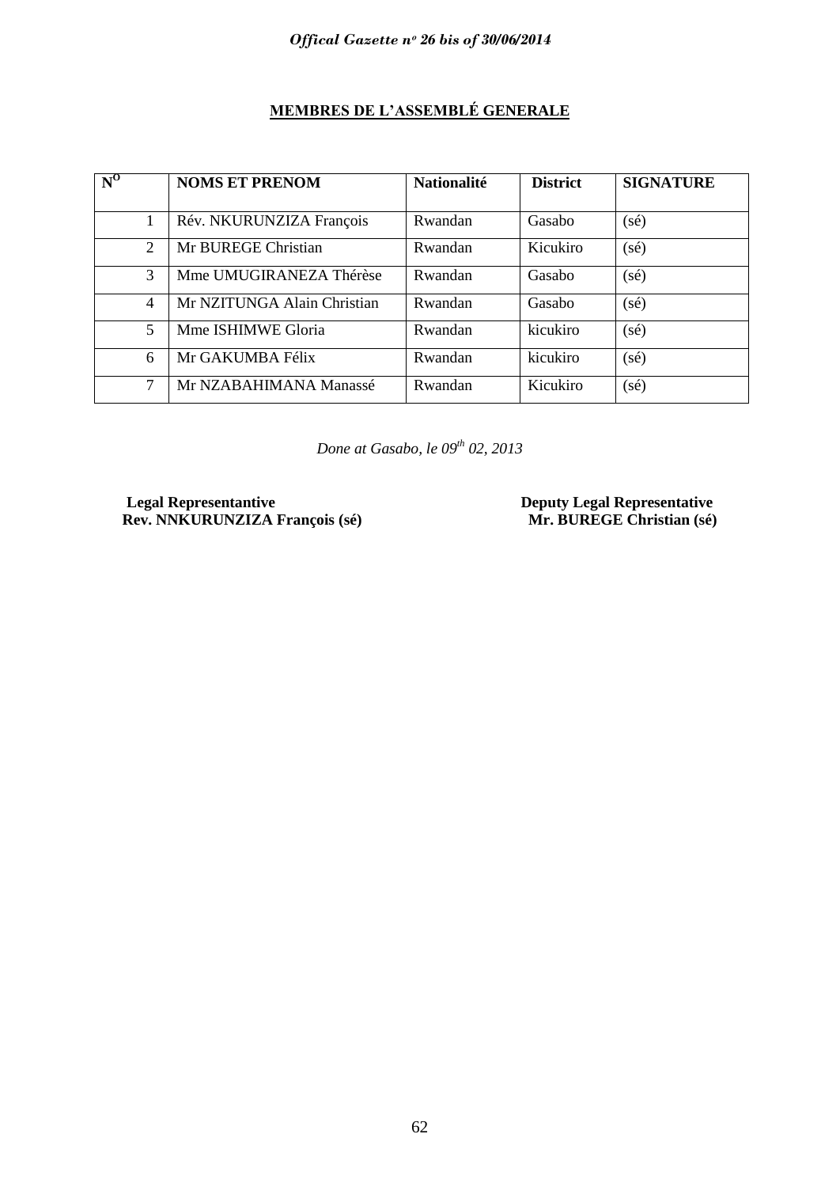**MEMBRES DE L'ASSEMBLÉ GENERALE**

| N$^{O}$ | NOMS ET PRENOM | Nationalité | District | SIGNATURE |
|---|---|---|---|---|
| 1 | Rév. NKURUNZIZA François | Rwandan | Gasabo | (sé) |
| 2 | Mr BUREGE Christian | Rwandan | Kicukiro | (sé) |
| 3 | Mme UMUGIRANEZA Thérèse | Rwandan | Gasabo | (sé) |
| 4 | Mr NZITUNGA Alain Christian | Rwandan | Gasabo | (sé) |
| 5 | Mme ISHIMWE Gloria | Rwandan | kicukiro | (sé) |
| 6 | Mr GAKUMBA Félix | Rwandan | kicukiro | (sé) |
| 7 | Mr NZABAHIMANA Manassé | Rwandan | Kicukiro | (sé) |

*Done at Gasabo, le 09th 02, 2013*

**Legal Representantive**
**Rev. NNKURUNZIZA François (sé)**

**Deputy Legal Representative**
**Mr. BUREGE Christian (sé)**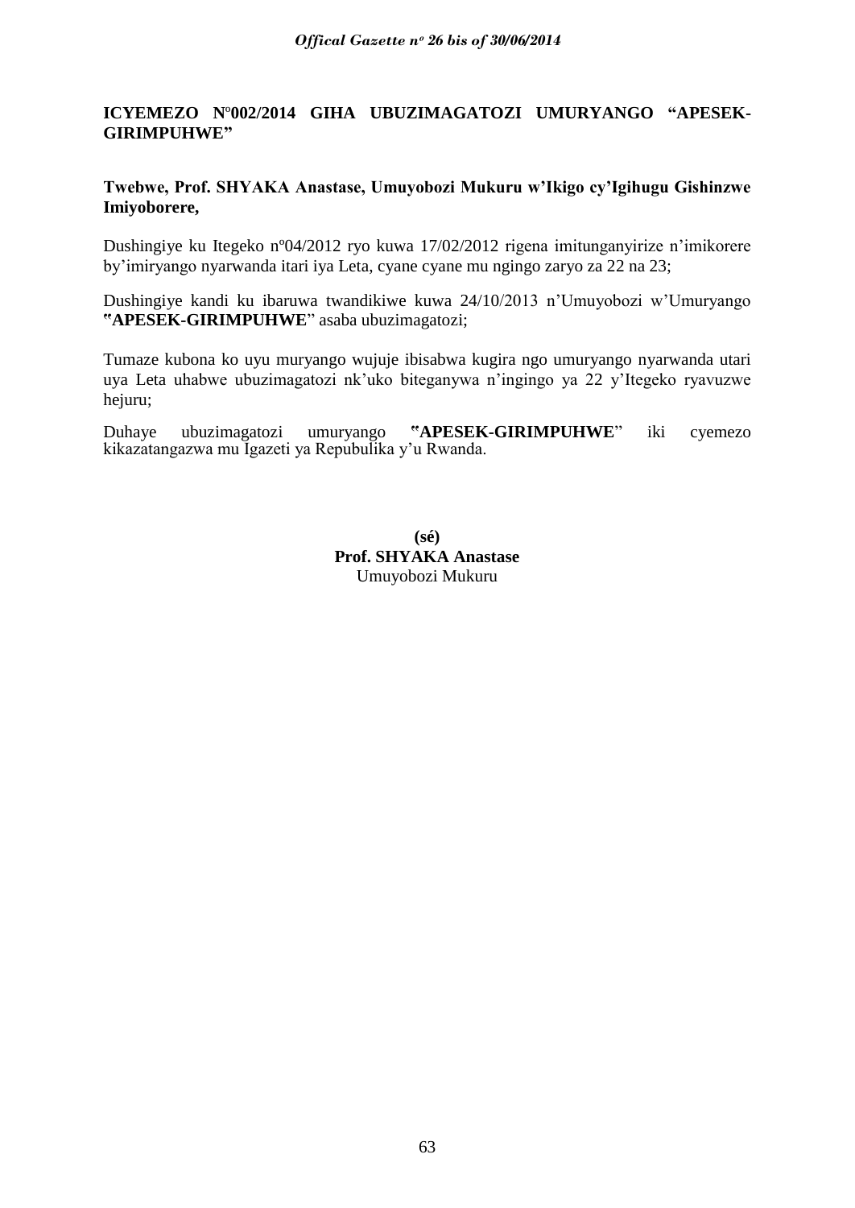**ICYEMEZO N°002/2014 GIHA UBUZIMAGATOZI UMURYANGO "APESEK-GIRIMPUHWE"**

**Twebwe, Prof. SHYAKA Anastase, Umuyobozi Mukuru w'Ikigo cy'Igihugu Gishinzwe Imiyoborere,**

Dushingiye ku Itegeko nº04/2012 ryo kuwa 17/02/2012 rigena imitunganyirize n'imikorere by'imiryango nyarwanda itari iya Leta, cyane cyane mu ngingo zaryo za 22 na 23;

Dushingiye kandi ku ibaruwa twandikiwe kuwa 24/10/2013 n'Umuyobozi w'Umuryango "**APESEK-GIRIMPUHWE**" asaba ubuzimagatozi;

Tumaze kubona ko uyu muryango wujuje ibisabwa kugira ngo umuryango nyarwanda utari uya Leta uhabwe ubuzimagatozi nk'uko biteganywa n'ingingo ya 22 y'Itegeko ryavuzwe hejuru;

Duhaye ubuzimagatozi umuryango "**APESEK-GIRIMPUHWE**" iki cyemezo kikazatangazwa mu Igazeti ya Repubulika y'u Rwanda.

**(sé)**
**Prof. SHYAKA Anastase**
Umuyobozi Mukuru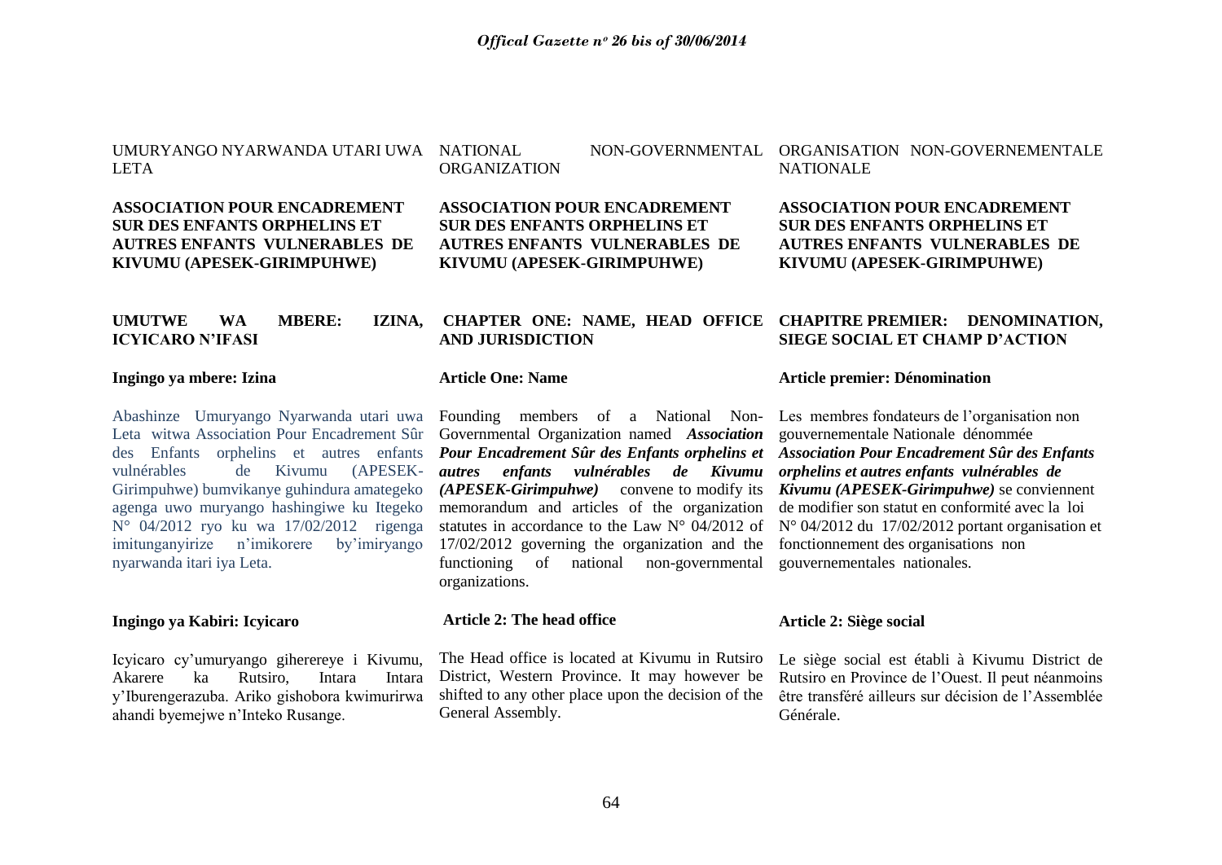UMURYANGO NYARWANDA UTARI UWA LETA

**ASSOCIATION POUR ENCADREMENT SUR DES ENFANTS ORPHELINS ET AUTRES ENFANTS VULNERABLES DE KIVUMU (APESEK-GIRIMPUHWE)**

**UMUTWE WA MBERE: IZINA, ICYICARO N'IFASI**

**Ingingo ya mbere: Izina**

Abashinze Umuryango Nyarwanda utari uwa Leta witwa Association Pour Encadrement Sûr des Enfants orphelins et autres enfants vulnérables de Kivumu (APESEK-Girimpuhwe) bumvikanye guhindura amategeko agenga uwo muryango hashingiwe ku Itegeko N° 04/2012 ryo ku wa 17/02/2012 rigenga imitunganyirize n'imikorere by'imiryango nyarwanda itari iya Leta.

**Ingingo ya Kabiri: Icyicaro**

Icyicaro cy'umuryango giherereye i Kivumu, Akarere ka Rutsiro, Intara Intara y'Iburengerazuba. Ariko gishobora kwimurirwa ahandi byemejwe n'Inteko Rusange.

NATIONAL NON-GOVERNMENTAL ORGANIZATION

**ASSOCIATION POUR ENCADREMENT SUR DES ENFANTS ORPHELINS ET AUTRES ENFANTS VULNERABLES DE KIVUMU (APESEK-GIRIMPUHWE)**

**CHAPTER ONE: NAME, HEAD OFFICE AND JURISDICTION**

**Article One: Name**

Founding members of a National Non-Governmental Organization named ***Association Pour Encadrement Sûr des Enfants orphelins et autres enfants vulnérables de Kivumu (APESEK-Girimpuhwe)*** convene to modify its memorandum and articles of the organization statutes in accordance to the Law N° 04/2012 of 17/02/2012 governing the organization and the functioning of national non-governmental organizations.

**Article 2: The head office**

The Head office is located at Kivumu in Rutsiro District, Western Province. It may however be shifted to any other place upon the decision of the General Assembly.

ORGANISATION NON-GOUVERNEMENTALE NATIONALE

**ASSOCIATION POUR ENCADREMENT SUR DES ENFANTS ORPHELINS ET AUTRES ENFANTS VULNERABLES DE KIVUMU (APESEK-GIRIMPUHWE)**

**CHAPITRE PREMIER: DENOMINATION, SIEGE SOCIAL ET CHAMP D'ACTION**

**Article premier: Dénomination**

Les membres fondateurs de l'organisation non gouvernementale Nationale dénommée ***Association Pour Encadrement Sûr des Enfants orphelins et autres enfants vulnérables de Kivumu (APESEK-Girimpuhwe)*** se conviennent de modifier son statut en conformité avec la loi N° 04/2012 du 17/02/2012 portant organisation et fonctionnement des organisations non gouvernementales nationales.

**Article 2: Siège social**

Le siège social est établi à Kivumu District de Rutsiro en Province de l'Ouest. Il peut néanmoins être transféré ailleurs sur décision de l'Assemblée Générale.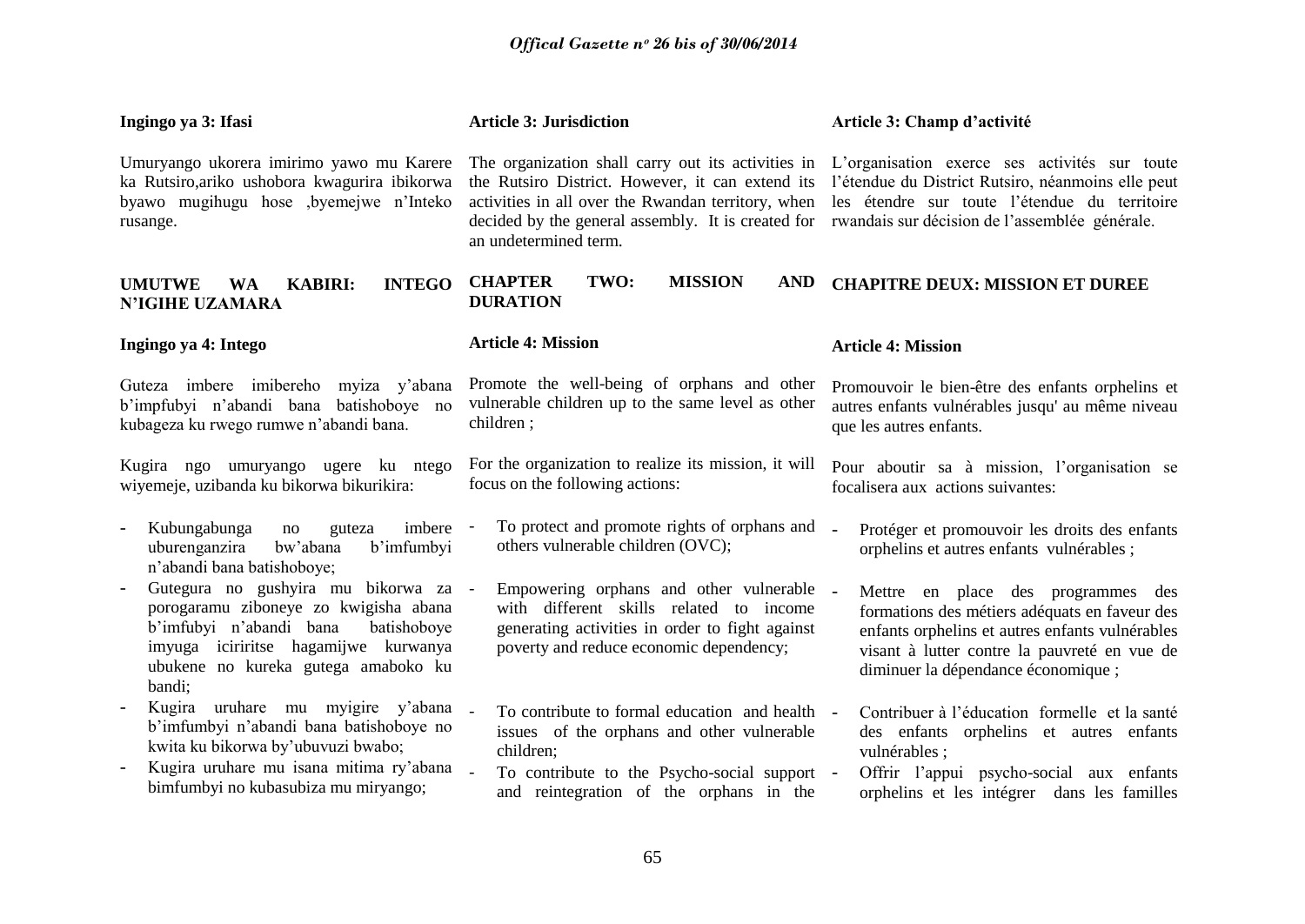**Ingingo ya 3: Ifasi**

Umuryango ukorera imirimo yawo mu Karere ka Rutsiro,ariko ushobora kwagurira ibikorwa byawo mugihugu hose ,byemejwe n'Inteko rusange.

**UMUTWE WA KABIRI: INTEGO N'IGIHE UZAMARA**

**Ingingo ya 4: Intego**

Guteza imbere imibereho myiza y'abana b'impfubyi n'abandi bana batishoboye no kubageza ku rwego rumwe n'abandi bana.

Kugira ngo umuryango ugere ku ntego wiyemeje, uzibanda ku bikorwa bikurikira:

- Kubungabunga no guteza imbere uburenganzira bw'abana b'imfumbyi n'abandi bana batishoboye;
- Gutegura no gushyira mu bikorwa za porogaramu ziboneye zo kwigisha abana b'imfubyi n'abandi bana batishoboye imyuga iciriritse hagamijwe kurwanya ubukene no kureka gutega amaboko ku bandi;
- Kugira uruhare mu myigire y'abana b'imfumbyi n'abandi bana batishoboye no kwita ku bikorwa by'ubuvuzi bwabo;
- Kugira uruhare mu isana mitima ry'abana bimfumbyi no kubasubiza mu miryango;

**Article 3: Jurisdiction**

The organization shall carry out its activities in the Rutsiro District. However, it can extend its activities in all over the Rwandan territory, when decided by the general assembly. It is created for an undetermined term.

**CHAPTER TWO: MISSION AND DURATION**

**Article 4: Mission**

Promote the well-being of orphans and other vulnerable children up to the same level as other children ;

For the organization to realize its mission, it will focus on the following actions:

- To protect and promote rights of orphans and others vulnerable children (OVC);
- Empowering orphans and other vulnerable with different skills related to income generating activities in order to fight against poverty and reduce economic dependency;
- To contribute to formal education and health issues of the orphans and other vulnerable children;
- To contribute to the Psycho-social support and reintegration of the orphans in the

**Article 3: Champ d'activité**

L'organisation exerce ses activités sur toute l'étendue du District Rutsiro, néanmoins elle peut les étendre sur toute l'étendue du territoire rwandais sur décision de l'assemblée générale.

**CHAPITRE DEUX: MISSION ET DUREE**

**Article 4: Mission**

Promouvoir le bien-être des enfants orphelins et autres enfants vulnérables jusqu' au même niveau que les autres enfants.

Pour aboutir sa à mission, l'organisation se focalisera aux actions suivantes:

- Protéger et promouvoir les droits des enfants orphelins et autres enfants vulnérables ;
- Mettre en place des programmes des formations des métiers adéquats en faveur des enfants orphelins et autres enfants vulnérables visant à lutter contre la pauvreté en vue de diminuer la dépendance économique ;
- Contribuer à l'éducation formelle et la santé des enfants orphelins et autres enfants vulnérables ;
- Offrir l'appui psycho-social aux enfants orphelins et les intégrer dans les familles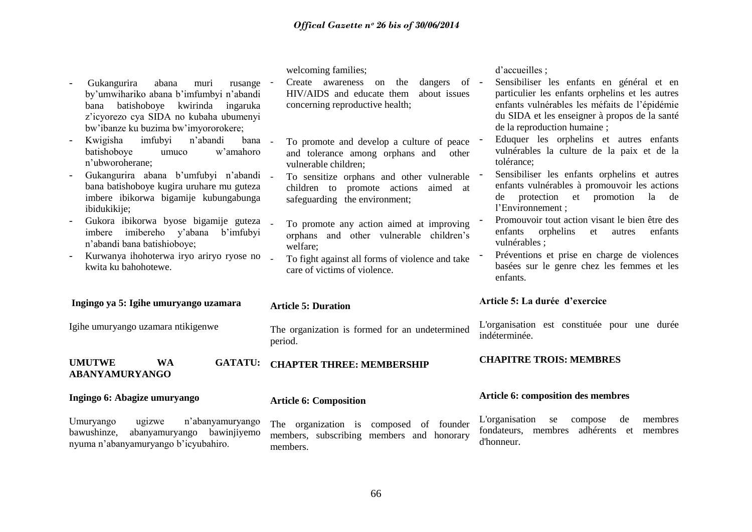- Gukangurira abana muri rusange by'umwihariko abana b'imfumbyi n'abandi bana batishoboye kwirinda ingaruka z'icyorezo cya SIDA no kubaha ubumenyi bw'ibanze ku buzima bw'imyororokere;
- Kwigisha imfubyi n'abandi bana batishoboye umuco w'amahoro n'ubworoherane;
- Gukangurira abana b'umfubyi n'abandi bana batishoboye kugira uruhare mu guteza imbere ibikorwa bigamije kubungabunga ibidukikije;
- Gukora ibikorwa byose bigamije guteza imbere imibereho y'abana b'imfubyi n'abandi bana batishioboye;
- Kurwanya ihohoterwa iryo ariryo ryose no kwita ku bahohotewe.

### Ingingo ya 5: Igihe umuryango uzamara

Igihe umuryango uzamara ntikigenwe

## UMUTWE WA GATATU: ABANYAMURYANGO

### Ingingo 6: Abagize umuryango

Umuryango ugizwe n'abanyamuryango bawushinze, abanyamuryango bawinjiyemo nyuma n'abanyamuryango b'icyubahiro.

welcoming families;

- Create awareness on the dangers of HIV/AIDS and educate them about issues concerning reproductive health;
- To promote and develop a culture of peace and tolerance among orphans and other vulnerable children;
- To sensitize orphans and other vulnerable children to promote actions aimed at safeguarding the environment;
- To promote any action aimed at improving orphans and other vulnerable children's welfare;
- To fight against all forms of violence and take care of victims of violence.

### Article 5: Duration

The organization is formed for an undetermined period.

## CHAPTER THREE: MEMBERSHIP

### Article 6: Composition

The organization is composed of founder members, subscribing members and honorary members.

d'accueilles ;

- Sensibiliser les enfants en général et en particulier les enfants orphelins et les autres enfants vulnérables les méfaits de l'épidémie du SIDA et les enseigner à propos de la santé de la reproduction humaine ;
- Eduquer les orphelins et autres enfants vulnérables la culture de la paix et de la tolérance;
- Sensibiliser les enfants orphelins et autres enfants vulnérables à promouvoir les actions de protection et promotion la de l'Environnement ;
- Promouvoir tout action visant le bien être des enfants orphelins et autres enfants vulnérables ;
- Préventions et prise en charge de violences basées sur le genre chez les femmes et les enfants.

### Article 5: La durée d'exercice

L'organisation est constituée pour une durée indéterminée.

## CHAPITRE TROIS: MEMBRES

### Article 6: composition des membres

L'organisation se compose de membres fondateurs, membres adhérents et membres d'honneur.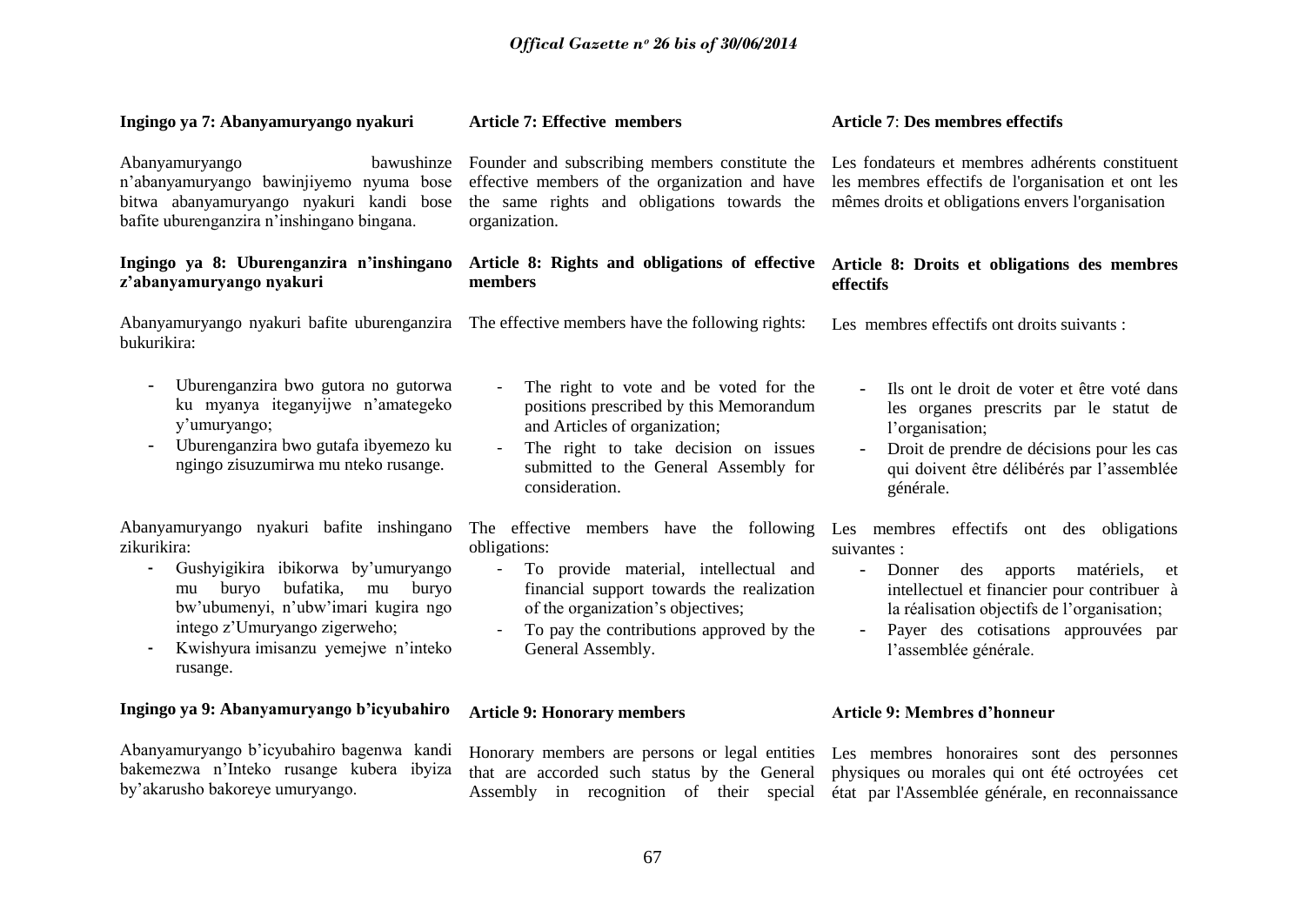**Ingingo ya 7: Abanyamuryango nyakuri**

Abanyamuryango bawushinze n'abanyamuryango bawinjiyemo nyuma bose bitwa abanyamuryango nyakuri kandi bose bafite uburenganzira n'inshingano bingana.

**Ingingo ya 8: Uburenganzira n'inshingano z'abanyamuryango nyakuri**

Abanyamuryango nyakuri bafite uburenganzira bukurikira:

- Uburenganzira bwo gutora no gutorwa ku myanya iteganyijwe n'amategeko y'umuryango;
- Uburenganzira bwo gutafa ibyemezo ku ngingo zisuzumirwa mu nteko rusange.

Abanyamuryango nyakuri bafite inshingano zikurikira:

- Gushyigikira ibikorwa by'umuryango mu buryo bufatika, mu buryo bw'ubumenyi, n'ubw'imari kugira ngo intego z'Umuryango zigerweho;
- Kwishyura imisanzu yemejwe n'inteko rusange.

**Ingingo ya 9: Abanyamuryango b'icyubahiro**

Abanyamuryango b'icyubahiro bagenwa kandi bakemezwa n'Inteko rusange kubera ibyiza by'akarusho bakoreye umuryango.

**Article 7: Effective members**

Founder and subscribing members constitute the effective members of the organization and have the same rights and obligations towards the organization.

**Article 8: Rights and obligations of effective members**

The effective members have the following rights:

- The right to vote and be voted for the positions prescribed by this Memorandum and Articles of organization;
- The right to take decision on issues submitted to the General Assembly for consideration.

The effective members have the following obligations:

- To provide material, intellectual and financial support towards the realization of the organization's objectives;
- To pay the contributions approved by the General Assembly.

**Article 9: Honorary members**

Honorary members are persons or legal entities that are accorded such status by the General Assembly in recognition of their special

**Article 7**: **Des membres effectifs**

Les fondateurs et membres adhérents constituent les membres effectifs de l'organisation et ont les mêmes droits et obligations envers l'organisation

**Article 8: Droits et obligations des membres effectifs**

Les membres effectifs ont droits suivants :

- Ils ont le droit de voter et être voté dans les organes prescrits par le statut de l'organisation;
- Droit de prendre de décisions pour les cas qui doivent être délibérés par l'assemblée générale.

Les membres effectifs ont des obligations suivantes :

- Donner des apports matériels, et intellectuel et financier pour contribuer à la réalisation objectifs de l'organisation;
- Payer des cotisations approuvées par l'assemblée générale.

**Article 9: Membres d'honneur**

Les membres honoraires sont des personnes physiques ou morales qui ont été octroyées cet état par l'Assemblée générale, en reconnaissance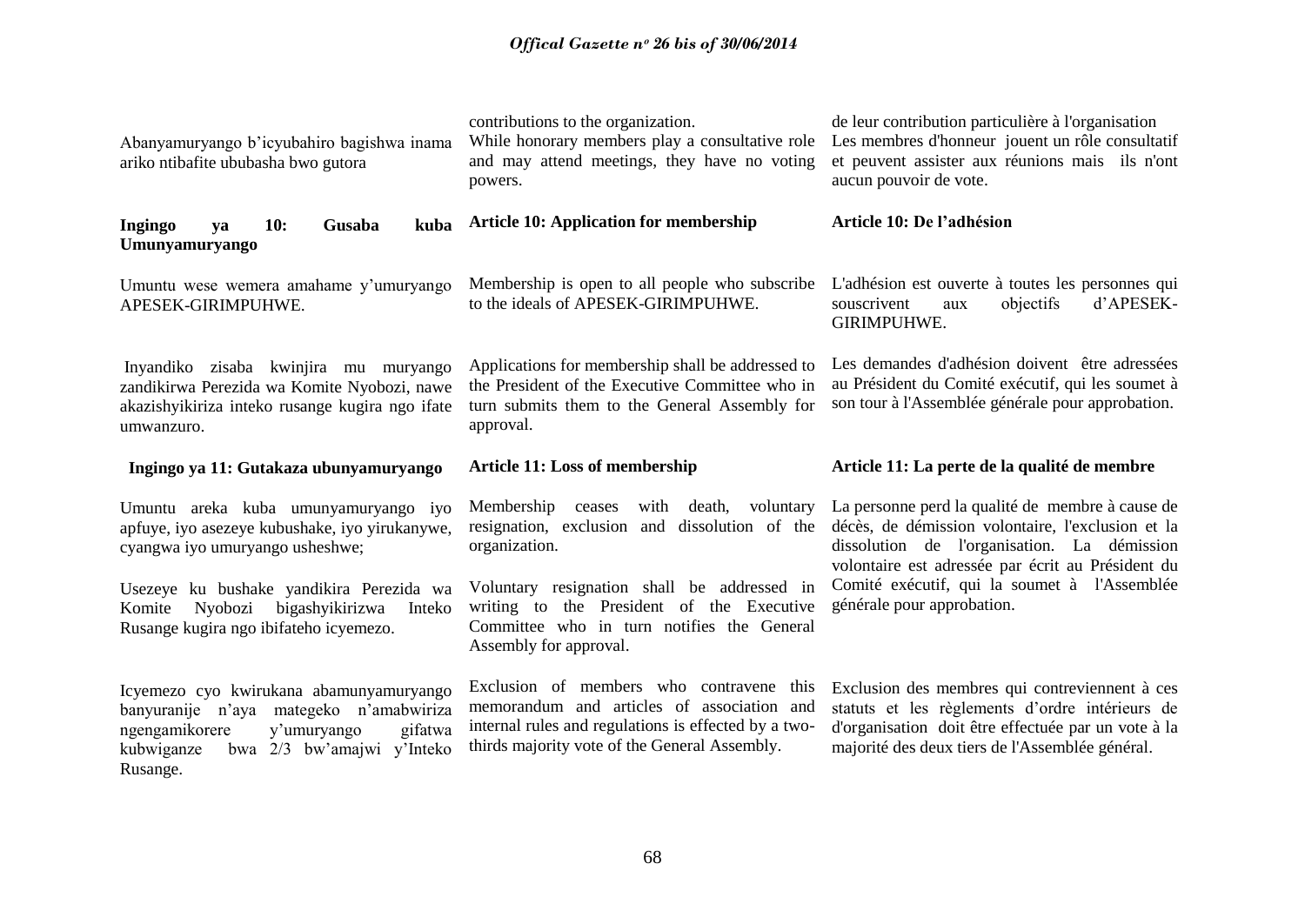Abanyamuryango b'icyubahiro bagishwa inama ariko ntibafite ububasha bwo gutora

contributions to the organization.
While honorary members play a consultative role and may attend meetings, they have no voting powers.

de leur contribution particulière à l'organisation
Les membres d'honneur jouent un rôle consultatif et peuvent assister aux réunions mais ils n'ont aucun pouvoir de vote.

**Ingingo ya 10: Gusaba kuba Umunyamuryango**

Umuntu wese wemera amahame y'umuryango APESEK-GIRIMPUHWE.

Inyandiko zisaba kwinjira mu muryango zandikirwa Perezida wa Komite Nyobozi, nawe akazishyikiriza inteko rusange kugira ngo ifate umwanzuro.

**Article 10: Application for membership**

Membership is open to all people who subscribe to the ideals of APESEK-GIRIMPUHWE.

Applications for membership shall be addressed to the President of the Executive Committee who in turn submits them to the General Assembly for approval.

**Article 10: De l'adhésion**

L'adhésion est ouverte à toutes les personnes qui souscrivent aux objectifs d'APESEK-GIRIMPUHWE.

Les demandes d'adhésion doivent être adressées au Président du Comité exécutif, qui les soumet à son tour à l'Assemblée générale pour approbation.

**Ingingo ya 11: Gutakaza ubunyamuryango**

Umuntu areka kuba umunyamuryango iyo apfuye, iyo asezeye kubushake, iyo yirukanywe, cyangwa iyo umuryango usheshwe;

Usezeye ku bushake yandikira Perezida wa Komite Nyobozi bigashyikirizwa Inteko Rusange kugira ngo ibifateho icyemezo.

Icyemezo cyo kwirukana abamunyamuryango banyuranije n'aya mategeko n'amabwiriza ngengamikorere y'umuryango gifatwa kubwiganze bwa 2/3 bw'amajwi y'Inteko Rusange.

**Article 11: Loss of membership**

Membership ceases with death, voluntary resignation, exclusion and dissolution of the organization.

Voluntary resignation shall be addressed in writing to the President of the Executive Committee who in turn notifies the General Assembly for approval.

Exclusion of members who contravene this memorandum and articles of association and internal rules and regulations is effected by a two-thirds majority vote of the General Assembly.

**Article 11: La perte de la qualité de membre**

La personne perd la qualité de membre à cause de décès, de démission volontaire, l'exclusion et la dissolution de l'organisation. La démission volontaire est adressée par écrit au Président du Comité exécutif, qui la soumet à l'Assemblée générale pour approbation.

Exclusion des membres qui contreviennent à ces statuts et les règlements d'ordre intérieurs de d'organisation doit être effectuée par un vote à la majorité des deux tiers de l'Assemblée général.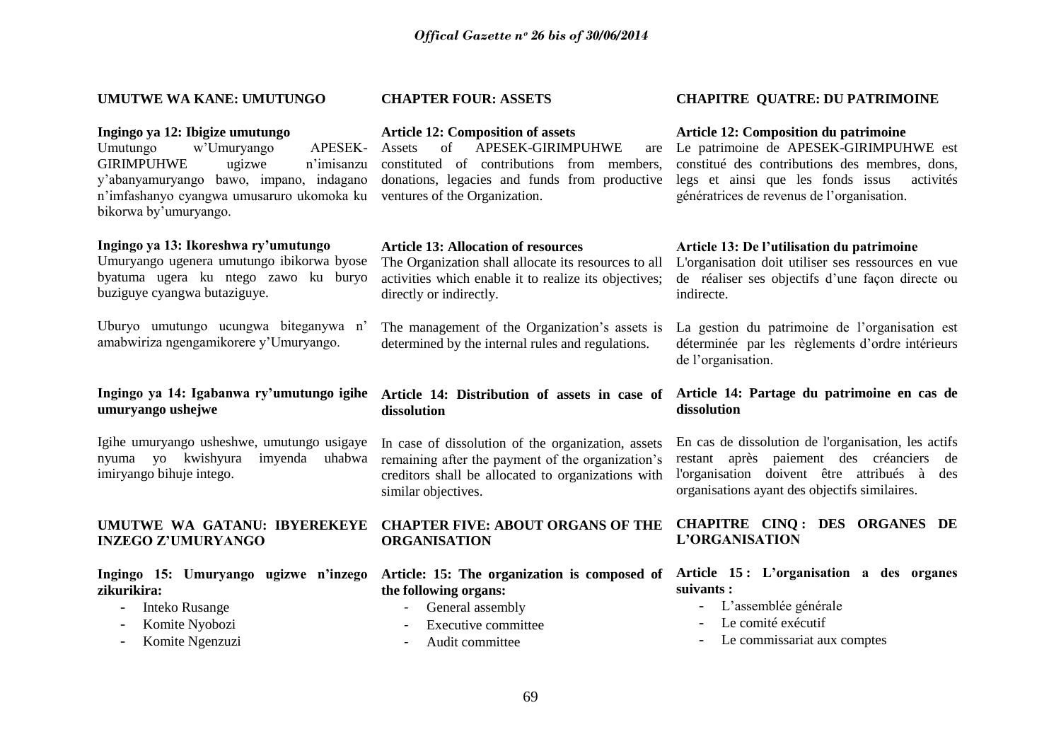## UMUTWE WA KANE: UMUTUNGO

**Ingingo ya 12: Ibigize umutungo**
Umutungo w'Umuryango APESEK-GIRIMPUHWE ugizwe n'imisanzu y'abanyamuryango bawo, impano, indagano n'imfashanyo cyangwa umusaruro ukomoka ku bikorwa by'umuryango.

**Ingingo ya 13: Ikoreshwa ry'umutungo**
Umuryango ugenera umutungo ibikorwa byose byatuma ugera ku ntego zawo ku buryo buziguye cyangwa butaziguye.

Uburyo umutungo ucungwa biteganywa n' amabwiriza ngengamikorere y'Umuryango.

**Ingingo ya 14: Igabanwa ry'umutungo igihe umuryango ushejwe**

Igihe umuryango usheshwe, umutungo usigaye nyuma yo kwishyura imyenda uhabwa imiryango bihuje intego.

## UMUTWE WA GATANU: IBYEREKEYE INZEGO Z'UMURYANGO

**Ingingo 15: Umuryango ugizwe n'inzego zikurikira:**

- Inteko Rusange
- Komite Nyobozi
- Komite Ngenzuzi

## CHAPTER FOUR: ASSETS

**Article 12: Composition of assets**
Assets of APESEK-GIRIMPUHWE are constituted of contributions from members, donations, legacies and funds from productive ventures of the Organization.

**Article 13: Allocation of resources**
The Organization shall allocate its resources to all activities which enable it to realize its objectives; directly or indirectly.

The management of the Organization's assets is determined by the internal rules and regulations.

**Article 14: Distribution of assets in case of dissolution**

In case of dissolution of the organization, assets remaining after the payment of the organization's creditors shall be allocated to organizations with similar objectives.

## CHAPTER FIVE: ABOUT ORGANS OF THE ORGANISATION

**Article: 15: The organization is composed of the following organs:**

- General assembly
- Executive committee
- Audit committee

## CHAPITRE QUATRE: DU PATRIMOINE

**Article 12: Composition du patrimoine**
Le patrimoine de APESEK-GIRIMPUHWE est constitué des contributions des membres, dons, legs et ainsi que les fonds issus activités génératrices de revenus de l'organisation.

**Article 13: De l'utilisation du patrimoine**
L'organisation doit utiliser ses ressources en vue de réaliser ses objectifs d'une façon directe ou indirecte.

La gestion du patrimoine de l'organisation est déterminée par les règlements d'ordre intérieurs de l'organisation.

**Article 14: Partage du patrimoine en cas de dissolution**

En cas de dissolution de l'organisation, les actifs restant après paiement des créanciers de l'organisation doivent être attribués à des organisations ayant des objectifs similaires.

## CHAPITRE CINQ : DES ORGANES DE L'ORGANISATION

**Article 15 : L'organisation a des organes suivants :**

- L'assemblée générale
- Le comité exécutif
- Le commissariat aux comptes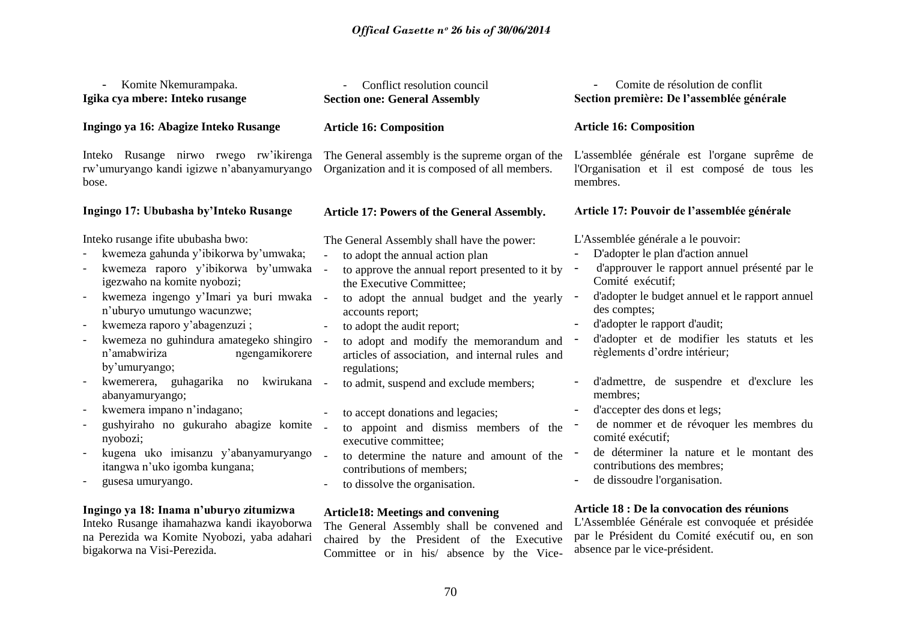- Komite Nkemurampaka.

**Igika cya mbere: Inteko rusange**

**Ingingo ya 16: Abagize Inteko Rusange**

Inteko Rusange nirwo rwego rw'ikirenga rw'umuryango kandi igizwe n'abanyamuryango bose.

**Ingingo 17: Ububasha by'Inteko Rusange**

Inteko rusange ifite ububasha bwo:

- kwemeza gahunda y'ibikorwa by'umwaka;
- kwemeza raporo y'ibikorwa by'umwaka igezwaho na komite nyobozi;
- kwemeza ingengo y'Imari ya buri mwaka n'uburyo umutungo wacunzwe;
- kwemeza raporo y'abagenzuzi ;
- kwemeza no guhindura amategeko shingiro n'amabwiriza ngengamikorere by'umuryango;
- kwemerera, guhagarika no kwirukana abanyamuryango;
- kwemera impano n'indagano;
- gushyiraho no gukuraho abagize komite nyobozi;
- kugena uko imisanzu y'abanyamuryango itangwa n'uko igomba kungana;
- gusesa umuryango.

**Ingingo ya 18: Inama n'uburyo zitumizwa**

Inteko Rusange ihamahazwa kandi ikayoborwa na Perezida wa Komite Nyobozi, yaba adahari bigakorwa na Visi-Perezida.

- Conflict resolution council

**Section one: General Assembly**

**Article 16: Composition**

The General assembly is the supreme organ of the Organization and it is composed of all members.

**Article 17: Powers of the General Assembly.**

The General Assembly shall have the power:

- to adopt the annual action plan
- to approve the annual report presented to it by the Executive Committee;
- to adopt the annual budget and the yearly accounts report;
- to adopt the audit report;
- to adopt and modify the memorandum and articles of association, and internal rules and regulations;
- to admit, suspend and exclude members;
- to accept donations and legacies;
- to appoint and dismiss members of the executive committee;
- to determine the nature and amount of the contributions of members;
- to dissolve the organisation.

**Article18: Meetings and convening**

The General Assembly shall be convened and chaired by the President of the Executive Committee or in his/ absence by the Vice-

- Comite de résolution de conflit

**Section première: De l'assemblée générale**

**Article 16: Composition**

L'assemblée générale est l'organe suprême de l'Organisation et il est composé de tous les membres.

**Article 17: Pouvoir de l'assemblée générale**

L'Assemblée générale a le pouvoir:

- D'adopter le plan d'action annuel
- d'approuver le rapport annuel présenté par le Comité exécutif;
- d'adopter le budget annuel et le rapport annuel des comptes;
- d'adopter le rapport d'audit;
- d'adopter et de modifier les statuts et les règlements d'ordre intérieur;
- d'admettre, de suspendre et d'exclure les membres;
- d'accepter des dons et legs;
- de nommer et de révoquer les membres du comité exécutif;
- de déterminer la nature et le montant des contributions des membres;
- de dissoudre l'organisation.

**Article 18 : De la convocation des réunions**

L'Assemblée Générale est convoquée et présidée par le Président du Comité exécutif ou, en son absence par le vice-président.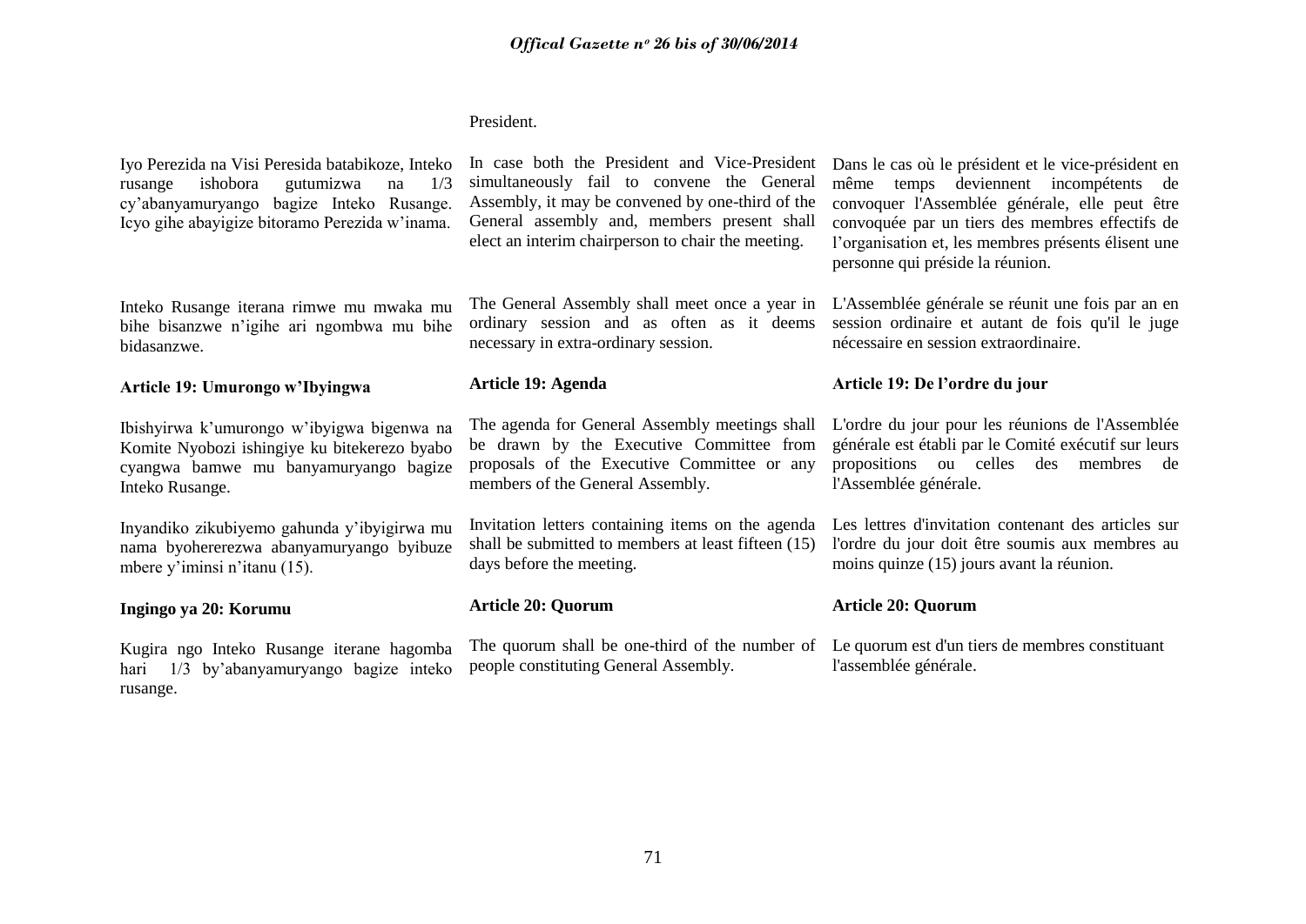President.

Iyo Perezida na Visi Peresida batabikoze, Inteko rusange ishobora gutumizwa na 1/3 cy'abanyamuryango bagize Inteko Rusange. Icyo gihe abayigize bitoramo Perezida w'inama.

In case both the President and Vice-President simultaneously fail to convene the General Assembly, it may be convened by one-third of the General assembly and, members present shall elect an interim chairperson to chair the meeting.

Dans le cas où le président et le vice-président en même temps deviennent incompétents de convoquer l'Assemblée générale, elle peut être convoquée par un tiers des membres effectifs de l'organisation et, les membres présents élisent une personne qui préside la réunion.

Inteko Rusange iterana rimwe mu mwaka mu bihe bisanzwe n'igihe ari ngombwa mu bihe bidasanzwe.

The General Assembly shall meet once a year in ordinary session and as often as it deems necessary in extra-ordinary session.

L'Assemblée générale se réunit une fois par an en session ordinaire et autant de fois qu'il le juge nécessaire en session extraordinaire.

**Article 19: Umurongo w'Ibyingwa**

Ibishyirwa k'umurongo w'ibyigwa bigenwa na Komite Nyobozi ishingiye ku bitekerezo byabo cyangwa bamwe mu banyamuryango bagize Inteko Rusange.

Inyandiko zikubiyemo gahunda y'ibyigirwa mu nama byohererezwa abanyamuryango byibuze mbere y'iminsi n'itanu (15).

**Article 19: Agenda**

The agenda for General Assembly meetings shall be drawn by the Executive Committee from proposals of the Executive Committee or any members of the General Assembly.

Invitation letters containing items on the agenda shall be submitted to members at least fifteen (15) days before the meeting.

**Article 19: De l'ordre du jour**

L'ordre du jour pour les réunions de l'Assemblée générale est établi par le Comité exécutif sur leurs propositions ou celles des membres de l'Assemblée générale.

Les lettres d'invitation contenant des articles sur l'ordre du jour doit être soumis aux membres au moins quinze (15) jours avant la réunion.

**Ingingo ya 20: Korumu**

Kugira ngo Inteko Rusange iterane hagomba hari 1/3 by'abanyamuryango bagize inteko rusange.

**Article 20: Quorum**

The quorum shall be one-third of the number of people constituting General Assembly.

**Article 20: Quorum**

Le quorum est d'un tiers de membres constituant l'assemblée générale.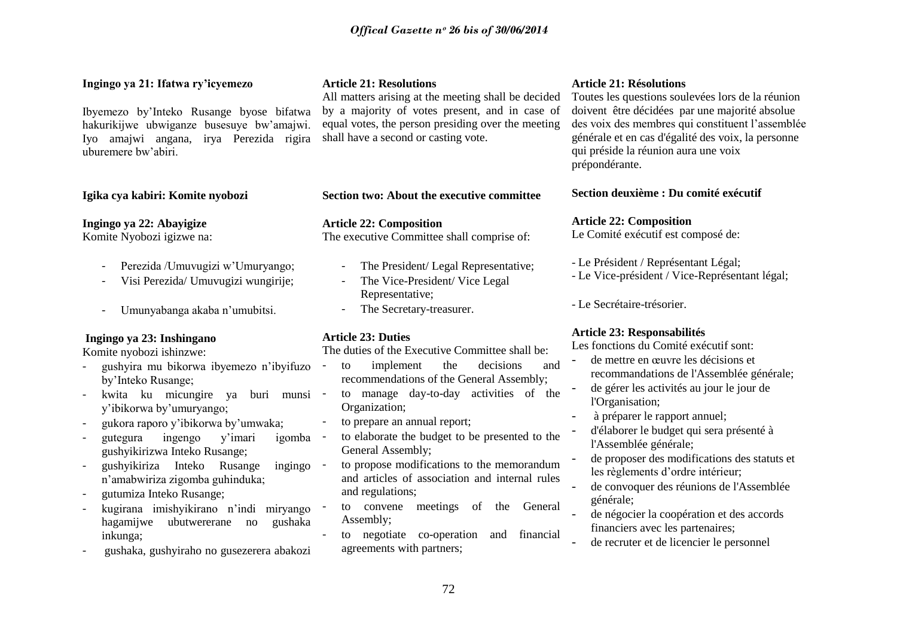**Ingingo ya 21: Ifatwa ry'icyemezo**

Ibyemezo by'Inteko Rusange byose bifatwa hakurikijwe ubwiganze busesuye bw'amajwi. Iyo amajwi angana, irya Perezida rigira uburemere bw'abiri.

**Igika cya kabiri: Komite nyobozi**

**Ingingo ya 22: Abayigize**

Komite Nyobozi igizwe na:

- Perezida /Umuvugizi w'Umuryango;
- Visi Perezida/ Umuvugizi wungirije;
- Umunyabanga akaba n'umubitsi.

**Ingingo ya 23: Inshingano**

Komite nyobozi ishinzwe:

- gushyira mu bikorwa ibyemezo n'ibyifuzo by'Inteko Rusange;
- kwita ku micungire ya buri munsi y'ibikorwa by'umuryango;
- gukora raporo y'ibikorwa by'umwaka;
- gutegura ingengo y'imari igomba gushyikirizwa Inteko Rusange;
- gushyikiriza Inteko Rusange ingingo n'amabwiriza zigomba guhinduka;
- gutumiza Inteko Rusange;
- kugirana imishyikirano n'indi miryango hagamijwe ubutwererane no gushaka inkunga;
- gushaka, gushyiraho no gusezerera abakozi

**Article 21: Resolutions**

All matters arising at the meeting shall be decided by a majority of votes present, and in case of equal votes, the person presiding over the meeting shall have a second or casting vote.

**Section two: About the executive committee**

**Article 22: Composition**

The executive Committee shall comprise of:

- The President/ Legal Representative;
- The Vice-President/ Vice Legal Representative;
- The Secretary-treasurer.

**Article 23: Duties**

The duties of the Executive Committee shall be:

- to implement the decisions and recommendations of the General Assembly;
- to manage day-to-day activities of the Organization;
- to prepare an annual report;
- to elaborate the budget to be presented to the General Assembly;
- to propose modifications to the memorandum and articles of association and internal rules and regulations;
- to convene meetings of the General Assembly;
- to negotiate co-operation and financial agreements with partners;

**Article 21: Résolutions**

Toutes les questions soulevées lors de la réunion doivent être décidées par une majorité absolue des voix des membres qui constituent l'assemblée générale et en cas d'égalité des voix, la personne qui préside la réunion aura une voix prépondérante.

**Section deuxième : Du comité exécutif**

**Article 22: Composition**

Le Comité exécutif est composé de:

- Le Président / Représentant Légal;
- Le Vice-président / Vice-Représentant légal;
- Le Secrétaire-trésorier.

**Article 23: Responsabilités**

Les fonctions du Comité exécutif sont:

- de mettre en œuvre les décisions et recommandations de l'Assemblée générale;
- de gérer les activités au jour le jour de l'Organisation;
- à préparer le rapport annuel;
- d'élaborer le budget qui sera présenté à l'Assemblée générale;
- de proposer des modifications des statuts et les règlements d'ordre intérieur;
- de convoquer des réunions de l'Assemblée générale;
- de négocier la coopération et des accords financiers avec les partenaires;
- de recruter et de licencier le personnel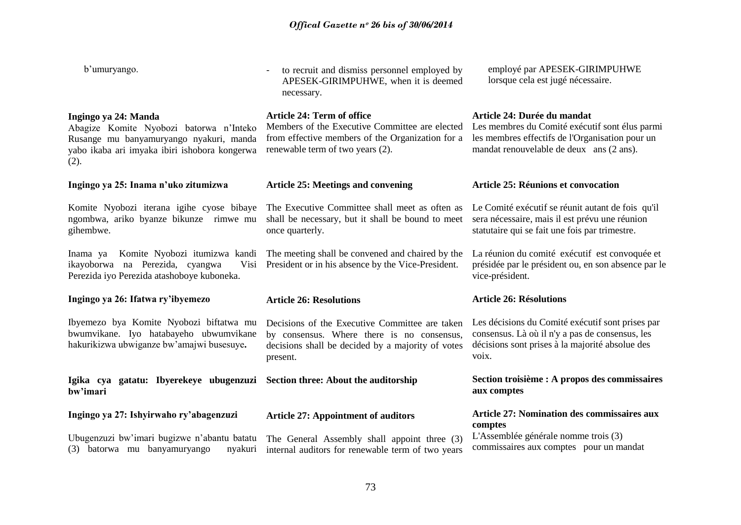b'umuryango.

- to recruit and dismiss personnel employed by APESEK-GIRIMPUHWE, when it is deemed necessary.

employé par APESEK-GIRIMPUHWE lorsque cela est jugé nécessaire.

**Ingingo ya 24: Manda**

Abagize Komite Nyobozi batorwa n'Inteko Rusange mu banyamuryango nyakuri, manda yabo ikaba ari imyaka ibiri ishobora kongerwa (2).

**Ingingo ya 25: Inama n'uko zitumizwa**

Komite Nyobozi iterana igihe cyose bibaye ngombwa, ariko byanze bikunze rimwe mu gihembwe.

Inama ya Komite Nyobozi itumizwa kandi ikayoborwa na Perezida, cyangwa Visi Perezida iyo Perezida atashoboye kuboneka.

**Ingingo ya 26: Ifatwa ry'ibyemezo**

Ibyemezo bya Komite Nyobozi biftatwa mu bwumvikane. Iyo hatabayeho ubwumvikane hakurikizwa ubwiganze bw'amajwi busesuye**.**

**Igika cya gatatu: Ibyerekeye ubugenzuzi bw'imari**

**Ingingo ya 27: Ishyirwaho ry'abagenzuzi**

Ubugenzuzi bw'imari bugizwe n'abantu batatu (3) batorwa mu banyamuryango nyakuri

**Article 24: Term of office**

Members of the Executive Committee are elected from effective members of the Organization for a renewable term of two years (2).

**Article 25: Meetings and convening**

The Executive Committee shall meet as often as shall be necessary, but it shall be bound to meet once quarterly.

The meeting shall be convened and chaired by the President or in his absence by the Vice-President.

**Article 26: Resolutions**

Decisions of the Executive Committee are taken by consensus. Where there is no consensus, decisions shall be decided by a majority of votes present.

**Section three: About the auditorship**

**Article 27: Appointment of auditors**

The General Assembly shall appoint three (3) internal auditors for renewable term of two years

**Article 24: Durée du mandat**

Les membres du Comité exécutif sont élus parmi les membres effectifs de l'Organisation pour un mandat renouvelable de deux ans (2 ans).

**Article 25: Réunions et convocation**

Le Comité exécutif se réunit autant de fois qu'il sera nécessaire, mais il est prévu une réunion statutaire qui se fait une fois par trimestre.

La réunion du comité exécutif est convoquée et présidée par le président ou, en son absence par le vice-président.

**Article 26: Résolutions**

Les décisions du Comité exécutif sont prises par consensus. Là où il n'y a pas de consensus, les décisions sont prises à la majorité absolue des voix.

**Section troisième : A propos des commissaires aux comptes**

**Article 27: Nomination des commissaires aux comptes**

L'Assemblée générale nomme trois (3) commissaires aux comptes pour un mandat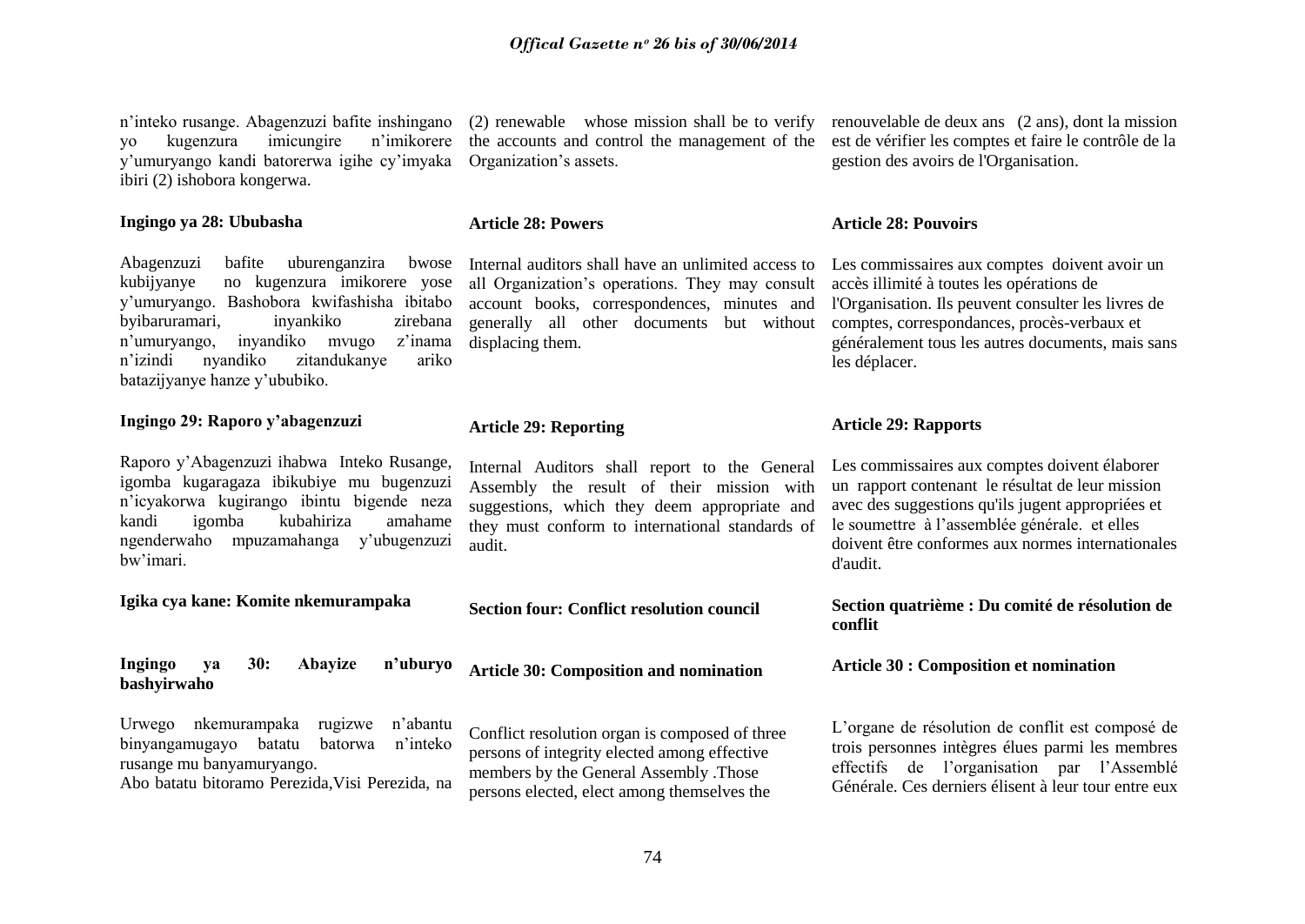n'inteko rusange. Abagenzuzi bafite inshingano yo kugenzura imicungire n'imikorere y'umuryango kandi batorerwa igihe cy'imyaka ibiri (2) ishobora kongerwa.

#### Ingingo ya 28: Ububasha

Abagenzuzi bafite uburenganzira bwose kubijyanye no kugenzura imikorere yose y'umuryango. Bashobora kwifashisha ibitabo byibaruramari, inyankiko zirebana n'umuryango, inyandiko mvugo z'inama n'izindi nyandiko zitandukanye ariko batazijyanye hanze y'ububiko.

#### Ingingo 29: Raporo y'abagenzuzi

Raporo y'Abagenzuzi ihabwa Inteko Rusange, igomba kugaragaza ibikubiye mu bugenzuzi n'icyakorwa kugirango ibintu bigende neza kandi igomba kubahiriza amahame ngenderwaho mpuzamahanga y'ubugenzuzi bw'imari.

### Igika cya kane: Komite nkemurampaka

#### Ingingo ya 30: Abayize n'uburyo bashyirwaho

Urwego nkemurampaka rugizwe n'abantu binyangamugayo batatu batorwa n'inteko rusange mu banyamuryango.

Abo batatu bitoramo Perezida,Visi Perezida, na

(2) renewable whose mission shall be to verify the accounts and control the management of the Organization's assets.

#### Article 28: Powers

Internal auditors shall have an unlimited access to all Organization's operations. They may consult account books, correspondences, minutes and generally all other documents but without displacing them.

#### Article 29: Reporting

Internal Auditors shall report to the General Assembly the result of their mission with suggestions, which they deem appropriate and they must conform to international standards of audit.

### Section four: Conflict resolution council

#### Article 30: Composition and nomination

Conflict resolution organ is composed of three persons of integrity elected among effective members by the General Assembly .Those persons elected, elect among themselves the

renouvelable de deux ans (2 ans), dont la mission est de vérifier les comptes et faire le contrôle de la gestion des avoirs de l'Organisation.

#### Article 28: Pouvoirs

Les commissaires aux comptes doivent avoir un accès illimité à toutes les opérations de l'Organisation. Ils peuvent consulter les livres de comptes, correspondances, procès-verbaux et généralement tous les autres documents, mais sans les déplacer.

#### Article 29: Rapports

Les commissaires aux comptes doivent élaborer un rapport contenant le résultat de leur mission avec des suggestions qu'ils jugent appropriées et le soumettre à l'assemblée générale. et elles doivent être conformes aux normes internationales d'audit.

### Section quatrième : Du comité de résolution de conflit

#### Article 30 : Composition et nomination

L'organe de résolution de conflit est composé de trois personnes intègres élues parmi les membres effectifs de l'organisation par l'Assemblé Générale. Ces derniers élisent à leur tour entre eux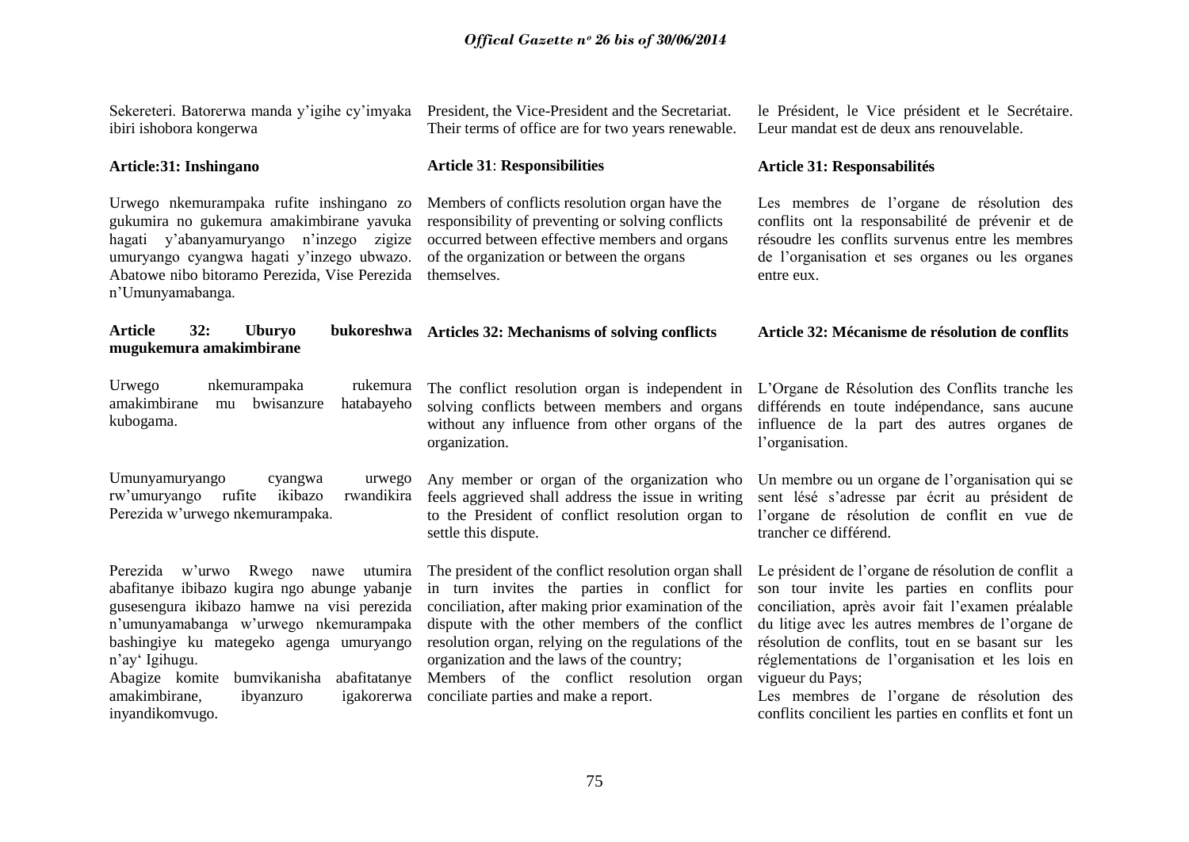Sekereteri. Batorerwa manda y'igihe cy'imyaka ibiri ishobora kongerwa

**Article:31: Inshingano**

Urwego nkemurampaka rufite inshingano zo gukumira no gukemura amakimbirane yavuka hagati y'abanyamuryango n'inzego zigize umuryango cyangwa hagati y'inzego ubwazo. Abatowe nibo bitoramo Perezida, Vise Perezida n'Umunyamabanga.

**Article 32: Uburyo bukoreshwa mugukemura amakimbirane**

Urwego nkemurampaka rukemura amakimbirane mu bwisanzure hatabayeho kubogama.

Umunyamuryango cyangwa urwego rw'umuryango rufite ikibazo rwandikira Perezida w'urwego nkemurampaka.

Perezida w'urwo Rwego nawe utumira abafitanye ibibazo kugira ngo abunge yabanje gusesengura ikibazo hamwe na visi perezida n'umunyamabanga w'urwego nkemurampaka bashingiye ku mategeko agenga umuryango n'ay' Igihugu.

Abagize komite bumvikanisha abafitatanye amakimbirane, ibyanzuro igakorerwa inyandikomvugo.

President, the Vice-President and the Secretariat. Their terms of office are for two years renewable.

**Article 31**: **Responsibilities**

Members of conflicts resolution organ have the responsibility of preventing or solving conflicts occurred between effective members and organs of the organization or between the organs themselves.

**Articles 32: Mechanisms of solving conflicts**

The conflict resolution organ is independent in solving conflicts between members and organs without any influence from other organs of the organization.

Any member or organ of the organization who feels aggrieved shall address the issue in writing to the President of conflict resolution organ to settle this dispute.

The president of the conflict resolution organ shall in turn invites the parties in conflict for conciliation, after making prior examination of the dispute with the other members of the conflict resolution organ, relying on the regulations of the organization and the laws of the country;

Members of the conflict resolution organ conciliate parties and make a report.

le Président, le Vice président et le Secrétaire. Leur mandat est de deux ans renouvelable.

**Article 31: Responsabilités**

Les membres de l'organe de résolution des conflits ont la responsabilité de prévenir et de résoudre les conflits survenus entre les membres de l'organisation et ses organes ou les organes entre eux.

**Article 32: Mécanisme de résolution de conflits**

L'Organe de Résolution des Conflits tranche les différends en toute indépendance, sans aucune influence de la part des autres organes de l'organisation.

Un membre ou un organe de l'organisation qui se sent lésé s'adresse par écrit au président de l'organe de résolution de conflit en vue de trancher ce différend.

Le président de l'organe de résolution de conflit a son tour invite les parties en conflits pour conciliation, après avoir fait l'examen préalable du litige avec les autres membres de l'organe de résolution de conflits, tout en se basant sur les réglementations de l'organisation et les lois en vigueur du Pays;

Les membres de l'organe de résolution des conflits concilient les parties en conflits et font un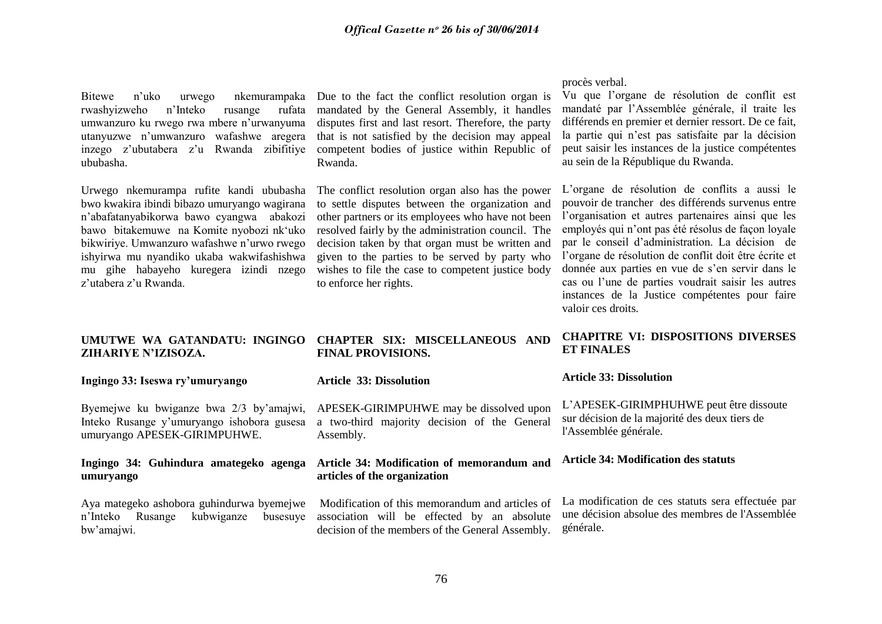Bitewe n'uko urwego nkemurampaka rwashyizweho n'Inteko rusange rufata umwanzuro ku rwego rwa mbere n'urwanyuma utanyuzwe n'umwanzuro wafashwe aregera inzego z'ubutabera z'u Rwanda zibifitiye ububasha.

Urwego nkemurampa rufite kandi ububasha bwo kwakira ibindi bibazo umuryango wagirana n'abafatanyabikorwa bawo cyangwa abakozi bawo bitakemuwe na Komite nyobozi nk'uko bikwiriye. Umwanzuro wafashwe n'urwo rwego ishyirwa mu nyandiko ukaba wakwifashishwa mu gihe habayeho kuregera izindi nzego z'utabera z'u Rwanda.

Due to the fact the conflict resolution organ is mandated by the General Assembly, it handles disputes first and last resort. Therefore, the party that is not satisfied by the decision may appeal competent bodies of justice within Republic of Rwanda.

The conflict resolution organ also has the power to settle disputes between the organization and other partners or its employees who have not been resolved fairly by the administration council. The decision taken by that organ must be written and given to the parties to be served by party who wishes to file the case to competent justice body to enforce her rights.

procès verbal.

Vu que l'organe de résolution de conflit est mandaté par l'Assemblée générale, il traite les différends en premier et dernier ressort. De ce fait, la partie qui n'est pas satisfaite par la décision peut saisir les instances de la justice compétentes au sein de la République du Rwanda.

L'organe de résolution de conflits a aussi le pouvoir de trancher des différends survenus entre l'organisation et autres partenaires ainsi que les employés qui n'ont pas été résolus de façon loyale par le conseil d'administration. La décision de l'organe de résolution de conflit doit être écrite et donnée aux parties en vue de s'en servir dans le cas ou l'une de parties voudrait saisir les autres instances de la Justice compétentes pour faire valoir ces droits.

## UMUTWE WA GATANDATU: INGINGO ZIHARIYE N'IZISOZA.

### Ingingo 33: Iseswa ry'umuryango

Byemejwe ku bwiganze bwa 2/3 by'amajwi, Inteko Rusange y'umuryango ishobora gusesa umuryango APESEK-GIRIMPUHWE.

### Ingingo 34: Guhindura amategeko agenga umuryango

Aya mategeko ashobora guhindurwa byemejwe n'Inteko Rusange kubwiganze busesuye bw'amajwi.

## CHAPTER SIX: MISCELLANEOUS AND FINAL PROVISIONS.

### Article 33: Dissolution

APESEK-GIRIMPUHWE may be dissolved upon a two-third majority decision of the General Assembly.

### Article 34: Modification of memorandum and articles of the organization

Modification of this memorandum and articles of association will be effected by an absolute decision of the members of the General Assembly.

## CHAPITRE VI: DISPOSITIONS DIVERSES ET FINALES

### Article 33: Dissolution

L'APESEK-GIRIMPHUHWE peut être dissoute sur décision de la majorité des deux tiers de l'Assemblée générale.

### Article 34: Modification des statuts

La modification de ces statuts sera effectuée par une décision absolue des membres de l'Assemblée générale.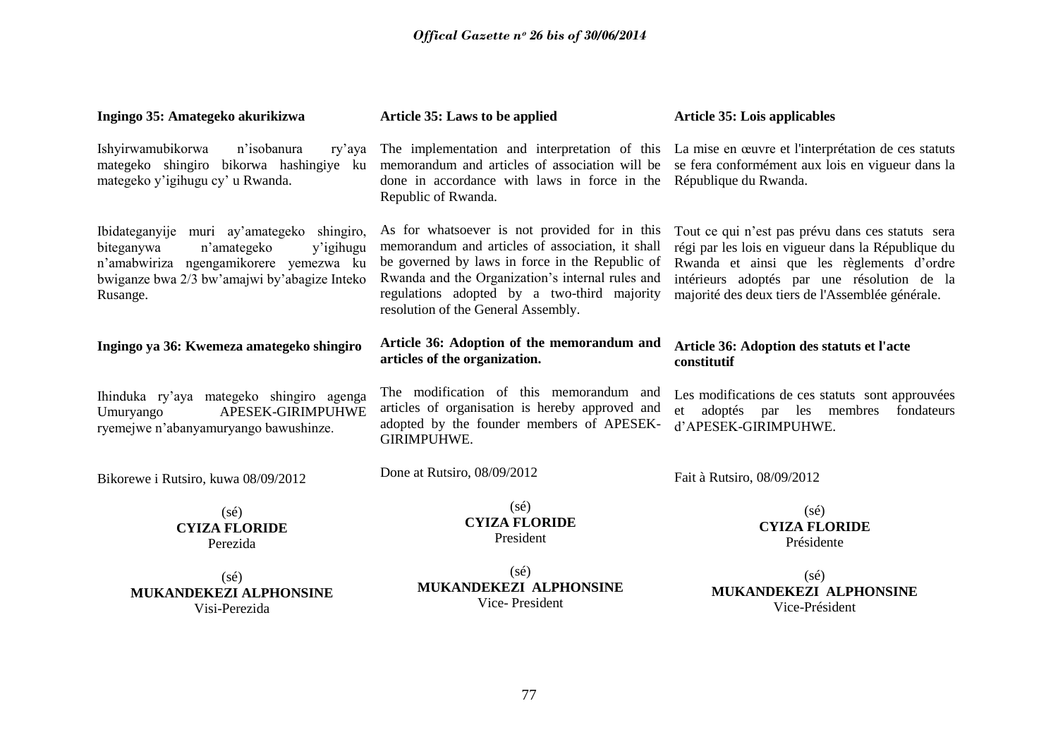**Ingingo 35: Amategeko akurikizwa**

Ishyirwamubikorwa n'isobanura ry'aya mategeko shingiro bikorwa hashingiye ku mategeko y'igihugu cy' u Rwanda.

Ibidateganyije muri ay'amategeko shingiro, biteganywa n'amategeko y'igihugu n'amabwiriza ngengamikorere yemezwa ku bwiganze bwa 2/3 bw'amajwi by'abagize Inteko Rusange.

**Ingingo ya 36: Kwemeza amategeko shingiro**

Ihinduka ry'aya mategeko shingiro agenga Umuryango APESEK-GIRIMPUHWE ryemejwe n'abanyamuryango bawushinze.

Bikorewe i Rutsiro, kuwa 08/09/2012

(sé)
**CYIZA FLORIDE**
Perezida

(sé)
**MUKANDEKEZI ALPHONSINE**
Visi-Perezida

**Article 35: Laws to be applied**

The implementation and interpretation of this memorandum and articles of association will be done in accordance with laws in force in the Republic of Rwanda.

As for whatsoever is not provided for in this memorandum and articles of association, it shall be governed by laws in force in the Republic of Rwanda and the Organization's internal rules and regulations adopted by a two-third majority resolution of the General Assembly.

**Article 36: Adoption of the memorandum and articles of the organization.**

The modification of this memorandum and articles of organisation is hereby approved and adopted by the founder members of APESEK-GIRIMPUHWE.

Done at Rutsiro, 08/09/2012

(sé)
**CYIZA FLORIDE**
President

(sé)
**MUKANDEKEZI ALPHONSINE**
Vice- President

**Article 35: Lois applicables**

La mise en œuvre et l'interprétation de ces statuts se fera conformément aux lois en vigueur dans la République du Rwanda.

Tout ce qui n'est pas prévu dans ces statuts sera régi par les lois en vigueur dans la République du Rwanda et ainsi que les règlements d'ordre intérieurs adoptés par une résolution de la majorité des deux tiers de l'Assemblée générale.

**Article 36: Adoption des statuts et l'acte constitutif**

Les modifications de ces statuts sont approuvées et adoptés par les membres fondateurs d'APESEK-GIRIMPUHWE.

Fait à Rutsiro, 08/09/2012

(sé)
**CYIZA FLORIDE**
Présidente

(sé)
**MUKANDEKEZI ALPHONSINE**
Vice-Président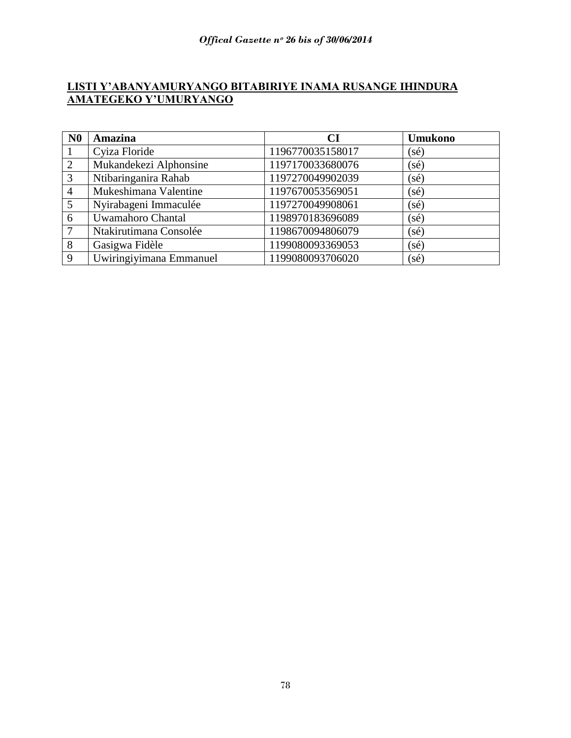**LISTI Y'ABANYAMURYANGO BITABIRIYE INAMA RUSANGE IHINDURA AMATEGEKO Y'UMURYANGO**

| N0 | Amazina | CI | Umukono |
|---|---|---|---|
| 1 | Cyiza Floride | 1196770035158017 | (sé) |
| 2 | Mukandekezi Alphonsine | 1197170033680076 | (sé) |
| 3 | Ntibaringanira Rahab | 1197270049902039 | (sé) |
| 4 | Mukeshimana Valentine | 1197670053569051 | (sé) |
| 5 | Nyirabageni Immaculée | 1197270049908061 | (sé) |
| 6 | Uwamahoro Chantal | 1198970183696089 | (sé) |
| 7 | Ntakirutimana Consolée | 1198670094806079 | (sé) |
| 8 | Gasigwa Fidèle | 1199080093369053 | (sé) |
| 9 | Uwiringiyimana Emmanuel | 1199080093706020 | (sé) |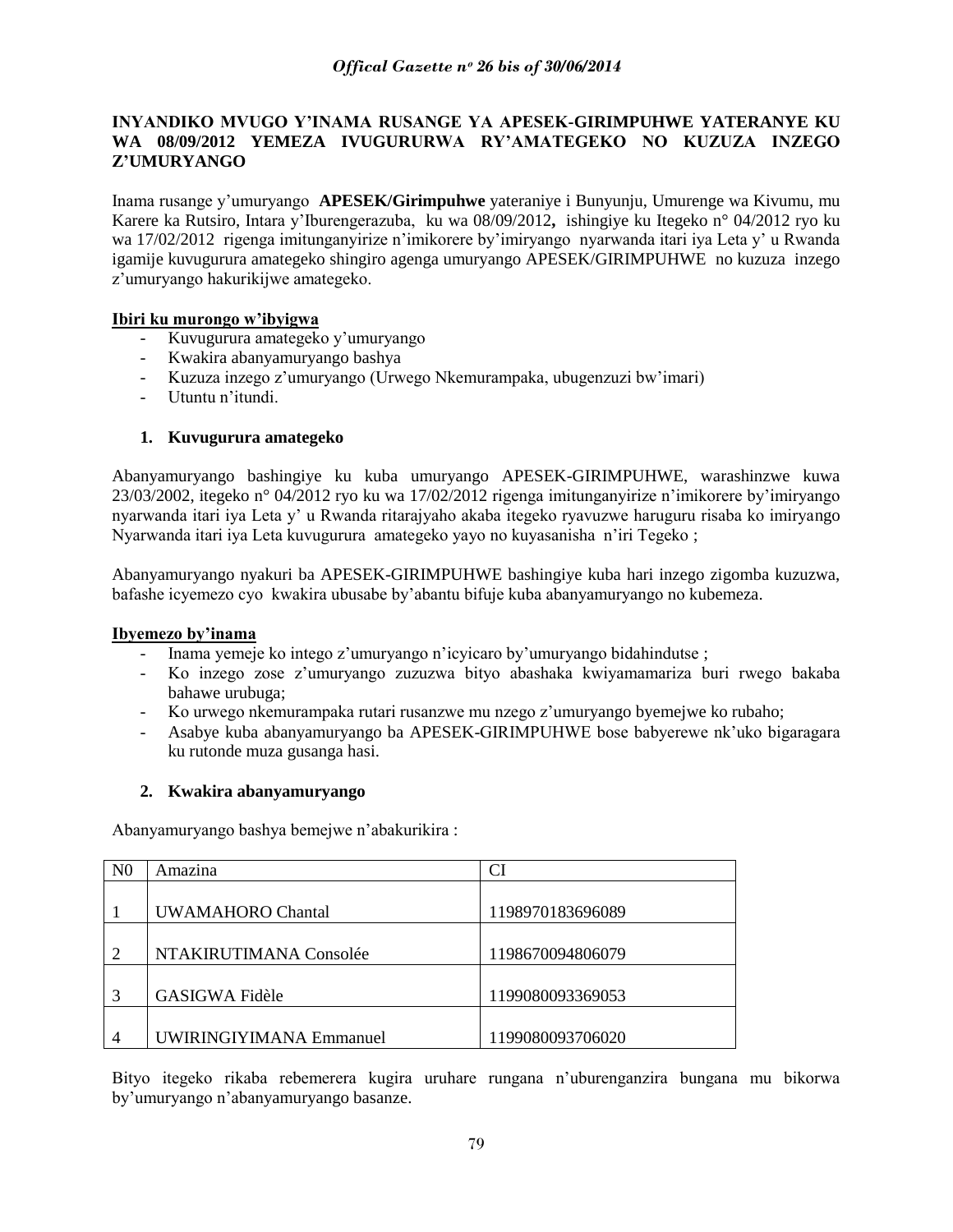**INYANDIKO MVUGO Y'INAMA RUSANGE YA APESEK-GIRIMPUHWE YATERANYE KU WA 08/09/2012 YEMEZA IVUGURURWA RY'AMATEGEKO NO KUZUZA INZEGO Z'UMURYANGO**

Inama rusange y'umuryango **APESEK/Girimpuhwe** yateraniye i Bunyunju, Umurenge wa Kivumu, mu Karere ka Rutsiro, Intara y'Iburengerazuba, ku wa 08/09/2012**,** ishingiye ku Itegeko n° 04/2012 ryo ku wa 17/02/2012 rigenga imitunganyirize n'imikorere by'imiryango nyarwanda itari iya Leta y' u Rwanda igamije kuvugurura amategeko shingiro agenga umuryango APESEK/GIRIMPUHWE no kuzuza inzego z'umuryango hakurikijwe amategeko.

**Ibiri ku murongo w'ibyigwa**

- Kuvugurura amategeko y'umuryango
- Kwakira abanyamuryango bashya
- Kuzuza inzego z'umuryango (Urwego Nkemurampaka, ubugenzuzi bw'imari)
- Utuntu n'utundi.

**1. Kuvugurura amategeko**

Abanyamuryango bashingiye ku kuba umuryango APESEK-GIRIMPUHWE, warashinzwe kuwa 23/03/2002, itegeko n° 04/2012 ryo ku wa 17/02/2012 rigenga imitunganyirize n'imikorere by'imiryango nyarwanda itari iya Leta y' u Rwanda ritarajyaho akaba itegeko ryavuzwe haruguru risaba ko imiryango Nyarwanda itari iya Leta kuvugurura amategeko yayo no kuyasanisha n'iri Tegeko ;

Abanyamuryango nyakuri ba APESEK-GIRIMPUHWE bashingiye kuba hari inzego zigomba kuzuzwa, bafashe icyemezo cyo kwakira ubusabe by'abantu bifuje kuba abanyamuryango no kubemeza.

**Ibyemezo by'inama**

- Inama yemeje ko intego z'umuryango n'icyicaro by'umuryango bidahindutse ;
- Ko inzego zose z'umuryango zuzuzwa bityo abashaka kwiyamamariza buri rwego bakaba bahawe urubuga;
- Ko urwego nkemurampaka rutari rusanzwe mu nzego z'umuryango byemejwe ko rubaho;
- Asabye kuba abanyamuryango ba APESEK-GIRIMPUHWE bose babyerewe nk'uko bigaragara ku rutonde muza gusanga hasi.

**2. Kwakira abanyamuryango**

Abanyamuryango bashya bemejwe n'abakurikira :

| N0 | Amazina | CI |
|---|---|---|
| 1 | UWAMAHORO Chantal | 1198970183696089 |
| 2 | NTAKIRUTIMANA Consolée | 1198670094806079 |
| 3 | GASIGWA Fidèle | 1199080093369053 |
| 4 | UWIRINGIYIMANA Emmanuel | 1199080093706020 |

Bityo itegeko rikaba rebemerera kugira uruhare rungana n'uburenganzira bungana mu bikorwa by'umuryango n'abanyamuryango basanze.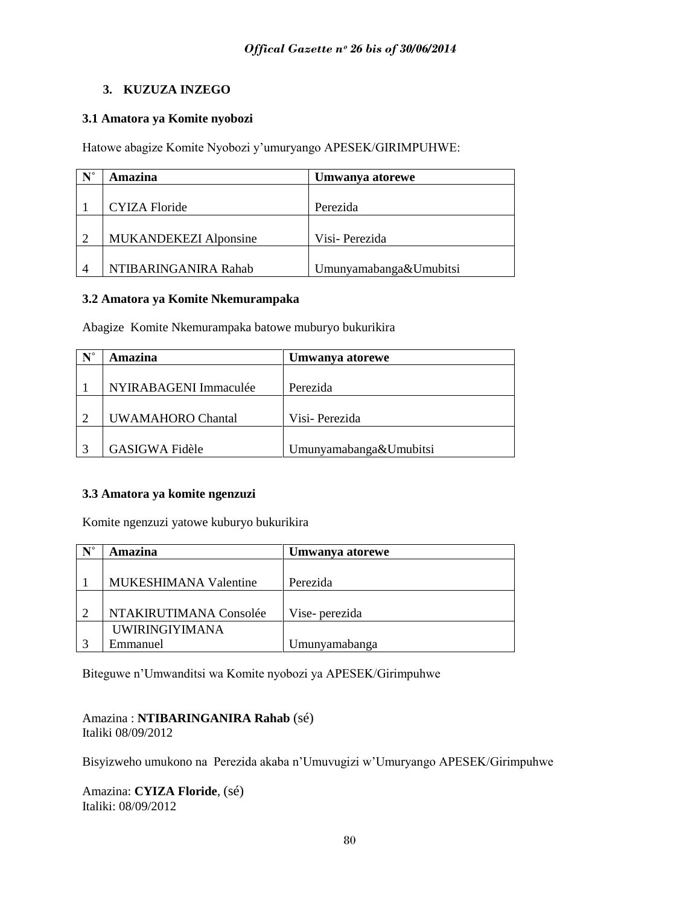### 3. KUZUZA INZEGO

**3.1 Amatora ya Komite nyobozi**

Hatowe abagize Komite Nyobozi y'umuryango APESEK/GIRIMPUHWE:

| N° | Amazina | Umwanya atorewe |
|---|---|---|
| 1 | CYIZA Floride | Perezida |
| 2 | MUKANDEKEZI Alponsine | Visi- Perezida |
| 4 | NTIBARINGANIRA Rahab | Umunyamabanga&Umubitsi |

**3.2 Amatora ya Komite Nkemurampaka**

Abagize Komite Nkemurampaka batowe muburyo bukurikira

| N° | Amazina | Umwanya atorewe |
|---|---|---|
| 1 | NYIRABAGENI Immaculée | Perezida |
| 2 | UWAMAHORO Chantal | Visi- Perezida |
| 3 | GASIGWA Fidèle | Umunyamabanga&Umubitsi |

**3.3 Amatora ya komite ngenzuzi**

Komite ngenzuzi yatowe kuburyo bukurikira

| N° | Amazina | Umwanya atorewe |
|---|---|---|
| 1 | MUKESHIMANA Valentine | Perezida |
| 2 | NTAKIRUTIMANA Consolée | Vise- perezida |
| 3 | UWIRINGIYIMANA Emmanuel | Umunyamabanga |

Biteguwe n'Umwanditsi wa Komite nyobozi ya APESEK/Girimpuhwe

Amazina : **NTIBARINGANIRA Rahab** (sé)
Italiki 08/09/2012

Bisyizweho umukono na Perezida akaba n'Umuvugizi w'Umuryango APESEK/Girimpuhwe

Amazina: **CYIZA Floride**, (sé)
Italiki: 08/09/2012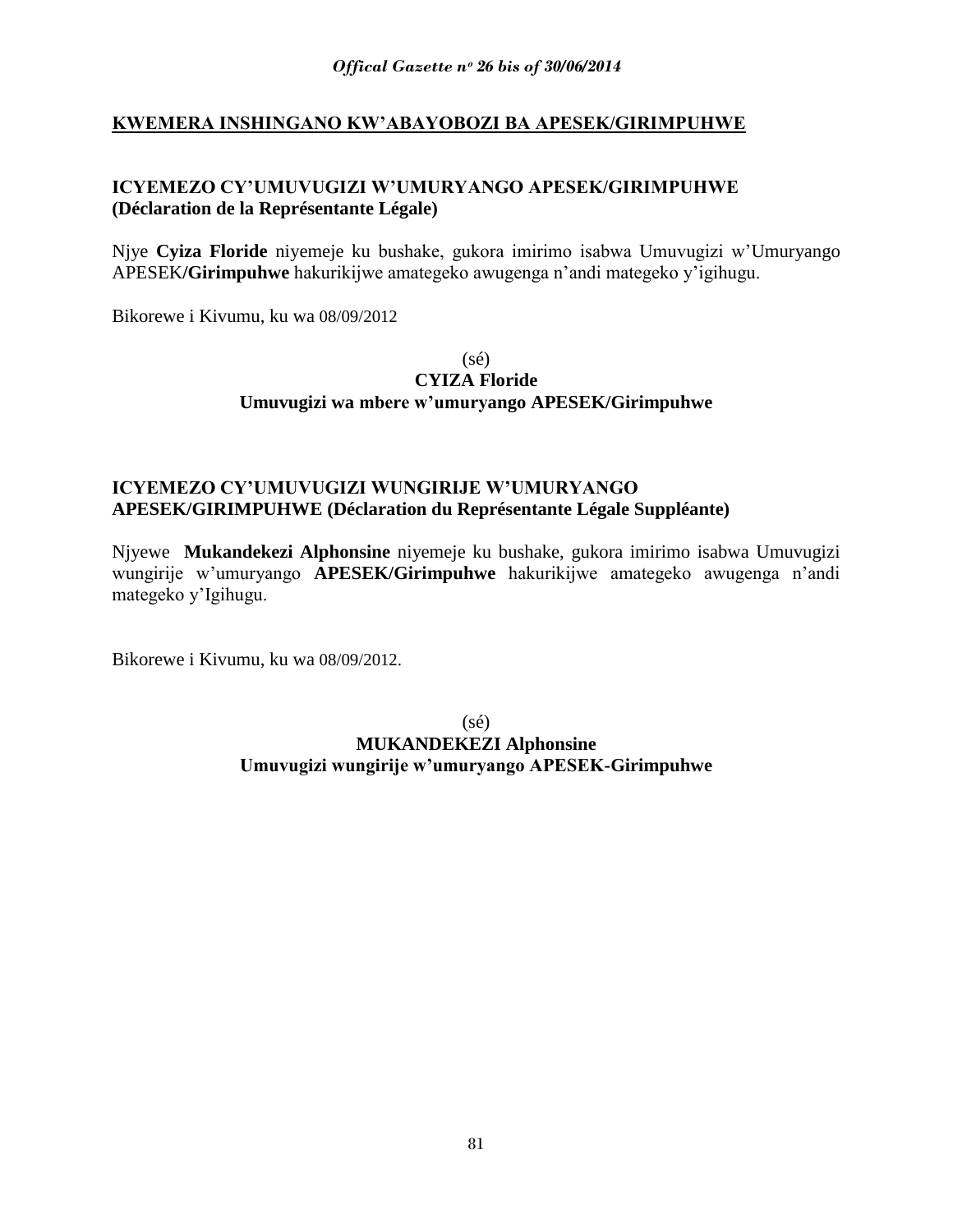## KWEMERA INSHINGANO KW'ABAYOBOZI BA APESEK/GIRIMPUHWE

### ICYEMEZO CY'UMUVUGIZI W'UMURYANGO APESEK/GIRIMPUHWE (Déclaration de la Représentante Légale)

Njye **Cyiza Floride** niyemeje ku bushake, gukora imirimo isabwa Umuvugizi w'Umuryango APESEK/**Girimpuhwe** hakurikijwe amategeko awugenga n'andi mategeko y'igihugu.

Bikorewe i Kivumu, ku wa 08/09/2012

(sé)
**CYIZA Floride**
**Umuvugizi wa mbere w'umuryango APESEK/Girimpuhwe**

### ICYEMEZO CY'UMUVUGIZI WUNGIRIJE W'UMURYANGO APESEK/GIRIMPUHWE (Déclaration du Représentante Légale Suppléante)

Njyewe **Mukandekezi Alphonsine** niyemeje ku bushake, gukora imirimo isabwa Umuvugizi wungirije w'umuryango **APESEK/Girimpuhwe** hakurikijwe amategeko awugenga n'andi mategeko y'Igihugu.

Bikorewe i Kivumu, ku wa 08/09/2012.

(sé)
**MUKANDEKEZI Alphonsine**
**Umuvugizi wungirije w'umuryango APESEK-Girimpuhwe**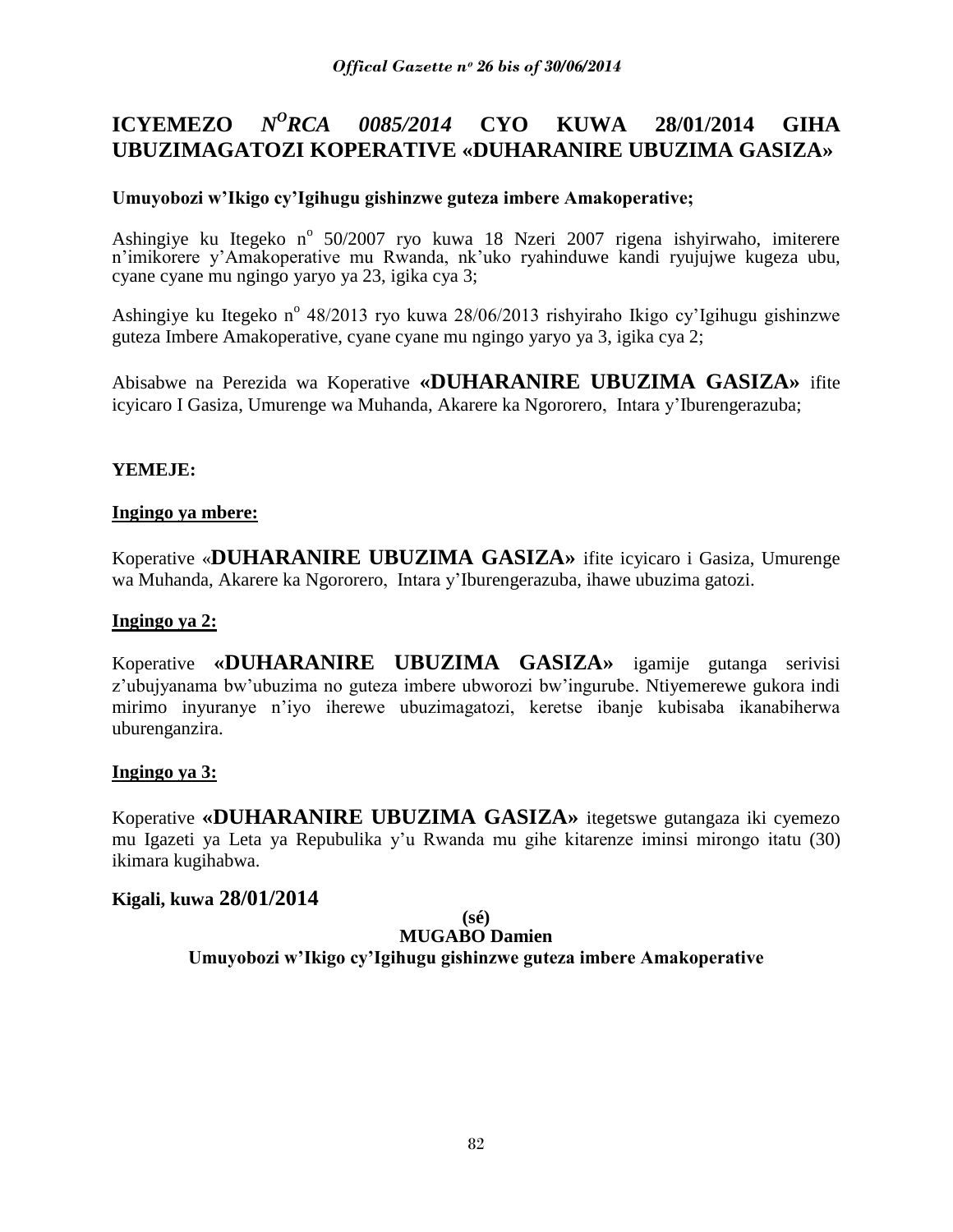# ICYEMEZO *N^O^RCA 0085/2014* CYO KUWA 28/01/2014 GIHA UBUZIMAGATOZI KOPERATIVE «DUHARANIRE UBUZIMA GASIZA»

**Umuyobozi w'Ikigo cy'Igihugu gishinzwe guteza imbere Amakoperative;**

Ashingiye ku Itegeko n° 50/2007 ryo kuwa 18 Nzeri 2007 rigena ishyirwaho, imiterere n'imikorere y'Amakoperative mu Rwanda, nk'uko ryahinduwe kandi ryujujwe kugeza ubu, cyane cyane mu ngingo yaryo ya 23, igika cya 3;

Ashingiye ku Itegeko n° 48/2013 ryo kuwa 28/06/2013 rishyiraho Ikigo cy'Igihugu gishinzwe guteza Imbere Amakoperative, cyane cyane mu ngingo yaryo ya 3, igika cya 2;

Abisabwe na Perezida wa Koperative **«DUHARANIRE UBUZIMA GASIZA»** ifite icyicaro I Gasiza, Umurenge wa Muhanda, Akarere ka Ngororero, Intara y'Iburengerazuba;

**YEMEJE:**

**Ingingo ya mbere:**

Koperative «**DUHARANIRE UBUZIMA GASIZA»** ifite icyicaro i Gasiza, Umurenge wa Muhanda, Akarere ka Ngororero, Intara y'Iburengerazuba, ihawe ubuzima gatozi.

**Ingingo ya 2:**

Koperative **«DUHARANIRE UBUZIMA GASIZA»** igamije gutanga serivisi z'ubujyanama bw'ubuzima no guteza imbere ubworozi bw'ingurube. Ntiyemerewe gukora indi mirimo inyuranye n'iyo iherewe ubuzimagatozi, keretse ibanje kubisaba ikanabiherwa uburenganzira.

**Ingingo ya 3:**

Koperative **«DUHARANIRE UBUZIMA GASIZA»** itegetswe gutangaza iki cyemezo mu Igazeti ya Leta ya Repubulika y'u Rwanda mu gihe kitarenze iminsi mirongo itatu (30) ikimara kugihabwa.

**Kigali, kuwa 28/01/2014**

**(sé)**

**MUGABO Damien**

**Umuyobozi w'Ikigo cy'Igihugu gishinzwe guteza imbere Amakoperative**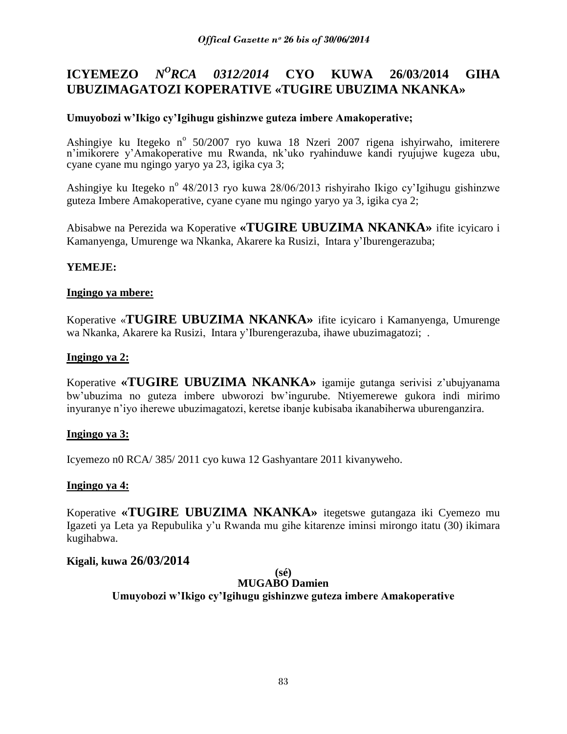# ICYEMEZO *N^O RCA 0312/2014* CYO KUWA 26/03/2014 GIHA UBUZIMAGATOZI KOPERATIVE «TUGIRE UBUZIMA NKANKA»

**Umuyobozi w'Ikigo cy'Igihugu gishinzwe guteza imbere Amakoperative;**

Ashingiye ku Itegeko n° 50/2007 ryo kuwa 18 Nzeri 2007 rigena ishyirwaho, imiterere n'imikorere y'Amakoperative mu Rwanda, nk'uko ryahinduwe kandi ryujujwe kugeza ubu, cyane cyane mu ngingo yaryo ya 23, igika cya 3;

Ashingiye ku Itegeko n° 48/2013 ryo kuwa 28/06/2013 rishyiraho Ikigo cy'Igihugu gishinzwe guteza Imbere Amakoperative, cyane cyane mu ngingo yaryo ya 3, igika cya 2;

Abisabwe na Perezida wa Koperative **«TUGIRE UBUZIMA NKANKA»** ifite icyicaro i Kamanyenga, Umurenge wa Nkanka, Akarere ka Rusizi, Intara y'Iburengerazuba;

**YEMEJE:**

**Ingingo ya mbere:**

Koperative «**TUGIRE UBUZIMA NKANKA»** ifite icyicaro i Kamanyenga, Umurenge wa Nkanka, Akarere ka Rusizi, Intara y'Iburengerazuba, ihawe ubuzimagatozi; .

**Ingingo ya 2:**

Koperative **«TUGIRE UBUZIMA NKANKA»** igamije gutanga serivisi z'ubujyanama bw'ubuzima no guteza imbere ubworozi bw'ingurube. Ntiyemerewe gukora indi mirimo inyuranye n'iyo iherewe ubuzimagatozi, keretse ibanje kubisaba ikanabiherwa uburenganzira.

**Ingingo ya 3:**

Icyemezo n0 RCA/ 385/ 2011 cyo kuwa 12 Gashyantare 2011 kivanyweho.

**Ingingo ya 4:**

Koperative **«TUGIRE UBUZIMA NKANKA»** itegetswe gutangaza iki Cyemezo mu Igazeti ya Leta ya Repubulika y'u Rwanda mu gihe kitarenze iminsi mirongo itatu (30) ikimara kugihabwa.

**Kigali, kuwa 26/03/2014**

**(sé)**
**MUGABO Damien**
**Umuyobozi w'Ikigo cy'Igihugu gishinzwe guteza imbere Amakoperative**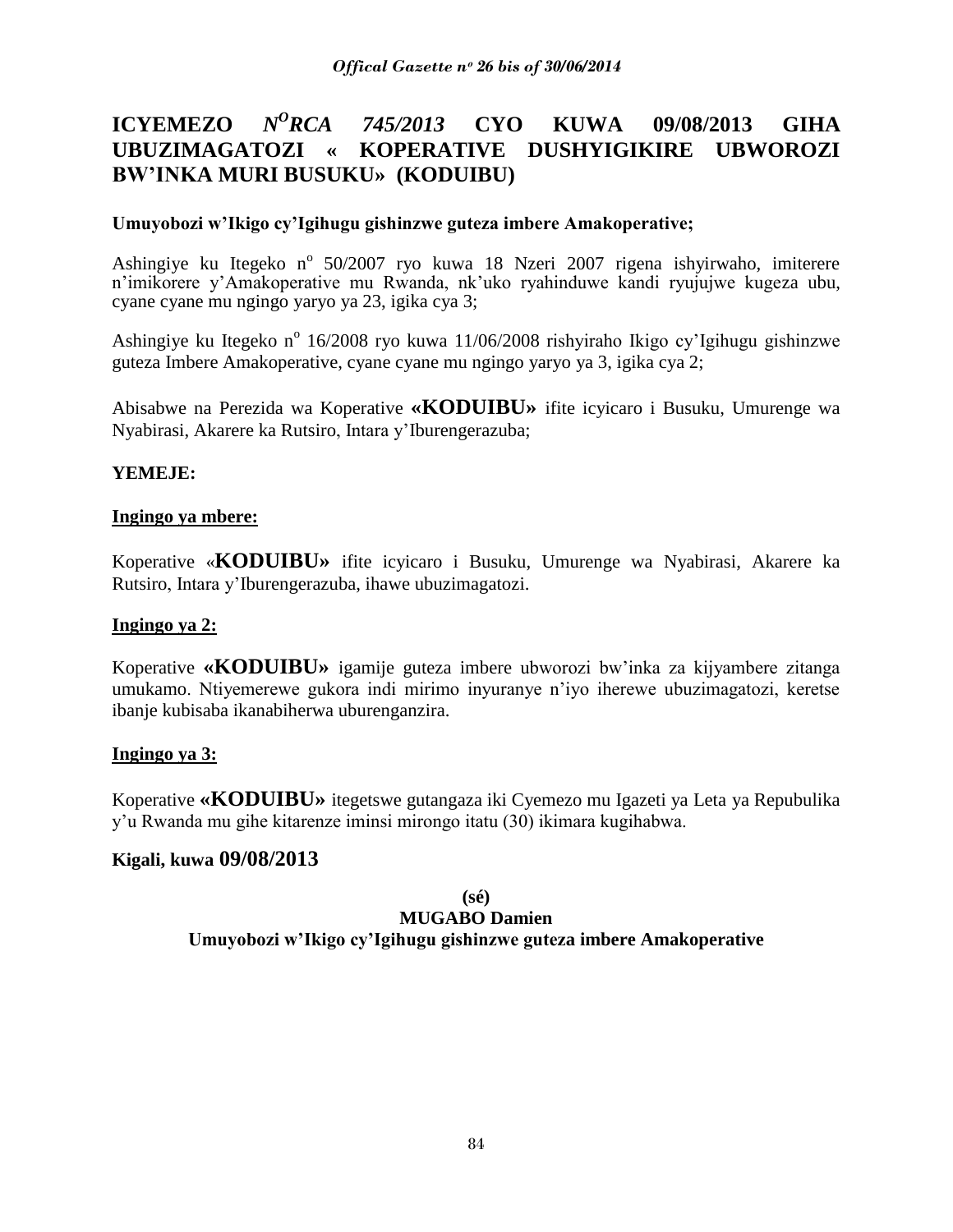# ICYEMEZO *N^O RCA 745/2013* CYO KUWA 09/08/2013 GIHA UBUZIMAGATOZI « KOPERATIVE DUSHYIGIKIRE UBWOROZI BW'INKA MURI BUSUKU» (KODUIBU)

**Umuyobozi w'Ikigo cy'Igihugu gishinzwe guteza imbere Amakoperative;**

Ashingiye ku Itegeko n° 50/2007 ryo kuwa 18 Nzeri 2007 rigena ishyirwaho, imiterere n'imikorere y'Amakoperative mu Rwanda, nk'uko ryahinduwe kandi ryujujwe kugeza ubu, cyane cyane mu ngingo yaryo ya 23, igika cya 3;

Ashingiye ku Itegeko n° 16/2008 ryo kuwa 11/06/2008 rishyiraho Ikigo cy'Igihugu gishinzwe guteza Imbere Amakoperative, cyane cyane mu ngingo yaryo ya 3, igika cya 2;

Abisabwe na Perezida wa Koperative **«KODUIBU»** ifite icyicaro i Busuku, Umurenge wa Nyabirasi, Akarere ka Rutsiro, Intara y'Iburengerazuba;

**YEMEJE:**

**Ingingo ya mbere:**

Koperative «**KODUIBU»** ifite icyicaro i Busuku, Umurenge wa Nyabirasi, Akarere ka Rutsiro, Intara y'Iburengerazuba, ihawe ubuzimagatozi.

**Ingingo ya 2:**

Koperative **«KODUIBU»** igamije guteza imbere ubworozi bw'inka za kijyambere zitanga umukamo. Ntiyemerewe gukora indi mirimo inyuranye n'iyo iherewe ubuzimagatozi, keretse ibanje kubisaba ikanabiherwa uburenganzira.

**Ingingo ya 3:**

Koperative **«KODUIBU»** itegetswe gutangaza iki Cyemezo mu Igazeti ya Leta ya Repubulika y'u Rwanda mu gihe kitarenze iminsi mirongo itatu (30) ikimara kugihabwa.

**Kigali, kuwa 09/08/2013**

**(sé)**
**MUGABO Damien**
**Umuyobozi w'Ikigo cy'Igihugu gishinzwe guteza imbere Amakoperative**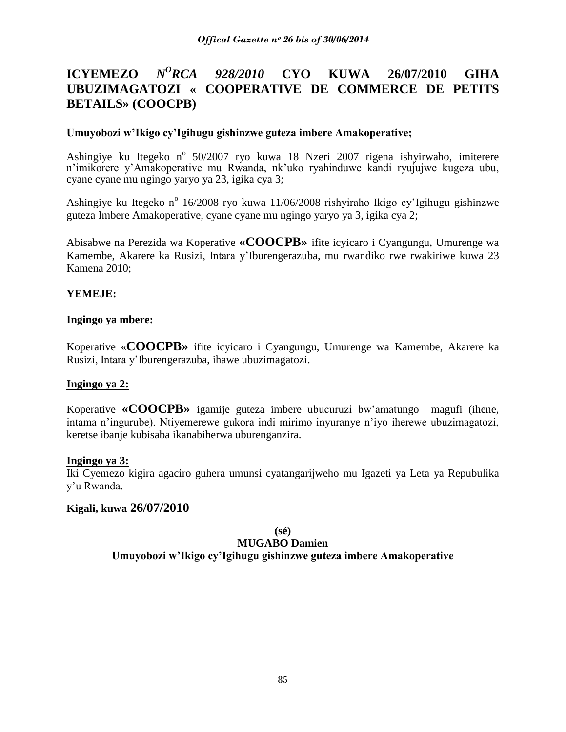# ICYEMEZO *N^O RCA 928/2010* CYO KUWA 26/07/2010 GIHA UBUZIMAGATOZI « COOPERATIVE DE COMMERCE DE PETITS BETAILS» (COOCPB)

**Umuyobozi w'Ikigo cy'Igihugu gishinzwe guteza imbere Amakoperative;**

Ashingiye ku Itegeko n° 50/2007 ryo kuwa 18 Nzeri 2007 rigena ishyirwaho, imiterere n'imikorere y'Amakoperative mu Rwanda, nk'uko ryahinduwe kandi ryujujwe kugeza ubu, cyane cyane mu ngingo yaryo ya 23, igika cya 3;

Ashingiye ku Itegeko n° 16/2008 ryo kuwa 11/06/2008 rishyiraho Ikigo cy'Igihugu gishinzwe guteza Imbere Amakoperative, cyane cyane mu ngingo yaryo ya 3, igika cya 2;

Abisabwe na Perezida wa Koperative **«COOCPB»** ifite icyicaro i Cyangungu, Umurenge wa Kamembe, Akarere ka Rusizi, Intara y'Iburengerazuba, mu rwandiko rwe rwakiriwe kuwa 23 Kamena 2010;

**YEMEJE:**

**<u>Ingingo ya mbere:</u>**

Koperative «**COOCPB»** ifite icyicaro i Cyangungu, Umurenge wa Kamembe, Akarere ka Rusizi, Intara y'Iburengerazuba, ihawe ubuzimagatozi.

**<u>Ingingo ya 2:</u>**

Koperative **«COOCPB»** igamije guteza imbere ubucuruzi bw'amatungo magufi (ihene, intama n'ingurube). Ntiyemerewe gukora indi mirimo inyuranye n'iyo iherewe ubuzimagatozi, keretse ibanje kubisaba ikanabiherwa uburenganzira.

**<u>Ingingo ya 3:</u>**

Iki Cyemezo kigira agaciro guhera umunsi cyatangarijweho mu Igazeti ya Leta ya Repubulika y'u Rwanda.

**Kigali, kuwa 26/07/2010**

**(sé)**
**MUGABO Damien**
**Umuyobozi w'Ikigo cy'Igihugu gishinzwe guteza imbere Amakoperative**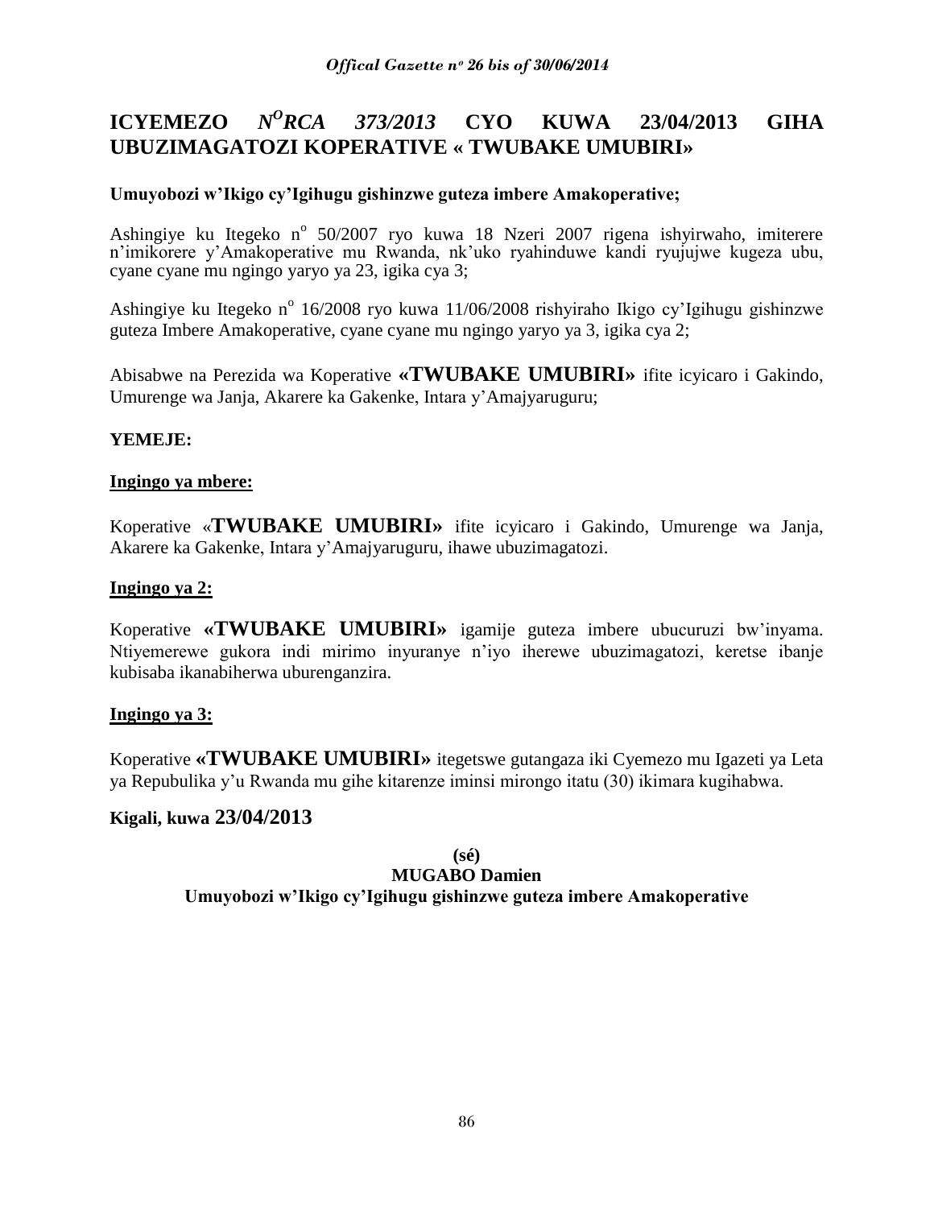# ICYEMEZO *N^O RCA 373/2013* CYO KUWA 23/04/2013 GIHA UBUZIMAGATOZI KOPERATIVE « TWUBAKE UMUBIRI»

**Umuyobozi w'Ikigo cy'Igihugu gishinzwe guteza imbere Amakoperative;**

Ashingiye ku Itegeko n° 50/2007 ryo kuwa 18 Nzeri 2007 rigena ishyirwaho, imiterere n'imikorere y'Amakoperative mu Rwanda, nk'uko ryahinduwe kandi ryujujwe kugeza ubu, cyane cyane mu ngingo yaryo ya 23, igika cya 3;

Ashingiye ku Itegeko n° 16/2008 ryo kuwa 11/06/2008 rishyiraho Ikigo cy'Igihugu gishinzwe guteza Imbere Amakoperative, cyane cyane mu ngingo yaryo ya 3, igika cya 2;

Abisabwe na Perezida wa Koperative **«TWUBAKE UMUBIRI»** ifite icyicaro i Gakindo, Umurenge wa Janja, Akarere ka Gakenke, Intara y'Amajyaruguru;

**YEMEJE:**

**Ingingo ya mbere:**

Koperative «**TWUBAKE UMUBIRI»** ifite icyicaro i Gakindo, Umurenge wa Janja, Akarere ka Gakenke, Intara y'Amajyaruguru, ihawe ubuzimagatozi.

**Ingingo ya 2:**

Koperative **«TWUBAKE UMUBIRI»** igamije guteza imbere ubucuruzi bw'inyama. Ntiyemerewe gukora indi mirimo inyuranye n'iyo iherewe ubuzimagatozi, keretse ibanje kubisaba ikanabiherwa uburenganzira.

**Ingingo ya 3:**

Koperative **«TWUBAKE UMUBIRI»** itegetswe gutangaza iki Cyemezo mu Igazeti ya Leta ya Repubulika y'u Rwanda mu gihe kitarenze iminsi mirongo itatu (30) ikimara kugihabwa.

**Kigali, kuwa 23/04/2013**

**(sé)**
**MUGABO Damien**
**Umuyobozi w'Ikigo cy'Igihugu gishinzwe guteza imbere Amakoperative**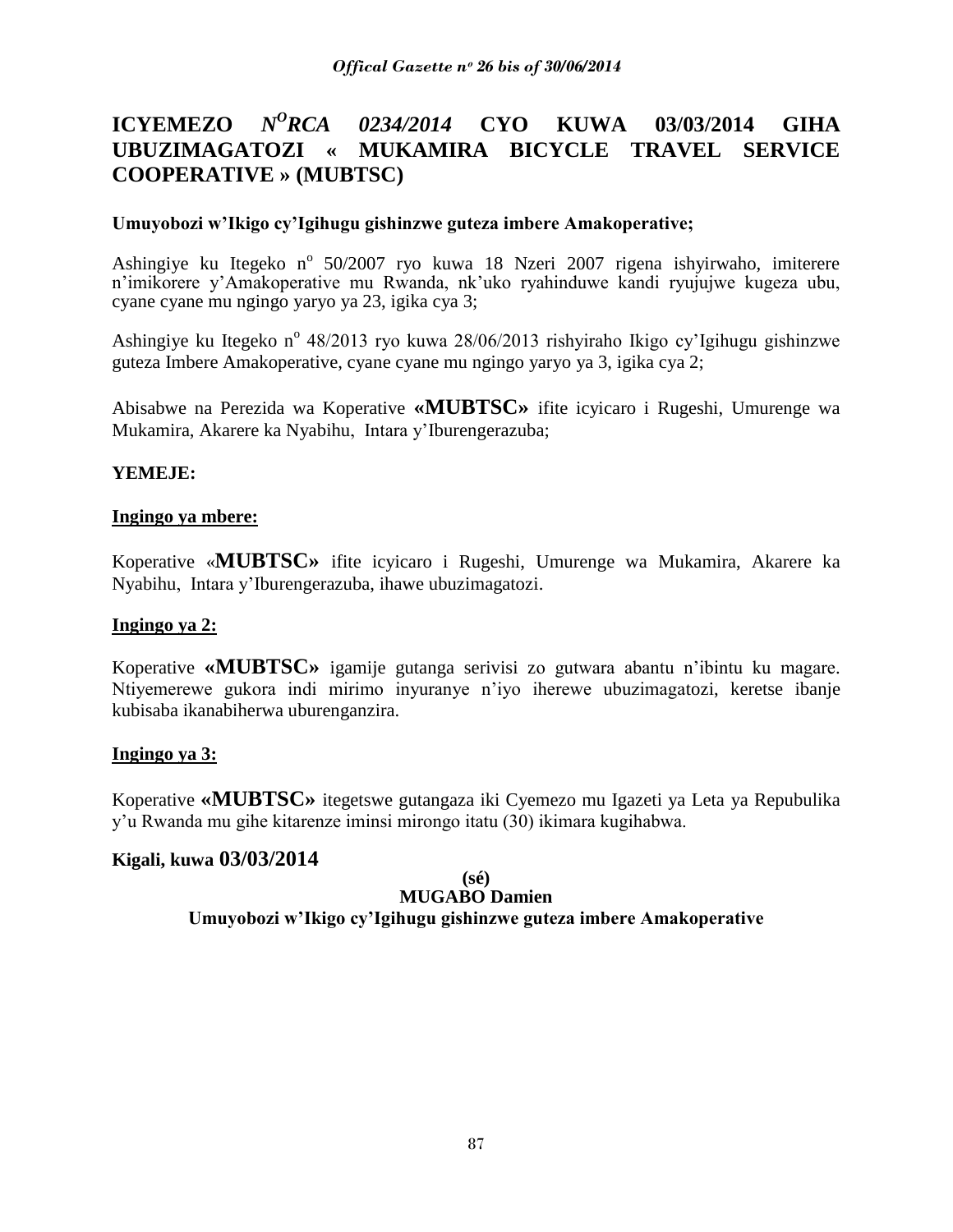# ICYEMEZO *N^O^RCA 0234/2014* CYO KUWA 03/03/2014 GIHA UBUZIMAGATOZI « MUKAMIRA BICYCLE TRAVEL SERVICE COOPERATIVE » (MUBTSC)

**Umuyobozi w'Ikigo cy'Igihugu gishinzwe guteza imbere Amakoperative;**

Ashingiye ku Itegeko n° 50/2007 ryo kuwa 18 Nzeri 2007 rigena ishyirwaho, imiterere n'imikorere y'Amakoperative mu Rwanda, nk'uko ryahinduwe kandi ryujujwe kugeza ubu, cyane cyane mu ngingo yaryo ya 23, igika cya 3;

Ashingiye ku Itegeko n° 48/2013 ryo kuwa 28/06/2013 rishyiraho Ikigo cy'Igihugu gishinzwe guteza Imbere Amakoperative, cyane cyane mu ngingo yaryo ya 3, igika cya 2;

Abisabwe na Perezida wa Koperative **«MUBTSC»** ifite icyicaro i Rugeshi, Umurenge wa Mukamira, Akarere ka Nyabihu, Intara y'Iburengerazuba;

**YEMEJE:**

**Ingingo ya mbere:**

Koperative «**MUBTSC»** ifite icyicaro i Rugeshi, Umurenge wa Mukamira, Akarere ka Nyabihu, Intara y'Iburengerazuba, ihawe ubuzimagatozi.

**Ingingo ya 2:**

Koperative **«MUBTSC»** igamije gutanga serivisi zo gutwara abantu n'ibintu ku magare. Ntiyemerewe gukora indi mirimo inyuranye n'iyo iherewe ubuzimagatozi, keretse ibanje kubisaba ikanabiherwa uburenganzira.

**Ingingo ya 3:**

Koperative **«MUBTSC»** itegetswe gutangaza iki Cyemezo mu Igazeti ya Leta ya Repubulika y'u Rwanda mu gihe kitarenze iminsi mirongo itatu (30) ikimara kugihabwa.

**Kigali, kuwa 03/03/2014**

**(sé)**

**MUGABO Damien**

**Umuyobozi w'Ikigo cy'Igihugu gishinzwe guteza imbere Amakoperative**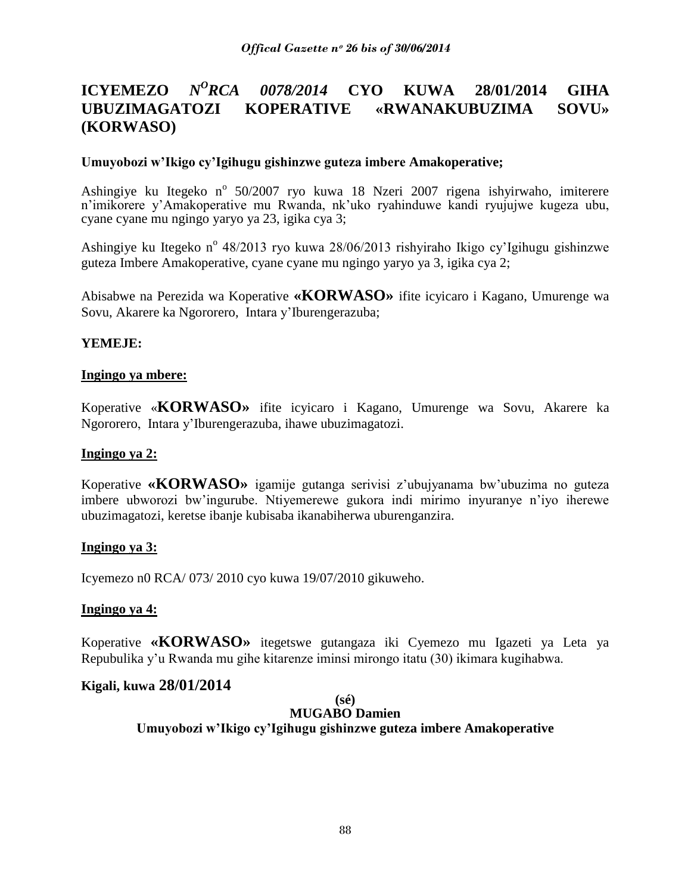# ICYEMEZO *N$^{O}$RCA 0078/2014* CYO KUWA 28/01/2014 GIHA UBUZIMAGATOZI KOPERATIVE «RWANAKUBUZIMA SOVU» (KORWASO)

**Umuyobozi w'Ikigo cy'Igihugu gishinzwe guteza imbere Amakoperative;**

Ashingiye ku Itegeko n$^{o}$ 50/2007 ryo kuwa 18 Nzeri 2007 rigena ishyirwaho, imiterere n'imikorere y'Amakoperative mu Rwanda, nk'uko ryahinduwe kandi ryujujwe kugeza ubu, cyane cyane mu ngingo yaryo ya 23, igika cya 3;

Ashingiye ku Itegeko n$^{o}$ 48/2013 ryo kuwa 28/06/2013 rishyiraho Ikigo cy'Igihugu gishinzwe guteza Imbere Amakoperative, cyane cyane mu ngingo yaryo ya 3, igika cya 2;

Abisabwe na Perezida wa Koperative **«KORWASO»** ifite icyicaro i Kagano, Umurenge wa Sovu, Akarere ka Ngororero, Intara y'Iburengerazuba;

**YEMEJE:**

**Ingingo ya mbere:**

Koperative «**KORWASO»** ifite icyicaro i Kagano, Umurenge wa Sovu, Akarere ka Ngororero, Intara y'Iburengerazuba, ihawe ubuzimagatozi.

**Ingingo ya 2:**

Koperative **«KORWASO»** igamije gutanga serivisi z'ubujyanama bw'ubuzima no guteza imbere ubworozi bw'ingurube. Ntiyemerewe gukora indi mirimo inyuranye n'iyo iherewe ubuzimagatozi, keretse ibanje kubisaba ikanabiherwa uburenganzira.

**Ingingo ya 3:**

Icyemezo n0 RCA/ 073/ 2010 cyo kuwa 19/07/2010 gikuweho.

**Ingingo ya 4:**

Koperative **«KORWASO»** itegetswe gutangaza iki Cyemezo mu Igazeti ya Leta ya Repubulika y'u Rwanda mu gihe kitarenze iminsi mirongo itatu (30) ikimara kugihabwa.

**Kigali, kuwa 28/01/2014**

**(sé)**
**MUGABO Damien**
**Umuyobozi w'Ikigo cy'Igihugu gishinzwe guteza imbere Amakoperative**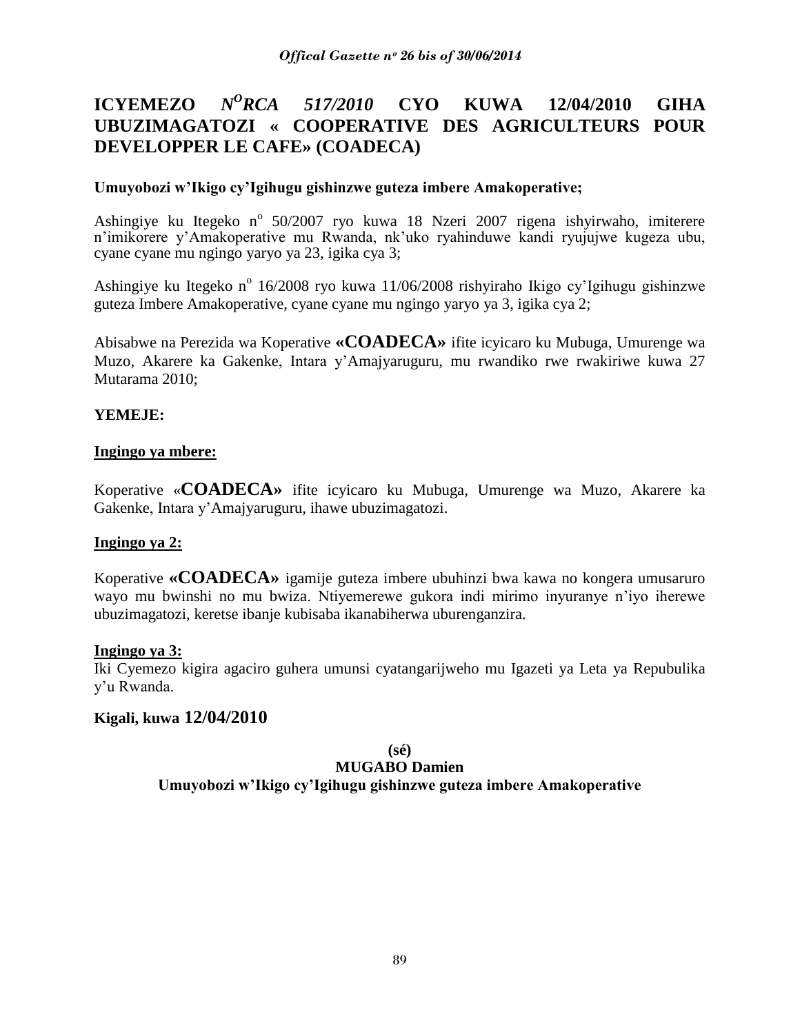# ICYEMEZO *N<sup>O</sup>RCA 517/2010* CYO KUWA 12/04/2010 GIHA UBUZIMAGATOZI « COOPERATIVE DES AGRICULTEURS POUR DEVELOPPER LE CAFE» (COADECA)

**Umuyobozi w'Ikigo cy'Igihugu gishinzwe guteza imbere Amakoperative;**

Ashingiye ku Itegeko n° 50/2007 ryo kuwa 18 Nzeri 2007 rigena ishyirwaho, imiterere n'imikorere y'Amakoperative mu Rwanda, nk'uko ryahinduwe kandi ryujujwe kugeza ubu, cyane cyane mu ngingo yaryo ya 23, igika cya 3;

Ashingiye ku Itegeko n° 16/2008 ryo kuwa 11/06/2008 rishyiraho Ikigo cy'Igihugu gishinzwe guteza Imbere Amakoperative, cyane cyane mu ngingo yaryo ya 3, igika cya 2;

Abisabwe na Perezida wa Koperative **«COADECA»** ifite icyicaro ku Mubuga, Umurenge wa Muzo, Akarere ka Gakenke, Intara y'Amajyaruguru, mu rwandiko rwe rwakiriwe kuwa 27 Mutarama 2010;

**YEMEJE:**

**Ingingo ya mbere:**

Koperative «**COADECA»** ifite icyicaro ku Mubuga, Umurenge wa Muzo, Akarere ka Gakenke, Intara y'Amajyaruguru, ihawe ubuzimagatozi.

**Ingingo ya 2:**

Koperative **«COADECA»** igamije guteza imbere ubuhinzi bwa kawa no kongera umusaruro wayo mu bwinshi no mu bwiza. Ntiyemerewe gukora indi mirimo inyuranye n'iyo iherewe ubuzimagatozi, keretse ibanje kubisaba ikanabiherwa uburenganzira.

**Ingingo ya 3:**

Iki Cyemezo kigira agaciro guhera umunsi cyatangarijweho mu Igazeti ya Leta ya Repubulika y'u Rwanda.

**Kigali, kuwa 12/04/2010**

**(sé)**

**MUGABO Damien**

**Umuyobozi w'Ikigo cy'Igihugu gishinzwe guteza imbere Amakoperative**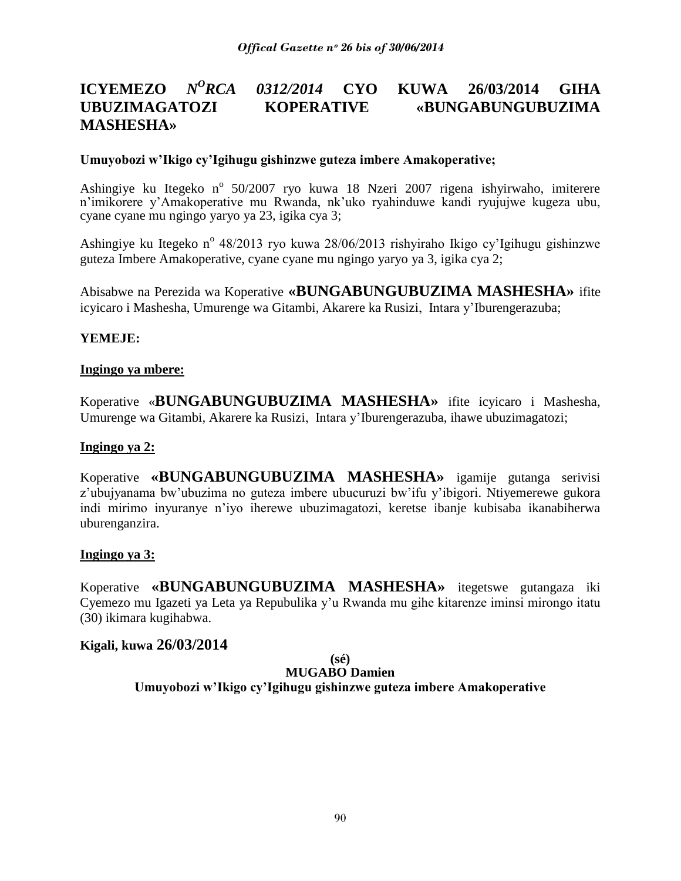# ICYEMEZO N[O]RCA 0312/2014 CYO KUWA 26/03/2014 GIHA UBUZIMAGATOZI KOPERATIVE «BUNGABUNGUBUZIMA MASHESHA»

**Umuyobozi w'Ikigo cy'Igihugu gishinzwe guteza imbere Amakoperative;**

Ashingiye ku Itegeko n° 50/2007 ryo kuwa 18 Nzeri 2007 rigena ishyirwaho, imiterere n'imikorere y'Amakoperative mu Rwanda, nk'uko ryahinduwe kandi ryujujwe kugeza ubu, cyane cyane mu ngingo yaryo ya 23, igika cya 3;

Ashingiye ku Itegeko n° 48/2013 ryo kuwa 28/06/2013 rishyiraho Ikigo cy'Igihugu gishinzwe guteza Imbere Amakoperative, cyane cyane mu ngingo yaryo ya 3, igika cya 2;

Abisabwe na Perezida wa Koperative **«BUNGABUNGUBUZIMA MASHESHA»** ifite icyicaro i Mashesha, Umurenge wa Gitambi, Akarere ka Rusizi, Intara y'Iburengerazuba;

**YEMEJE:**

**Ingingo ya mbere:**

Koperative «**BUNGABUNGUBUZIMA MASHESHA»** ifite icyicaro i Mashesha, Umurenge wa Gitambi, Akarere ka Rusizi, Intara y'Iburengerazuba, ihawe ubuzimagatozi;

**Ingingo ya 2:**

Koperative **«BUNGABUNGUBUZIMA MASHESHA»** igamije gutanga serivisi z'ubujyanama bw'ubuzima no guteza imbere ubucuruzi bw'ifu y'ibigori. Ntiyemerewe gukora indi mirimo inyuranye n'iyo iherewe ubuzimagatozi, keretse ibanje kubisaba ikanabiherwa uburenganzira.

**Ingingo ya 3:**

Koperative **«BUNGABUNGUBUZIMA MASHESHA»** itegetswe gutangaza iki Cyemezo mu Igazeti ya Leta ya Repubulika y'u Rwanda mu gihe kitarenze iminsi mirongo itatu (30) ikimara kugihabwa.

**Kigali, kuwa 26/03/2014**

**(sé)**
**MUGABO Damien**
**Umuyobozi w'Ikigo cy'Igihugu gishinzwe guteza imbere Amakoperative**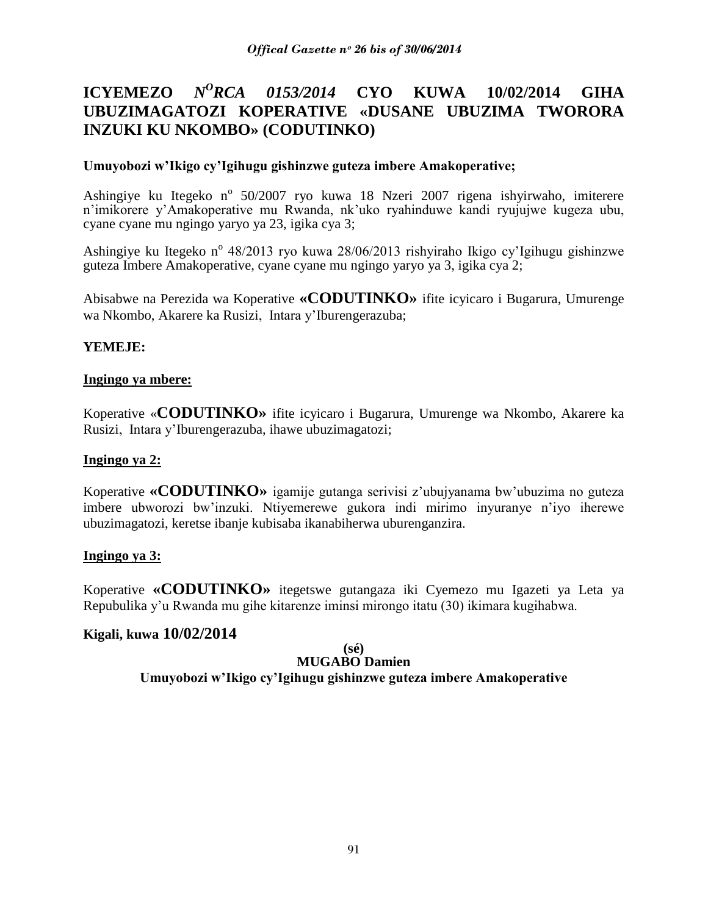# ICYEMEZO $N^{O}$*RCA 0153/2014* CYO KUWA 10/02/2014 GIHA UBUZIMAGATOZI KOPERATIVE «DUSANE UBUZIMA TWORORA INZUKI KU NKOMBO» (CODUTINKO)

**Umuyobozi w'Ikigo cy'Igihugu gishinzwe guteza imbere Amakoperative;**

Ashingiye ku Itegeko n° 50/2007 ryo kuwa 18 Nzeri 2007 rigena ishyirwaho, imiterere n'imikorere y'Amakoperative mu Rwanda, nk'uko ryahinduwe kandi ryujujwe kugeza ubu, cyane cyane mu ngingo yaryo ya 23, igika cya 3;

Ashingiye ku Itegeko n° 48/2013 ryo kuwa 28/06/2013 rishyiraho Ikigo cy'Igihugu gishinzwe guteza Imbere Amakoperative, cyane cyane mu ngingo yaryo ya 3, igika cya 2;

Abisabwe na Perezida wa Koperative **«CODUTINKO»** ifite icyicaro i Bugarura, Umurenge wa Nkombo, Akarere ka Rusizi, Intara y'Iburengerazuba;

**YEMEJE:**

**Ingingo ya mbere:**

Koperative «**CODUTINKO»** ifite icyicaro i Bugarura, Umurenge wa Nkombo, Akarere ka Rusizi, Intara y'Iburengerazuba, ihawe ubuzimagatozi;

**Ingingo ya 2:**

Koperative **«CODUTINKO»** igamije gutanga serivisi z'ubujyanama bw'ubuzima no guteza imbere ubworozi bw'inzuki. Ntiyemerewe gukora indi mirimo inyuranye n'iyo iherewe ubuzimagatozi, keretse ibanje kubisaba ikanabiherwa uburenganzira.

**Ingingo ya 3:**

Koperative **«CODUTINKO»** itegetswe gutangaza iki Cyemezo mu Igazeti ya Leta ya Repubulika y'u Rwanda mu gihe kitarenze iminsi mirongo itatu (30) ikimara kugihabwa.

**Kigali, kuwa 10/02/2014**

**(sé)**
**MUGABO Damien**
**Umuyobozi w'Ikigo cy'Igihugu gishinzwe guteza imbere Amakoperative**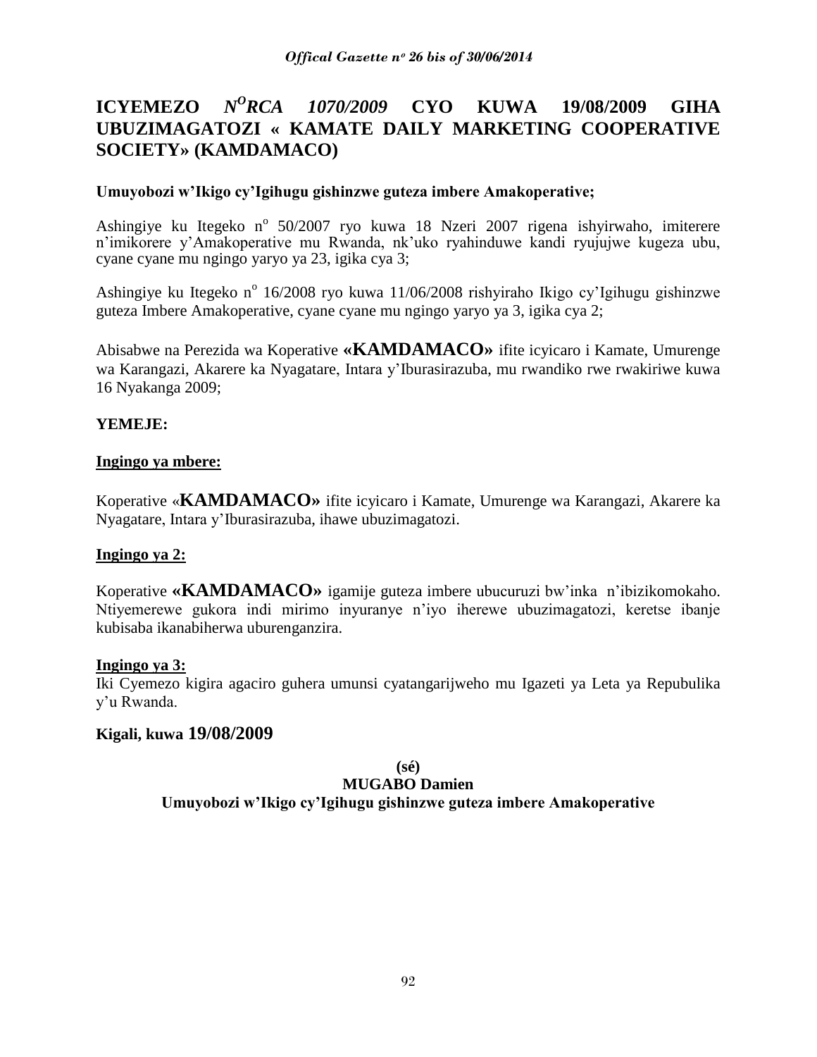# ICYEMEZO $N^{O}$*RCA 1070/2009* CYO KUWA 19/08/2009 GIHA UBUZIMAGATOZI « KAMATE DAILY MARKETING COOPERATIVE SOCIETY» (KAMDAMACO)

**Umuyobozi w'Ikigo cy'Igihugu gishinzwe guteza imbere Amakoperative;**

Ashingiye ku Itegeko n$^{o}$ 50/2007 ryo kuwa 18 Nzeri 2007 rigena ishyirwaho, imiterere n'imikorere y'Amakoperative mu Rwanda, nk'uko ryahinduwe kandi ryujujwe kugeza ubu, cyane cyane mu ngingo yaryo ya 23, igika cya 3;

Ashingiye ku Itegeko n$^{o}$ 16/2008 ryo kuwa 11/06/2008 rishyiraho Ikigo cy'Igihugu gishinzwe guteza Imbere Amakoperative, cyane cyane mu ngingo yaryo ya 3, igika cya 2;

Abisabwe na Perezida wa Koperative **«KAMDAMACO»** ifite icyicaro i Kamate, Umurenge wa Karangazi, Akarere ka Nyagatare, Intara y'Iburasirazuba, mu rwandiko rwe rwakiriwe kuwa 16 Nyakanga 2009;

**YEMEJE:**

**Ingingo ya mbere:**

Koperative «**KAMDAMACO»** ifite icyicaro i Kamate, Umurenge wa Karangazi, Akarere ka Nyagatare, Intara y'Iburasirazuba, ihawe ubuzimagatozi.

**Ingingo ya 2:**

Koperative **«KAMDAMACO»** igamije guteza imbere ubucuruzi bw'inka n'ibizikomokaho. Ntiyemerewe gukora indi mirimo inyuranye n'iyo iherewe ubuzimagatozi, keretse ibanje kubisaba ikanabiherwa uburenganzira.

**Ingingo ya 3:**

Iki Cyemezo kigira agaciro guhera umunsi cyatangarijweho mu Igazeti ya Leta ya Repubulika y'u Rwanda.

**Kigali, kuwa 19/08/2009**

**(sé)**

**MUGABO Damien**

**Umuyobozi w'Ikigo cy'Igihugu gishinzwe guteza imbere Amakoperative**